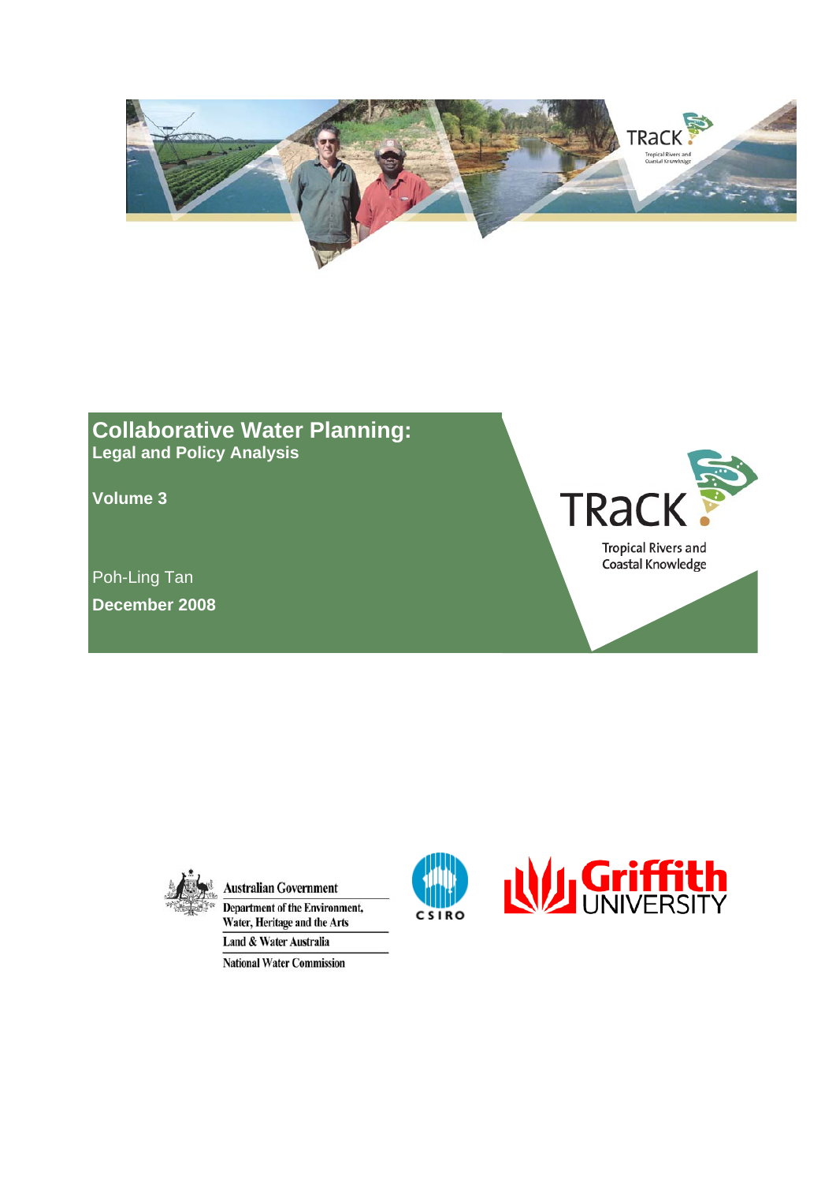# Collaborative Water Planning:

## Legal and Policy Analysis

**Volume 3**

Poh-Ling Tan

**December 2008**

TRaCK

Tropical Rivers and Coastal Knowledge

Australian Government

Department of the Environment, Water, Heritage and the Arts

Land & Water Australia

National Water Commission

CSIRO

Griffith UNIVERSITY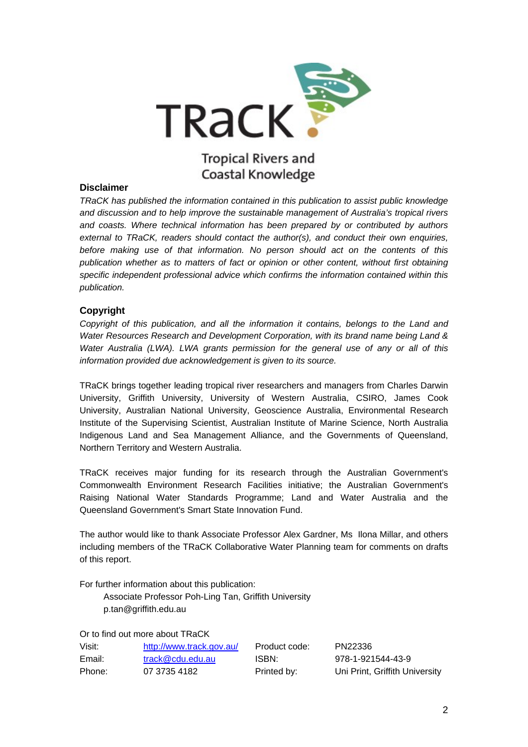TRaCK

Tropical Rivers and Coastal Knowledge

**Disclaimer**

*TRaCK has published the information contained in this publication to assist public knowledge and discussion and to help improve the sustainable management of Australia's tropical rivers and coasts. Where technical information has been prepared by or contributed by authors external to TRaCK, readers should contact the author(s), and conduct their own enquiries, before making use of that information. No person should act on the contents of this publication whether as to matters of fact or opinion or other content, without first obtaining specific independent professional advice which confirms the information contained within this publication.*

**Copyright**

*Copyright of this publication, and all the information it contains, belongs to the Land and Water Resources Research and Development Corporation, with its brand name being Land & Water Australia (LWA). LWA grants permission for the general use of any or all of this information provided due acknowledgement is given to its source.*

TRaCK brings together leading tropical river researchers and managers from Charles Darwin University, Griffith University, University of Western Australia, CSIRO, James Cook University, Australian National University, Geoscience Australia, Environmental Research Institute of the Supervising Scientist, Australian Institute of Marine Science, North Australia Indigenous Land and Sea Management Alliance, and the Governments of Queensland, Northern Territory and Western Australia.

TRaCK receives major funding for its research through the Australian Government's Commonwealth Environment Research Facilities initiative; the Australian Government's Raising National Water Standards Programme; Land and Water Australia and the Queensland Government's Smart State Innovation Fund.

The author would like to thank Associate Professor Alex Gardner, Ms Ilona Millar, and others including members of the TRaCK Collaborative Water Planning team for comments on drafts of this report.

For further information about this publication:

Associate Professor Poh-Ling Tan, Griffith University
p.tan@griffith.edu.au

Or to find out more about TRaCK

| | | | |
|---|---|---|---|
| Visit: | http://www.track.gov.au/ | Product code: | PN22336 |
| Email: | track@cdu.edu.au | ISBN: | 978-1-921544-43-9 |
| Phone: | 07 3735 4182 | Printed by: | Uni Print, Griffith University |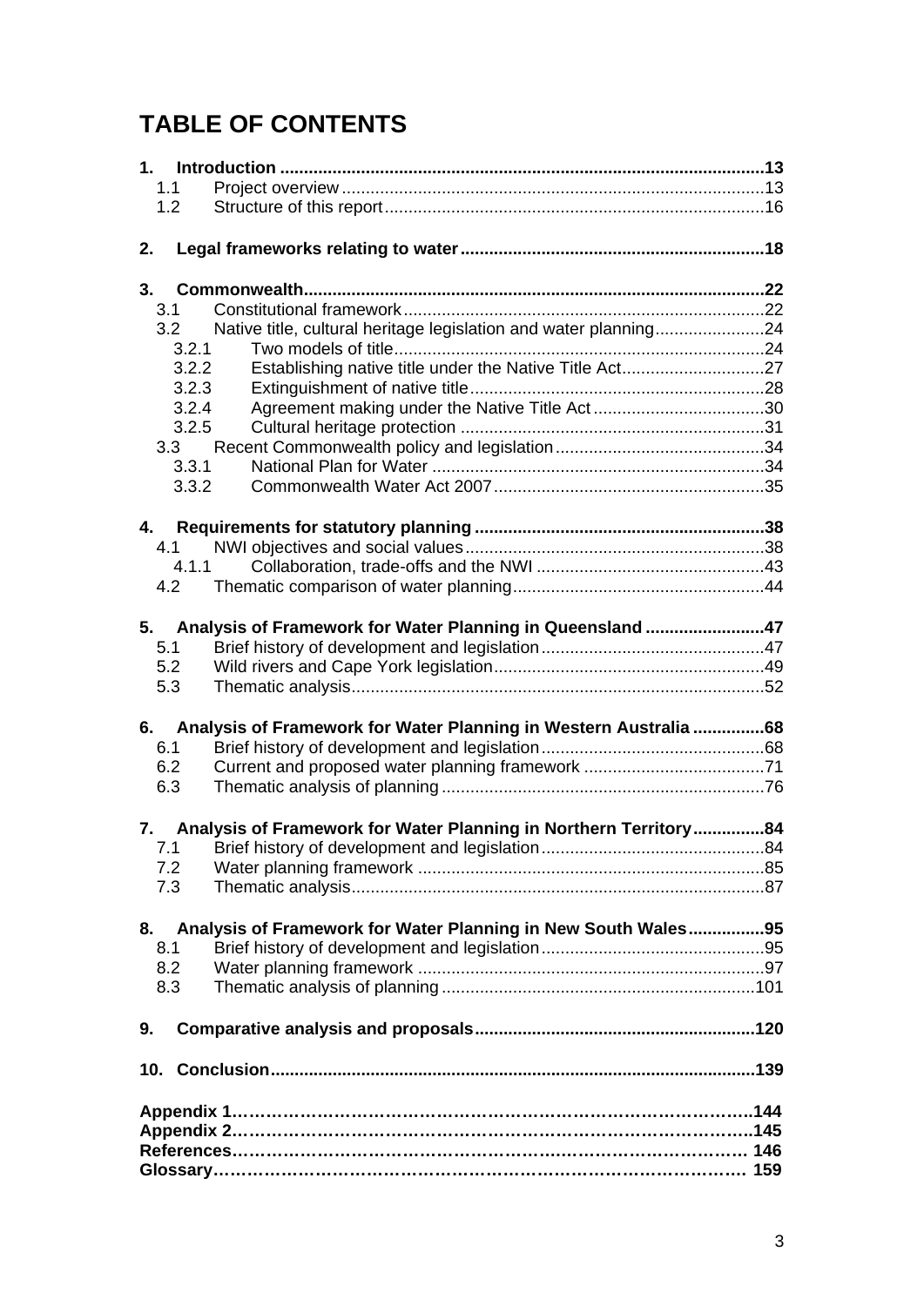# TABLE OF CONTENTS

**1. Introduction ......................................................................................................13**
- 1.1 Project overview ........................................................................................13
- 1.2 Structure of this report ...............................................................................16

**2. Legal frameworks relating to water ................................................................18**

**3. Commonwealth..................................................................................................22**
- 3.1 Constitutional framework ...........................................................................22
- 3.2 Native title, cultural heritage legislation and water planning.......................24
  - 3.2.1 Two models of title.............................................................................24
  - 3.2.2 Establishing native title under the Native Title Act..............................27
  - 3.2.3 Extinguishment of native title.............................................................28
  - 3.2.4 Agreement making under the Native Title Act ....................................30
  - 3.2.5 Cultural heritage protection ...............................................................31
- 3.3 Recent Commonwealth policy and legislation............................................34
  - 3.3.1 National Plan for Water .....................................................................34
  - 3.3.2 Commonwealth Water Act 2007.........................................................35

**4. Requirements for statutory planning .............................................................38**
- 4.1 NWI objectives and social values...............................................................38
  - 4.1.1 Collaboration, trade-offs and the NWI ................................................43
- 4.2 Thematic comparison of water planning.....................................................44

**5. Analysis of Framework for Water Planning in Queensland .........................47**
- 5.1 Brief history of development and legislation..............................................47
- 5.2 Wild rivers and Cape York legislation........................................................49
- 5.3 Thematic analysis.......................................................................................52

**6. Analysis of Framework for Water Planning in Western Australia ...............68**
- 6.1 Brief history of development and legislation..............................................68
- 6.2 Current and proposed water planning framework ......................................71
- 6.3 Thematic analysis of planning ....................................................................76

**7. Analysis of Framework for Water Planning in Northern Territory...............84**
- 7.1 Brief history of development and legislation..............................................84
- 7.2 Water planning framework .........................................................................85
- 7.3 Thematic analysis.......................................................................................87

**8. Analysis of Framework for Water Planning in New South Wales................95**
- 8.1 Brief history of development and legislation..............................................95
- 8.2 Water planning framework .........................................................................97
- 8.3 Thematic analysis of planning .................................................................101

**9. Comparative analysis and proposals...........................................................120**

**10. Conclusion.....................................................................................................139**

**Appendix 1…………………………………………………………………………………..144**
**Appendix 2…………………………………………………………………………………..145**
**References………………………………………………………………………………… 146**
**Glossary…………………………………………………………………………………… 159**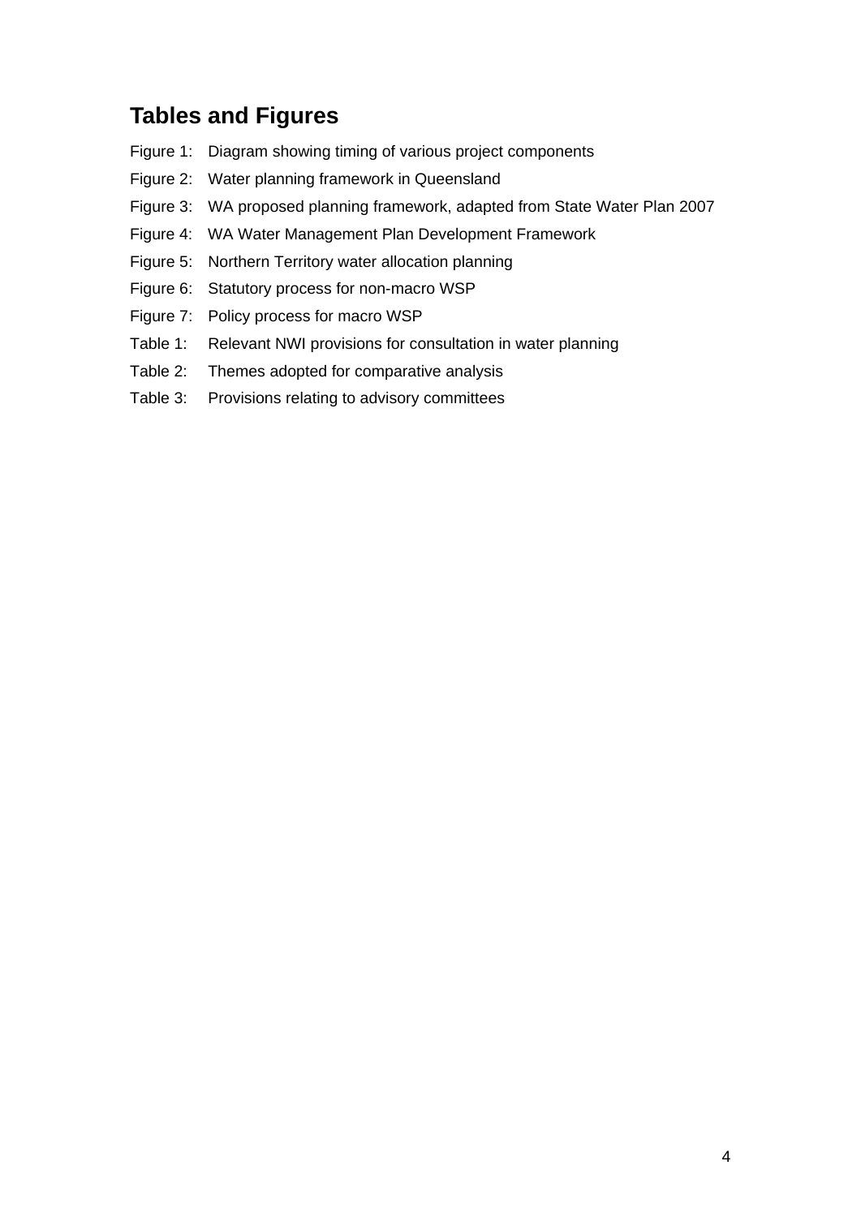## Tables and Figures

Figure 1: Diagram showing timing of various project components

Figure 2: Water planning framework in Queensland

Figure 3: WA proposed planning framework, adapted from State Water Plan 2007

Figure 4: WA Water Management Plan Development Framework

Figure 5: Northern Territory water allocation planning

Figure 6: Statutory process for non-macro WSP

Figure 7: Policy process for macro WSP

Table 1: Relevant NWI provisions for consultation in water planning

Table 2: Themes adopted for comparative analysis

Table 3: Provisions relating to advisory committees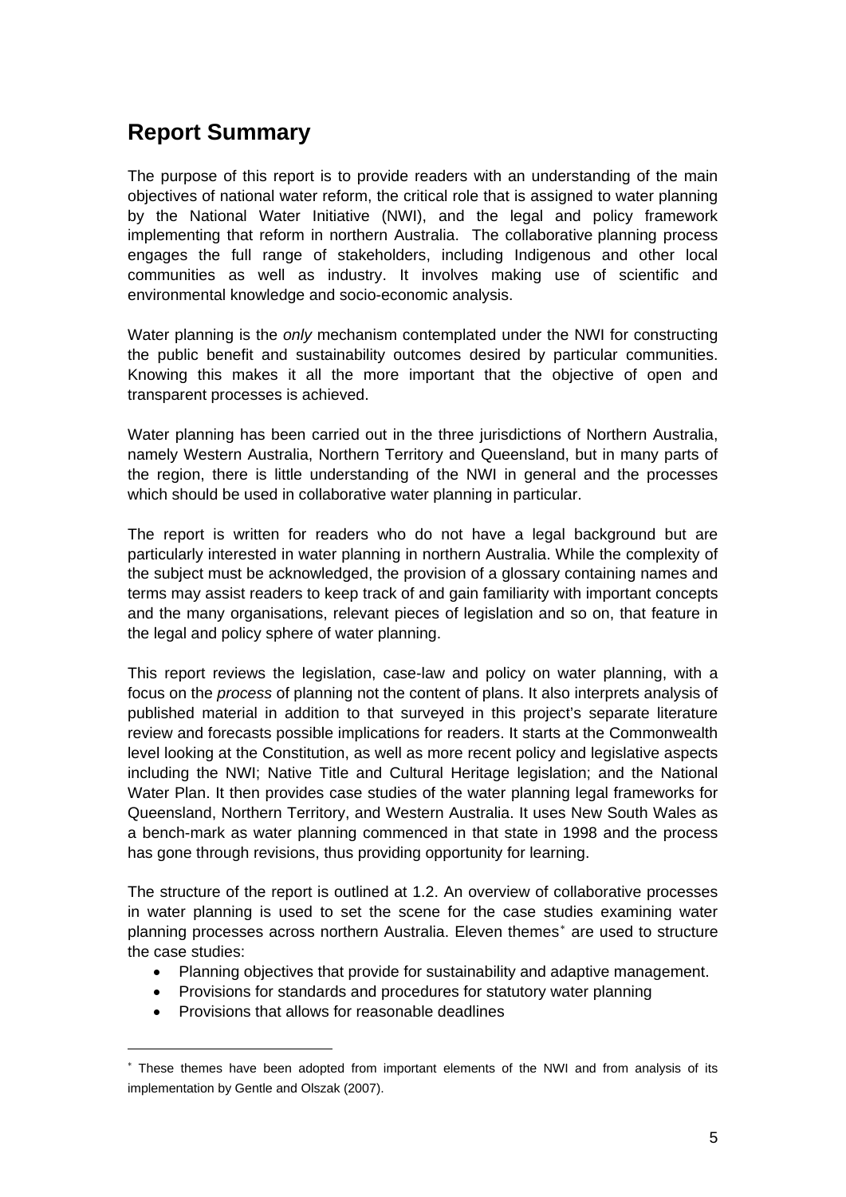## Report Summary

The purpose of this report is to provide readers with an understanding of the main objectives of national water reform, the critical role that is assigned to water planning by the National Water Initiative (NWI), and the legal and policy framework implementing that reform in northern Australia. The collaborative planning process engages the full range of stakeholders, including Indigenous and other local communities as well as industry. It involves making use of scientific and environmental knowledge and socio-economic analysis.

Water planning is the *only* mechanism contemplated under the NWI for constructing the public benefit and sustainability outcomes desired by particular communities. Knowing this makes it all the more important that the objective of open and transparent processes is achieved.

Water planning has been carried out in the three jurisdictions of Northern Australia, namely Western Australia, Northern Territory and Queensland, but in many parts of the region, there is little understanding of the NWI in general and the processes which should be used in collaborative water planning in particular.

The report is written for readers who do not have a legal background but are particularly interested in water planning in northern Australia. While the complexity of the subject must be acknowledged, the provision of a glossary containing names and terms may assist readers to keep track of and gain familiarity with important concepts and the many organisations, relevant pieces of legislation and so on, that feature in the legal and policy sphere of water planning.

This report reviews the legislation, case-law and policy on water planning, with a focus on the *process* of planning not the content of plans. It also interprets analysis of published material in addition to that surveyed in this project's separate literature review and forecasts possible implications for readers. It starts at the Commonwealth level looking at the Constitution, as well as more recent policy and legislative aspects including the NWI; Native Title and Cultural Heritage legislation; and the National Water Plan. It then provides case studies of the water planning legal frameworks for Queensland, Northern Territory, and Western Australia. It uses New South Wales as a bench-mark as water planning commenced in that state in 1998 and the process has gone through revisions, thus providing opportunity for learning.

The structure of the report is outlined at 1.2. An overview of collaborative processes in water planning is used to set the scene for the case studies examining water planning processes across northern Australia. Eleven themes[*] are used to structure the case studies:

- Planning objectives that provide for sustainability and adaptive management.
- Provisions for standards and procedures for statutory water planning
- Provisions that allows for reasonable deadlines

[*] These themes have been adopted from important elements of the NWI and from analysis of its implementation by Gentle and Olszak (2007).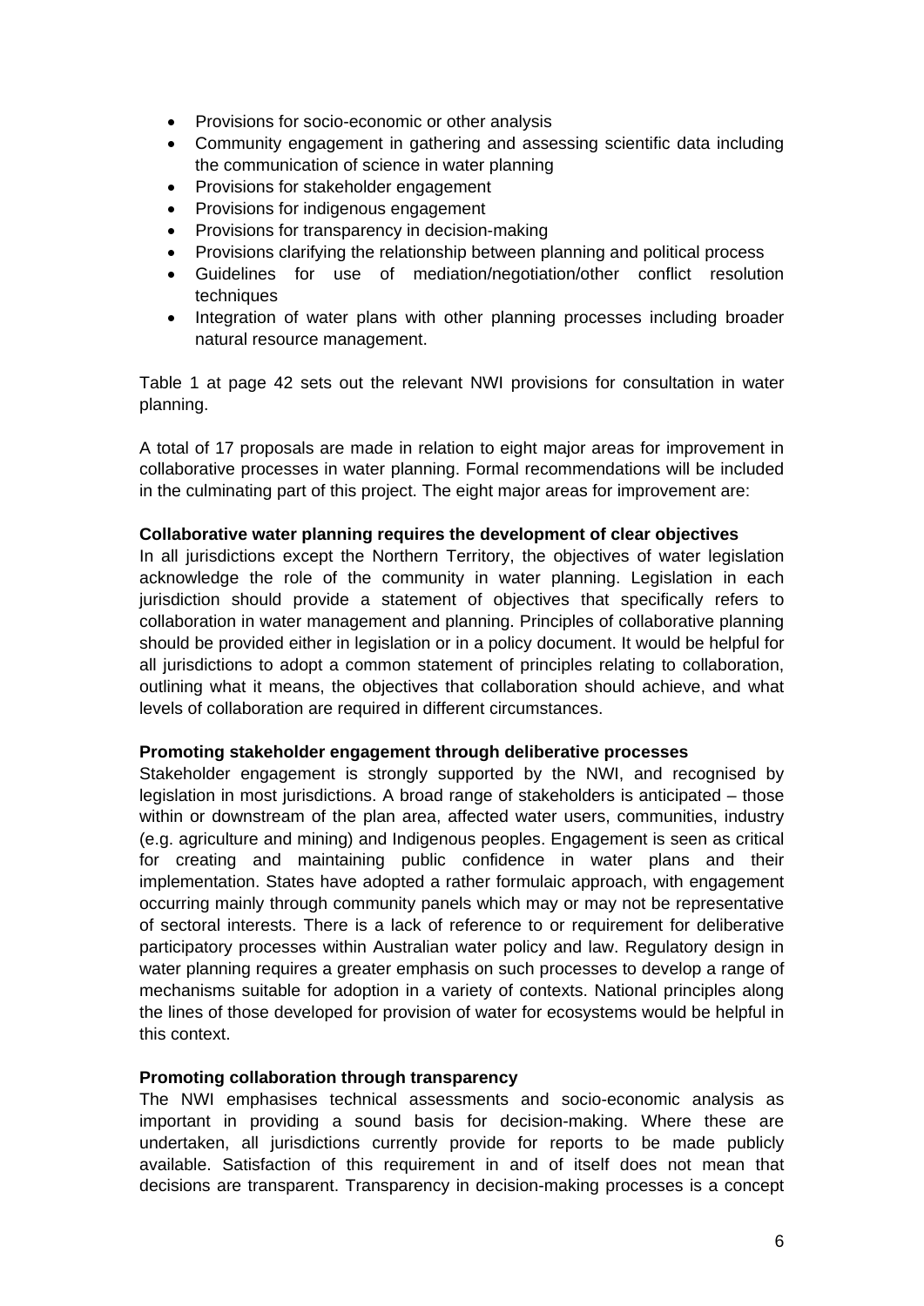- Provisions for socio-economic or other analysis
- Community engagement in gathering and assessing scientific data including the communication of science in water planning
- Provisions for stakeholder engagement
- Provisions for indigenous engagement
- Provisions for transparency in decision-making
- Provisions clarifying the relationship between planning and political process
- Guidelines for use of mediation/negotiation/other conflict resolution techniques
- Integration of water plans with other planning processes including broader natural resource management.

Table 1 at page 42 sets out the relevant NWI provisions for consultation in water planning.

A total of 17 proposals are made in relation to eight major areas for improvement in collaborative processes in water planning. Formal recommendations will be included in the culminating part of this project. The eight major areas for improvement are:

**Collaborative water planning requires the development of clear objectives**

In all jurisdictions except the Northern Territory, the objectives of water legislation acknowledge the role of the community in water planning. Legislation in each jurisdiction should provide a statement of objectives that specifically refers to collaboration in water management and planning. Principles of collaborative planning should be provided either in legislation or in a policy document. It would be helpful for all jurisdictions to adopt a common statement of principles relating to collaboration, outlining what it means, the objectives that collaboration should achieve, and what levels of collaboration are required in different circumstances.

**Promoting stakeholder engagement through deliberative processes**

Stakeholder engagement is strongly supported by the NWI, and recognised by legislation in most jurisdictions. A broad range of stakeholders is anticipated – those within or downstream of the plan area, affected water users, communities, industry (e.g. agriculture and mining) and Indigenous peoples. Engagement is seen as critical for creating and maintaining public confidence in water plans and their implementation. States have adopted a rather formulaic approach, with engagement occurring mainly through community panels which may or may not be representative of sectoral interests. There is a lack of reference to or requirement for deliberative participatory processes within Australian water policy and law. Regulatory design in water planning requires a greater emphasis on such processes to develop a range of mechanisms suitable for adoption in a variety of contexts. National principles along the lines of those developed for provision of water for ecosystems would be helpful in this context.

**Promoting collaboration through transparency**

The NWI emphasises technical assessments and socio-economic analysis as important in providing a sound basis for decision-making. Where these are undertaken, all jurisdictions currently provide for reports to be made publicly available. Satisfaction of this requirement in and of itself does not mean that decisions are transparent. Transparency in decision-making processes is a concept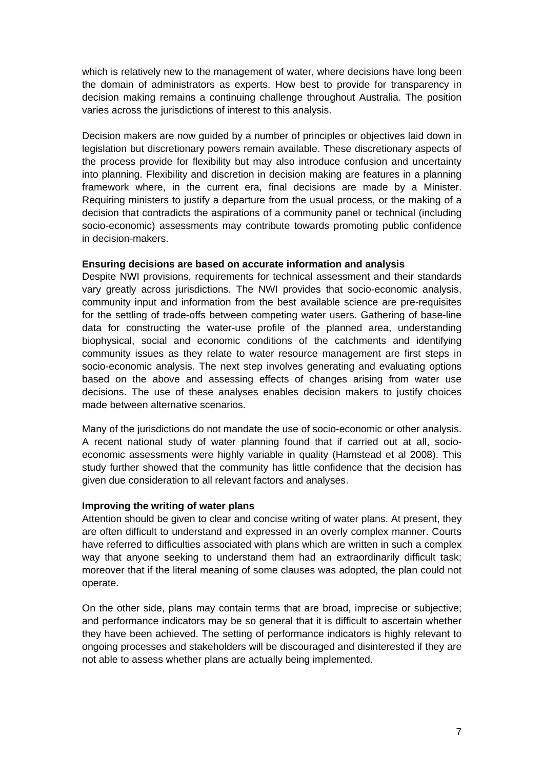which is relatively new to the management of water, where decisions have long been the domain of administrators as experts. How best to provide for transparency in decision making remains a continuing challenge throughout Australia. The position varies across the jurisdictions of interest to this analysis.

Decision makers are now guided by a number of principles or objectives laid down in legislation but discretionary powers remain available. These discretionary aspects of the process provide for flexibility but may also introduce confusion and uncertainty into planning. Flexibility and discretion in decision making are features in a planning framework where, in the current era, final decisions are made by a Minister. Requiring ministers to justify a departure from the usual process, or the making of a decision that contradicts the aspirations of a community panel or technical (including socio-economic) assessments may contribute towards promoting public confidence in decision-makers.

**Ensuring decisions are based on accurate information and analysis**

Despite NWI provisions, requirements for technical assessment and their standards vary greatly across jurisdictions. The NWI provides that socio-economic analysis, community input and information from the best available science are pre-requisites for the settling of trade-offs between competing water users. Gathering of base-line data for constructing the water-use profile of the planned area, understanding biophysical, social and economic conditions of the catchments and identifying community issues as they relate to water resource management are first steps in socio-economic analysis. The next step involves generating and evaluating options based on the above and assessing effects of changes arising from water use decisions. The use of these analyses enables decision makers to justify choices made between alternative scenarios.

Many of the jurisdictions do not mandate the use of socio-economic or other analysis. A recent national study of water planning found that if carried out at all, socio-economic assessments were highly variable in quality (Hamstead et al 2008). This study further showed that the community has little confidence that the decision has given due consideration to all relevant factors and analyses.

**Improving the writing of water plans**

Attention should be given to clear and concise writing of water plans. At present, they are often difficult to understand and expressed in an overly complex manner. Courts have referred to difficulties associated with plans which are written in such a complex way that anyone seeking to understand them had an extraordinarily difficult task; moreover that if the literal meaning of some clauses was adopted, the plan could not operate.

On the other side, plans may contain terms that are broad, imprecise or subjective; and performance indicators may be so general that it is difficult to ascertain whether they have been achieved. The setting of performance indicators is highly relevant to ongoing processes and stakeholders will be discouraged and disinterested if they are not able to assess whether plans are actually being implemented.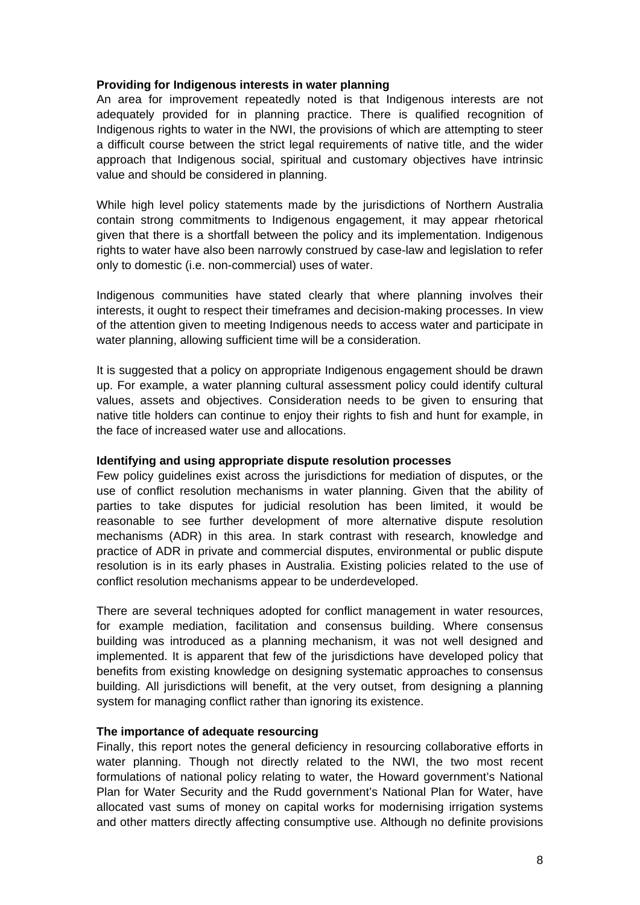**Providing for Indigenous interests in water planning**

An area for improvement repeatedly noted is that Indigenous interests are not adequately provided for in planning practice. There is qualified recognition of Indigenous rights to water in the NWI, the provisions of which are attempting to steer a difficult course between the strict legal requirements of native title, and the wider approach that Indigenous social, spiritual and customary objectives have intrinsic value and should be considered in planning.

While high level policy statements made by the jurisdictions of Northern Australia contain strong commitments to Indigenous engagement, it may appear rhetorical given that there is a shortfall between the policy and its implementation. Indigenous rights to water have also been narrowly construed by case-law and legislation to refer only to domestic (i.e. non-commercial) uses of water.

Indigenous communities have stated clearly that where planning involves their interests, it ought to respect their timeframes and decision-making processes. In view of the attention given to meeting Indigenous needs to access water and participate in water planning, allowing sufficient time will be a consideration.

It is suggested that a policy on appropriate Indigenous engagement should be drawn up. For example, a water planning cultural assessment policy could identify cultural values, assets and objectives. Consideration needs to be given to ensuring that native title holders can continue to enjoy their rights to fish and hunt for example, in the face of increased water use and allocations.

**Identifying and using appropriate dispute resolution processes**

Few policy guidelines exist across the jurisdictions for mediation of disputes, or the use of conflict resolution mechanisms in water planning. Given that the ability of parties to take disputes for judicial resolution has been limited, it would be reasonable to see further development of more alternative dispute resolution mechanisms (ADR) in this area. In stark contrast with research, knowledge and practice of ADR in private and commercial disputes, environmental or public dispute resolution is in its early phases in Australia. Existing policies related to the use of conflict resolution mechanisms appear to be underdeveloped.

There are several techniques adopted for conflict management in water resources, for example mediation, facilitation and consensus building. Where consensus building was introduced as a planning mechanism, it was not well designed and implemented. It is apparent that few of the jurisdictions have developed policy that benefits from existing knowledge on designing systematic approaches to consensus building. All jurisdictions will benefit, at the very outset, from designing a planning system for managing conflict rather than ignoring its existence.

**The importance of adequate resourcing**

Finally, this report notes the general deficiency in resourcing collaborative efforts in water planning. Though not directly related to the NWI, the two most recent formulations of national policy relating to water, the Howard government's National Plan for Water Security and the Rudd government's National Plan for Water, have allocated vast sums of money on capital works for modernising irrigation systems and other matters directly affecting consumptive use. Although no definite provisions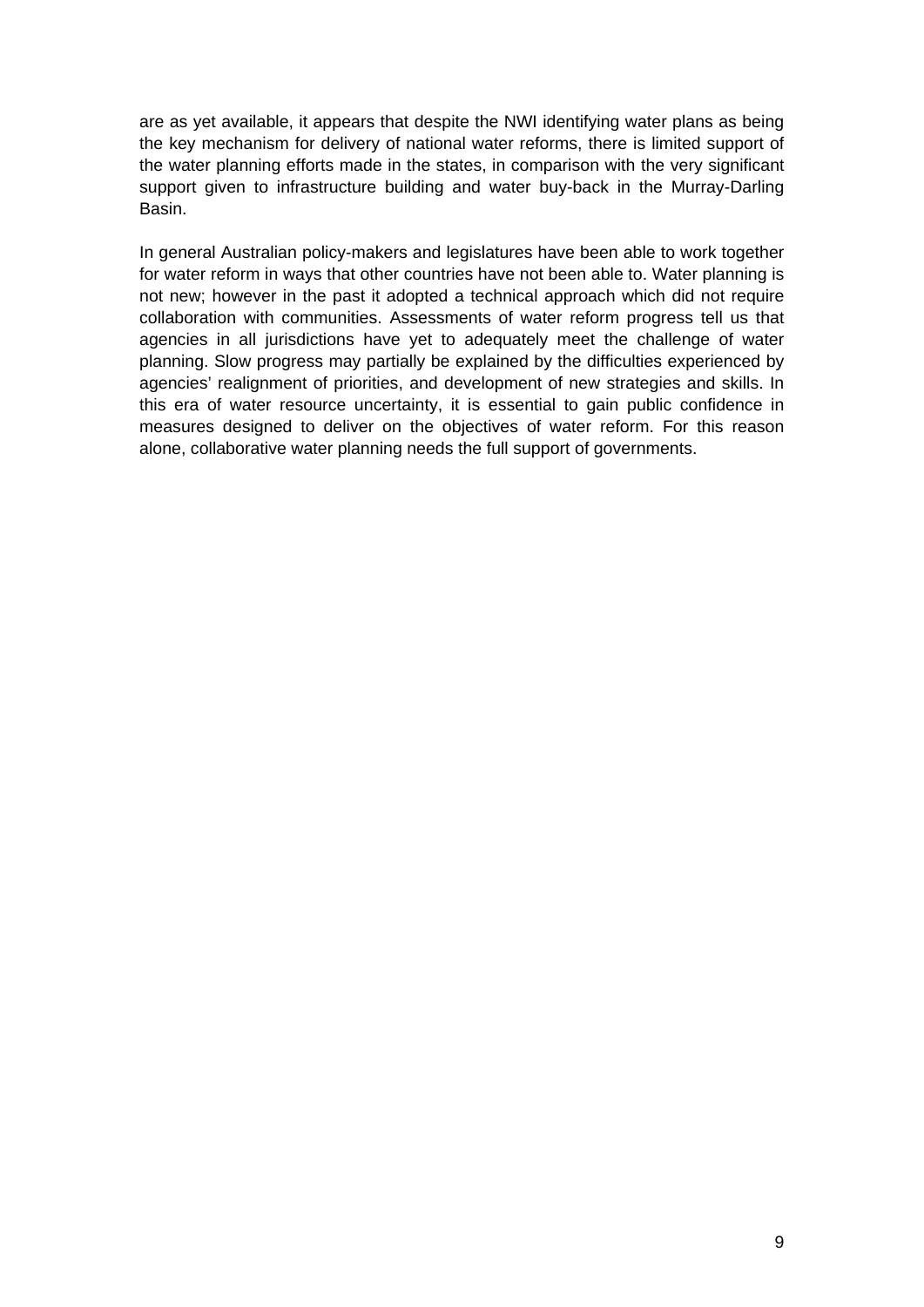are as yet available, it appears that despite the NWI identifying water plans as being the key mechanism for delivery of national water reforms, there is limited support of the water planning efforts made in the states, in comparison with the very significant support given to infrastructure building and water buy-back in the Murray-Darling Basin.

In general Australian policy-makers and legislatures have been able to work together for water reform in ways that other countries have not been able to. Water planning is not new; however in the past it adopted a technical approach which did not require collaboration with communities. Assessments of water reform progress tell us that agencies in all jurisdictions have yet to adequately meet the challenge of water planning. Slow progress may partially be explained by the difficulties experienced by agencies' realignment of priorities, and development of new strategies and skills. In this era of water resource uncertainty, it is essential to gain public confidence in measures designed to deliver on the objectives of water reform. For this reason alone, collaborative water planning needs the full support of governments.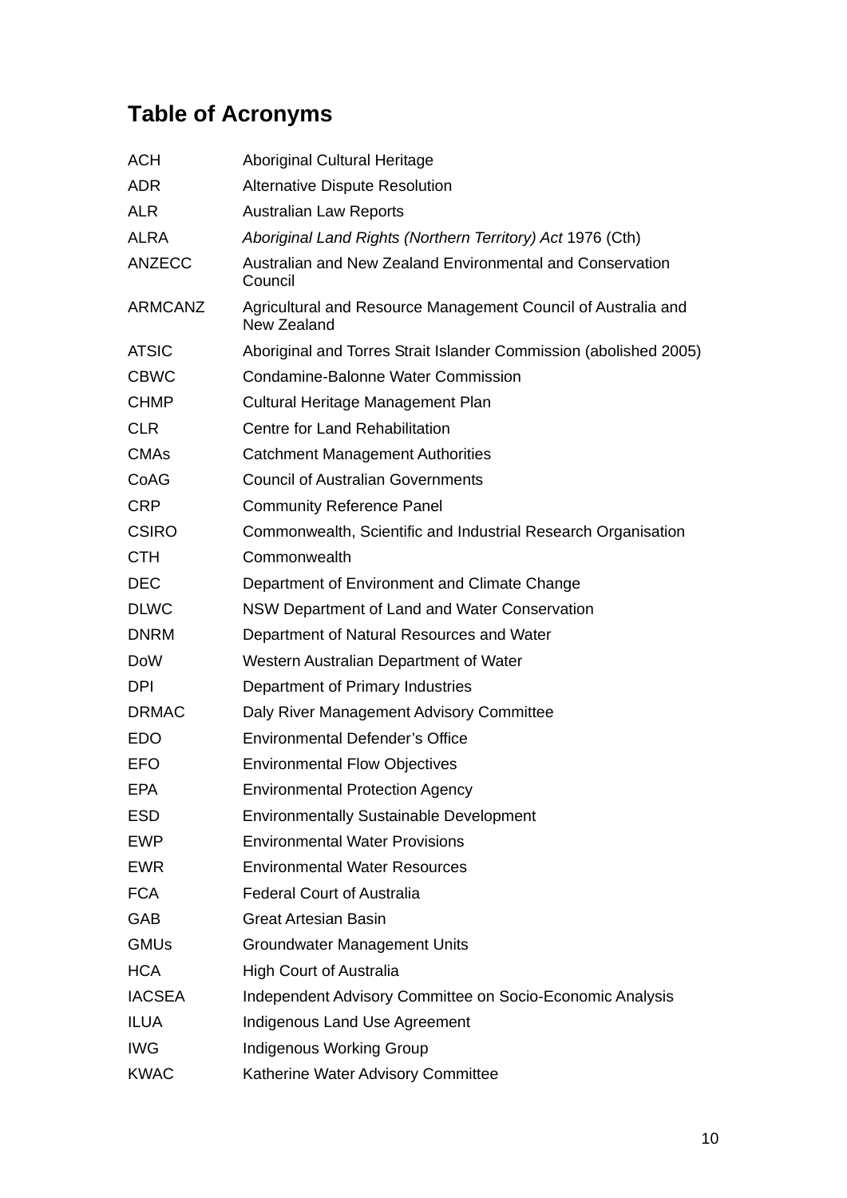# Table of Acronyms

| | |
|---|---|
| ACH | Aboriginal Cultural Heritage |
| ADR | Alternative Dispute Resolution |
| ALR | Australian Law Reports |
| ALRA | *Aboriginal Land Rights (Northern Territory) Act* 1976 (Cth) |
| ANZECC | Australian and New Zealand Environmental and Conservation Council |
| ARMCANZ | Agricultural and Resource Management Council of Australia and New Zealand |
| ATSIC | Aboriginal and Torres Strait Islander Commission (abolished 2005) |
| CBWC | Condamine-Balonne Water Commission |
| CHMP | Cultural Heritage Management Plan |
| CLR | Centre for Land Rehabilitation |
| CMAs | Catchment Management Authorities |
| CoAG | Council of Australian Governments |
| CRP | Community Reference Panel |
| CSIRO | Commonwealth, Scientific and Industrial Research Organisation |
| CTH | Commonwealth |
| DEC | Department of Environment and Climate Change |
| DLWC | NSW Department of Land and Water Conservation |
| DNRM | Department of Natural Resources and Water |
| DoW | Western Australian Department of Water |
| DPI | Department of Primary Industries |
| DRMAC | Daly River Management Advisory Committee |
| EDO | Environmental Defender's Office |
| EFO | Environmental Flow Objectives |
| EPA | Environmental Protection Agency |
| ESD | Environmentally Sustainable Development |
| EWP | Environmental Water Provisions |
| EWR | Environmental Water Resources |
| FCA | Federal Court of Australia |
| GAB | Great Artesian Basin |
| GMUs | Groundwater Management Units |
| HCA | High Court of Australia |
| IACSEA | Independent Advisory Committee on Socio-Economic Analysis |
| ILUA | Indigenous Land Use Agreement |
| IWG | Indigenous Working Group |
| KWAC | Katherine Water Advisory Committee |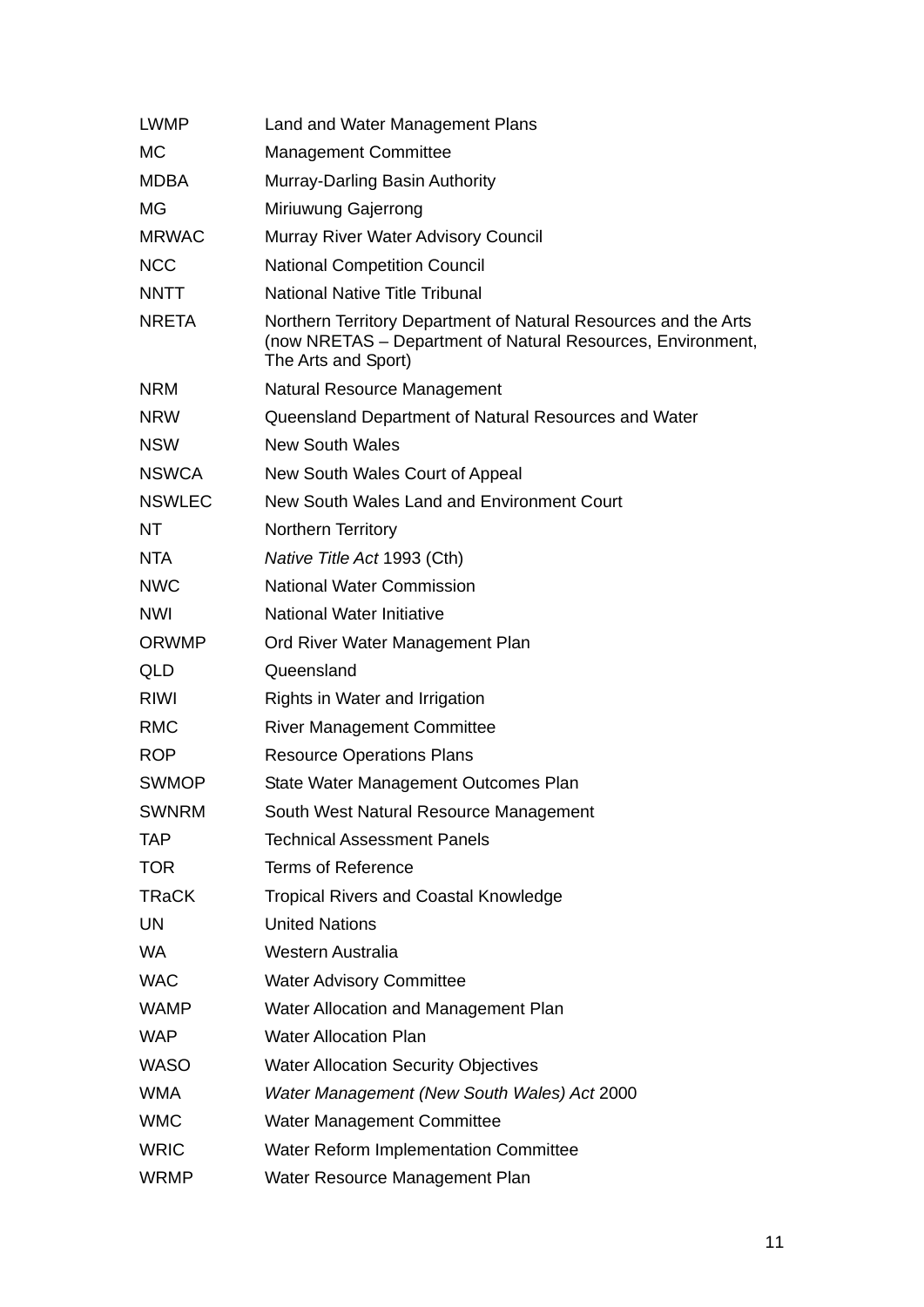| | |
|---|---|
| LWMP | Land and Water Management Plans |
| MC | Management Committee |
| MDBA | Murray-Darling Basin Authority |
| MG | Miriuwung Gajerrong |
| MRWAC | Murray River Water Advisory Council |
| NCC | National Competition Council |
| NNTT | National Native Title Tribunal |
| NRETA | Northern Territory Department of Natural Resources and the Arts (now NRETAS – Department of Natural Resources, Environment, The Arts and Sport) |
| NRM | Natural Resource Management |
| NRW | Queensland Department of Natural Resources and Water |
| NSW | New South Wales |
| NSWCA | New South Wales Court of Appeal |
| NSWLEC | New South Wales Land and Environment Court |
| NT | Northern Territory |
| NTA | *Native Title Act* 1993 (Cth) |
| NWC | National Water Commission |
| NWI | National Water Initiative |
| ORWMP | Ord River Water Management Plan |
| QLD | Queensland |
| RIWI | Rights in Water and Irrigation |
| RMC | River Management Committee |
| ROP | Resource Operations Plans |
| SWMOP | State Water Management Outcomes Plan |
| SWNRM | South West Natural Resource Management |
| TAP | Technical Assessment Panels |
| TOR | Terms of Reference |
| TRaCK | Tropical Rivers and Coastal Knowledge |
| UN | United Nations |
| WA | Western Australia |
| WAC | Water Advisory Committee |
| WAMP | Water Allocation and Management Plan |
| WAP | Water Allocation Plan |
| WASO | Water Allocation Security Objectives |
| WMA | *Water Management (New South Wales) Act* 2000 |
| WMC | Water Management Committee |
| WRIC | Water Reform Implementation Committee |
| WRMP | Water Resource Management Plan |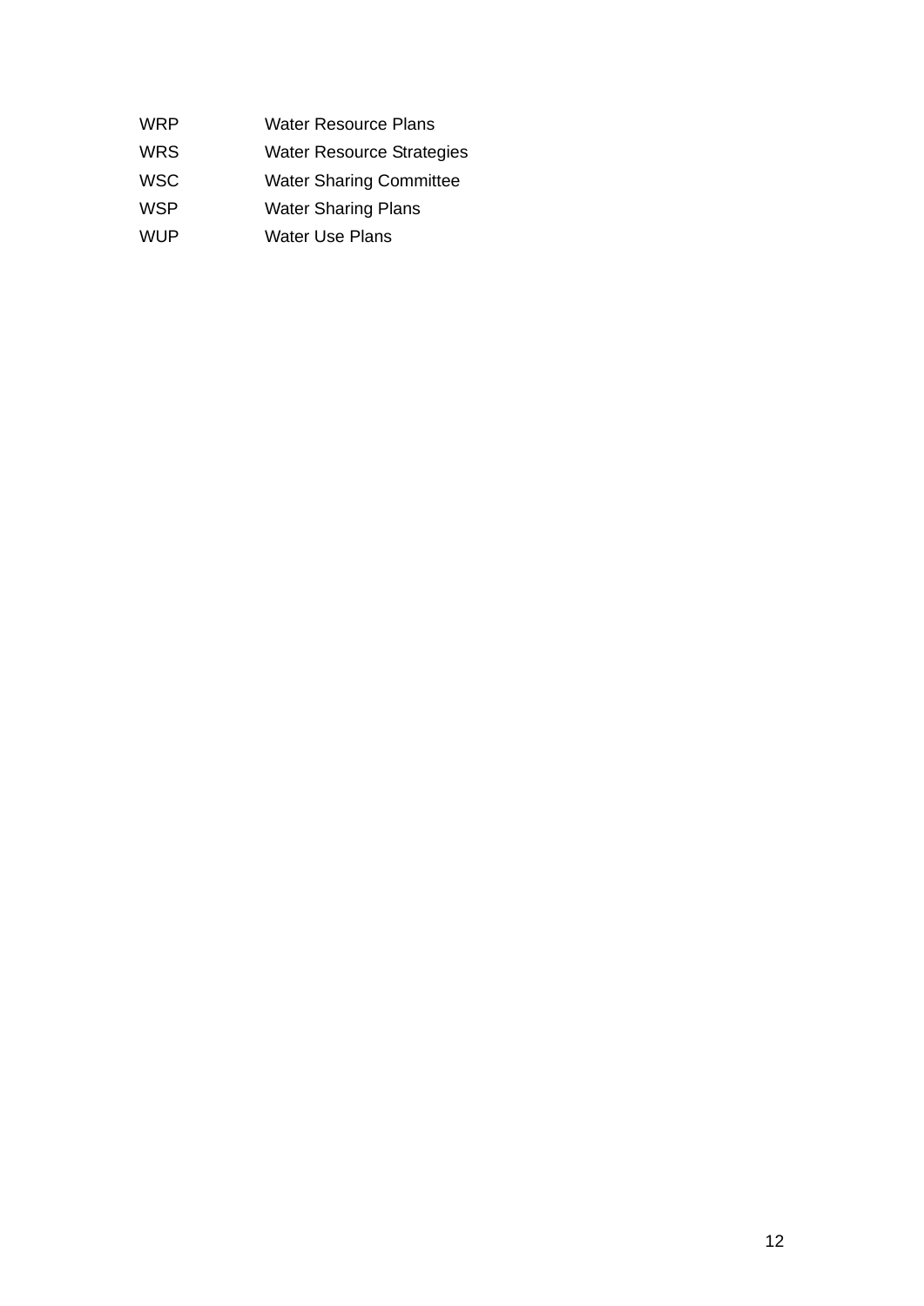| | |
|---|---|
| WRP | Water Resource Plans |
| WRS | Water Resource Strategies |
| WSC | Water Sharing Committee |
| WSP | Water Sharing Plans |
| WUP | Water Use Plans |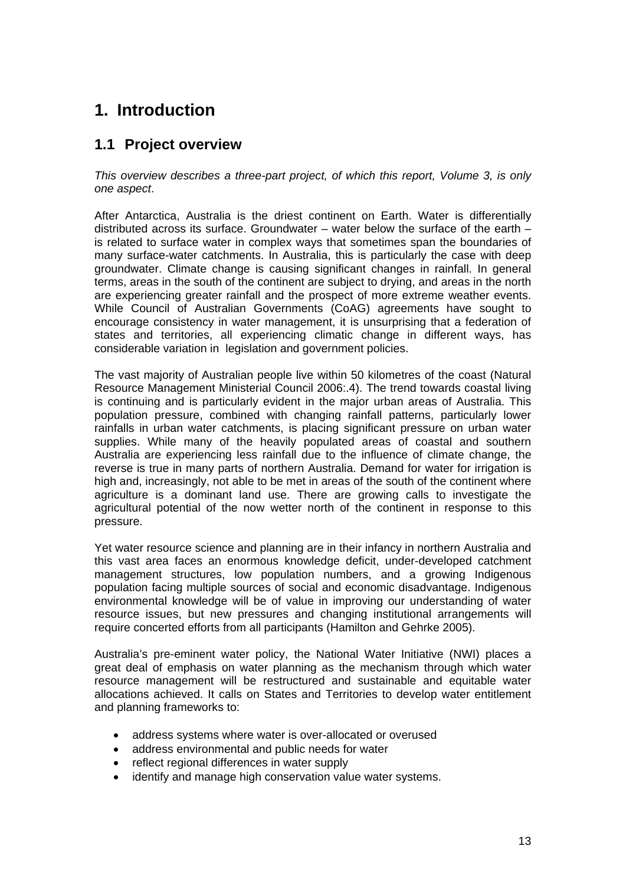# 1. Introduction

## 1.1 Project overview

*This overview describes a three-part project, of which this report, Volume 3, is only one aspect*.

After Antarctica, Australia is the driest continent on Earth. Water is differentially distributed across its surface. Groundwater – water below the surface of the earth – is related to surface water in complex ways that sometimes span the boundaries of many surface-water catchments. In Australia, this is particularly the case with deep groundwater. Climate change is causing significant changes in rainfall. In general terms, areas in the south of the continent are subject to drying, and areas in the north are experiencing greater rainfall and the prospect of more extreme weather events. While Council of Australian Governments (CoAG) agreements have sought to encourage consistency in water management, it is unsurprising that a federation of states and territories, all experiencing climatic change in different ways, has considerable variation in legislation and government policies.

The vast majority of Australian people live within 50 kilometres of the coast (Natural Resource Management Ministerial Council 2006:.4). The trend towards coastal living is continuing and is particularly evident in the major urban areas of Australia. This population pressure, combined with changing rainfall patterns, particularly lower rainfalls in urban water catchments, is placing significant pressure on urban water supplies. While many of the heavily populated areas of coastal and southern Australia are experiencing less rainfall due to the influence of climate change, the reverse is true in many parts of northern Australia. Demand for water for irrigation is high and, increasingly, not able to be met in areas of the south of the continent where agriculture is a dominant land use. There are growing calls to investigate the agricultural potential of the now wetter north of the continent in response to this pressure.

Yet water resource science and planning are in their infancy in northern Australia and this vast area faces an enormous knowledge deficit, under-developed catchment management structures, low population numbers, and a growing Indigenous population facing multiple sources of social and economic disadvantage. Indigenous environmental knowledge will be of value in improving our understanding of water resource issues, but new pressures and changing institutional arrangements will require concerted efforts from all participants (Hamilton and Gehrke 2005).

Australia's pre-eminent water policy, the National Water Initiative (NWI) places a great deal of emphasis on water planning as the mechanism through which water resource management will be restructured and sustainable and equitable water allocations achieved. It calls on States and Territories to develop water entitlement and planning frameworks to:

- address systems where water is over-allocated or overused
- address environmental and public needs for water
- reflect regional differences in water supply
- identify and manage high conservation value water systems.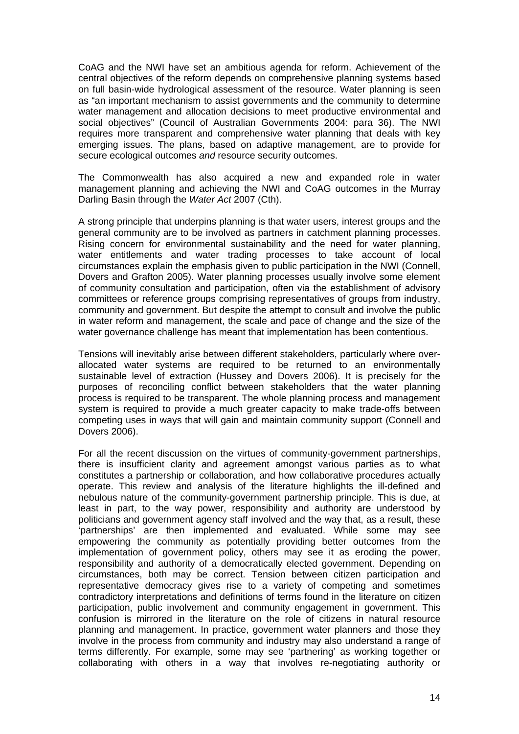CoAG and the NWI have set an ambitious agenda for reform. Achievement of the central objectives of the reform depends on comprehensive planning systems based on full basin-wide hydrological assessment of the resource. Water planning is seen as "an important mechanism to assist governments and the community to determine water management and allocation decisions to meet productive environmental and social objectives" (Council of Australian Governments 2004: para 36). The NWI requires more transparent and comprehensive water planning that deals with key emerging issues. The plans, based on adaptive management, are to provide for secure ecological outcomes *and* resource security outcomes.

The Commonwealth has also acquired a new and expanded role in water management planning and achieving the NWI and CoAG outcomes in the Murray Darling Basin through the *Water Act* 2007 (Cth).

A strong principle that underpins planning is that water users, interest groups and the general community are to be involved as partners in catchment planning processes. Rising concern for environmental sustainability and the need for water planning, water entitlements and water trading processes to take account of local circumstances explain the emphasis given to public participation in the NWI (Connell, Dovers and Grafton 2005). Water planning processes usually involve some element of community consultation and participation, often via the establishment of advisory committees or reference groups comprising representatives of groups from industry, community and government. But despite the attempt to consult and involve the public in water reform and management, the scale and pace of change and the size of the water governance challenge has meant that implementation has been contentious.

Tensions will inevitably arise between different stakeholders, particularly where over-allocated water systems are required to be returned to an environmentally sustainable level of extraction (Hussey and Dovers 2006). It is precisely for the purposes of reconciling conflict between stakeholders that the water planning process is required to be transparent. The whole planning process and management system is required to provide a much greater capacity to make trade-offs between competing uses in ways that will gain and maintain community support (Connell and Dovers 2006).

For all the recent discussion on the virtues of community-government partnerships, there is insufficient clarity and agreement amongst various parties as to what constitutes a partnership or collaboration, and how collaborative procedures actually operate. This review and analysis of the literature highlights the ill-defined and nebulous nature of the community-government partnership principle. This is due, at least in part, to the way power, responsibility and authority are understood by politicians and government agency staff involved and the way that, as a result, these 'partnerships' are then implemented and evaluated. While some may see empowering the community as potentially providing better outcomes from the implementation of government policy, others may see it as eroding the power, responsibility and authority of a democratically elected government. Depending on circumstances, both may be correct. Tension between citizen participation and representative democracy gives rise to a variety of competing and sometimes contradictory interpretations and definitions of terms found in the literature on citizen participation, public involvement and community engagement in government. This confusion is mirrored in the literature on the role of citizens in natural resource planning and management. In practice, government water planners and those they involve in the process from community and industry may also understand a range of terms differently. For example, some may see 'partnering' as working together or collaborating with others in a way that involves re-negotiating authority or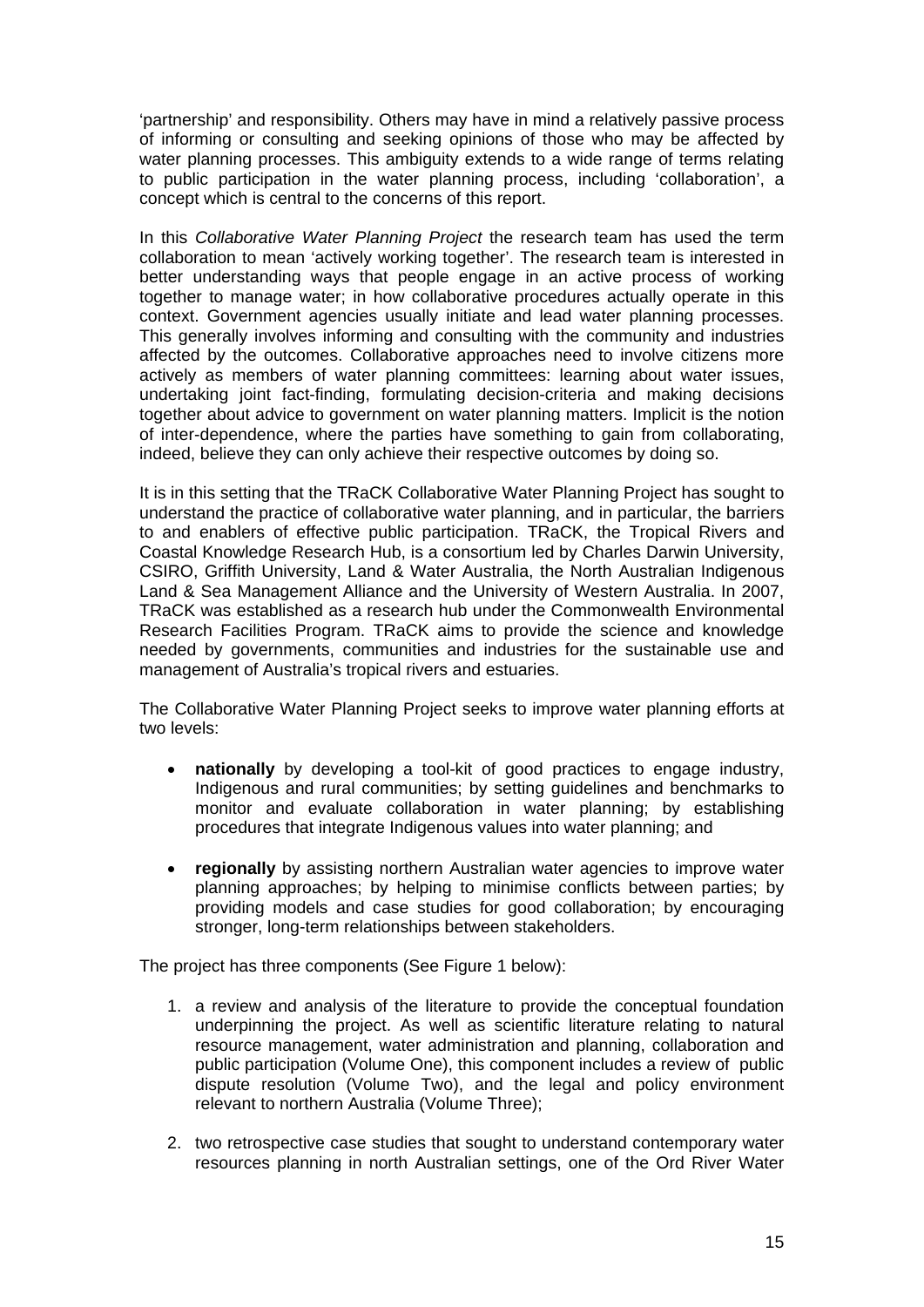'partnership' and responsibility. Others may have in mind a relatively passive process of informing or consulting and seeking opinions of those who may be affected by water planning processes. This ambiguity extends to a wide range of terms relating to public participation in the water planning process, including 'collaboration', a concept which is central to the concerns of this report.

In this *Collaborative Water Planning Project* the research team has used the term collaboration to mean 'actively working together'. The research team is interested in better understanding ways that people engage in an active process of working together to manage water; in how collaborative procedures actually operate in this context. Government agencies usually initiate and lead water planning processes. This generally involves informing and consulting with the community and industries affected by the outcomes. Collaborative approaches need to involve citizens more actively as members of water planning committees: learning about water issues, undertaking joint fact-finding, formulating decision-criteria and making decisions together about advice to government on water planning matters. Implicit is the notion of inter-dependence, where the parties have something to gain from collaborating, indeed, believe they can only achieve their respective outcomes by doing so.

It is in this setting that the TRaCK Collaborative Water Planning Project has sought to understand the practice of collaborative water planning, and in particular, the barriers to and enablers of effective public participation. TRaCK, the Tropical Rivers and Coastal Knowledge Research Hub, is a consortium led by Charles Darwin University, CSIRO, Griffith University, Land & Water Australia, the North Australian Indigenous Land & Sea Management Alliance and the University of Western Australia. In 2007, TRaCK was established as a research hub under the Commonwealth Environmental Research Facilities Program. TRaCK aims to provide the science and knowledge needed by governments, communities and industries for the sustainable use and management of Australia's tropical rivers and estuaries.

The Collaborative Water Planning Project seeks to improve water planning efforts at two levels:

- **nationally** by developing a tool-kit of good practices to engage industry, Indigenous and rural communities; by setting guidelines and benchmarks to monitor and evaluate collaboration in water planning; by establishing procedures that integrate Indigenous values into water planning; and

- **regionally** by assisting northern Australian water agencies to improve water planning approaches; by helping to minimise conflicts between parties; by providing models and case studies for good collaboration; by encouraging stronger, long-term relationships between stakeholders.

The project has three components (See Figure 1 below):

1. a review and analysis of the literature to provide the conceptual foundation underpinning the project. As well as scientific literature relating to natural resource management, water administration and planning, collaboration and public participation (Volume One), this component includes a review of public dispute resolution (Volume Two), and the legal and policy environment relevant to northern Australia (Volume Three);

2. two retrospective case studies that sought to understand contemporary water resources planning in north Australian settings, one of the Ord River Water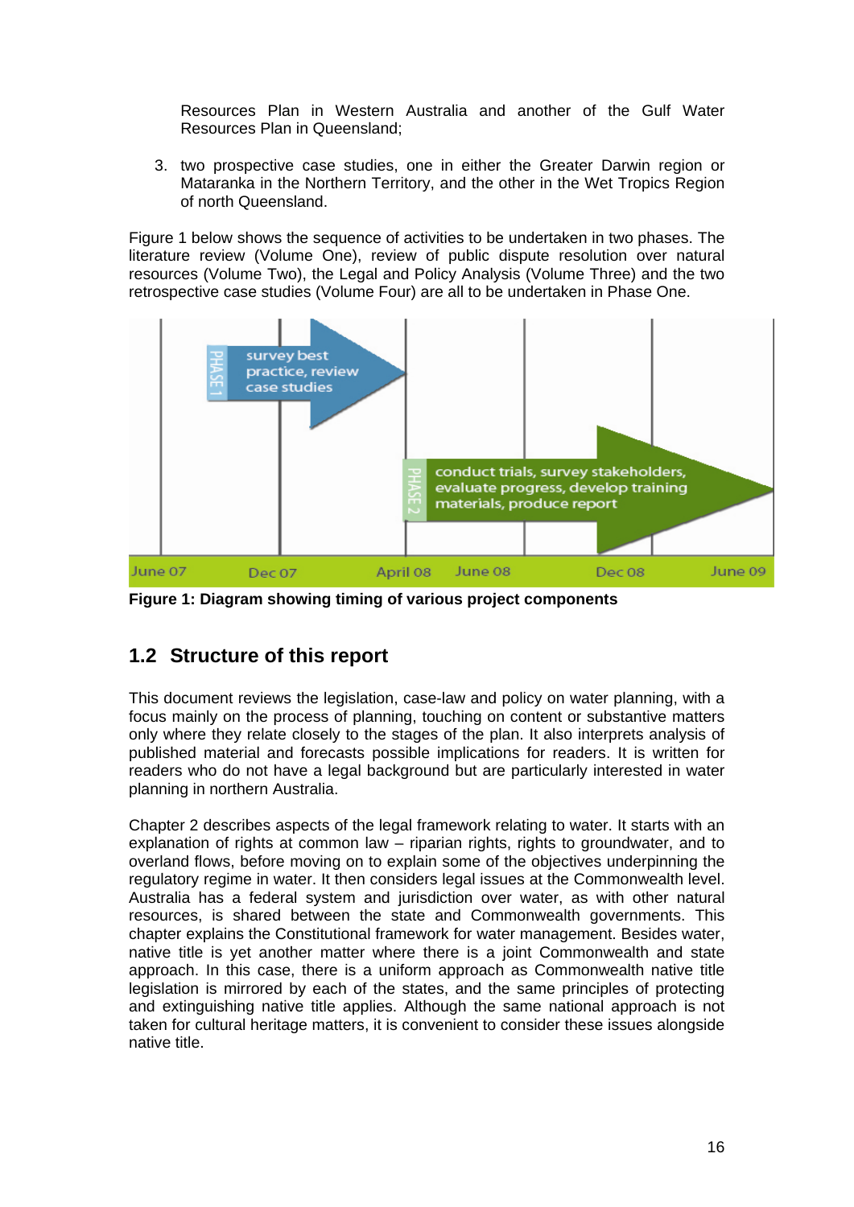Resources Plan in Western Australia and another of the Gulf Water Resources Plan in Queensland;

3. two prospective case studies, one in either the Greater Darwin region or Mataranka in the Northern Territory, and the other in the Wet Tropics Region of north Queensland.

Figure 1 below shows the sequence of activities to be undertaken in two phases. The literature review (Volume One), review of public dispute resolution over natural resources (Volume Two), the Legal and Policy Analysis (Volume Three) and the two retrospective case studies (Volume Four) are all to be undertaken in Phase One.

PHASE 1 — survey best practice, review case studies

PHASE 2 — conduct trials, survey stakeholders, evaluate progress, develop training materials, produce report

June 07 | Dec 07 | April 08 | June 08 | Dec 08 | June 09

**Figure 1: Diagram showing timing of various project components**

## 1.2 Structure of this report

This document reviews the legislation, case-law and policy on water planning, with a focus mainly on the process of planning, touching on content or substantive matters only where they relate closely to the stages of the plan. It also interprets analysis of published material and forecasts possible implications for readers. It is written for readers who do not have a legal background but are particularly interested in water planning in northern Australia.

Chapter 2 describes aspects of the legal framework relating to water. It starts with an explanation of rights at common law – riparian rights, rights to groundwater, and to overland flows, before moving on to explain some of the objectives underpinning the regulatory regime in water. It then considers legal issues at the Commonwealth level. Australia has a federal system and jurisdiction over water, as with other natural resources, is shared between the state and Commonwealth governments. This chapter explains the Constitutional framework for water management. Besides water, native title is yet another matter where there is a joint Commonwealth and state approach. In this case, there is a uniform approach as Commonwealth native title legislation is mirrored by each of the states, and the same principles of protecting and extinguishing native title applies. Although the same national approach is not taken for cultural heritage matters, it is convenient to consider these issues alongside native title.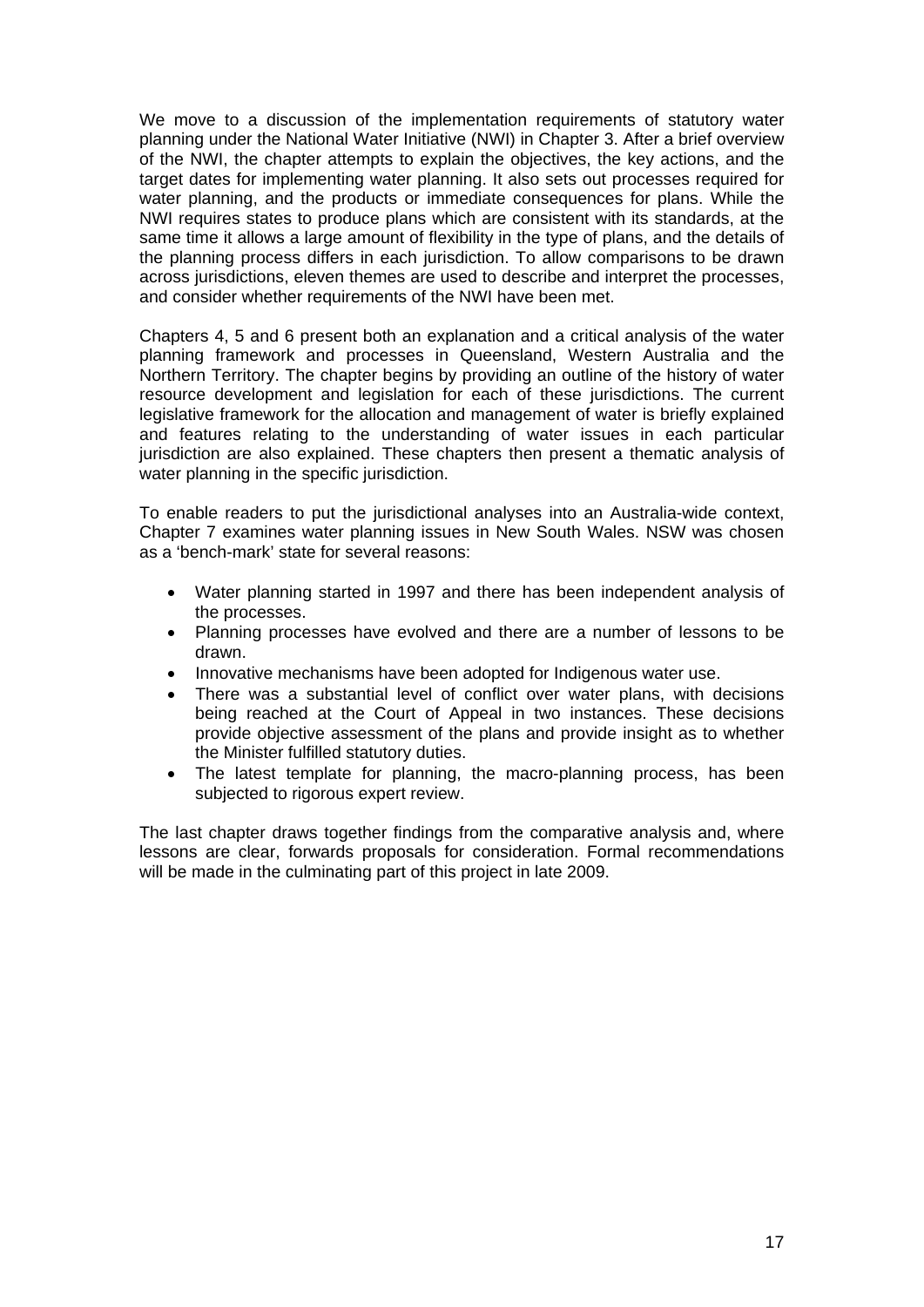We move to a discussion of the implementation requirements of statutory water planning under the National Water Initiative (NWI) in Chapter 3. After a brief overview of the NWI, the chapter attempts to explain the objectives, the key actions, and the target dates for implementing water planning. It also sets out processes required for water planning, and the products or immediate consequences for plans. While the NWI requires states to produce plans which are consistent with its standards, at the same time it allows a large amount of flexibility in the type of plans, and the details of the planning process differs in each jurisdiction. To allow comparisons to be drawn across jurisdictions, eleven themes are used to describe and interpret the processes, and consider whether requirements of the NWI have been met.

Chapters 4, 5 and 6 present both an explanation and a critical analysis of the water planning framework and processes in Queensland, Western Australia and the Northern Territory. The chapter begins by providing an outline of the history of water resource development and legislation for each of these jurisdictions. The current legislative framework for the allocation and management of water is briefly explained and features relating to the understanding of water issues in each particular jurisdiction are also explained. These chapters then present a thematic analysis of water planning in the specific jurisdiction.

To enable readers to put the jurisdictional analyses into an Australia-wide context, Chapter 7 examines water planning issues in New South Wales. NSW was chosen as a 'bench-mark' state for several reasons:

- Water planning started in 1997 and there has been independent analysis of the processes.
- Planning processes have evolved and there are a number of lessons to be drawn.
- Innovative mechanisms have been adopted for Indigenous water use.
- There was a substantial level of conflict over water plans, with decisions being reached at the Court of Appeal in two instances. These decisions provide objective assessment of the plans and provide insight as to whether the Minister fulfilled statutory duties.
- The latest template for planning, the macro-planning process, has been subjected to rigorous expert review.

The last chapter draws together findings from the comparative analysis and, where lessons are clear, forwards proposals for consideration. Formal recommendations will be made in the culminating part of this project in late 2009.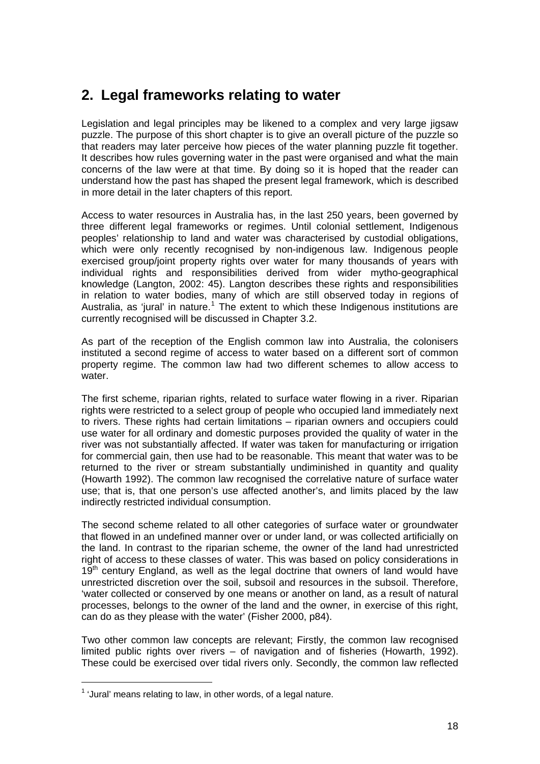## 2. Legal frameworks relating to water

Legislation and legal principles may be likened to a complex and very large jigsaw puzzle. The purpose of this short chapter is to give an overall picture of the puzzle so that readers may later perceive how pieces of the water planning puzzle fit together. It describes how rules governing water in the past were organised and what the main concerns of the law were at that time. By doing so it is hoped that the reader can understand how the past has shaped the present legal framework, which is described in more detail in the later chapters of this report.

Access to water resources in Australia has, in the last 250 years, been governed by three different legal frameworks or regimes. Until colonial settlement, Indigenous peoples' relationship to land and water was characterised by custodial obligations, which were only recently recognised by non-indigenous law. Indigenous people exercised group/joint property rights over water for many thousands of years with individual rights and responsibilities derived from wider mytho-geographical knowledge (Langton, 2002: 45). Langton describes these rights and responsibilities in relation to water bodies, many of which are still observed today in regions of Australia, as 'jural' in nature.[1] The extent to which these Indigenous institutions are currently recognised will be discussed in Chapter 3.2.

As part of the reception of the English common law into Australia, the colonisers instituted a second regime of access to water based on a different sort of common property regime. The common law had two different schemes to allow access to water.

The first scheme, riparian rights, related to surface water flowing in a river. Riparian rights were restricted to a select group of people who occupied land immediately next to rivers. These rights had certain limitations – riparian owners and occupiers could use water for all ordinary and domestic purposes provided the quality of water in the river was not substantially affected. If water was taken for manufacturing or irrigation for commercial gain, then use had to be reasonable. This meant that water was to be returned to the river or stream substantially undiminished in quantity and quality (Howarth 1992). The common law recognised the correlative nature of surface water use; that is, that one person's use affected another's, and limits placed by the law indirectly restricted individual consumption.

The second scheme related to all other categories of surface water or groundwater that flowed in an undefined manner over or under land, or was collected artificially on the land. In contrast to the riparian scheme, the owner of the land had unrestricted right of access to these classes of water. This was based on policy considerations in 19th century England, as well as the legal doctrine that owners of land would have unrestricted discretion over the soil, subsoil and resources in the subsoil. Therefore, 'water collected or conserved by one means or another on land, as a result of natural processes, belongs to the owner of the land and the owner, in exercise of this right, can do as they please with the water' (Fisher 2000, p84).

Two other common law concepts are relevant; Firstly, the common law recognised limited public rights over rivers – of navigation and of fisheries (Howarth, 1992). These could be exercised over tidal rivers only. Secondly, the common law reflected

[1] 'Jural' means relating to law, in other words, of a legal nature.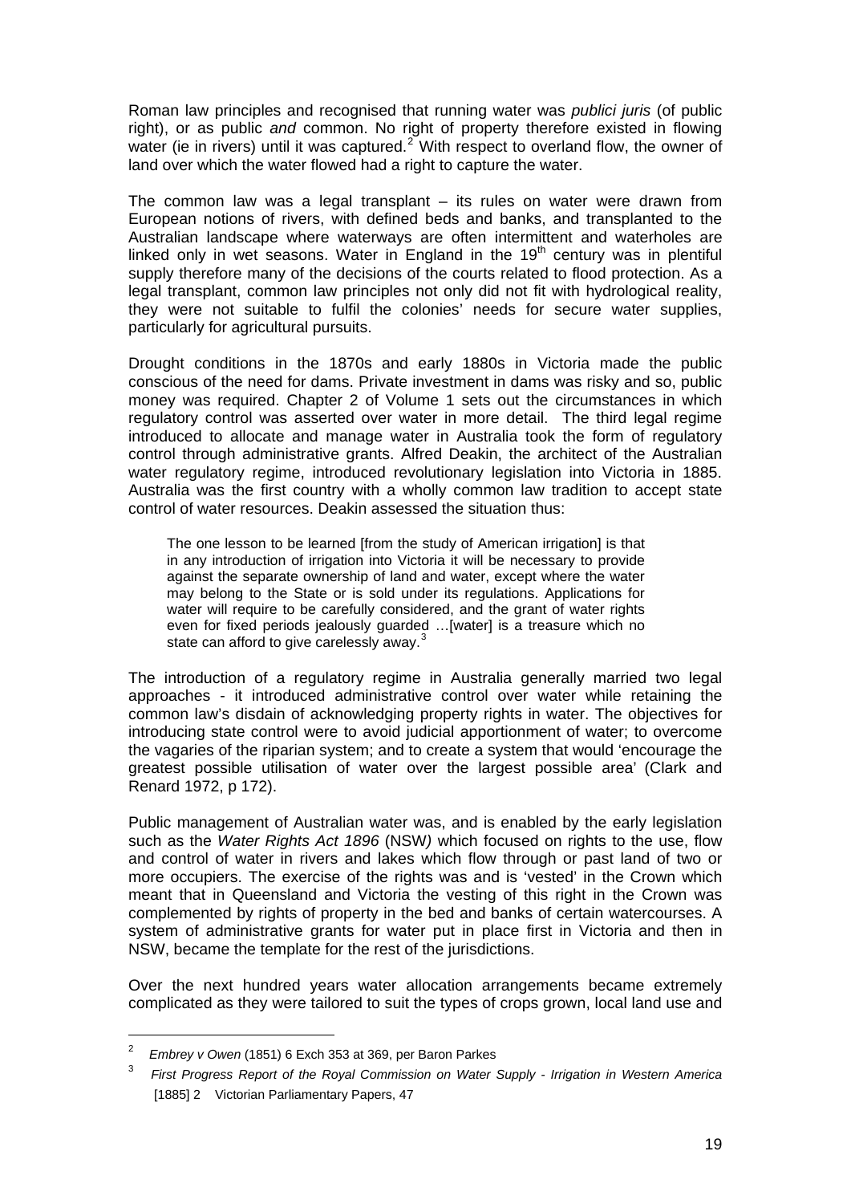Roman law principles and recognised that running water was *publici juris* (of public right), or as public *and* common. No right of property therefore existed in flowing water (ie in rivers) until it was captured.[2] With respect to overland flow, the owner of land over which the water flowed had a right to capture the water.

The common law was a legal transplant – its rules on water were drawn from European notions of rivers, with defined beds and banks, and transplanted to the Australian landscape where waterways are often intermittent and waterholes are linked only in wet seasons. Water in England in the 19th century was in plentiful supply therefore many of the decisions of the courts related to flood protection. As a legal transplant, common law principles not only did not fit with hydrological reality, they were not suitable to fulfil the colonies' needs for secure water supplies, particularly for agricultural pursuits.

Drought conditions in the 1870s and early 1880s in Victoria made the public conscious of the need for dams. Private investment in dams was risky and so, public money was required. Chapter 2 of Volume 1 sets out the circumstances in which regulatory control was asserted over water in more detail. The third legal regime introduced to allocate and manage water in Australia took the form of regulatory control through administrative grants. Alfred Deakin, the architect of the Australian water regulatory regime, introduced revolutionary legislation into Victoria in 1885. Australia was the first country with a wholly common law tradition to accept state control of water resources. Deakin assessed the situation thus:

> The one lesson to be learned [from the study of American irrigation] is that in any introduction of irrigation into Victoria it will be necessary to provide against the separate ownership of land and water, except where the water may belong to the State or is sold under its regulations. Applications for water will require to be carefully considered, and the grant of water rights even for fixed periods jealously guarded …[water] is a treasure which no state can afford to give carelessly away.[3]

The introduction of a regulatory regime in Australia generally married two legal approaches - it introduced administrative control over water while retaining the common law's disdain of acknowledging property rights in water. The objectives for introducing state control were to avoid judicial apportionment of water; to overcome the vagaries of the riparian system; and to create a system that would 'encourage the greatest possible utilisation of water over the largest possible area' (Clark and Renard 1972, p 172).

Public management of Australian water was, and is enabled by the early legislation such as the *Water Rights Act 1896* (NSW*)* which focused on rights to the use, flow and control of water in rivers and lakes which flow through or past land of two or more occupiers. The exercise of the rights was and is 'vested' in the Crown which meant that in Queensland and Victoria the vesting of this right in the Crown was complemented by rights of property in the bed and banks of certain watercourses. A system of administrative grants for water put in place first in Victoria and then in NSW, became the template for the rest of the jurisdictions.

Over the next hundred years water allocation arrangements became extremely complicated as they were tailored to suit the types of crops grown, local land use and

---

[2] *Embrey v Owen* (1851) 6 Exch 353 at 369, per Baron Parkes

[3] *First Progress Report of the Royal Commission on Water Supply - Irrigation in Western America* [1885] 2 Victorian Parliamentary Papers, 47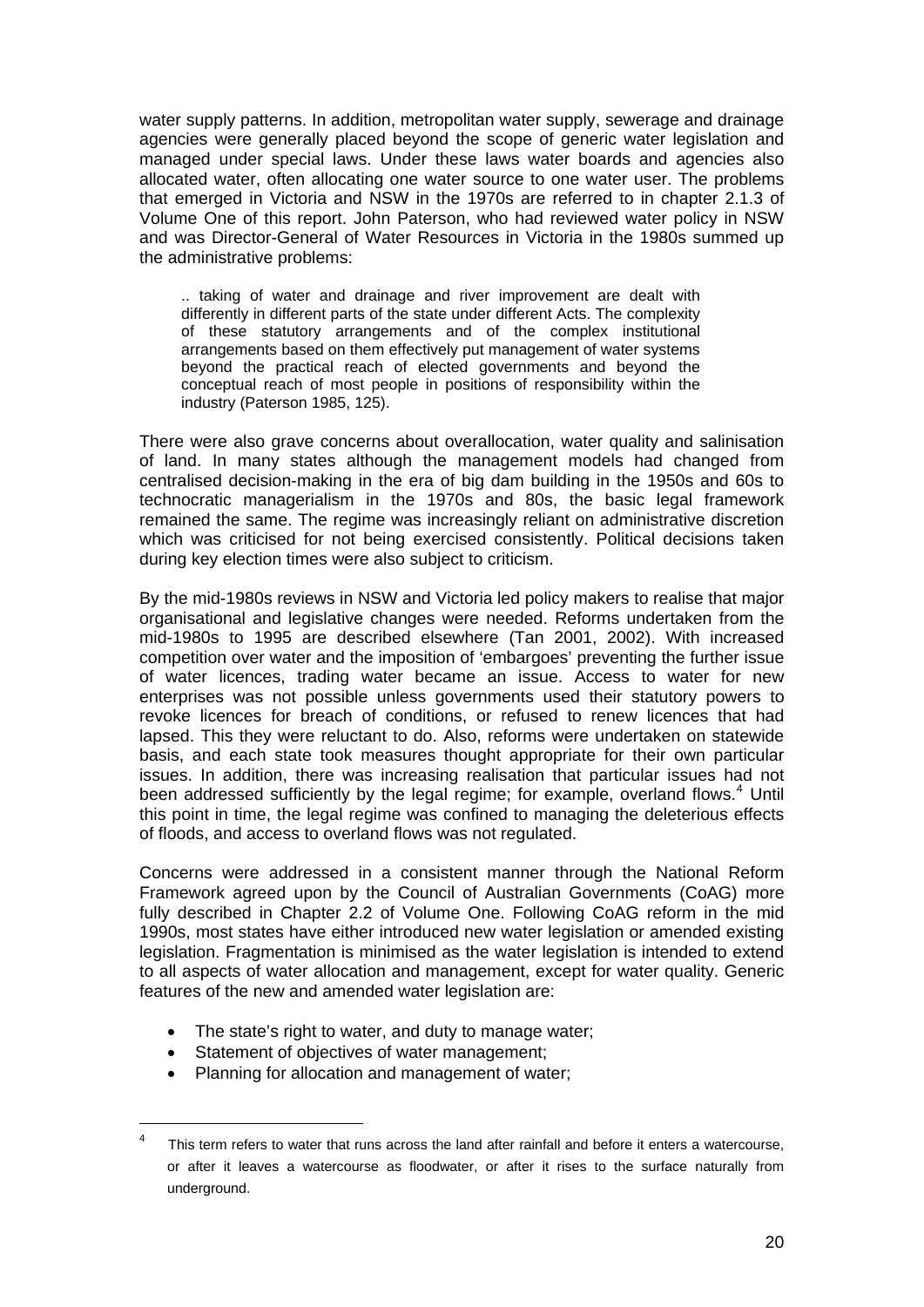water supply patterns. In addition, metropolitan water supply, sewerage and drainage agencies were generally placed beyond the scope of generic water legislation and managed under special laws. Under these laws water boards and agencies also allocated water, often allocating one water source to one water user. The problems that emerged in Victoria and NSW in the 1970s are referred to in chapter 2.1.3 of Volume One of this report. John Paterson, who had reviewed water policy in NSW and was Director-General of Water Resources in Victoria in the 1980s summed up the administrative problems:

> .. taking of water and drainage and river improvement are dealt with differently in different parts of the state under different Acts. The complexity of these statutory arrangements and of the complex institutional arrangements based on them effectively put management of water systems beyond the practical reach of elected governments and beyond the conceptual reach of most people in positions of responsibility within the industry (Paterson 1985, 125).

There were also grave concerns about overallocation, water quality and salinisation of land. In many states although the management models had changed from centralised decision-making in the era of big dam building in the 1950s and 60s to technocratic managerialism in the 1970s and 80s, the basic legal framework remained the same. The regime was increasingly reliant on administrative discretion which was criticised for not being exercised consistently. Political decisions taken during key election times were also subject to criticism.

By the mid-1980s reviews in NSW and Victoria led policy makers to realise that major organisational and legislative changes were needed. Reforms undertaken from the mid-1980s to 1995 are described elsewhere (Tan 2001, 2002). With increased competition over water and the imposition of 'embargoes' preventing the further issue of water licences, trading water became an issue. Access to water for new enterprises was not possible unless governments used their statutory powers to revoke licences for breach of conditions, or refused to renew licences that had lapsed. This they were reluctant to do. Also, reforms were undertaken on statewide basis, and each state took measures thought appropriate for their own particular issues. In addition, there was increasing realisation that particular issues had not been addressed sufficiently by the legal regime; for example, overland flows.[4] Until this point in time, the legal regime was confined to managing the deleterious effects of floods, and access to overland flows was not regulated.

Concerns were addressed in a consistent manner through the National Reform Framework agreed upon by the Council of Australian Governments (CoAG) more fully described in Chapter 2.2 of Volume One. Following CoAG reform in the mid 1990s, most states have either introduced new water legislation or amended existing legislation. Fragmentation is minimised as the water legislation is intended to extend to all aspects of water allocation and management, except for water quality. Generic features of the new and amended water legislation are:

- The state's right to water, and duty to manage water;
- Statement of objectives of water management;
- Planning for allocation and management of water;

[4] This term refers to water that runs across the land after rainfall and before it enters a watercourse, or after it leaves a watercourse as floodwater, or after it rises to the surface naturally from underground.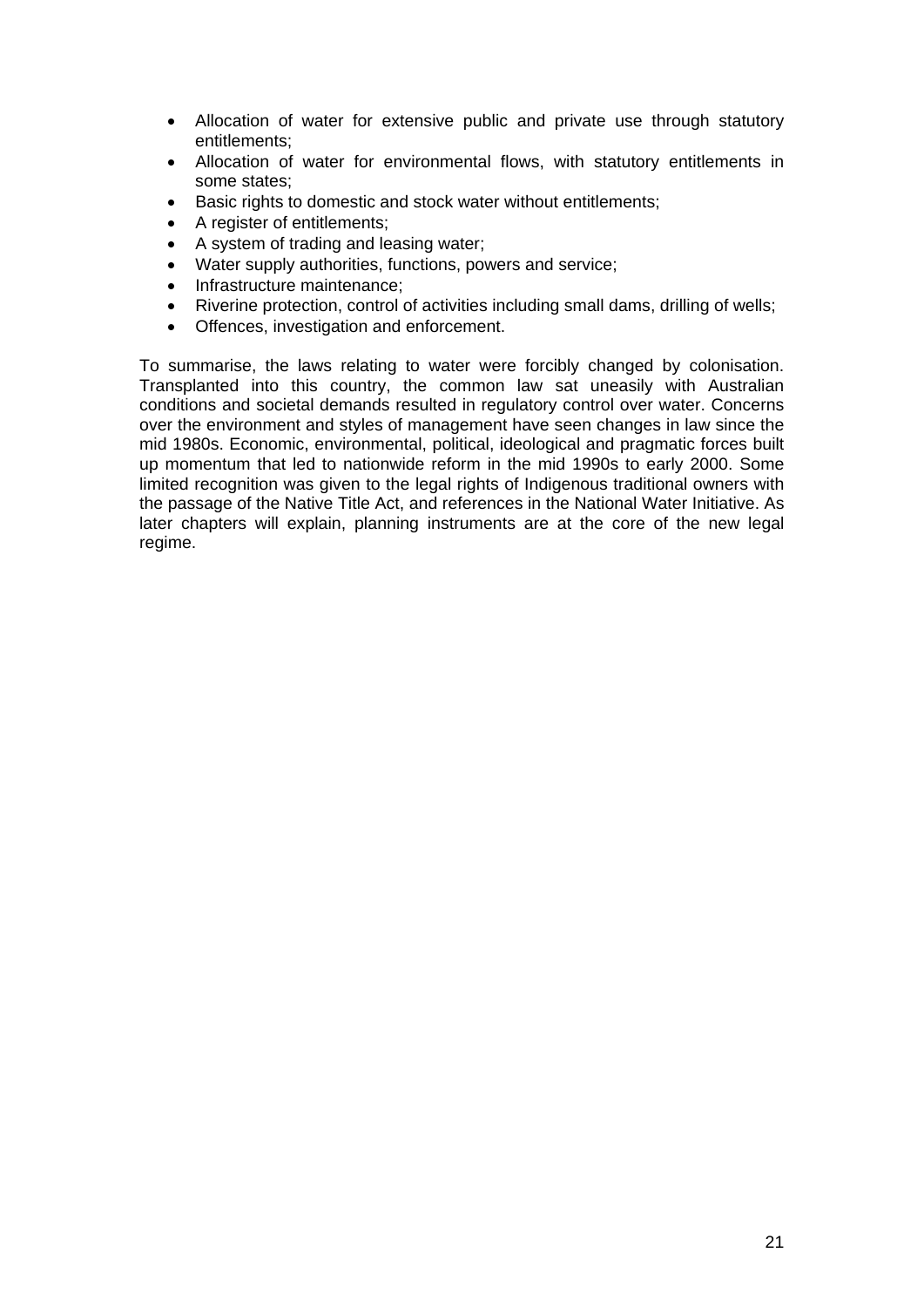- Allocation of water for extensive public and private use through statutory entitlements;
- Allocation of water for environmental flows, with statutory entitlements in some states;
- Basic rights to domestic and stock water without entitlements;
- A register of entitlements;
- A system of trading and leasing water;
- Water supply authorities, functions, powers and service;
- Infrastructure maintenance;
- Riverine protection, control of activities including small dams, drilling of wells;
- Offences, investigation and enforcement.

To summarise, the laws relating to water were forcibly changed by colonisation. Transplanted into this country, the common law sat uneasily with Australian conditions and societal demands resulted in regulatory control over water. Concerns over the environment and styles of management have seen changes in law since the mid 1980s. Economic, environmental, political, ideological and pragmatic forces built up momentum that led to nationwide reform in the mid 1990s to early 2000. Some limited recognition was given to the legal rights of Indigenous traditional owners with the passage of the Native Title Act, and references in the National Water Initiative. As later chapters will explain, planning instruments are at the core of the new legal regime.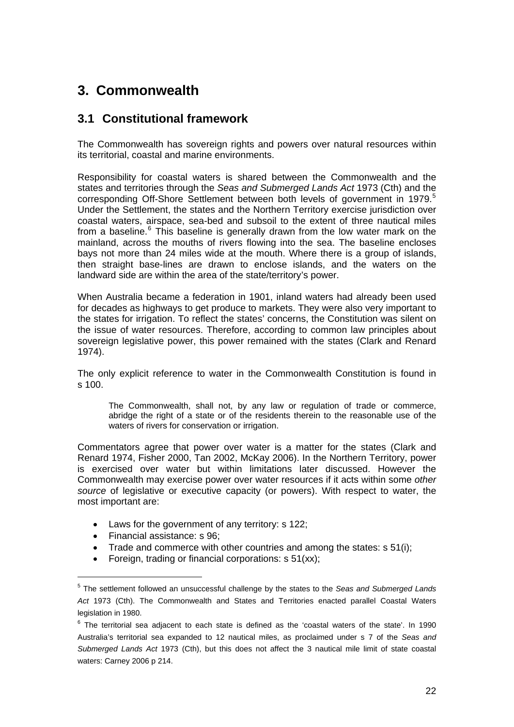# 3. Commonwealth

## 3.1 Constitutional framework

The Commonwealth has sovereign rights and powers over natural resources within its territorial, coastal and marine environments.

Responsibility for coastal waters is shared between the Commonwealth and the states and territories through the *Seas and Submerged Lands Act* 1973 (Cth) and the corresponding Off-Shore Settlement between both levels of government in 1979.[5] Under the Settlement, the states and the Northern Territory exercise jurisdiction over coastal waters, airspace, sea-bed and subsoil to the extent of three nautical miles from a baseline.[6] This baseline is generally drawn from the low water mark on the mainland, across the mouths of rivers flowing into the sea. The baseline encloses bays not more than 24 miles wide at the mouth. Where there is a group of islands, then straight base-lines are drawn to enclose islands, and the waters on the landward side are within the area of the state/territory's power.

When Australia became a federation in 1901, inland waters had already been used for decades as highways to get produce to markets. They were also very important to the states for irrigation. To reflect the states' concerns, the Constitution was silent on the issue of water resources. Therefore, according to common law principles about sovereign legislative power, this power remained with the states (Clark and Renard 1974).

The only explicit reference to water in the Commonwealth Constitution is found in s 100.

> The Commonwealth, shall not, by any law or regulation of trade or commerce, abridge the right of a state or of the residents therein to the reasonable use of the waters of rivers for conservation or irrigation.

Commentators agree that power over water is a matter for the states (Clark and Renard 1974, Fisher 2000, Tan 2002, McKay 2006). In the Northern Territory, power is exercised over water but within limitations later discussed. However the Commonwealth may exercise power over water resources if it acts within some *other source* of legislative or executive capacity (or powers). With respect to water, the most important are:

- Laws for the government of any territory: s 122;
- Financial assistance: s 96;
- Trade and commerce with other countries and among the states: s 51(i);
- Foreign, trading or financial corporations: s 51(xx);

---

[5] The settlement followed an unsuccessful challenge by the states to the *Seas and Submerged Lands Act* 1973 (Cth). The Commonwealth and States and Territories enacted parallel Coastal Waters legislation in 1980.

[6] The territorial sea adjacent to each state is defined as the 'coastal waters of the state'. In 1990 Australia's territorial sea expanded to 12 nautical miles, as proclaimed under s 7 of the *Seas and Submerged Lands Act* 1973 (Cth), but this does not affect the 3 nautical mile limit of state coastal waters: Carney 2006 p 214.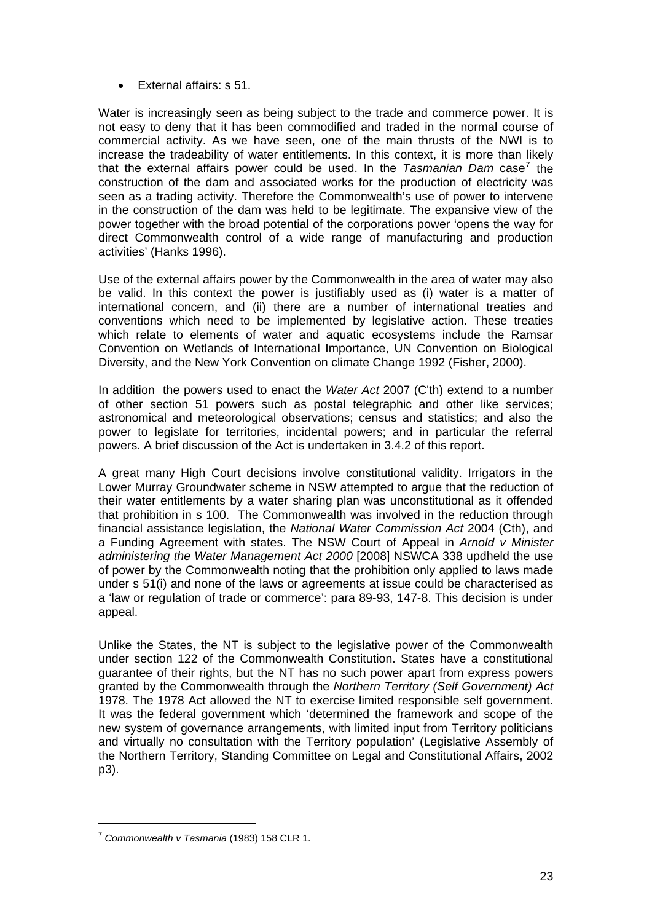- External affairs: s 51.

Water is increasingly seen as being subject to the trade and commerce power. It is not easy to deny that it has been commodified and traded in the normal course of commercial activity. As we have seen, one of the main thrusts of the NWI is to increase the tradeability of water entitlements. In this context, it is more than likely that the external affairs power could be used. In the *Tasmanian Dam* case[7] the construction of the dam and associated works for the production of electricity was seen as a trading activity. Therefore the Commonwealth's use of power to intervene in the construction of the dam was held to be legitimate. The expansive view of the power together with the broad potential of the corporations power 'opens the way for direct Commonwealth control of a wide range of manufacturing and production activities' (Hanks 1996).

Use of the external affairs power by the Commonwealth in the area of water may also be valid. In this context the power is justifiably used as (i) water is a matter of international concern, and (ii) there are a number of international treaties and conventions which need to be implemented by legislative action. These treaties which relate to elements of water and aquatic ecosystems include the Ramsar Convention on Wetlands of International Importance, UN Convention on Biological Diversity, and the New York Convention on climate Change 1992 (Fisher, 2000).

In addition the powers used to enact the *Water Act* 2007 (C'th) extend to a number of other section 51 powers such as postal telegraphic and other like services; astronomical and meteorological observations; census and statistics; and also the power to legislate for territories, incidental powers; and in particular the referral powers. A brief discussion of the Act is undertaken in 3.4.2 of this report.

A great many High Court decisions involve constitutional validity. Irrigators in the Lower Murray Groundwater scheme in NSW attempted to argue that the reduction of their water entitlements by a water sharing plan was unconstitutional as it offended that prohibition in s 100. The Commonwealth was involved in the reduction through financial assistance legislation, the *National Water Commission Act* 2004 (Cth), and a Funding Agreement with states. The NSW Court of Appeal in *Arnold v Minister administering the Water Management Act 2000* [2008] NSWCA 338 updheld the use of power by the Commonwealth noting that the prohibition only applied to laws made under s 51(i) and none of the laws or agreements at issue could be characterised as a 'law or regulation of trade or commerce': para 89-93, 147-8. This decision is under appeal.

Unlike the States, the NT is subject to the legislative power of the Commonwealth under section 122 of the Commonwealth Constitution. States have a constitutional guarantee of their rights, but the NT has no such power apart from express powers granted by the Commonwealth through the *Northern Territory (Self Government) Act* 1978. The 1978 Act allowed the NT to exercise limited responsible self government. It was the federal government which 'determined the framework and scope of the new system of governance arrangements, with limited input from Territory politicians and virtually no consultation with the Territory population' (Legislative Assembly of the Northern Territory, Standing Committee on Legal and Constitutional Affairs, 2002 p3).

---

[7] *Commonwealth v Tasmania* (1983) 158 CLR 1.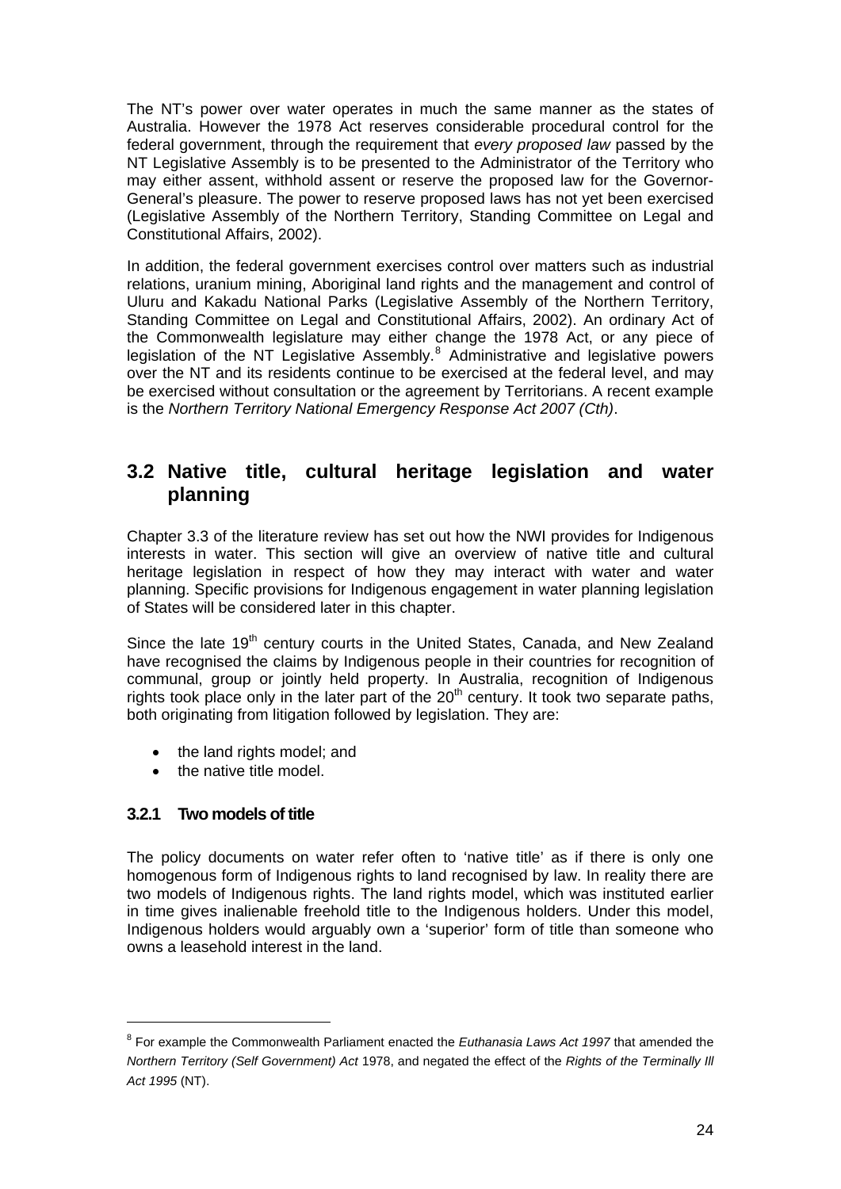The NT's power over water operates in much the same manner as the states of Australia. However the 1978 Act reserves considerable procedural control for the federal government, through the requirement that *every proposed law* passed by the NT Legislative Assembly is to be presented to the Administrator of the Territory who may either assent, withhold assent or reserve the proposed law for the Governor-General's pleasure. The power to reserve proposed laws has not yet been exercised (Legislative Assembly of the Northern Territory, Standing Committee on Legal and Constitutional Affairs, 2002).

In addition, the federal government exercises control over matters such as industrial relations, uranium mining, Aboriginal land rights and the management and control of Uluru and Kakadu National Parks (Legislative Assembly of the Northern Territory, Standing Committee on Legal and Constitutional Affairs, 2002). An ordinary Act of the Commonwealth legislature may either change the 1978 Act, or any piece of legislation of the NT Legislative Assembly.[8] Administrative and legislative powers over the NT and its residents continue to be exercised at the federal level, and may be exercised without consultation or the agreement by Territorians. A recent example is the *Northern Territory National Emergency Response Act 2007 (Cth)*.

## 3.2 Native title, cultural heritage legislation and water planning

Chapter 3.3 of the literature review has set out how the NWI provides for Indigenous interests in water. This section will give an overview of native title and cultural heritage legislation in respect of how they may interact with water and water planning. Specific provisions for Indigenous engagement in water planning legislation of States will be considered later in this chapter.

Since the late 19th century courts in the United States, Canada, and New Zealand have recognised the claims by Indigenous people in their countries for recognition of communal, group or jointly held property. In Australia, recognition of Indigenous rights took place only in the later part of the 20th century. It took two separate paths, both originating from litigation followed by legislation. They are:

- the land rights model; and
- the native title model.

### 3.2.1 Two models of title

The policy documents on water refer often to 'native title' as if there is only one homogenous form of Indigenous rights to land recognised by law. In reality there are two models of Indigenous rights. The land rights model, which was instituted earlier in time gives inalienable freehold title to the Indigenous holders. Under this model, Indigenous holders would arguably own a 'superior' form of title than someone who owns a leasehold interest in the land.

---

[8] For example the Commonwealth Parliament enacted the *Euthanasia Laws Act 1997* that amended the *Northern Territory (Self Government) Act* 1978, and negated the effect of the *Rights of the Terminally Ill Act 1995* (NT).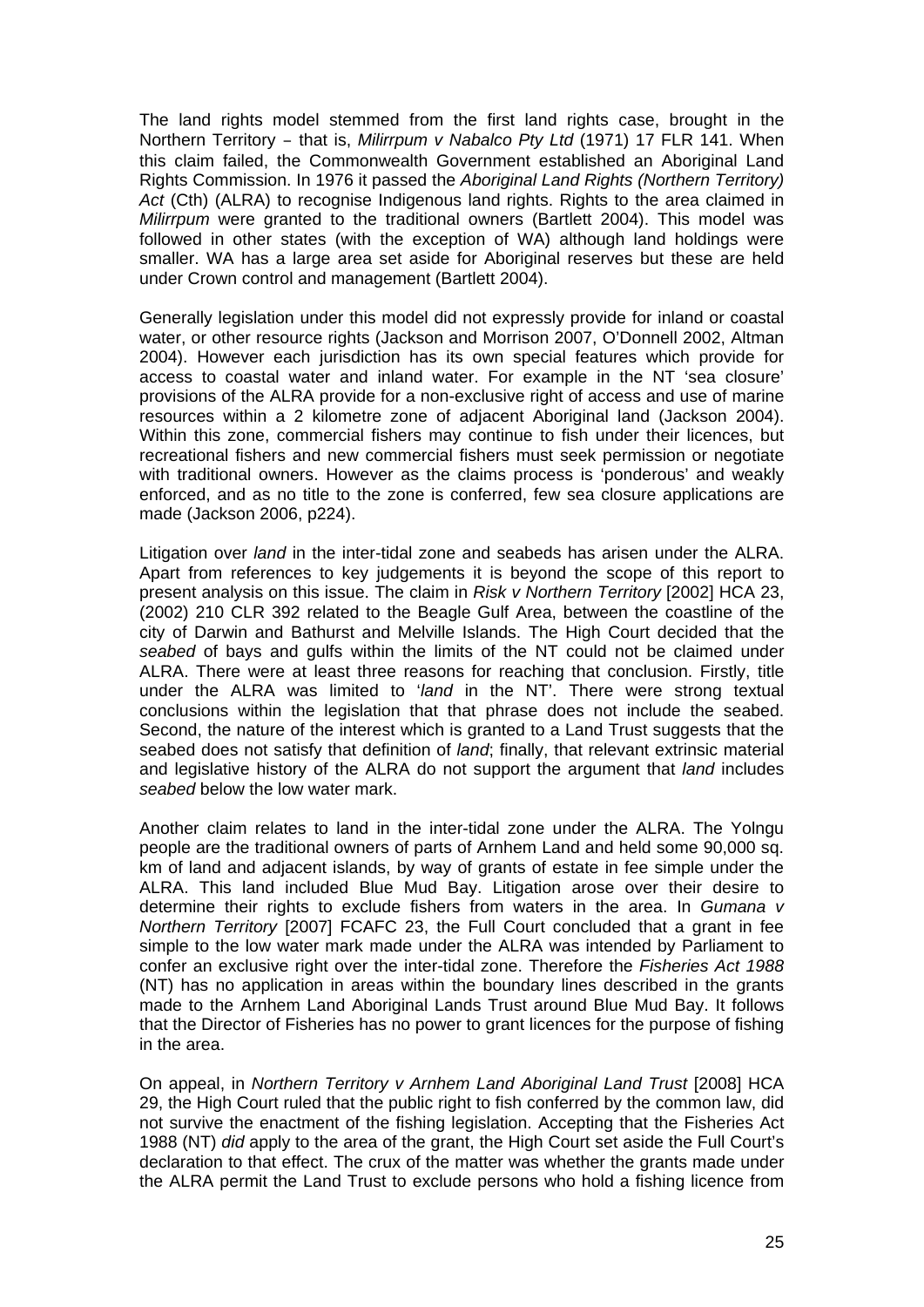The land rights model stemmed from the first land rights case, brought in the Northern Territory – that is, *Milirrpum v Nabalco Pty Ltd* (1971) 17 FLR 141. When this claim failed, the Commonwealth Government established an Aboriginal Land Rights Commission. In 1976 it passed the *Aboriginal Land Rights (Northern Territory) Act* (Cth) (ALRA) to recognise Indigenous land rights. Rights to the area claimed in *Milirrpum* were granted to the traditional owners (Bartlett 2004). This model was followed in other states (with the exception of WA) although land holdings were smaller. WA has a large area set aside for Aboriginal reserves but these are held under Crown control and management (Bartlett 2004).

Generally legislation under this model did not expressly provide for inland or coastal water, or other resource rights (Jackson and Morrison 2007, O'Donnell 2002, Altman 2004). However each jurisdiction has its own special features which provide for access to coastal water and inland water. For example in the NT 'sea closure' provisions of the ALRA provide for a non-exclusive right of access and use of marine resources within a 2 kilometre zone of adjacent Aboriginal land (Jackson 2004). Within this zone, commercial fishers may continue to fish under their licences, but recreational fishers and new commercial fishers must seek permission or negotiate with traditional owners. However as the claims process is 'ponderous' and weakly enforced, and as no title to the zone is conferred, few sea closure applications are made (Jackson 2006, p224).

Litigation over *land* in the inter-tidal zone and seabeds has arisen under the ALRA. Apart from references to key judgements it is beyond the scope of this report to present analysis on this issue. The claim in *Risk v Northern Territory* [2002] HCA 23, (2002) 210 CLR 392 related to the Beagle Gulf Area, between the coastline of the city of Darwin and Bathurst and Melville Islands. The High Court decided that the *seabed* of bays and gulfs within the limits of the NT could not be claimed under ALRA. There were at least three reasons for reaching that conclusion. Firstly, title under the ALRA was limited to '*land* in the NT'. There were strong textual conclusions within the legislation that that phrase does not include the seabed. Second, the nature of the interest which is granted to a Land Trust suggests that the seabed does not satisfy that definition of *land*; finally, that relevant extrinsic material and legislative history of the ALRA do not support the argument that *land* includes *seabed* below the low water mark.

Another claim relates to land in the inter-tidal zone under the ALRA. The Yolngu people are the traditional owners of parts of Arnhem Land and held some 90,000 sq. km of land and adjacent islands, by way of grants of estate in fee simple under the ALRA. This land included Blue Mud Bay. Litigation arose over their desire to determine their rights to exclude fishers from waters in the area. In *Gumana v Northern Territory* [2007] FCAFC 23, the Full Court concluded that a grant in fee simple to the low water mark made under the ALRA was intended by Parliament to confer an exclusive right over the inter-tidal zone. Therefore the *Fisheries Act 1988* (NT) has no application in areas within the boundary lines described in the grants made to the Arnhem Land Aboriginal Lands Trust around Blue Mud Bay. It follows that the Director of Fisheries has no power to grant licences for the purpose of fishing in the area.

On appeal, in *Northern Territory v Arnhem Land Aboriginal Land Trust* [2008] HCA 29, the High Court ruled that the public right to fish conferred by the common law, did not survive the enactment of the fishing legislation. Accepting that the Fisheries Act 1988 (NT) *did* apply to the area of the grant, the High Court set aside the Full Court's declaration to that effect. The crux of the matter was whether the grants made under the ALRA permit the Land Trust to exclude persons who hold a fishing licence from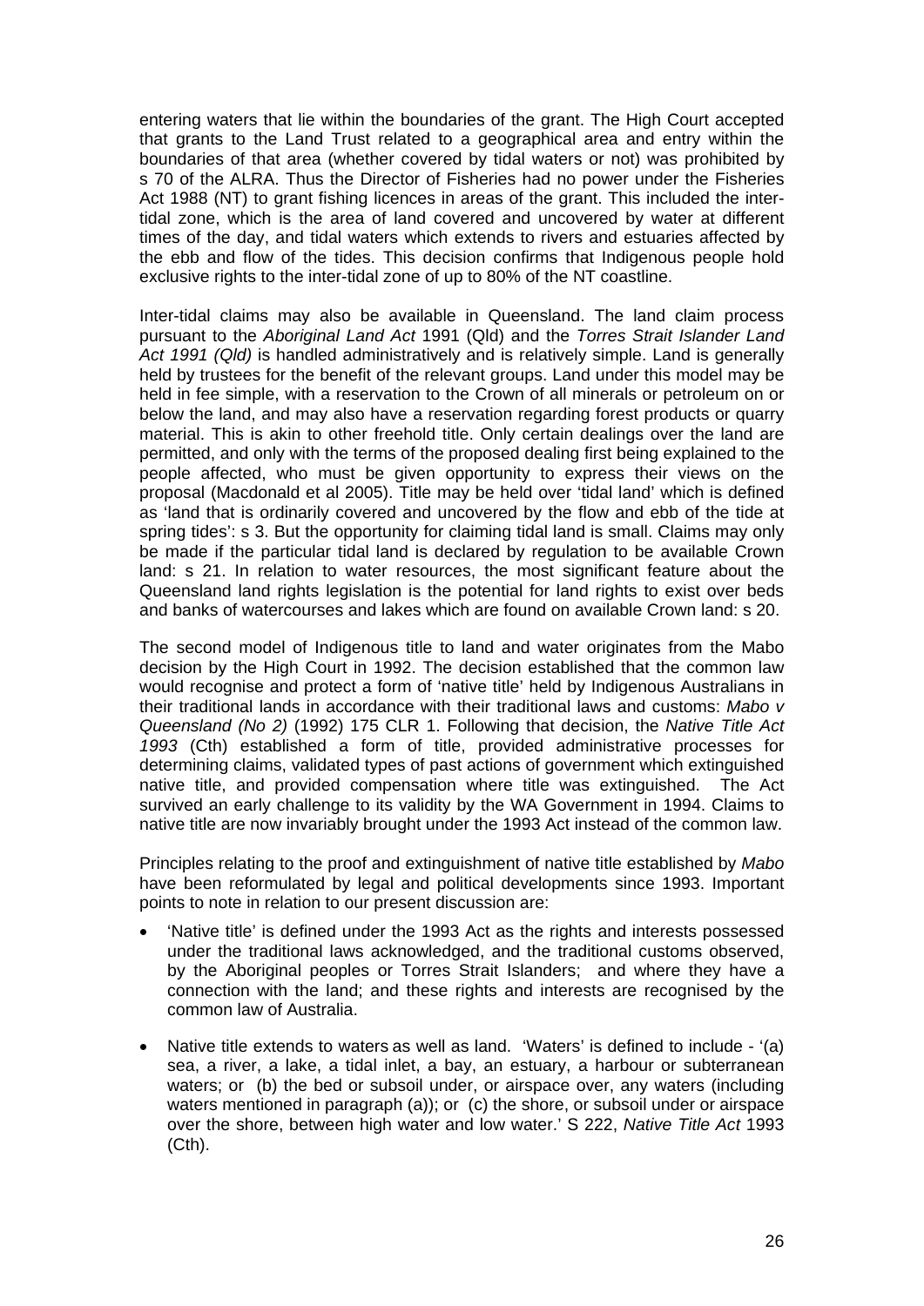entering waters that lie within the boundaries of the grant. The High Court accepted that grants to the Land Trust related to a geographical area and entry within the boundaries of that area (whether covered by tidal waters or not) was prohibited by s 70 of the ALRA. Thus the Director of Fisheries had no power under the Fisheries Act 1988 (NT) to grant fishing licences in areas of the grant. This included the inter-tidal zone, which is the area of land covered and uncovered by water at different times of the day, and tidal waters which extends to rivers and estuaries affected by the ebb and flow of the tides. This decision confirms that Indigenous people hold exclusive rights to the inter-tidal zone of up to 80% of the NT coastline.

Inter-tidal claims may also be available in Queensland. The land claim process pursuant to the *Aboriginal Land Act* 1991 (Qld) and the *Torres Strait Islander Land Act 1991 (Qld)* is handled administratively and is relatively simple. Land is generally held by trustees for the benefit of the relevant groups. Land under this model may be held in fee simple, with a reservation to the Crown of all minerals or petroleum on or below the land, and may also have a reservation regarding forest products or quarry material. This is akin to other freehold title. Only certain dealings over the land are permitted, and only with the terms of the proposed dealing first being explained to the people affected, who must be given opportunity to express their views on the proposal (Macdonald et al 2005). Title may be held over 'tidal land' which is defined as 'land that is ordinarily covered and uncovered by the flow and ebb of the tide at spring tides': s 3. But the opportunity for claiming tidal land is small. Claims may only be made if the particular tidal land is declared by regulation to be available Crown land: s 21. In relation to water resources, the most significant feature about the Queensland land rights legislation is the potential for land rights to exist over beds and banks of watercourses and lakes which are found on available Crown land: s 20.

The second model of Indigenous title to land and water originates from the Mabo decision by the High Court in 1992. The decision established that the common law would recognise and protect a form of 'native title' held by Indigenous Australians in their traditional lands in accordance with their traditional laws and customs: *Mabo v Queensland (No 2)* (1992) 175 CLR 1. Following that decision, the *Native Title Act 1993* (Cth) established a form of title, provided administrative processes for determining claims, validated types of past actions of government which extinguished native title, and provided compensation where title was extinguished. The Act survived an early challenge to its validity by the WA Government in 1994. Claims to native title are now invariably brought under the 1993 Act instead of the common law.

Principles relating to the proof and extinguishment of native title established by *Mabo* have been reformulated by legal and political developments since 1993. Important points to note in relation to our present discussion are:

- 'Native title' is defined under the 1993 Act as the rights and interests possessed under the traditional laws acknowledged, and the traditional customs observed, by the Aboriginal peoples or Torres Strait Islanders; and where they have a connection with the land; and these rights and interests are recognised by the common law of Australia.

- Native title extends to waters as well as land. 'Waters' is defined to include - '(a) sea, a river, a lake, a tidal inlet, a bay, an estuary, a harbour or subterranean waters; or (b) the bed or subsoil under, or airspace over, any waters (including waters mentioned in paragraph (a)); or (c) the shore, or subsoil under or airspace over the shore, between high water and low water.' S 222, *Native Title Act* 1993 (Cth).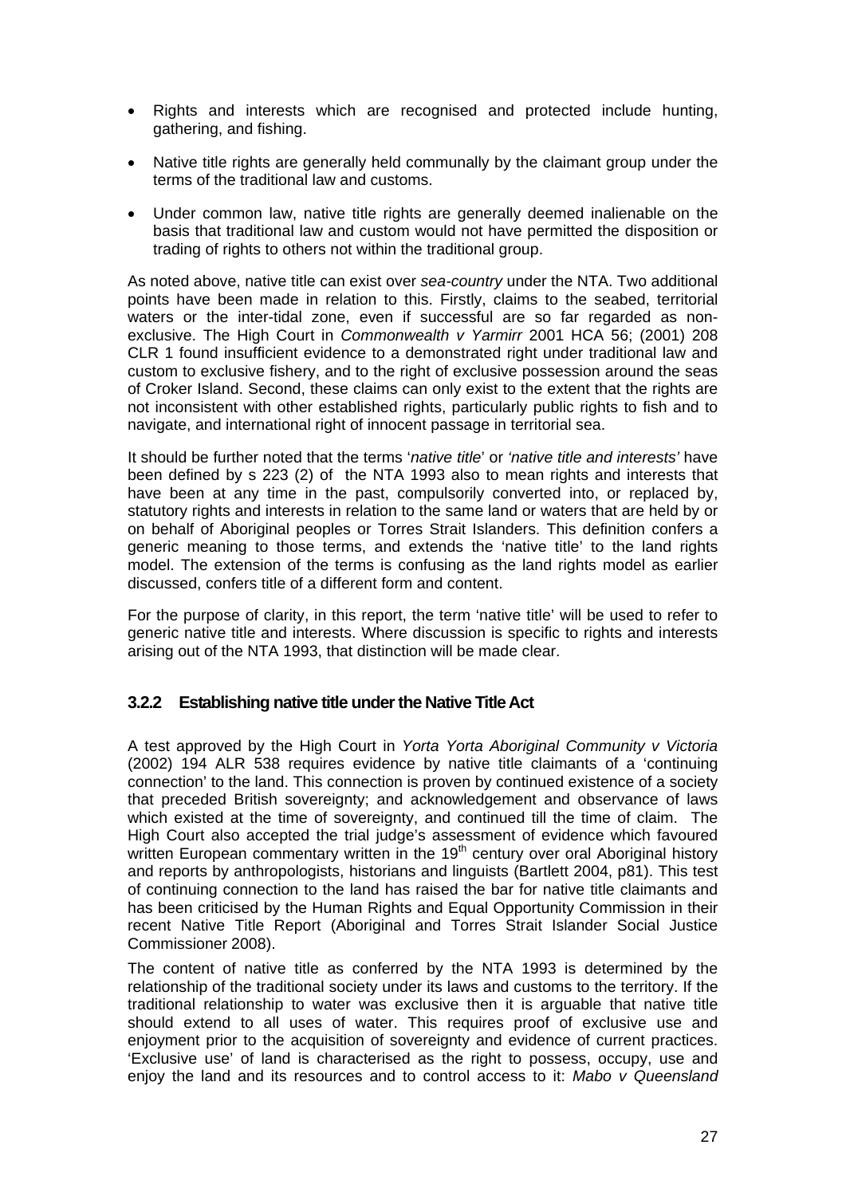- Rights and interests which are recognised and protected include hunting, gathering, and fishing.
- Native title rights are generally held communally by the claimant group under the terms of the traditional law and customs.
- Under common law, native title rights are generally deemed inalienable on the basis that traditional law and custom would not have permitted the disposition or trading of rights to others not within the traditional group.

As noted above, native title can exist over *sea-country* under the NTA. Two additional points have been made in relation to this. Firstly, claims to the seabed, territorial waters or the inter-tidal zone, even if successful are so far regarded as non-exclusive. The High Court in *Commonwealth v Yarmirr* 2001 HCA 56; (2001) 208 CLR 1 found insufficient evidence to a demonstrated right under traditional law and custom to exclusive fishery, and to the right of exclusive possession around the seas of Croker Island. Second, these claims can only exist to the extent that the rights are not inconsistent with other established rights, particularly public rights to fish and to navigate, and international right of innocent passage in territorial sea.

It should be further noted that the terms '*native title*' or *'native title and interests'* have been defined by s 223 (2) of the NTA 1993 also to mean rights and interests that have been at any time in the past, compulsorily converted into, or replaced by, statutory rights and interests in relation to the same land or waters that are held by or on behalf of Aboriginal peoples or Torres Strait Islanders. This definition confers a generic meaning to those terms, and extends the 'native title' to the land rights model. The extension of the terms is confusing as the land rights model as earlier discussed, confers title of a different form and content.

For the purpose of clarity, in this report, the term 'native title' will be used to refer to generic native title and interests. Where discussion is specific to rights and interests arising out of the NTA 1993, that distinction will be made clear.

### 3.2.2 Establishing native title under the Native Title Act

A test approved by the High Court in *Yorta Yorta Aboriginal Community v Victoria* (2002) 194 ALR 538 requires evidence by native title claimants of a 'continuing connection' to the land. This connection is proven by continued existence of a society that preceded British sovereignty; and acknowledgement and observance of laws which existed at the time of sovereignty, and continued till the time of claim. The High Court also accepted the trial judge's assessment of evidence which favoured written European commentary written in the 19th century over oral Aboriginal history and reports by anthropologists, historians and linguists (Bartlett 2004, p81). This test of continuing connection to the land has raised the bar for native title claimants and has been criticised by the Human Rights and Equal Opportunity Commission in their recent Native Title Report (Aboriginal and Torres Strait Islander Social Justice Commissioner 2008).

The content of native title as conferred by the NTA 1993 is determined by the relationship of the traditional society under its laws and customs to the territory. If the traditional relationship to water was exclusive then it is arguable that native title should extend to all uses of water. This requires proof of exclusive use and enjoyment prior to the acquisition of sovereignty and evidence of current practices. 'Exclusive use' of land is characterised as the right to possess, occupy, use and enjoy the land and its resources and to control access to it: *Mabo v Queensland*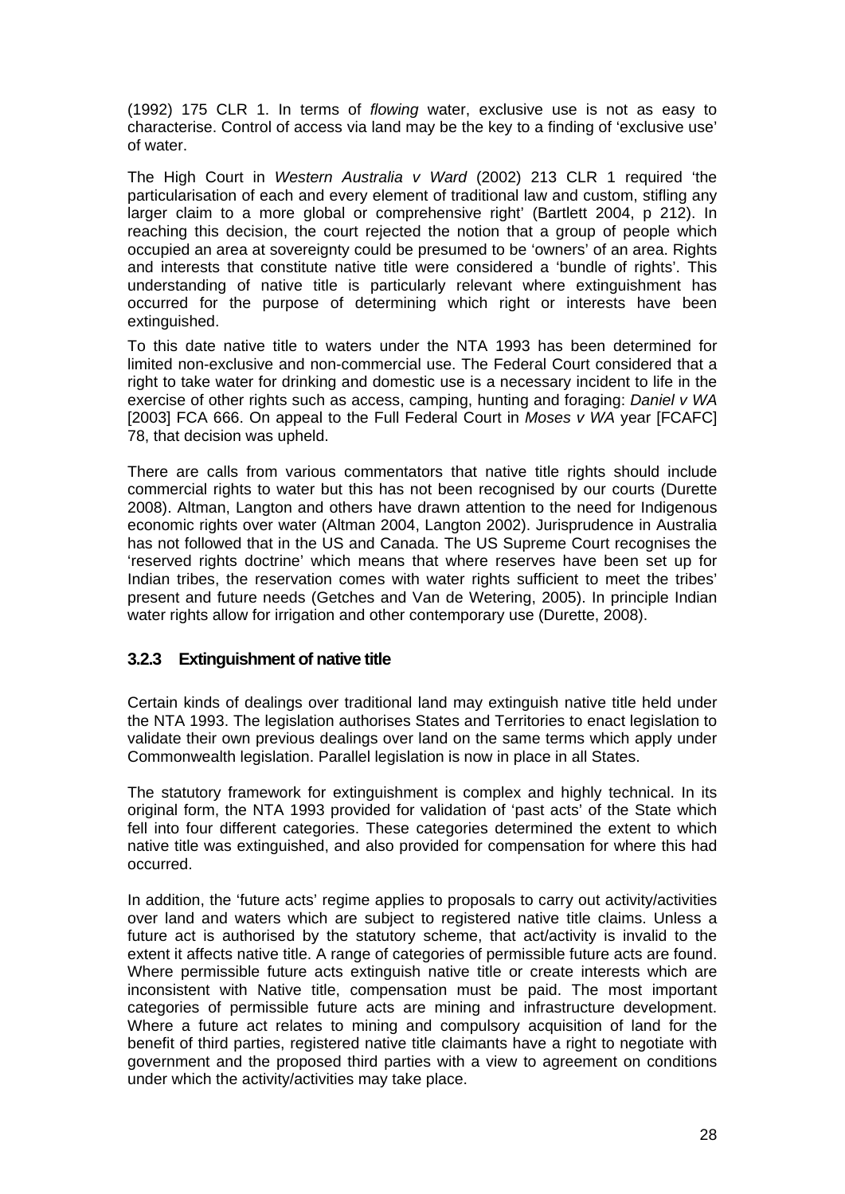(1992) 175 CLR 1. In terms of *flowing* water, exclusive use is not as easy to characterise. Control of access via land may be the key to a finding of 'exclusive use' of water.

The High Court in *Western Australia v Ward* (2002) 213 CLR 1 required 'the particularisation of each and every element of traditional law and custom, stifling any larger claim to a more global or comprehensive right' (Bartlett 2004, p 212). In reaching this decision, the court rejected the notion that a group of people which occupied an area at sovereignty could be presumed to be 'owners' of an area. Rights and interests that constitute native title were considered a 'bundle of rights'. This understanding of native title is particularly relevant where extinguishment has occurred for the purpose of determining which right or interests have been extinguished.

To this date native title to waters under the NTA 1993 has been determined for limited non-exclusive and non-commercial use. The Federal Court considered that a right to take water for drinking and domestic use is a necessary incident to life in the exercise of other rights such as access, camping, hunting and foraging: *Daniel v WA* [2003] FCA 666. On appeal to the Full Federal Court in *Moses v WA* year [FCAFC] 78, that decision was upheld.

There are calls from various commentators that native title rights should include commercial rights to water but this has not been recognised by our courts (Durette 2008). Altman, Langton and others have drawn attention to the need for Indigenous economic rights over water (Altman 2004, Langton 2002). Jurisprudence in Australia has not followed that in the US and Canada. The US Supreme Court recognises the 'reserved rights doctrine' which means that where reserves have been set up for Indian tribes, the reservation comes with water rights sufficient to meet the tribes' present and future needs (Getches and Van de Wetering, 2005). In principle Indian water rights allow for irrigation and other contemporary use (Durette, 2008).

### 3.2.3 Extinguishment of native title

Certain kinds of dealings over traditional land may extinguish native title held under the NTA 1993. The legislation authorises States and Territories to enact legislation to validate their own previous dealings over land on the same terms which apply under Commonwealth legislation. Parallel legislation is now in place in all States.

The statutory framework for extinguishment is complex and highly technical. In its original form, the NTA 1993 provided for validation of 'past acts' of the State which fell into four different categories. These categories determined the extent to which native title was extinguished, and also provided for compensation for where this had occurred.

In addition, the 'future acts' regime applies to proposals to carry out activity/activities over land and waters which are subject to registered native title claims. Unless a future act is authorised by the statutory scheme, that act/activity is invalid to the extent it affects native title. A range of categories of permissible future acts are found. Where permissible future acts extinguish native title or create interests which are inconsistent with Native title, compensation must be paid. The most important categories of permissible future acts are mining and infrastructure development. Where a future act relates to mining and compulsory acquisition of land for the benefit of third parties, registered native title claimants have a right to negotiate with government and the proposed third parties with a view to agreement on conditions under which the activity/activities may take place.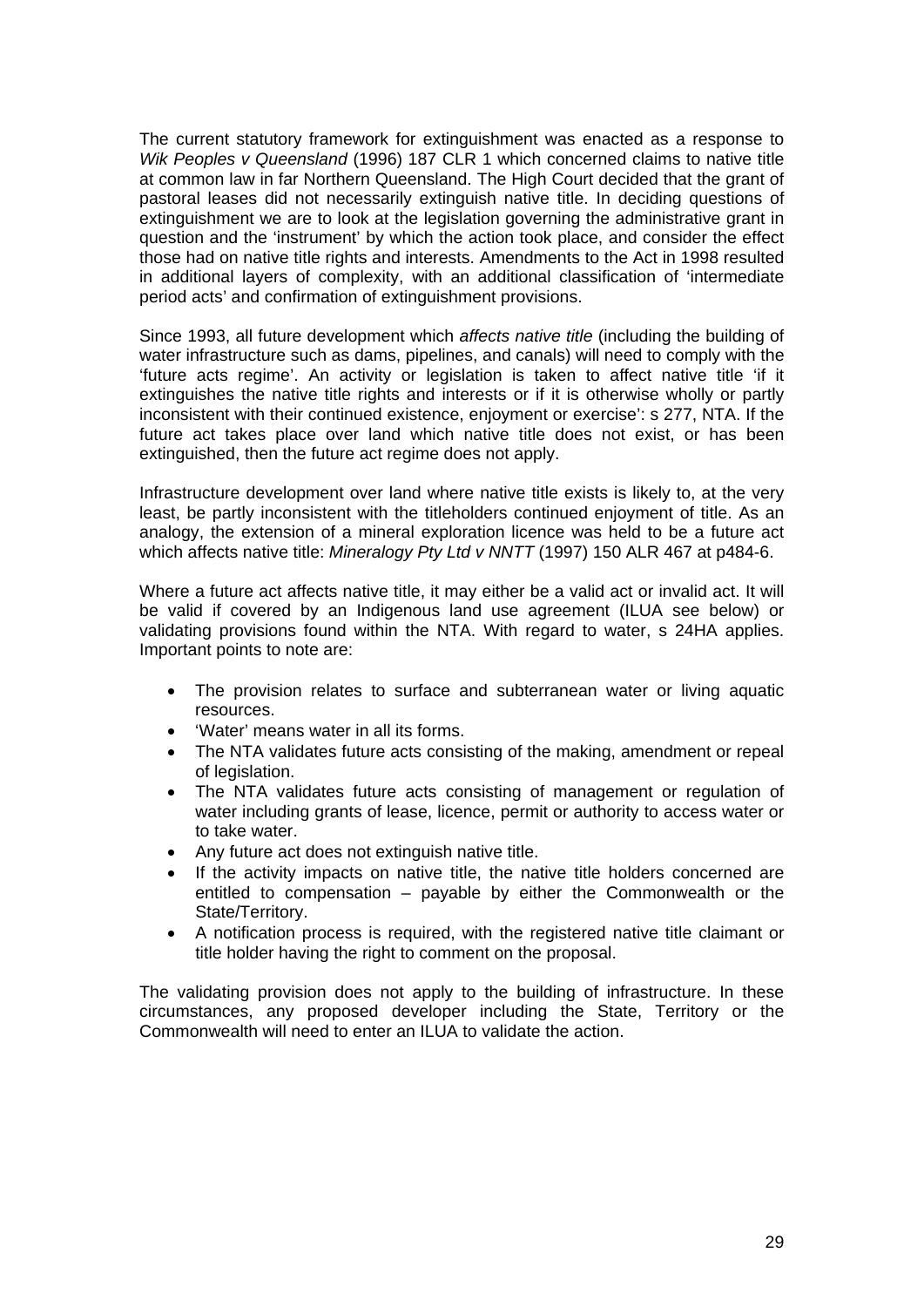The current statutory framework for extinguishment was enacted as a response to *Wik Peoples v Queensland* (1996) 187 CLR 1 which concerned claims to native title at common law in far Northern Queensland. The High Court decided that the grant of pastoral leases did not necessarily extinguish native title. In deciding questions of extinguishment we are to look at the legislation governing the administrative grant in question and the 'instrument' by which the action took place, and consider the effect those had on native title rights and interests. Amendments to the Act in 1998 resulted in additional layers of complexity, with an additional classification of 'intermediate period acts' and confirmation of extinguishment provisions.

Since 1993, all future development which *affects native title* (including the building of water infrastructure such as dams, pipelines, and canals) will need to comply with the 'future acts regime'. An activity or legislation is taken to affect native title 'if it extinguishes the native title rights and interests or if it is otherwise wholly or partly inconsistent with their continued existence, enjoyment or exercise': s 277, NTA. If the future act takes place over land which native title does not exist, or has been extinguished, then the future act regime does not apply.

Infrastructure development over land where native title exists is likely to, at the very least, be partly inconsistent with the titleholders continued enjoyment of title. As an analogy, the extension of a mineral exploration licence was held to be a future act which affects native title: *Mineralogy Pty Ltd v NNTT* (1997) 150 ALR 467 at p484-6.

Where a future act affects native title, it may either be a valid act or invalid act. It will be valid if covered by an Indigenous land use agreement (ILUA see below) or validating provisions found within the NTA. With regard to water, s 24HA applies. Important points to note are:

- The provision relates to surface and subterranean water or living aquatic resources.
- 'Water' means water in all its forms.
- The NTA validates future acts consisting of the making, amendment or repeal of legislation.
- The NTA validates future acts consisting of management or regulation of water including grants of lease, licence, permit or authority to access water or to take water.
- Any future act does not extinguish native title.
- If the activity impacts on native title, the native title holders concerned are entitled to compensation – payable by either the Commonwealth or the State/Territory.
- A notification process is required, with the registered native title claimant or title holder having the right to comment on the proposal.

The validating provision does not apply to the building of infrastructure. In these circumstances, any proposed developer including the State, Territory or the Commonwealth will need to enter an ILUA to validate the action.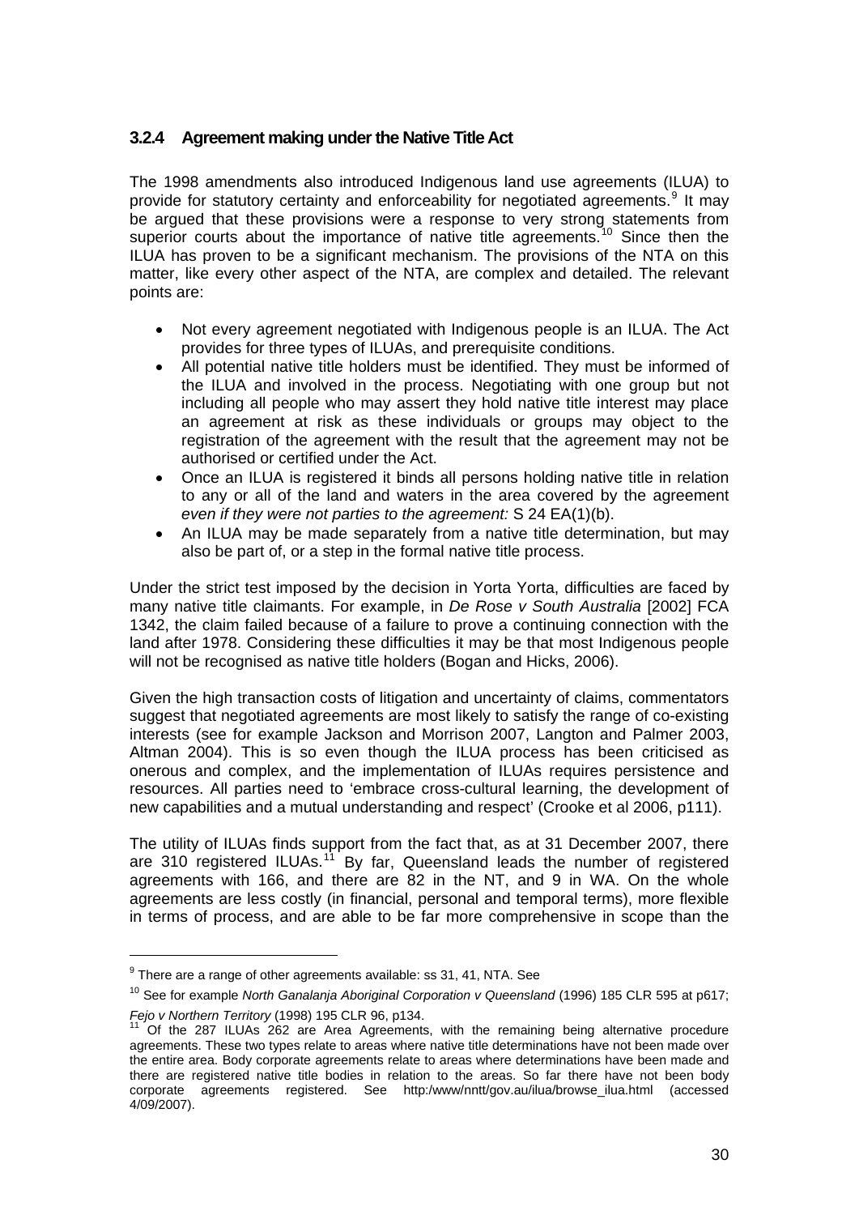### 3.2.4 Agreement making under the Native Title Act

The 1998 amendments also introduced Indigenous land use agreements (ILUA) to provide for statutory certainty and enforceability for negotiated agreements.[9] It may be argued that these provisions were a response to very strong statements from superior courts about the importance of native title agreements.[10] Since then the ILUA has proven to be a significant mechanism. The provisions of the NTA on this matter, like every other aspect of the NTA, are complex and detailed. The relevant points are:

- Not every agreement negotiated with Indigenous people is an ILUA. The Act provides for three types of ILUAs, and prerequisite conditions.
- All potential native title holders must be identified. They must be informed of the ILUA and involved in the process. Negotiating with one group but not including all people who may assert they hold native title interest may place an agreement at risk as these individuals or groups may object to the registration of the agreement with the result that the agreement may not be authorised or certified under the Act.
- Once an ILUA is registered it binds all persons holding native title in relation to any or all of the land and waters in the area covered by the agreement *even if they were not parties to the agreement:* S 24 EA(1)(b).
- An ILUA may be made separately from a native title determination, but may also be part of, or a step in the formal native title process.

Under the strict test imposed by the decision in Yorta Yorta, difficulties are faced by many native title claimants. For example, in *De Rose v South Australia* [2002] FCA 1342, the claim failed because of a failure to prove a continuing connection with the land after 1978. Considering these difficulties it may be that most Indigenous people will not be recognised as native title holders (Bogan and Hicks, 2006).

Given the high transaction costs of litigation and uncertainty of claims, commentators suggest that negotiated agreements are most likely to satisfy the range of co-existing interests (see for example Jackson and Morrison 2007, Langton and Palmer 2003, Altman 2004). This is so even though the ILUA process has been criticised as onerous and complex, and the implementation of ILUAs requires persistence and resources. All parties need to 'embrace cross-cultural learning, the development of new capabilities and a mutual understanding and respect' (Crooke et al 2006, p111).

The utility of ILUAs finds support from the fact that, as at 31 December 2007, there are 310 registered ILUAs.[11] By far, Queensland leads the number of registered agreements with 166, and there are 82 in the NT, and 9 in WA. On the whole agreements are less costly (in financial, personal and temporal terms), more flexible in terms of process, and are able to be far more comprehensive in scope than the

---

[9] There are a range of other agreements available: ss 31, 41, NTA. See

[10] See for example *North Ganalanja Aboriginal Corporation v Queensland* (1996) 185 CLR 595 at p617; *Fejo v Northern Territory* (1998) 195 CLR 96, p134.

[11] Of the 287 ILUAs 262 are Area Agreements, with the remaining being alternative procedure agreements. These two types relate to areas where native title determinations have not been made over the entire area. Body corporate agreements relate to areas where determinations have been made and there are registered native title bodies in relation to the areas. So far there have not been body corporate agreements registered. See http:/www/nntt/gov.au/ilua/browse_ilua.html (accessed 4/09/2007).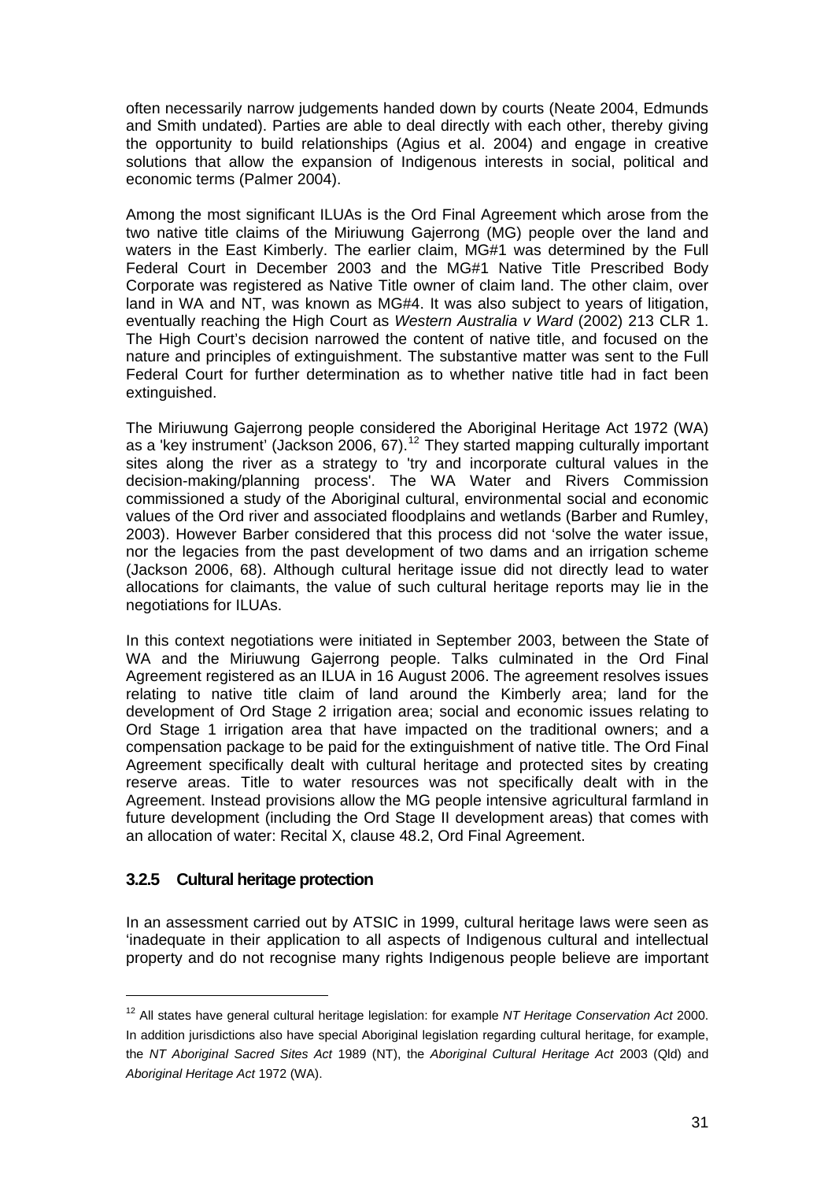often necessarily narrow judgements handed down by courts (Neate 2004, Edmunds and Smith undated). Parties are able to deal directly with each other, thereby giving the opportunity to build relationships (Agius et al. 2004) and engage in creative solutions that allow the expansion of Indigenous interests in social, political and economic terms (Palmer 2004).

Among the most significant ILUAs is the Ord Final Agreement which arose from the two native title claims of the Miriuwung Gajerrong (MG) people over the land and waters in the East Kimberly. The earlier claim, MG#1 was determined by the Full Federal Court in December 2003 and the MG#1 Native Title Prescribed Body Corporate was registered as Native Title owner of claim land. The other claim, over land in WA and NT, was known as MG#4. It was also subject to years of litigation, eventually reaching the High Court as *Western Australia v Ward* (2002) 213 CLR 1. The High Court's decision narrowed the content of native title, and focused on the nature and principles of extinguishment. The substantive matter was sent to the Full Federal Court for further determination as to whether native title had in fact been extinguished.

The Miriuwung Gajerrong people considered the Aboriginal Heritage Act 1972 (WA) as a 'key instrument' (Jackson 2006, 67).[12] They started mapping culturally important sites along the river as a strategy to 'try and incorporate cultural values in the decision-making/planning process'. The WA Water and Rivers Commission commissioned a study of the Aboriginal cultural, environmental social and economic values of the Ord river and associated floodplains and wetlands (Barber and Rumley, 2003). However Barber considered that this process did not 'solve the water issue, nor the legacies from the past development of two dams and an irrigation scheme (Jackson 2006, 68). Although cultural heritage issue did not directly lead to water allocations for claimants, the value of such cultural heritage reports may lie in the negotiations for ILUAs.

In this context negotiations were initiated in September 2003, between the State of WA and the Miriuwung Gajerrong people. Talks culminated in the Ord Final Agreement registered as an ILUA in 16 August 2006. The agreement resolves issues relating to native title claim of land around the Kimberly area; land for the development of Ord Stage 2 irrigation area; social and economic issues relating to Ord Stage 1 irrigation area that have impacted on the traditional owners; and a compensation package to be paid for the extinguishment of native title. The Ord Final Agreement specifically dealt with cultural heritage and protected sites by creating reserve areas. Title to water resources was not specifically dealt with in the Agreement. Instead provisions allow the MG people intensive agricultural farmland in future development (including the Ord Stage II development areas) that comes with an allocation of water: Recital X, clause 48.2, Ord Final Agreement.

### 3.2.5 Cultural heritage protection

In an assessment carried out by ATSIC in 1999, cultural heritage laws were seen as 'inadequate in their application to all aspects of Indigenous cultural and intellectual property and do not recognise many rights Indigenous people believe are important

[12] All states have general cultural heritage legislation: for example *NT Heritage Conservation Act* 2000. In addition jurisdictions also have special Aboriginal legislation regarding cultural heritage, for example, the *NT Aboriginal Sacred Sites Act* 1989 (NT), the *Aboriginal Cultural Heritage Act* 2003 (Qld) and *Aboriginal Heritage Act* 1972 (WA).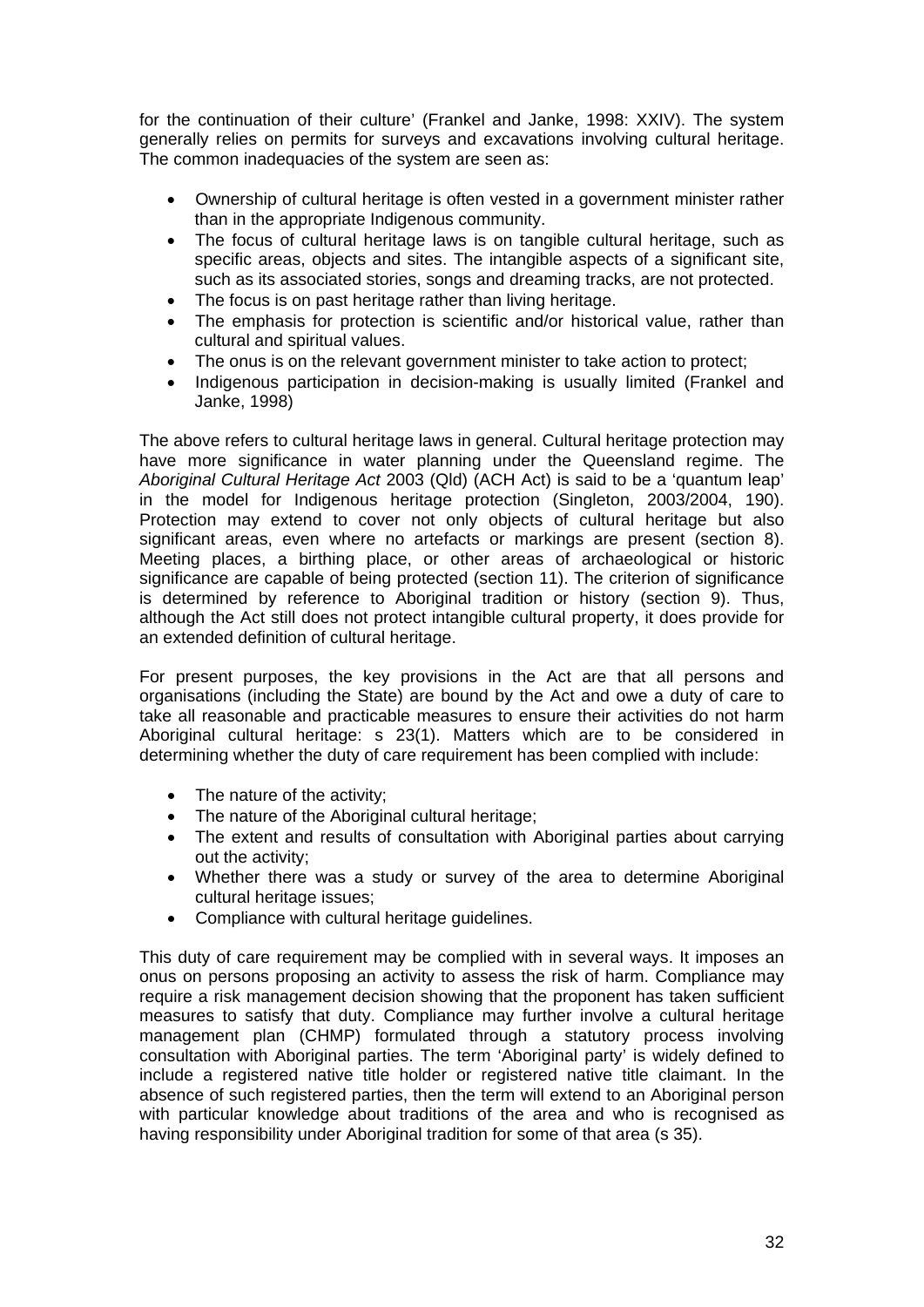for the continuation of their culture' (Frankel and Janke, 1998: XXIV). The system generally relies on permits for surveys and excavations involving cultural heritage. The common inadequacies of the system are seen as:

- Ownership of cultural heritage is often vested in a government minister rather than in the appropriate Indigenous community.
- The focus of cultural heritage laws is on tangible cultural heritage, such as specific areas, objects and sites. The intangible aspects of a significant site, such as its associated stories, songs and dreaming tracks, are not protected.
- The focus is on past heritage rather than living heritage.
- The emphasis for protection is scientific and/or historical value, rather than cultural and spiritual values.
- The onus is on the relevant government minister to take action to protect;
- Indigenous participation in decision-making is usually limited (Frankel and Janke, 1998)

The above refers to cultural heritage laws in general. Cultural heritage protection may have more significance in water planning under the Queensland regime. The *Aboriginal Cultural Heritage Act* 2003 (Qld) (ACH Act) is said to be a 'quantum leap' in the model for Indigenous heritage protection (Singleton, 2003/2004, 190). Protection may extend to cover not only objects of cultural heritage but also significant areas, even where no artefacts or markings are present (section 8). Meeting places, a birthing place, or other areas of archaeological or historic significance are capable of being protected (section 11). The criterion of significance is determined by reference to Aboriginal tradition or history (section 9). Thus, although the Act still does not protect intangible cultural property, it does provide for an extended definition of cultural heritage.

For present purposes, the key provisions in the Act are that all persons and organisations (including the State) are bound by the Act and owe a duty of care to take all reasonable and practicable measures to ensure their activities do not harm Aboriginal cultural heritage: s 23(1). Matters which are to be considered in determining whether the duty of care requirement has been complied with include:

- The nature of the activity;
- The nature of the Aboriginal cultural heritage;
- The extent and results of consultation with Aboriginal parties about carrying out the activity;
- Whether there was a study or survey of the area to determine Aboriginal cultural heritage issues;
- Compliance with cultural heritage guidelines.

This duty of care requirement may be complied with in several ways. It imposes an onus on persons proposing an activity to assess the risk of harm. Compliance may require a risk management decision showing that the proponent has taken sufficient measures to satisfy that duty. Compliance may further involve a cultural heritage management plan (CHMP) formulated through a statutory process involving consultation with Aboriginal parties. The term 'Aboriginal party' is widely defined to include a registered native title holder or registered native title claimant. In the absence of such registered parties, then the term will extend to an Aboriginal person with particular knowledge about traditions of the area and who is recognised as having responsibility under Aboriginal tradition for some of that area (s 35).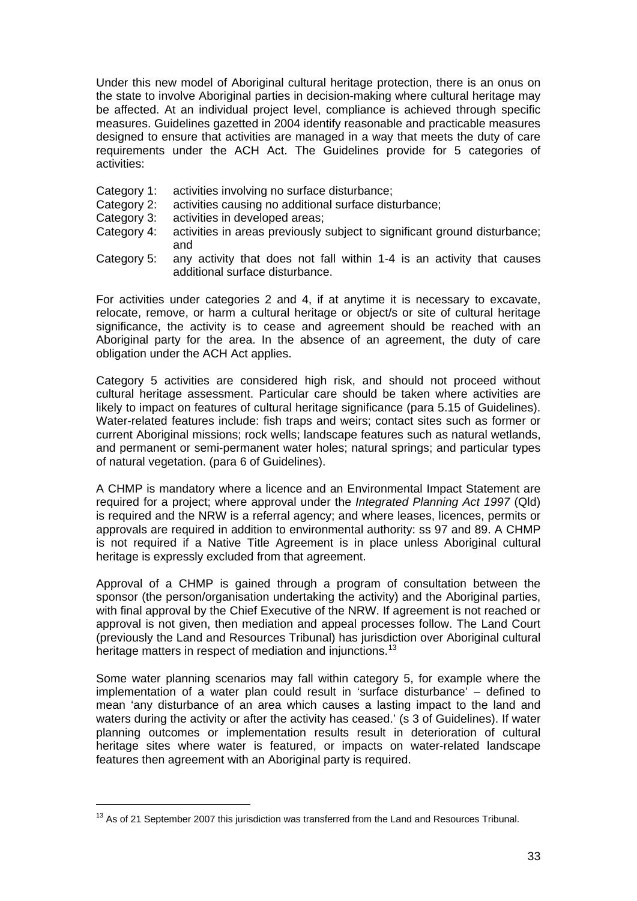Under this new model of Aboriginal cultural heritage protection, there is an onus on the state to involve Aboriginal parties in decision-making where cultural heritage may be affected. At an individual project level, compliance is achieved through specific measures. Guidelines gazetted in 2004 identify reasonable and practicable measures designed to ensure that activities are managed in a way that meets the duty of care requirements under the ACH Act. The Guidelines provide for 5 categories of activities:

- Category 1: activities involving no surface disturbance;
- Category 2: activities causing no additional surface disturbance;
- Category 3: activities in developed areas;
- Category 4: activities in areas previously subject to significant ground disturbance; and
- Category 5: any activity that does not fall within 1-4 is an activity that causes additional surface disturbance.

For activities under categories 2 and 4, if at anytime it is necessary to excavate, relocate, remove, or harm a cultural heritage or object/s or site of cultural heritage significance, the activity is to cease and agreement should be reached with an Aboriginal party for the area. In the absence of an agreement, the duty of care obligation under the ACH Act applies.

Category 5 activities are considered high risk, and should not proceed without cultural heritage assessment. Particular care should be taken where activities are likely to impact on features of cultural heritage significance (para 5.15 of Guidelines). Water-related features include: fish traps and weirs; contact sites such as former or current Aboriginal missions; rock wells; landscape features such as natural wetlands, and permanent or semi-permanent water holes; natural springs; and particular types of natural vegetation. (para 6 of Guidelines).

A CHMP is mandatory where a licence and an Environmental Impact Statement are required for a project; where approval under the *Integrated Planning Act 1997* (Qld) is required and the NRW is a referral agency; and where leases, licences, permits or approvals are required in addition to environmental authority: ss 97 and 89. A CHMP is not required if a Native Title Agreement is in place unless Aboriginal cultural heritage is expressly excluded from that agreement.

Approval of a CHMP is gained through a program of consultation between the sponsor (the person/organisation undertaking the activity) and the Aboriginal parties, with final approval by the Chief Executive of the NRW. If agreement is not reached or approval is not given, then mediation and appeal processes follow. The Land Court (previously the Land and Resources Tribunal) has jurisdiction over Aboriginal cultural heritage matters in respect of mediation and injunctions.[13]

Some water planning scenarios may fall within category 5, for example where the implementation of a water plan could result in 'surface disturbance' – defined to mean 'any disturbance of an area which causes a lasting impact to the land and waters during the activity or after the activity has ceased.' (s 3 of Guidelines). If water planning outcomes or implementation results result in deterioration of cultural heritage sites where water is featured, or impacts on water-related landscape features then agreement with an Aboriginal party is required.

---

[13] As of 21 September 2007 this jurisdiction was transferred from the Land and Resources Tribunal.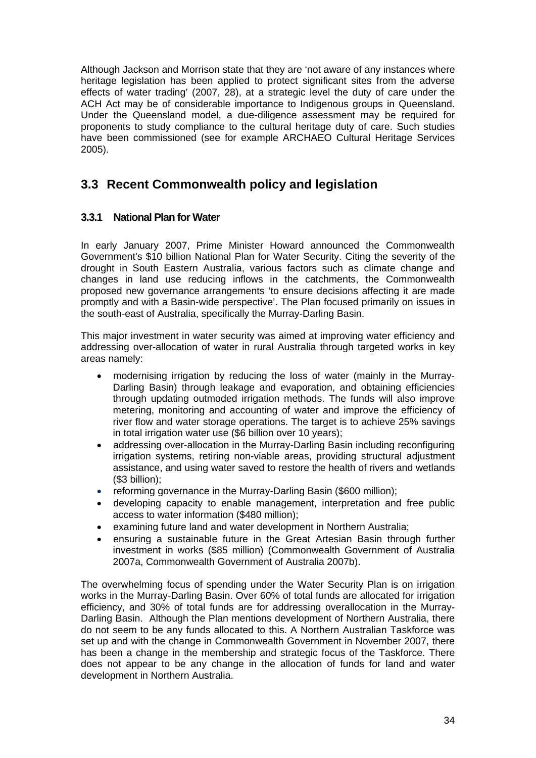Although Jackson and Morrison state that they are 'not aware of any instances where heritage legislation has been applied to protect significant sites from the adverse effects of water trading' (2007, 28), at a strategic level the duty of care under the ACH Act may be of considerable importance to Indigenous groups in Queensland. Under the Queensland model, a due-diligence assessment may be required for proponents to study compliance to the cultural heritage duty of care. Such studies have been commissioned (see for example ARCHAEO Cultural Heritage Services 2005).

## 3.3 Recent Commonwealth policy and legislation

### 3.3.1 National Plan for Water

In early January 2007, Prime Minister Howard announced the Commonwealth Government's $10 billion National Plan for Water Security. Citing the severity of the drought in South Eastern Australia, various factors such as climate change and changes in land use reducing inflows in the catchments, the Commonwealth proposed new governance arrangements 'to ensure decisions affecting it are made promptly and with a Basin-wide perspective'. The Plan focused primarily on issues in the south-east of Australia, specifically the Murray-Darling Basin.

This major investment in water security was aimed at improving water efficiency and addressing over-allocation of water in rural Australia through targeted works in key areas namely:

- modernising irrigation by reducing the loss of water (mainly in the Murray-Darling Basin) through leakage and evaporation, and obtaining efficiencies through updating outmoded irrigation methods. The funds will also improve metering, monitoring and accounting of water and improve the efficiency of river flow and water storage operations. The target is to achieve 25% savings in total irrigation water use ($6 billion over 10 years);
- addressing over-allocation in the Murray-Darling Basin including reconfiguring irrigation systems, retiring non-viable areas, providing structural adjustment assistance, and using water saved to restore the health of rivers and wetlands ($3 billion);
- reforming governance in the Murray-Darling Basin ($600 million);
- developing capacity to enable management, interpretation and free public access to water information ($480 million);
- examining future land and water development in Northern Australia;
- ensuring a sustainable future in the Great Artesian Basin through further investment in works ($85 million) (Commonwealth Government of Australia 2007a, Commonwealth Government of Australia 2007b).

The overwhelming focus of spending under the Water Security Plan is on irrigation works in the Murray-Darling Basin. Over 60% of total funds are allocated for irrigation efficiency, and 30% of total funds are for addressing overallocation in the Murray-Darling Basin. Although the Plan mentions development of Northern Australia, there do not seem to be any funds allocated to this. A Northern Australian Taskforce was set up and with the change in Commonwealth Government in November 2007, there has been a change in the membership and strategic focus of the Taskforce. There does not appear to be any change in the allocation of funds for land and water development in Northern Australia.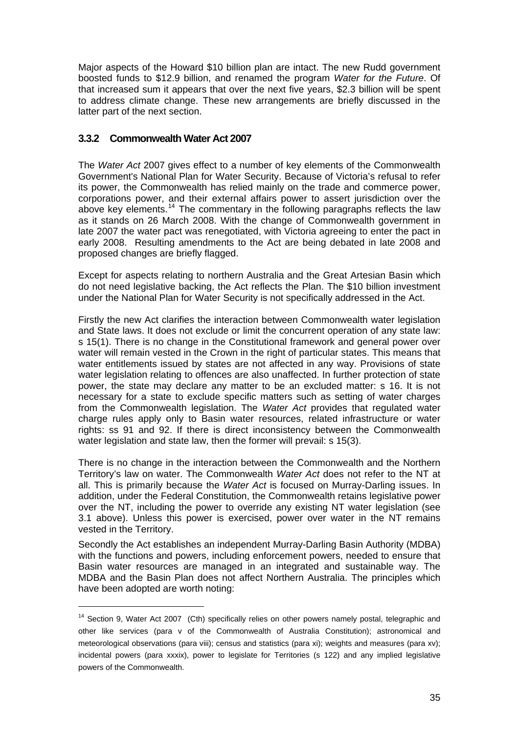Major aspects of the Howard $10 billion plan are intact. The new Rudd government boosted funds to $12.9 billion, and renamed the program *Water for the Future*. Of that increased sum it appears that over the next five years, $2.3 billion will be spent to address climate change. These new arrangements are briefly discussed in the latter part of the next section.

### 3.3.2 Commonwealth Water Act 2007

The *Water Act* 2007 gives effect to a number of key elements of the Commonwealth Government's National Plan for Water Security. Because of Victoria's refusal to refer its power, the Commonwealth has relied mainly on the trade and commerce power, corporations power, and their external affairs power to assert jurisdiction over the above key elements.[14] The commentary in the following paragraphs reflects the law as it stands on 26 March 2008. With the change of Commonwealth government in late 2007 the water pact was renegotiated, with Victoria agreeing to enter the pact in early 2008. Resulting amendments to the Act are being debated in late 2008 and proposed changes are briefly flagged.

Except for aspects relating to northern Australia and the Great Artesian Basin which do not need legislative backing, the Act reflects the Plan. The $10 billion investment under the National Plan for Water Security is not specifically addressed in the Act.

Firstly the new Act clarifies the interaction between Commonwealth water legislation and State laws. It does not exclude or limit the concurrent operation of any state law: s 15(1). There is no change in the Constitutional framework and general power over water will remain vested in the Crown in the right of particular states. This means that water entitlements issued by states are not affected in any way. Provisions of state water legislation relating to offences are also unaffected. In further protection of state power, the state may declare any matter to be an excluded matter: s 16. It is not necessary for a state to exclude specific matters such as setting of water charges from the Commonwealth legislation. The *Water Act* provides that regulated water charge rules apply only to Basin water resources, related infrastructure or water rights: ss 91 and 92. If there is direct inconsistency between the Commonwealth water legislation and state law, then the former will prevail: s 15(3).

There is no change in the interaction between the Commonwealth and the Northern Territory's law on water. The Commonwealth *Water Act* does not refer to the NT at all. This is primarily because the *Water Act* is focused on Murray-Darling issues. In addition, under the Federal Constitution, the Commonwealth retains legislative power over the NT, including the power to override any existing NT water legislation (see 3.1 above). Unless this power is exercised, power over water in the NT remains vested in the Territory.

Secondly the Act establishes an independent Murray-Darling Basin Authority (MDBA) with the functions and powers, including enforcement powers, needed to ensure that Basin water resources are managed in an integrated and sustainable way. The MDBA and the Basin Plan does not affect Northern Australia. The principles which have been adopted are worth noting:

---

[14] Section 9, Water Act 2007 (Cth) specifically relies on other powers namely postal, telegraphic and other like services (para v of the Commonwealth of Australia Constitution); astronomical and meteorological observations (para viii); census and statistics (para xi); weights and measures (para xv); incidental powers (para xxxix), power to legislate for Territories (s 122) and any implied legislative powers of the Commonwealth.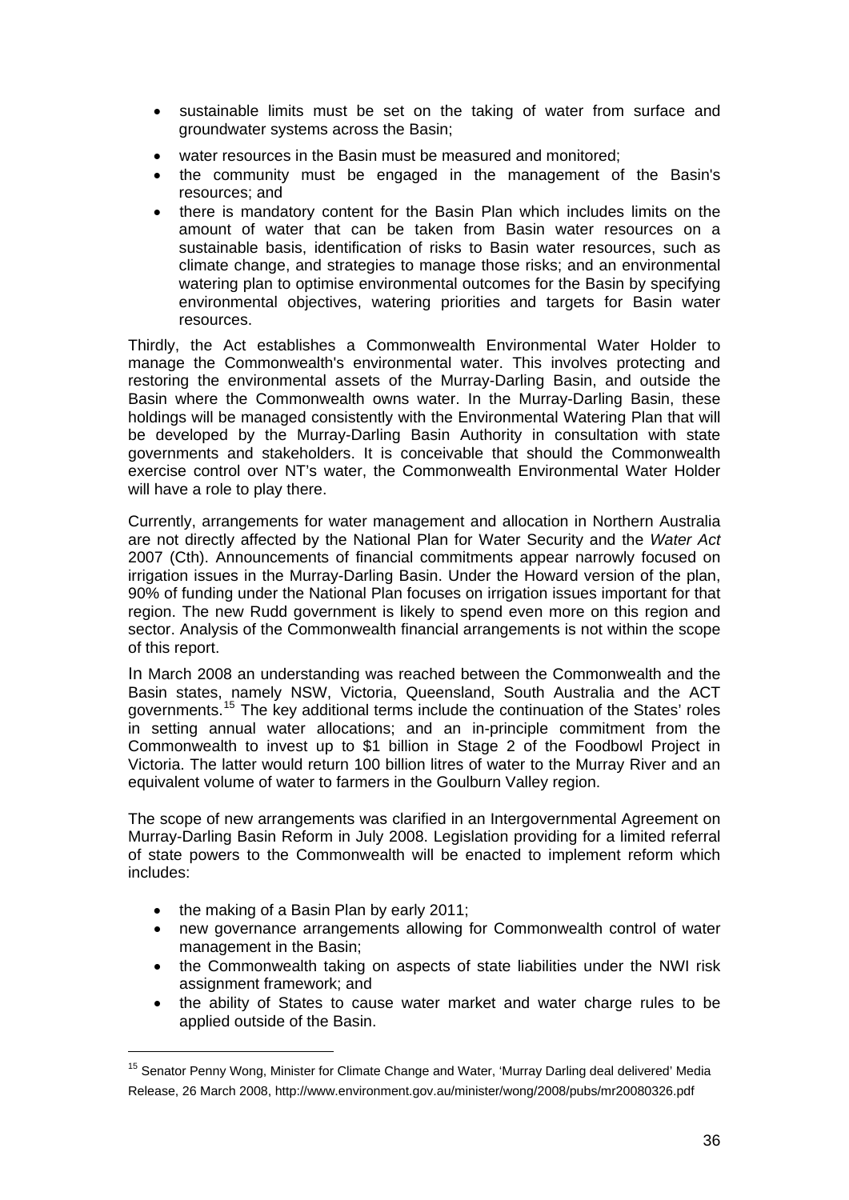- sustainable limits must be set on the taking of water from surface and groundwater systems across the Basin;
- water resources in the Basin must be measured and monitored;
- the community must be engaged in the management of the Basin's resources; and
- there is mandatory content for the Basin Plan which includes limits on the amount of water that can be taken from Basin water resources on a sustainable basis, identification of risks to Basin water resources, such as climate change, and strategies to manage those risks; and an environmental watering plan to optimise environmental outcomes for the Basin by specifying environmental objectives, watering priorities and targets for Basin water resources.

Thirdly, the Act establishes a Commonwealth Environmental Water Holder to manage the Commonwealth's environmental water. This involves protecting and restoring the environmental assets of the Murray-Darling Basin, and outside the Basin where the Commonwealth owns water. In the Murray-Darling Basin, these holdings will be managed consistently with the Environmental Watering Plan that will be developed by the Murray-Darling Basin Authority in consultation with state governments and stakeholders. It is conceivable that should the Commonwealth exercise control over NT's water, the Commonwealth Environmental Water Holder will have a role to play there.

Currently, arrangements for water management and allocation in Northern Australia are not directly affected by the National Plan for Water Security and the *Water Act* 2007 (Cth). Announcements of financial commitments appear narrowly focused on irrigation issues in the Murray-Darling Basin. Under the Howard version of the plan, 90% of funding under the National Plan focuses on irrigation issues important for that region. The new Rudd government is likely to spend even more on this region and sector. Analysis of the Commonwealth financial arrangements is not within the scope of this report.

In March 2008 an understanding was reached between the Commonwealth and the Basin states, namely NSW, Victoria, Queensland, South Australia and the ACT governments.[15] The key additional terms include the continuation of the States' roles in setting annual water allocations; and an in-principle commitment from the Commonwealth to invest up to $1 billion in Stage 2 of the Foodbowl Project in Victoria. The latter would return 100 billion litres of water to the Murray River and an equivalent volume of water to farmers in the Goulburn Valley region.

The scope of new arrangements was clarified in an Intergovernmental Agreement on Murray-Darling Basin Reform in July 2008. Legislation providing for a limited referral of state powers to the Commonwealth will be enacted to implement reform which includes:

- the making of a Basin Plan by early 2011;
- new governance arrangements allowing for Commonwealth control of water management in the Basin;
- the Commonwealth taking on aspects of state liabilities under the NWI risk assignment framework; and
- the ability of States to cause water market and water charge rules to be applied outside of the Basin.

---

[15] Senator Penny Wong, Minister for Climate Change and Water, 'Murray Darling deal delivered' Media Release, 26 March 2008, http://www.environment.gov.au/minister/wong/2008/pubs/mr20080326.pdf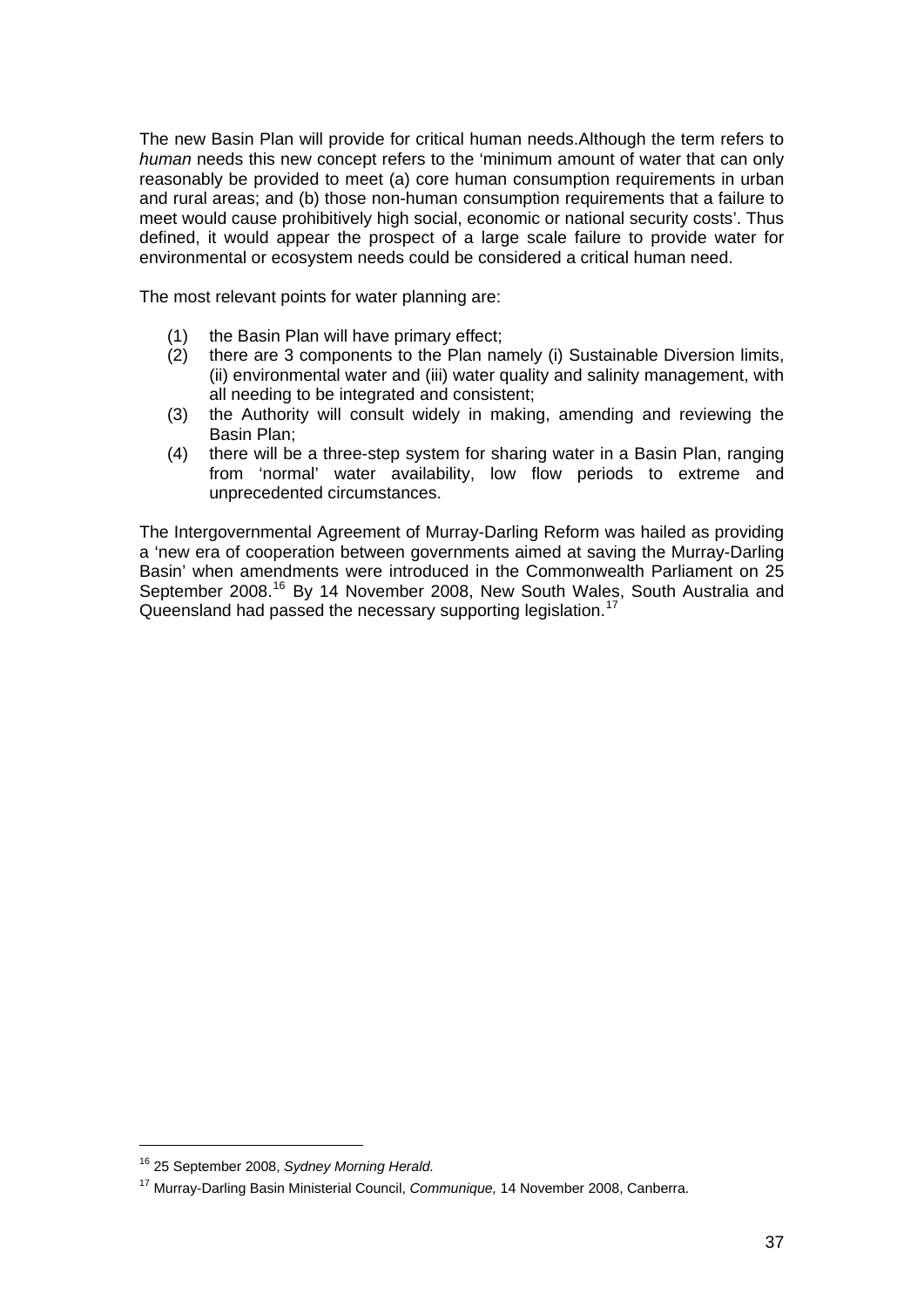The new Basin Plan will provide for critical human needs.Although the term refers to *human* needs this new concept refers to the 'minimum amount of water that can only reasonably be provided to meet (a) core human consumption requirements in urban and rural areas; and (b) those non-human consumption requirements that a failure to meet would cause prohibitively high social, economic or national security costs'. Thus defined, it would appear the prospect of a large scale failure to provide water for environmental or ecosystem needs could be considered a critical human need.

The most relevant points for water planning are:

(1) the Basin Plan will have primary effect;

(2) there are 3 components to the Plan namely (i) Sustainable Diversion limits, (ii) environmental water and (iii) water quality and salinity management, with all needing to be integrated and consistent;

(3) the Authority will consult widely in making, amending and reviewing the Basin Plan;

(4) there will be a three-step system for sharing water in a Basin Plan, ranging from 'normal' water availability, low flow periods to extreme and unprecedented circumstances.

The Intergovernmental Agreement of Murray-Darling Reform was hailed as providing a 'new era of cooperation between governments aimed at saving the Murray-Darling Basin' when amendments were introduced in the Commonwealth Parliament on 25 September 2008.[16] By 14 November 2008, New South Wales, South Australia and Queensland had passed the necessary supporting legislation.[17]

---

[16] 25 September 2008, *Sydney Morning Herald.*

[17] Murray-Darling Basin Ministerial Council, *Communique,* 14 November 2008, Canberra.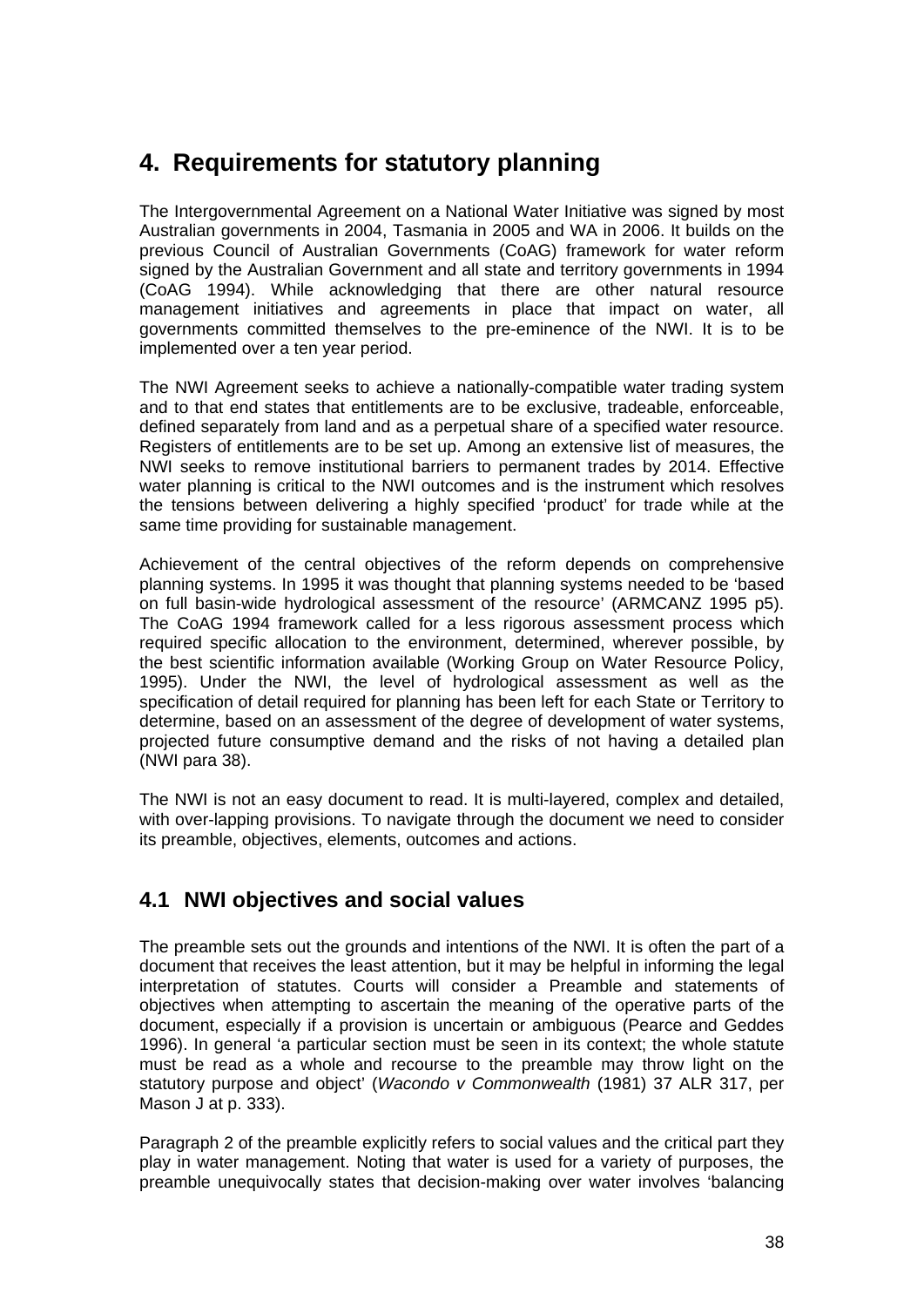# 4. Requirements for statutory planning

The Intergovernmental Agreement on a National Water Initiative was signed by most Australian governments in 2004, Tasmania in 2005 and WA in 2006. It builds on the previous Council of Australian Governments (CoAG) framework for water reform signed by the Australian Government and all state and territory governments in 1994 (CoAG 1994). While acknowledging that there are other natural resource management initiatives and agreements in place that impact on water, all governments committed themselves to the pre-eminence of the NWI. It is to be implemented over a ten year period.

The NWI Agreement seeks to achieve a nationally-compatible water trading system and to that end states that entitlements are to be exclusive, tradeable, enforceable, defined separately from land and as a perpetual share of a specified water resource. Registers of entitlements are to be set up. Among an extensive list of measures, the NWI seeks to remove institutional barriers to permanent trades by 2014. Effective water planning is critical to the NWI outcomes and is the instrument which resolves the tensions between delivering a highly specified 'product' for trade while at the same time providing for sustainable management.

Achievement of the central objectives of the reform depends on comprehensive planning systems. In 1995 it was thought that planning systems needed to be 'based on full basin-wide hydrological assessment of the resource' (ARMCANZ 1995 p5). The CoAG 1994 framework called for a less rigorous assessment process which required specific allocation to the environment, determined, wherever possible, by the best scientific information available (Working Group on Water Resource Policy, 1995). Under the NWI, the level of hydrological assessment as well as the specification of detail required for planning has been left for each State or Territory to determine, based on an assessment of the degree of development of water systems, projected future consumptive demand and the risks of not having a detailed plan (NWI para 38).

The NWI is not an easy document to read. It is multi-layered, complex and detailed, with over-lapping provisions. To navigate through the document we need to consider its preamble, objectives, elements, outcomes and actions.

## 4.1 NWI objectives and social values

The preamble sets out the grounds and intentions of the NWI. It is often the part of a document that receives the least attention, but it may be helpful in informing the legal interpretation of statutes. Courts will consider a Preamble and statements of objectives when attempting to ascertain the meaning of the operative parts of the document, especially if a provision is uncertain or ambiguous (Pearce and Geddes 1996). In general 'a particular section must be seen in its context; the whole statute must be read as a whole and recourse to the preamble may throw light on the statutory purpose and object' (*Wacondo v Commonwealth* (1981) 37 ALR 317, per Mason J at p. 333).

Paragraph 2 of the preamble explicitly refers to social values and the critical part they play in water management. Noting that water is used for a variety of purposes, the preamble unequivocally states that decision-making over water involves 'balancing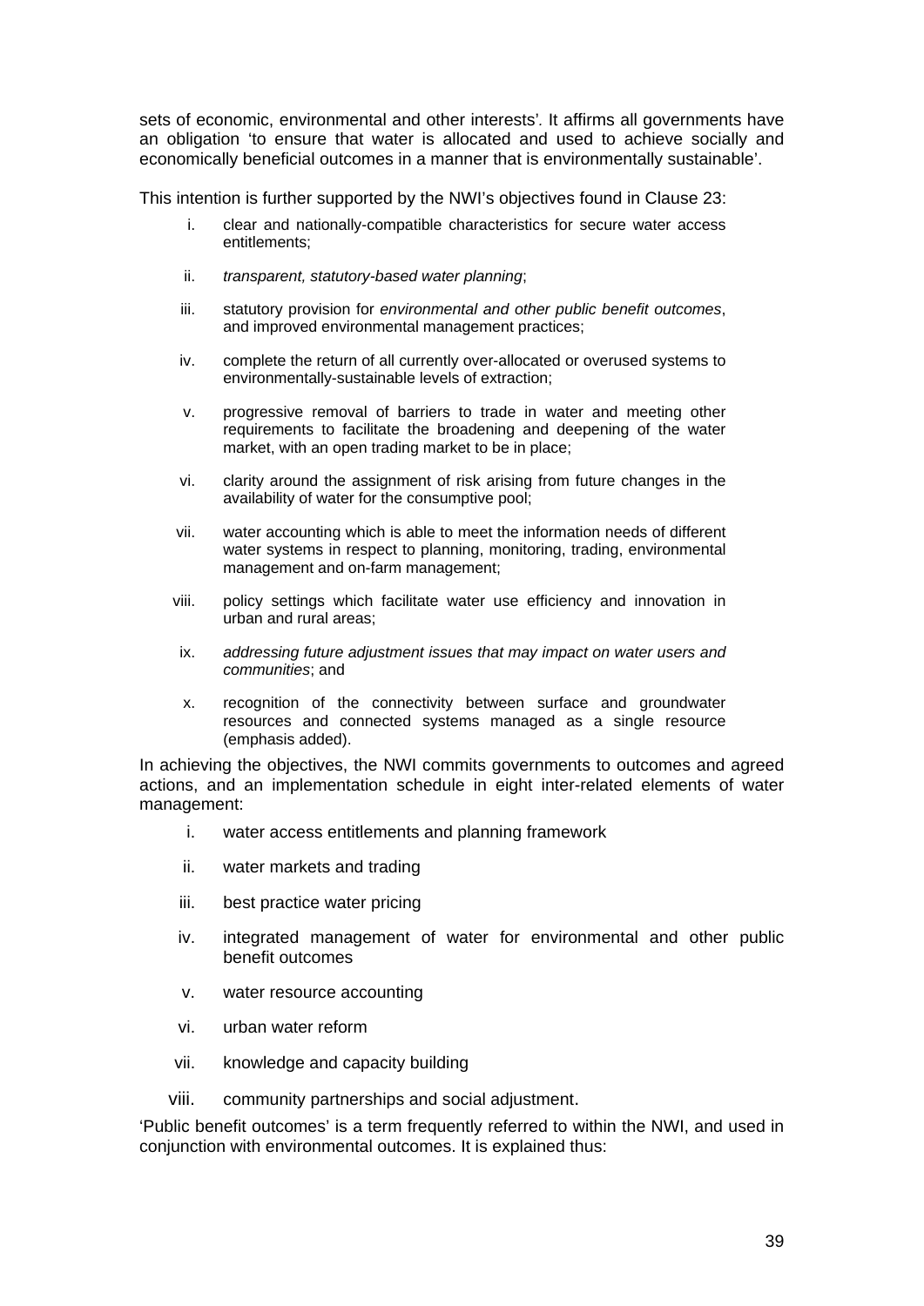sets of economic, environmental and other interests'. It affirms all governments have an obligation 'to ensure that water is allocated and used to achieve socially and economically beneficial outcomes in a manner that is environmentally sustainable'.

This intention is further supported by the NWI's objectives found in Clause 23:

i. clear and nationally-compatible characteristics for secure water access entitlements;

ii. *transparent, statutory-based water planning*;

iii. statutory provision for *environmental and other public benefit outcomes*, and improved environmental management practices;

iv. complete the return of all currently over-allocated or overused systems to environmentally-sustainable levels of extraction;

v. progressive removal of barriers to trade in water and meeting other requirements to facilitate the broadening and deepening of the water market, with an open trading market to be in place;

vi. clarity around the assignment of risk arising from future changes in the availability of water for the consumptive pool;

vii. water accounting which is able to meet the information needs of different water systems in respect to planning, monitoring, trading, environmental management and on-farm management;

viii. policy settings which facilitate water use efficiency and innovation in urban and rural areas;

ix. *addressing future adjustment issues that may impact on water users and communities*; and

x. recognition of the connectivity between surface and groundwater resources and connected systems managed as a single resource (emphasis added).

In achieving the objectives, the NWI commits governments to outcomes and agreed actions, and an implementation schedule in eight inter-related elements of water management:

i. water access entitlements and planning framework

ii. water markets and trading

iii. best practice water pricing

iv. integrated management of water for environmental and other public benefit outcomes

v. water resource accounting

vi. urban water reform

vii. knowledge and capacity building

viii. community partnerships and social adjustment.

'Public benefit outcomes' is a term frequently referred to within the NWI, and used in conjunction with environmental outcomes. It is explained thus: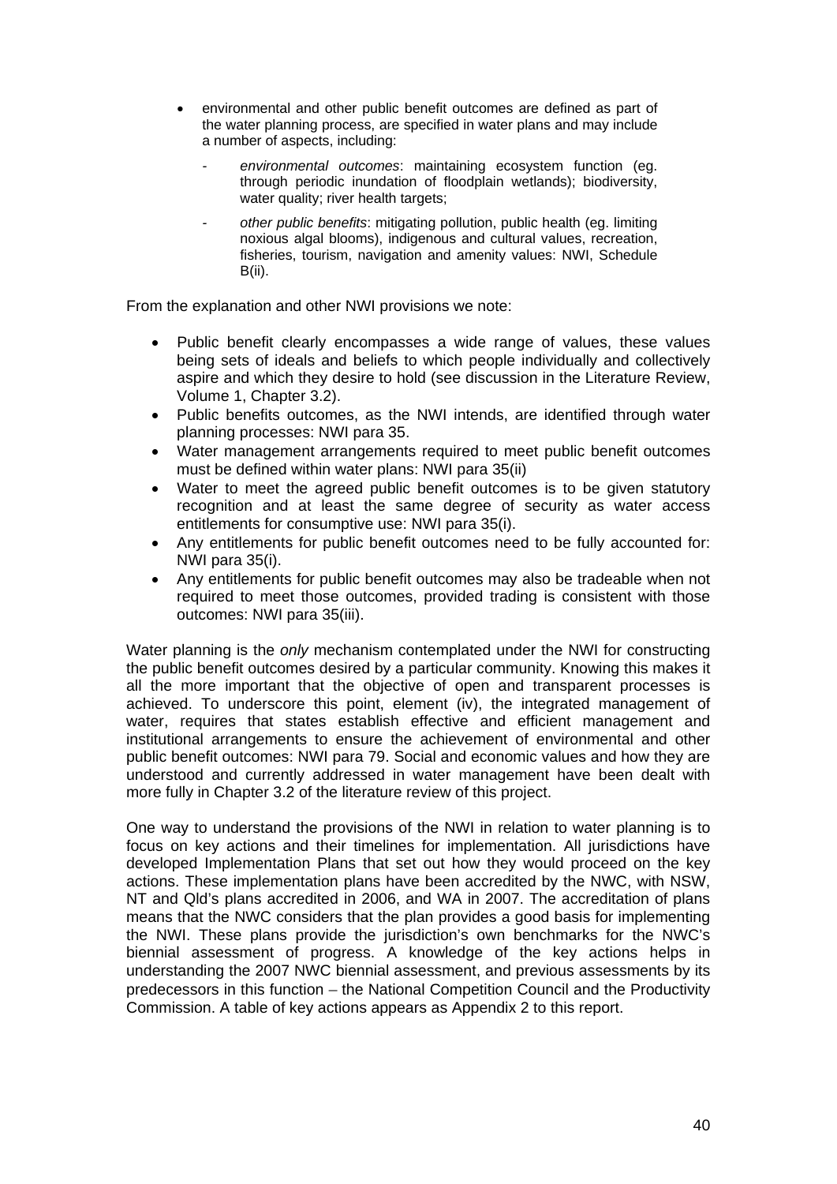- environmental and other public benefit outcomes are defined as part of the water planning process, are specified in water plans and may include a number of aspects, including:
  - *environmental outcomes*: maintaining ecosystem function (eg. through periodic inundation of floodplain wetlands); biodiversity, water quality; river health targets;
  - *other public benefits*: mitigating pollution, public health (eg. limiting noxious algal blooms), indigenous and cultural values, recreation, fisheries, tourism, navigation and amenity values: NWI, Schedule B(ii).

From the explanation and other NWI provisions we note:

- Public benefit clearly encompasses a wide range of values, these values being sets of ideals and beliefs to which people individually and collectively aspire and which they desire to hold (see discussion in the Literature Review, Volume 1, Chapter 3.2).
- Public benefits outcomes, as the NWI intends, are identified through water planning processes: NWI para 35.
- Water management arrangements required to meet public benefit outcomes must be defined within water plans: NWI para 35(ii)
- Water to meet the agreed public benefit outcomes is to be given statutory recognition and at least the same degree of security as water access entitlements for consumptive use: NWI para 35(i).
- Any entitlements for public benefit outcomes need to be fully accounted for: NWI para 35(i).
- Any entitlements for public benefit outcomes may also be tradeable when not required to meet those outcomes, provided trading is consistent with those outcomes: NWI para 35(iii).

Water planning is the *only* mechanism contemplated under the NWI for constructing the public benefit outcomes desired by a particular community. Knowing this makes it all the more important that the objective of open and transparent processes is achieved. To underscore this point, element (iv), the integrated management of water, requires that states establish effective and efficient management and institutional arrangements to ensure the achievement of environmental and other public benefit outcomes: NWI para 79. Social and economic values and how they are understood and currently addressed in water management have been dealt with more fully in Chapter 3.2 of the literature review of this project.

One way to understand the provisions of the NWI in relation to water planning is to focus on key actions and their timelines for implementation. All jurisdictions have developed Implementation Plans that set out how they would proceed on the key actions. These implementation plans have been accredited by the NWC, with NSW, NT and Qld's plans accredited in 2006, and WA in 2007. The accreditation of plans means that the NWC considers that the plan provides a good basis for implementing the NWI. These plans provide the jurisdiction's own benchmarks for the NWC's biennial assessment of progress. A knowledge of the key actions helps in understanding the 2007 NWC biennial assessment, and previous assessments by its predecessors in this function – the National Competition Council and the Productivity Commission. A table of key actions appears as Appendix 2 to this report.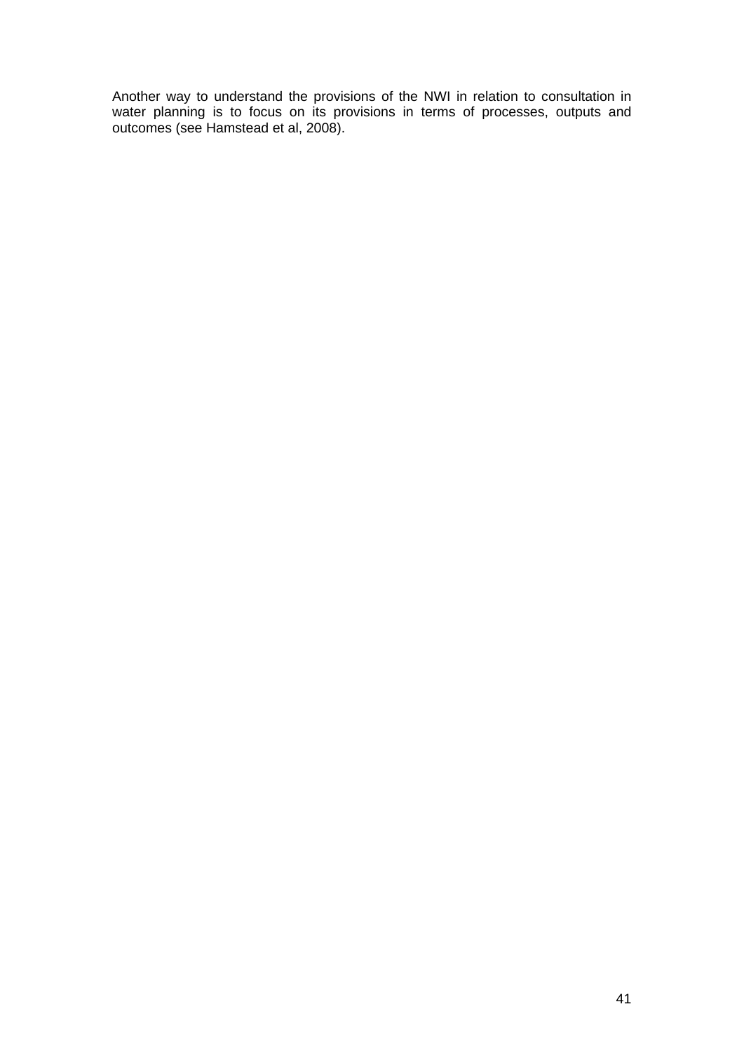Another way to understand the provisions of the NWI in relation to consultation in water planning is to focus on its provisions in terms of processes, outputs and outcomes (see Hamstead et al, 2008).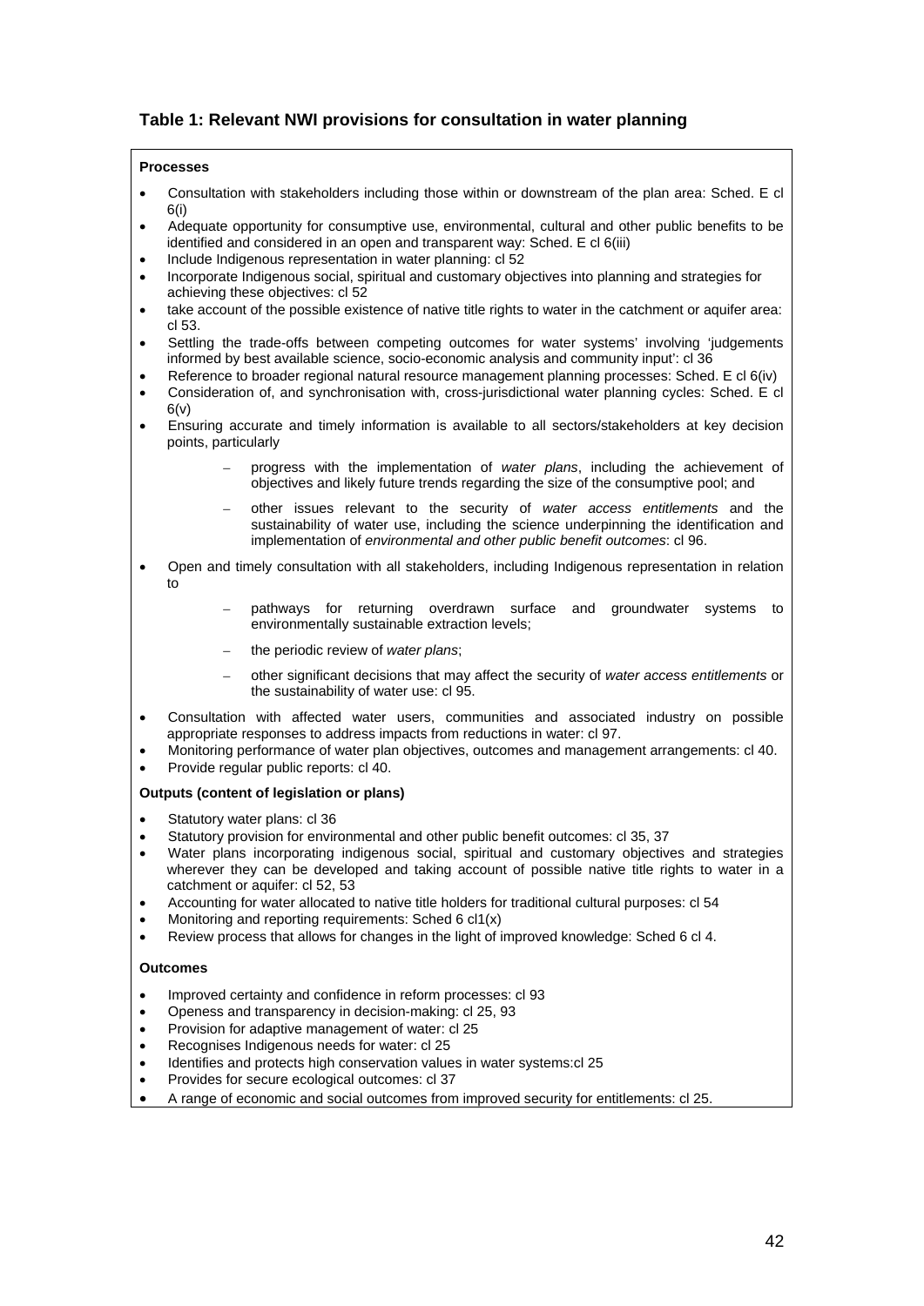### Table 1: Relevant NWI provisions for consultation in water planning

**Processes**

- Consultation with stakeholders including those within or downstream of the plan area: Sched. E cl 6(i)
- Adequate opportunity for consumptive use, environmental, cultural and other public benefits to be identified and considered in an open and transparent way: Sched. E cl 6(iii)
- Include Indigenous representation in water planning: cl 52
- Incorporate Indigenous social, spiritual and customary objectives into planning and strategies for achieving these objectives: cl 52
- take account of the possible existence of native title rights to water in the catchment or aquifer area: cl 53.
- Settling the trade-offs between competing outcomes for water systems' involving 'judgements informed by best available science, socio-economic analysis and community input': cl 36
- Reference to broader regional natural resource management planning processes: Sched. E cl 6(iv)
- Consideration of, and synchronisation with, cross-jurisdictional water planning cycles: Sched. E cl 6(v)
- Ensuring accurate and timely information is available to all sectors/stakeholders at key decision points, particularly
  - progress with the implementation of *water plans*, including the achievement of objectives and likely future trends regarding the size of the consumptive pool; and
  - other issues relevant to the security of *water access entitlements* and the sustainability of water use, including the science underpinning the identification and implementation of *environmental and other public benefit outcomes*: cl 96.
- Open and timely consultation with all stakeholders, including Indigenous representation in relation to
  - pathways for returning overdrawn surface and groundwater systems to environmentally sustainable extraction levels;
  - the periodic review of *water plans*;
  - other significant decisions that may affect the security of *water access entitlements* or the sustainability of water use: cl 95.
- Consultation with affected water users, communities and associated industry on possible appropriate responses to address impacts from reductions in water: cl 97.
- Monitoring performance of water plan objectives, outcomes and management arrangements: cl 40.
- Provide regular public reports: cl 40.

**Outputs (content of legislation or plans)**

- Statutory water plans: cl 36
- Statutory provision for environmental and other public benefit outcomes: cl 35, 37
- Water plans incorporating indigenous social, spiritual and customary objectives and strategies wherever they can be developed and taking account of possible native title rights to water in a catchment or aquifer: cl 52, 53
- Accounting for water allocated to native title holders for traditional cultural purposes: cl 54
- Monitoring and reporting requirements: Sched 6 cl1(x)
- Review process that allows for changes in the light of improved knowledge: Sched 6 cl 4.

**Outcomes**

- Improved certainty and confidence in reform processes: cl 93
- Openess and transparency in decision-making: cl 25, 93
- Provision for adaptive management of water: cl 25
- Recognises Indigenous needs for water: cl 25
- Identifies and protects high conservation values in water systems:cl 25
- Provides for secure ecological outcomes: cl 37
- A range of economic and social outcomes from improved security for entitlements: cl 25.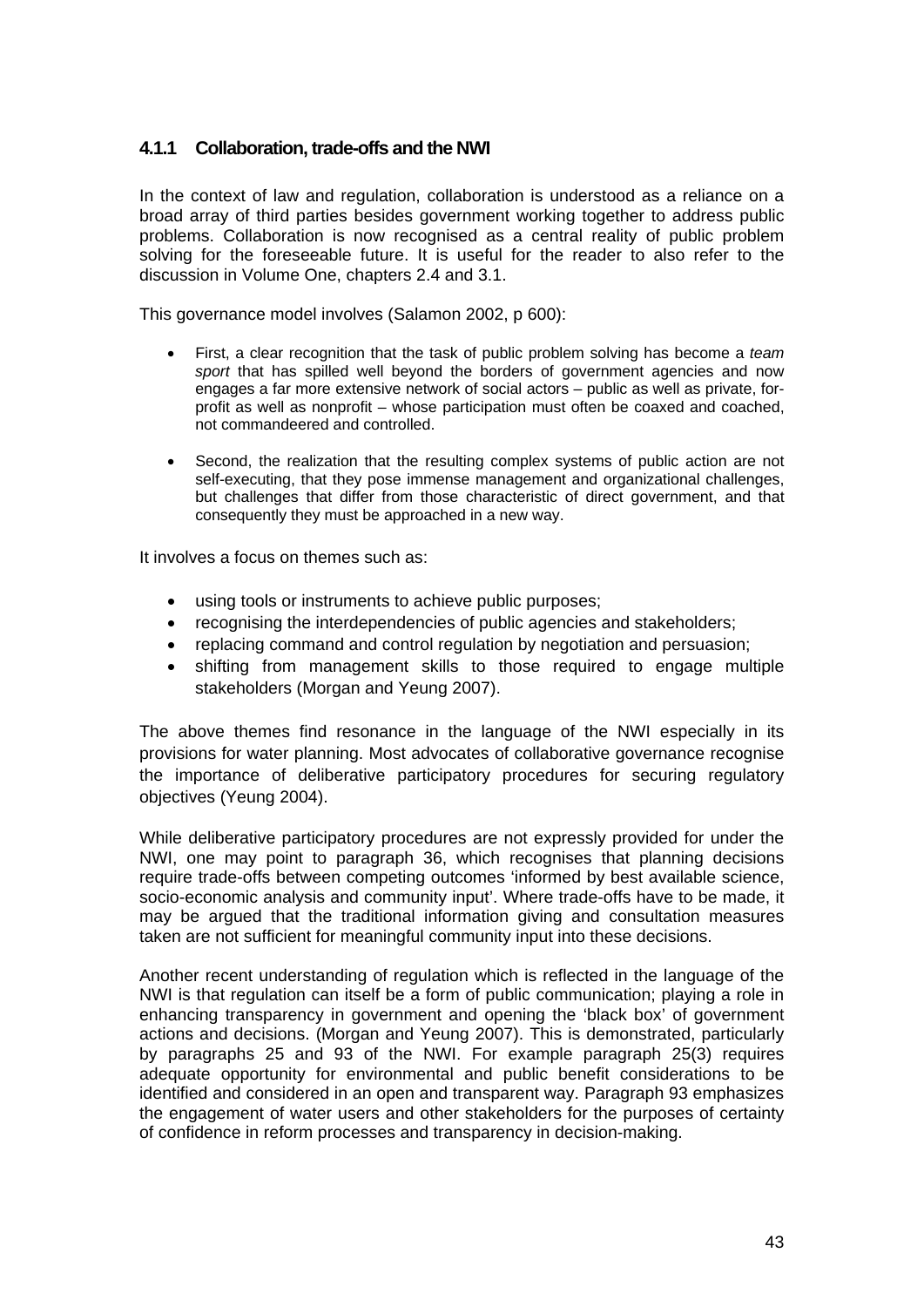### 4.1.1 Collaboration, trade-offs and the NWI

In the context of law and regulation, collaboration is understood as a reliance on a broad array of third parties besides government working together to address public problems. Collaboration is now recognised as a central reality of public problem solving for the foreseeable future. It is useful for the reader to also refer to the discussion in Volume One, chapters 2.4 and 3.1.

This governance model involves (Salamon 2002, p 600):

- First, a clear recognition that the task of public problem solving has become a *team sport* that has spilled well beyond the borders of government agencies and now engages a far more extensive network of social actors – public as well as private, for-profit as well as nonprofit – whose participation must often be coaxed and coached, not commandeered and controlled.
- Second, the realization that the resulting complex systems of public action are not self-executing, that they pose immense management and organizational challenges, but challenges that differ from those characteristic of direct government, and that consequently they must be approached in a new way.

It involves a focus on themes such as:

- using tools or instruments to achieve public purposes;
- recognising the interdependencies of public agencies and stakeholders;
- replacing command and control regulation by negotiation and persuasion;
- shifting from management skills to those required to engage multiple stakeholders (Morgan and Yeung 2007).

The above themes find resonance in the language of the NWI especially in its provisions for water planning. Most advocates of collaborative governance recognise the importance of deliberative participatory procedures for securing regulatory objectives (Yeung 2004).

While deliberative participatory procedures are not expressly provided for under the NWI, one may point to paragraph 36, which recognises that planning decisions require trade-offs between competing outcomes 'informed by best available science, socio-economic analysis and community input'. Where trade-offs have to be made, it may be argued that the traditional information giving and consultation measures taken are not sufficient for meaningful community input into these decisions.

Another recent understanding of regulation which is reflected in the language of the NWI is that regulation can itself be a form of public communication; playing a role in enhancing transparency in government and opening the 'black box' of government actions and decisions. (Morgan and Yeung 2007). This is demonstrated, particularly by paragraphs 25 and 93 of the NWI. For example paragraph 25(3) requires adequate opportunity for environmental and public benefit considerations to be identified and considered in an open and transparent way. Paragraph 93 emphasizes the engagement of water users and other stakeholders for the purposes of certainty of confidence in reform processes and transparency in decision-making.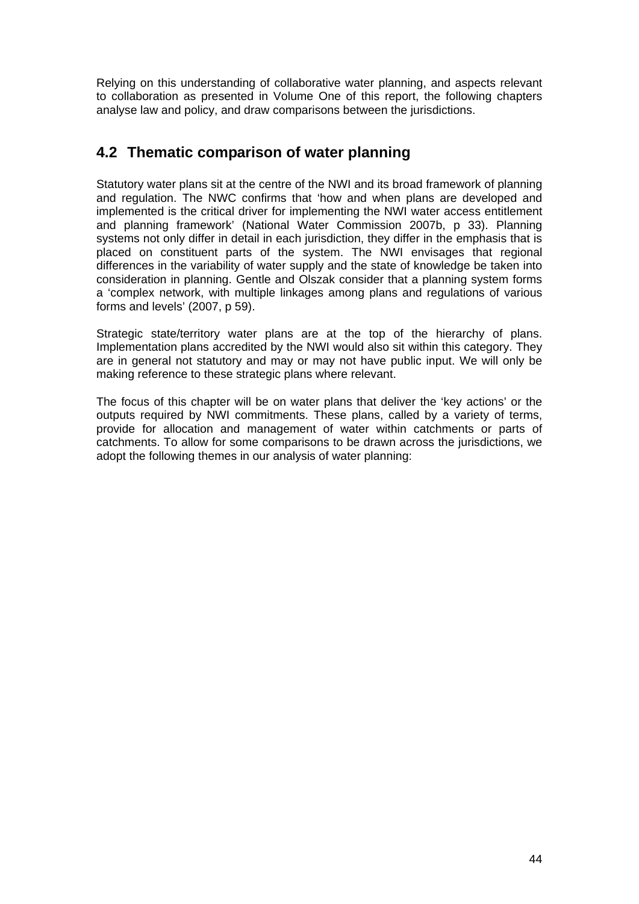Relying on this understanding of collaborative water planning, and aspects relevant to collaboration as presented in Volume One of this report, the following chapters analyse law and policy, and draw comparisons between the jurisdictions.

## 4.2 Thematic comparison of water planning

Statutory water plans sit at the centre of the NWI and its broad framework of planning and regulation. The NWC confirms that 'how and when plans are developed and implemented is the critical driver for implementing the NWI water access entitlement and planning framework' (National Water Commission 2007b, p 33). Planning systems not only differ in detail in each jurisdiction, they differ in the emphasis that is placed on constituent parts of the system. The NWI envisages that regional differences in the variability of water supply and the state of knowledge be taken into consideration in planning. Gentle and Olszak consider that a planning system forms a 'complex network, with multiple linkages among plans and regulations of various forms and levels' (2007, p 59).

Strategic state/territory water plans are at the top of the hierarchy of plans. Implementation plans accredited by the NWI would also sit within this category. They are in general not statutory and may or may not have public input. We will only be making reference to these strategic plans where relevant.

The focus of this chapter will be on water plans that deliver the 'key actions' or the outputs required by NWI commitments. These plans, called by a variety of terms, provide for allocation and management of water within catchments or parts of catchments. To allow for some comparisons to be drawn across the jurisdictions, we adopt the following themes in our analysis of water planning: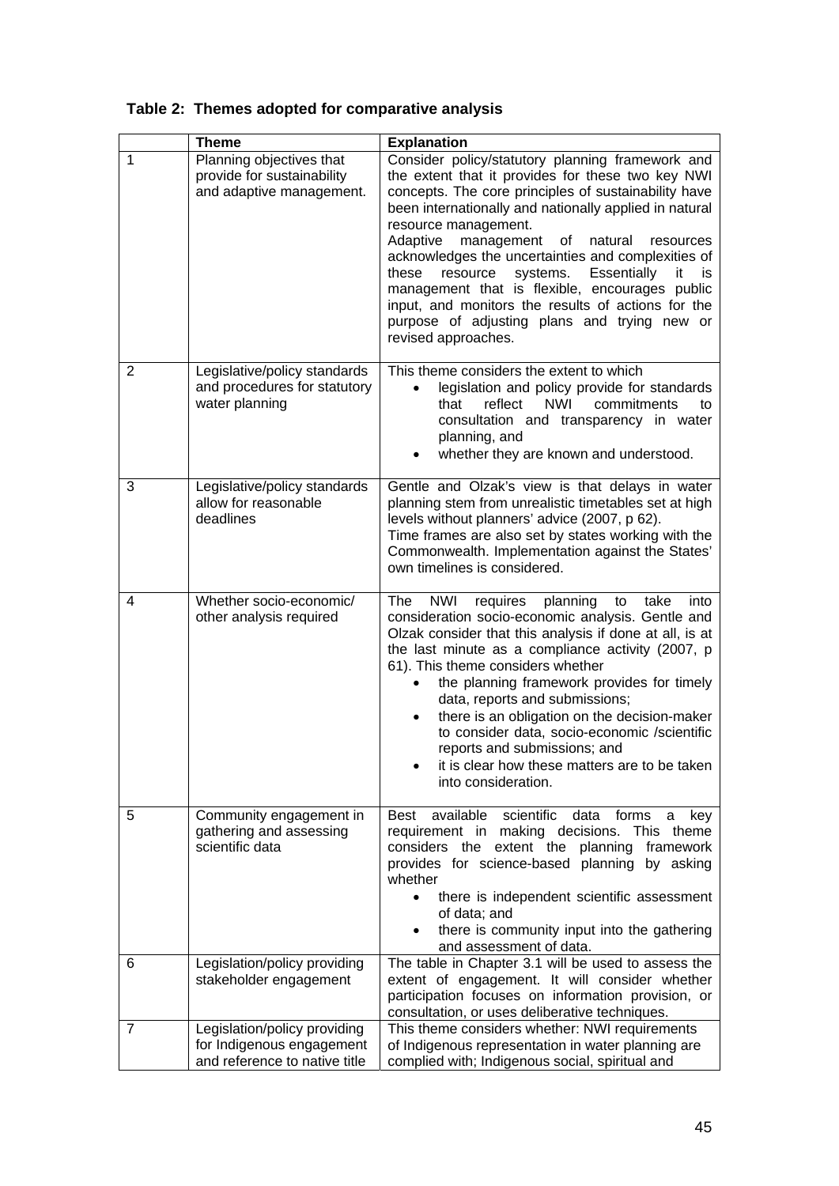**Table 2: Themes adopted for comparative analysis**

| | Theme | Explanation |
|---|---|---|
| 1 | Planning objectives that provide for sustainability and adaptive management. | Consider policy/statutory planning framework and the extent that it provides for these two key NWI concepts. The core principles of sustainability have been internationally and nationally applied in natural resource management.<br>Adaptive management of natural resources acknowledges the uncertainties and complexities of these resource systems. Essentially it is management that is flexible, encourages public input, and monitors the results of actions for the purpose of adjusting plans and trying new or revised approaches. |
| 2 | Legislative/policy standards and procedures for statutory water planning | This theme considers the extent to which<br>• legislation and policy provide for standards that reflect NWI commitments to consultation and transparency in water planning, and<br>• whether they are known and understood. |
| 3 | Legislative/policy standards allow for reasonable deadlines | Gentle and Olzak's view is that delays in water planning stem from unrealistic timetables set at high levels without planners' advice (2007, p 62).<br>Time frames are also set by states working with the Commonwealth. Implementation against the States' own timelines is considered. |
| 4 | Whether socio-economic/ other analysis required | The NWI requires planning to take into consideration socio-economic analysis. Gentle and Olzak consider that this analysis if done at all, is at the last minute as a compliance activity (2007, p 61). This theme considers whether<br>• the planning framework provides for timely data, reports and submissions;<br>• there is an obligation on the decision-maker to consider data, socio-economic /scientific reports and submissions; and<br>• it is clear how these matters are to be taken into consideration. |
| 5 | Community engagement in gathering and assessing scientific data | Best available scientific data forms a key requirement in making decisions. This theme considers the extent the planning framework provides for science-based planning by asking whether<br>• there is independent scientific assessment of data; and<br>• there is community input into the gathering and assessment of data. |
| 6 | Legislation/policy providing stakeholder engagement | The table in Chapter 3.1 will be used to assess the extent of engagement. It will consider whether participation focuses on information provision, or consultation, or uses deliberative techniques. |
| 7 | Legislation/policy providing for Indigenous engagement and reference to native title | This theme considers whether: NWI requirements of Indigenous representation in water planning are complied with; Indigenous social, spiritual and |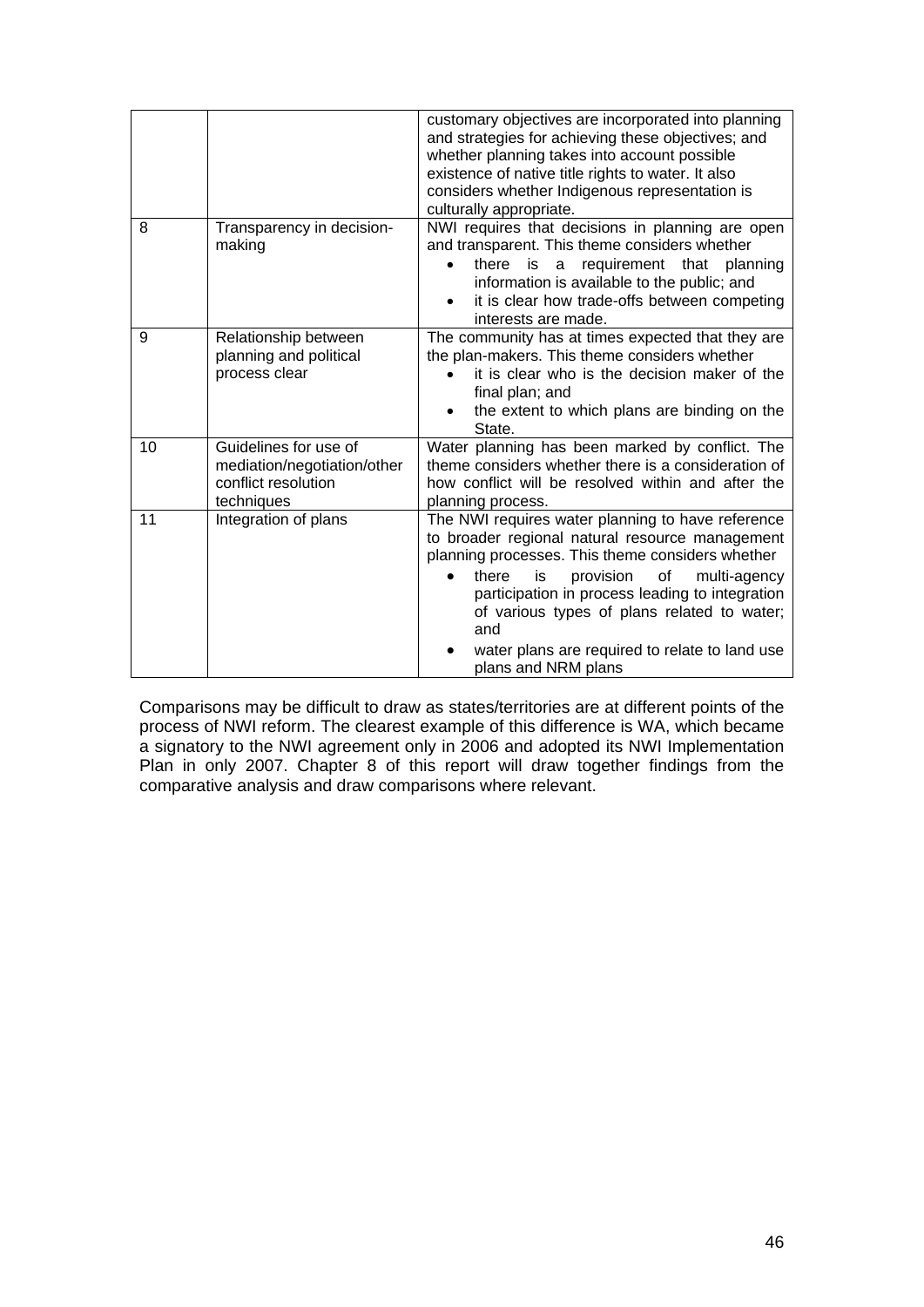| | | |
|---|---|---|
| | | customary objectives are incorporated into planning and strategies for achieving these objectives; and whether planning takes into account possible existence of native title rights to water. It also considers whether Indigenous representation is culturally appropriate. |
| 8 | Transparency in decision-making | NWI requires that decisions in planning are open and transparent. This theme considers whether <br>• there is a requirement that planning information is available to the public; and <br>• it is clear how trade-offs between competing interests are made. |
| 9 | Relationship between planning and political process clear | The community has at times expected that they are the plan-makers. This theme considers whether <br>• it is clear who is the decision maker of the final plan; and <br>• the extent to which plans are binding on the State. |
| 10 | Guidelines for use of mediation/negotiation/other conflict resolution techniques | Water planning has been marked by conflict. The theme considers whether there is a consideration of how conflict will be resolved within and after the planning process. |
| 11 | Integration of plans | The NWI requires water planning to have reference to broader regional natural resource management planning processes. This theme considers whether <br>• there is provision of multi-agency participation in process leading to integration of various types of plans related to water; and <br>• water plans are required to relate to land use plans and NRM plans |

Comparisons may be difficult to draw as states/territories are at different points of the process of NWI reform. The clearest example of this difference is WA, which became a signatory to the NWI agreement only in 2006 and adopted its NWI Implementation Plan in only 2007. Chapter 8 of this report will draw together findings from the comparative analysis and draw comparisons where relevant.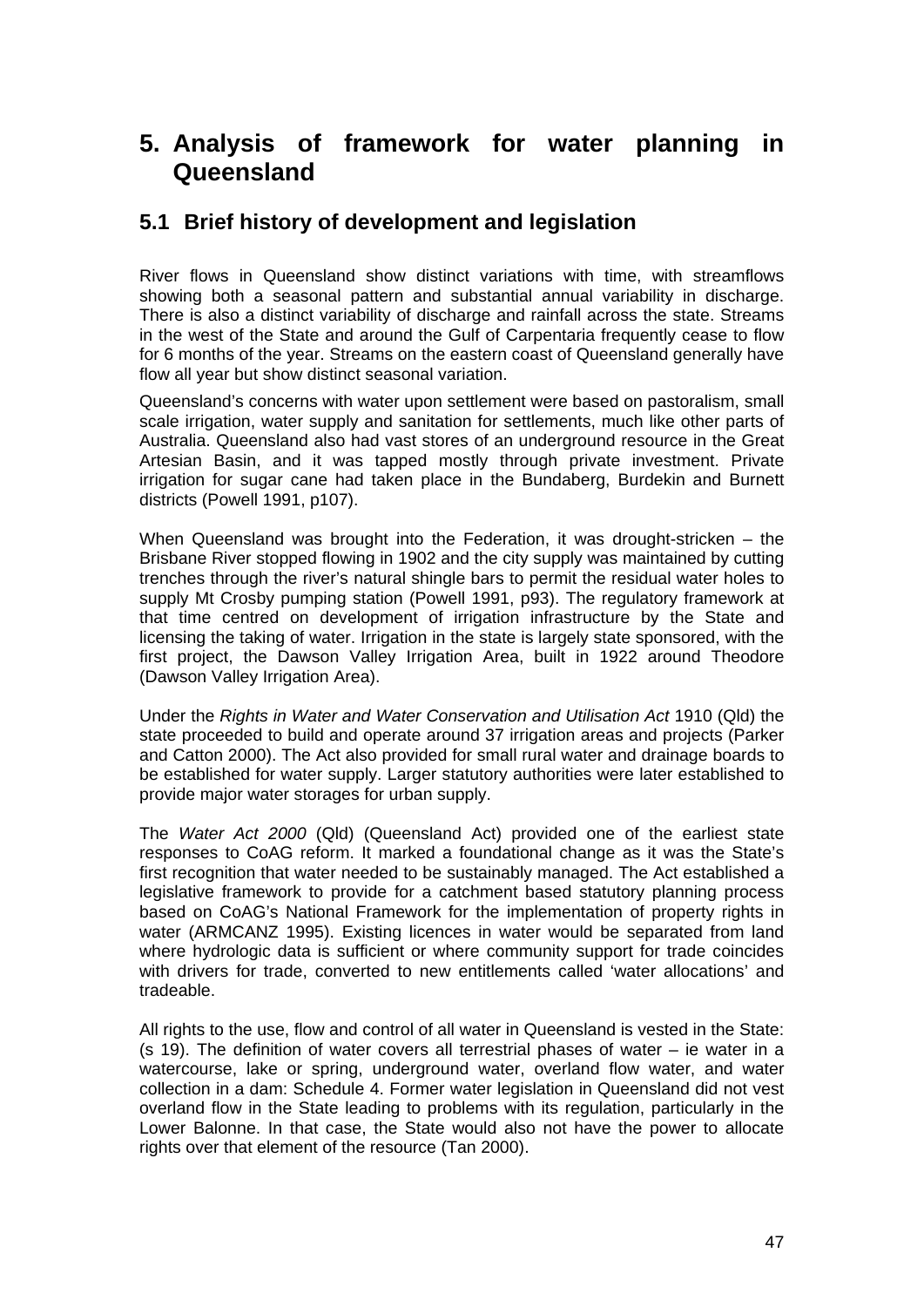# 5. Analysis of framework for water planning in Queensland

## 5.1 Brief history of development and legislation

River flows in Queensland show distinct variations with time, with streamflows showing both a seasonal pattern and substantial annual variability in discharge. There is also a distinct variability of discharge and rainfall across the state. Streams in the west of the State and around the Gulf of Carpentaria frequently cease to flow for 6 months of the year. Streams on the eastern coast of Queensland generally have flow all year but show distinct seasonal variation.

Queensland's concerns with water upon settlement were based on pastoralism, small scale irrigation, water supply and sanitation for settlements, much like other parts of Australia. Queensland also had vast stores of an underground resource in the Great Artesian Basin, and it was tapped mostly through private investment. Private irrigation for sugar cane had taken place in the Bundaberg, Burdekin and Burnett districts (Powell 1991, p107).

When Queensland was brought into the Federation, it was drought-stricken – the Brisbane River stopped flowing in 1902 and the city supply was maintained by cutting trenches through the river's natural shingle bars to permit the residual water holes to supply Mt Crosby pumping station (Powell 1991, p93). The regulatory framework at that time centred on development of irrigation infrastructure by the State and licensing the taking of water. Irrigation in the state is largely state sponsored, with the first project, the Dawson Valley Irrigation Area, built in 1922 around Theodore (Dawson Valley Irrigation Area).

Under the *Rights in Water and Water Conservation and Utilisation Act* 1910 (Qld) the state proceeded to build and operate around 37 irrigation areas and projects (Parker and Catton 2000). The Act also provided for small rural water and drainage boards to be established for water supply. Larger statutory authorities were later established to provide major water storages for urban supply.

The *Water Act 2000* (Qld) (Queensland Act) provided one of the earliest state responses to CoAG reform. It marked a foundational change as it was the State's first recognition that water needed to be sustainably managed. The Act established a legislative framework to provide for a catchment based statutory planning process based on CoAG's National Framework for the implementation of property rights in water (ARMCANZ 1995). Existing licences in water would be separated from land where hydrologic data is sufficient or where community support for trade coincides with drivers for trade, converted to new entitlements called 'water allocations' and tradeable.

All rights to the use, flow and control of all water in Queensland is vested in the State: (s 19). The definition of water covers all terrestrial phases of water – ie water in a watercourse, lake or spring, underground water, overland flow water, and water collection in a dam: Schedule 4. Former water legislation in Queensland did not vest overland flow in the State leading to problems with its regulation, particularly in the Lower Balonne. In that case, the State would also not have the power to allocate rights over that element of the resource (Tan 2000).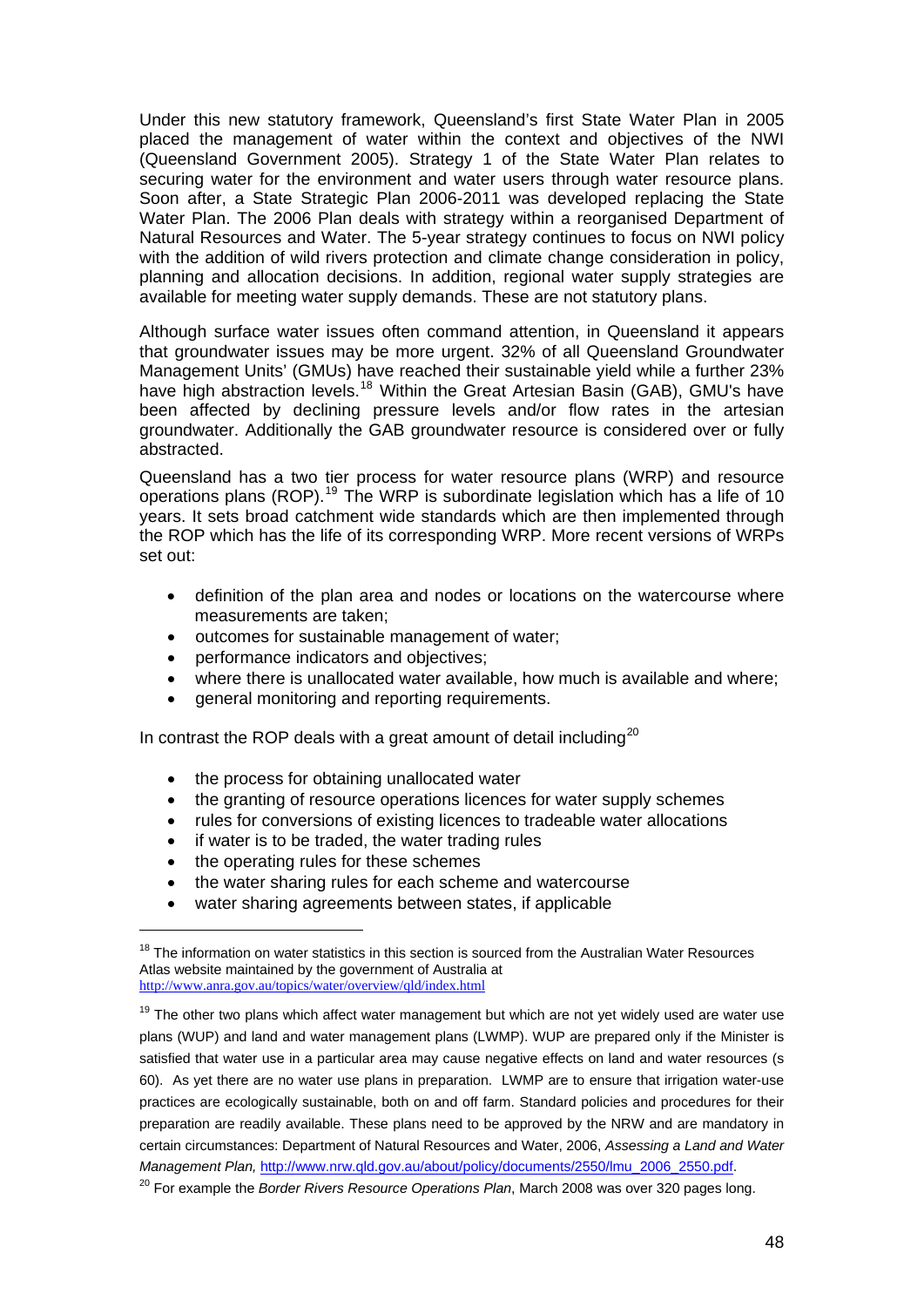Under this new statutory framework, Queensland's first State Water Plan in 2005 placed the management of water within the context and objectives of the NWI (Queensland Government 2005). Strategy 1 of the State Water Plan relates to securing water for the environment and water users through water resource plans. Soon after, a State Strategic Plan 2006-2011 was developed replacing the State Water Plan. The 2006 Plan deals with strategy within a reorganised Department of Natural Resources and Water. The 5-year strategy continues to focus on NWI policy with the addition of wild rivers protection and climate change consideration in policy, planning and allocation decisions. In addition, regional water supply strategies are available for meeting water supply demands. These are not statutory plans.

Although surface water issues often command attention, in Queensland it appears that groundwater issues may be more urgent. 32% of all Queensland Groundwater Management Units' (GMUs) have reached their sustainable yield while a further 23% have high abstraction levels.[18] Within the Great Artesian Basin (GAB), GMU's have been affected by declining pressure levels and/or flow rates in the artesian groundwater. Additionally the GAB groundwater resource is considered over or fully abstracted.

Queensland has a two tier process for water resource plans (WRP) and resource operations plans (ROP).[19] The WRP is subordinate legislation which has a life of 10 years. It sets broad catchment wide standards which are then implemented through the ROP which has the life of its corresponding WRP. More recent versions of WRPs set out:

- definition of the plan area and nodes or locations on the watercourse where measurements are taken;
- outcomes for sustainable management of water;
- performance indicators and objectives;
- where there is unallocated water available, how much is available and where;
- general monitoring and reporting requirements.

In contrast the ROP deals with a great amount of detail including[20]

- the process for obtaining unallocated water
- the granting of resource operations licences for water supply schemes
- rules for conversions of existing licences to tradeable water allocations
- if water is to be traded, the water trading rules
- the operating rules for these schemes
- the water sharing rules for each scheme and watercourse
- water sharing agreements between states, if applicable

---

[18] The information on water statistics in this section is sourced from the Australian Water Resources Atlas website maintained by the government of Australia at http://www.anra.gov.au/topics/water/overview/qld/index.html

[19] The other two plans which affect water management but which are not yet widely used are water use plans (WUP) and land and water management plans (LWMP). WUP are prepared only if the Minister is satisfied that water use in a particular area may cause negative effects on land and water resources (s 60). As yet there are no water use plans in preparation. LWMP are to ensure that irrigation water-use practices are ecologically sustainable, both on and off farm. Standard policies and procedures for their preparation are readily available. These plans need to be approved by the NRW and are mandatory in certain circumstances: Department of Natural Resources and Water, 2006, *Assessing a Land and Water Management Plan,* http://www.nrw.qld.gov.au/about/policy/documents/2550/lmu_2006_2550.pdf.

[20] For example the *Border Rivers Resource Operations Plan*, March 2008 was over 320 pages long.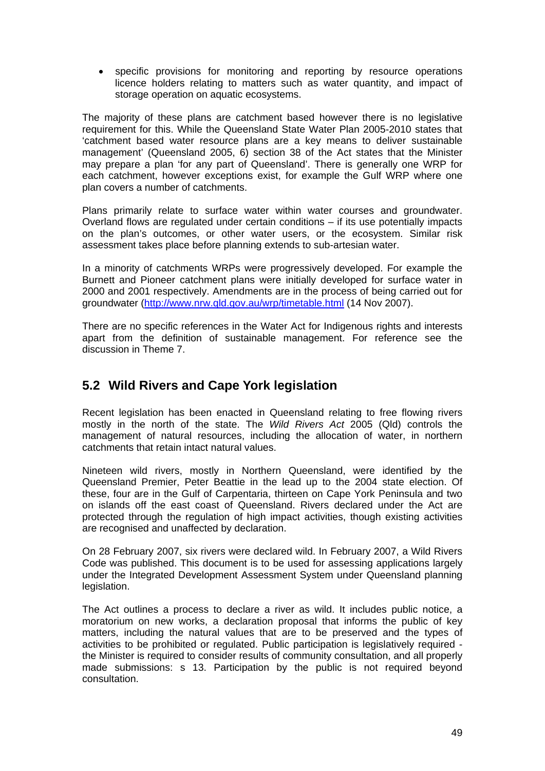- specific provisions for monitoring and reporting by resource operations licence holders relating to matters such as water quantity, and impact of storage operation on aquatic ecosystems.

The majority of these plans are catchment based however there is no legislative requirement for this. While the Queensland State Water Plan 2005-2010 states that 'catchment based water resource plans are a key means to deliver sustainable management' (Queensland 2005, 6) section 38 of the Act states that the Minister may prepare a plan 'for any part of Queensland'. There is generally one WRP for each catchment, however exceptions exist, for example the Gulf WRP where one plan covers a number of catchments.

Plans primarily relate to surface water within water courses and groundwater. Overland flows are regulated under certain conditions – if its use potentially impacts on the plan's outcomes, or other water users, or the ecosystem. Similar risk assessment takes place before planning extends to sub-artesian water.

In a minority of catchments WRPs were progressively developed. For example the Burnett and Pioneer catchment plans were initially developed for surface water in 2000 and 2001 respectively. Amendments are in the process of being carried out for groundwater (http://www.nrw.qld.gov.au/wrp/timetable.html (14 Nov 2007).

There are no specific references in the Water Act for Indigenous rights and interests apart from the definition of sustainable management. For reference see the discussion in Theme 7.

## 5.2 Wild Rivers and Cape York legislation

Recent legislation has been enacted in Queensland relating to free flowing rivers mostly in the north of the state. The *Wild Rivers Act* 2005 (Qld) controls the management of natural resources, including the allocation of water, in northern catchments that retain intact natural values.

Nineteen wild rivers, mostly in Northern Queensland, were identified by the Queensland Premier, Peter Beattie in the lead up to the 2004 state election. Of these, four are in the Gulf of Carpentaria, thirteen on Cape York Peninsula and two on islands off the east coast of Queensland. Rivers declared under the Act are protected through the regulation of high impact activities, though existing activities are recognised and unaffected by declaration.

On 28 February 2007, six rivers were declared wild. In February 2007, a Wild Rivers Code was published. This document is to be used for assessing applications largely under the Integrated Development Assessment System under Queensland planning legislation.

The Act outlines a process to declare a river as wild. It includes public notice, a moratorium on new works, a declaration proposal that informs the public of key matters, including the natural values that are to be preserved and the types of activities to be prohibited or regulated. Public participation is legislatively required - the Minister is required to consider results of community consultation, and all properly made submissions: s 13. Participation by the public is not required beyond consultation.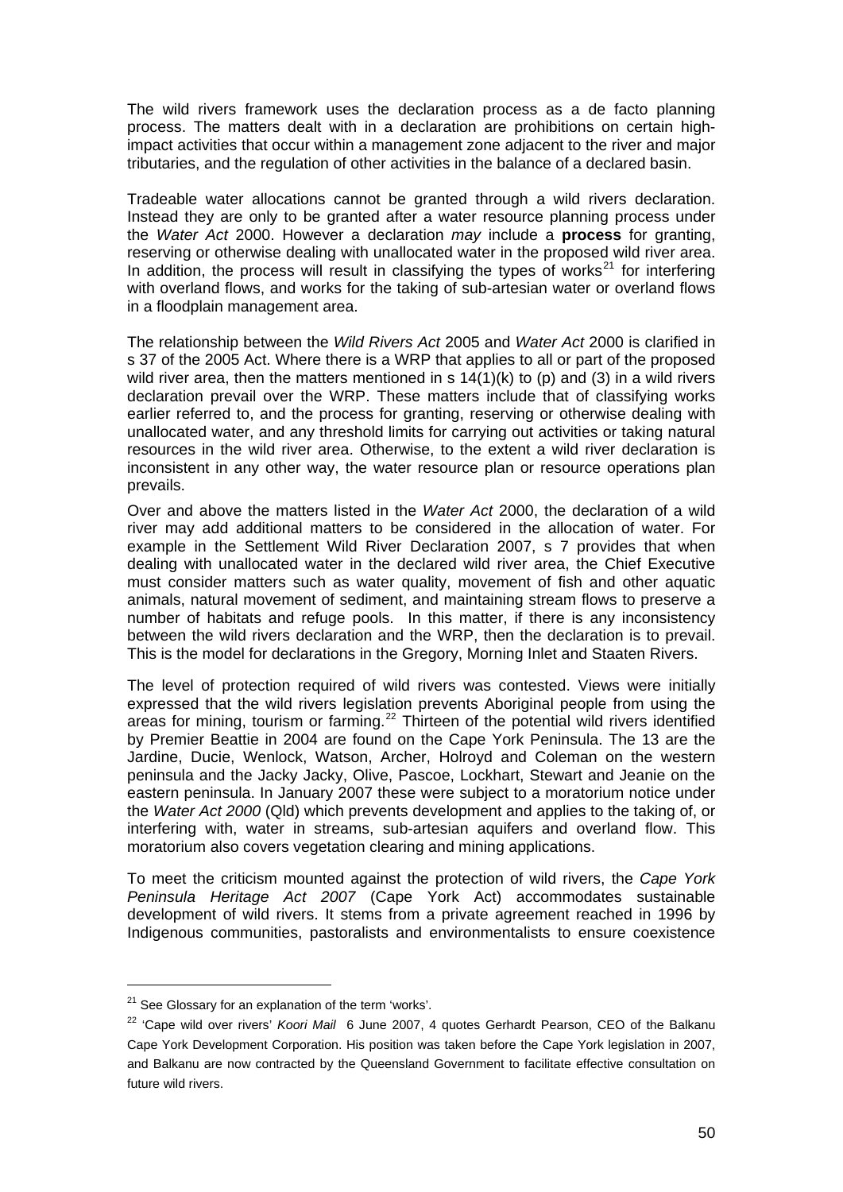The wild rivers framework uses the declaration process as a de facto planning process. The matters dealt with in a declaration are prohibitions on certain high-impact activities that occur within a management zone adjacent to the river and major tributaries, and the regulation of other activities in the balance of a declared basin.

Tradeable water allocations cannot be granted through a wild rivers declaration. Instead they are only to be granted after a water resource planning process under the *Water Act* 2000. However a declaration *may* include a **process** for granting, reserving or otherwise dealing with unallocated water in the proposed wild river area. In addition, the process will result in classifying the types of works[21] for interfering with overland flows, and works for the taking of sub-artesian water or overland flows in a floodplain management area.

The relationship between the *Wild Rivers Act* 2005 and *Water Act* 2000 is clarified in s 37 of the 2005 Act. Where there is a WRP that applies to all or part of the proposed wild river area, then the matters mentioned in s 14(1)(k) to (p) and (3) in a wild rivers declaration prevail over the WRP. These matters include that of classifying works earlier referred to, and the process for granting, reserving or otherwise dealing with unallocated water, and any threshold limits for carrying out activities or taking natural resources in the wild river area. Otherwise, to the extent a wild river declaration is inconsistent in any other way, the water resource plan or resource operations plan prevails.

Over and above the matters listed in the *Water Act* 2000, the declaration of a wild river may add additional matters to be considered in the allocation of water. For example in the Settlement Wild River Declaration 2007, s 7 provides that when dealing with unallocated water in the declared wild river area, the Chief Executive must consider matters such as water quality, movement of fish and other aquatic animals, natural movement of sediment, and maintaining stream flows to preserve a number of habitats and refuge pools. In this matter, if there is any inconsistency between the wild rivers declaration and the WRP, then the declaration is to prevail. This is the model for declarations in the Gregory, Morning Inlet and Staaten Rivers.

The level of protection required of wild rivers was contested. Views were initially expressed that the wild rivers legislation prevents Aboriginal people from using the areas for mining, tourism or farming.[22] Thirteen of the potential wild rivers identified by Premier Beattie in 2004 are found on the Cape York Peninsula. The 13 are the Jardine, Ducie, Wenlock, Watson, Archer, Holroyd and Coleman on the western peninsula and the Jacky Jacky, Olive, Pascoe, Lockhart, Stewart and Jeanie on the eastern peninsula. In January 2007 these were subject to a moratorium notice under the *Water Act 2000* (Qld) which prevents development and applies to the taking of, or interfering with, water in streams, sub-artesian aquifers and overland flow. This moratorium also covers vegetation clearing and mining applications.

To meet the criticism mounted against the protection of wild rivers, the *Cape York Peninsula Heritage Act 2007* (Cape York Act) accommodates sustainable development of wild rivers. It stems from a private agreement reached in 1996 by Indigenous communities, pastoralists and environmentalists to ensure coexistence

---

[21] See Glossary for an explanation of the term 'works'.

[22] 'Cape wild over rivers' *Koori Mail* 6 June 2007, 4 quotes Gerhardt Pearson, CEO of the Balkanu Cape York Development Corporation. His position was taken before the Cape York legislation in 2007, and Balkanu are now contracted by the Queensland Government to facilitate effective consultation on future wild rivers.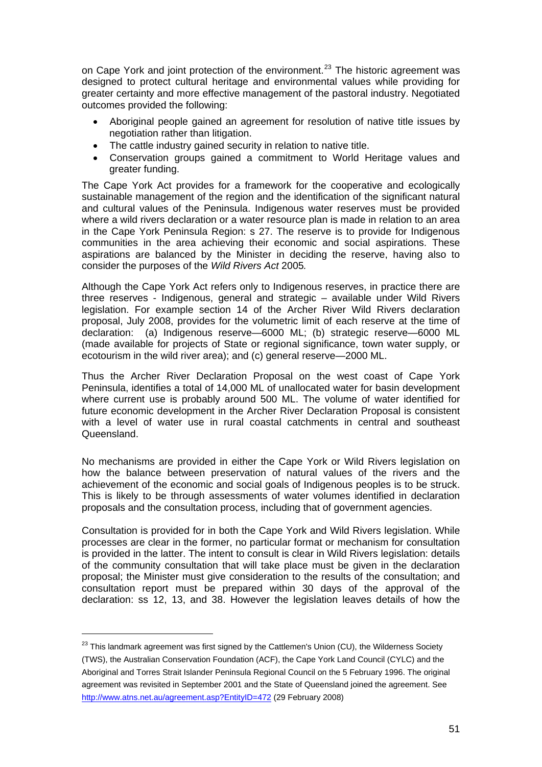on Cape York and joint protection of the environment.[23] The historic agreement was designed to protect cultural heritage and environmental values while providing for greater certainty and more effective management of the pastoral industry. Negotiated outcomes provided the following:

- Aboriginal people gained an agreement for resolution of native title issues by negotiation rather than litigation.
- The cattle industry gained security in relation to native title.
- Conservation groups gained a commitment to World Heritage values and greater funding.

The Cape York Act provides for a framework for the cooperative and ecologically sustainable management of the region and the identification of the significant natural and cultural values of the Peninsula. Indigenous water reserves must be provided where a wild rivers declaration or a water resource plan is made in relation to an area in the Cape York Peninsula Region: s 27. The reserve is to provide for Indigenous communities in the area achieving their economic and social aspirations. These aspirations are balanced by the Minister in deciding the reserve, having also to consider the purposes of the *Wild Rivers Act* 2005*.*

Although the Cape York Act refers only to Indigenous reserves, in practice there are three reserves - Indigenous, general and strategic – available under Wild Rivers legislation. For example section 14 of the Archer River Wild Rivers declaration proposal, July 2008, provides for the volumetric limit of each reserve at the time of declaration: (a) Indigenous reserve—6000 ML; (b) strategic reserve—6000 ML (made available for projects of State or regional significance, town water supply, or ecotourism in the wild river area); and (c) general reserve—2000 ML.

Thus the Archer River Declaration Proposal on the west coast of Cape York Peninsula, identifies a total of 14,000 ML of unallocated water for basin development where current use is probably around 500 ML. The volume of water identified for future economic development in the Archer River Declaration Proposal is consistent with a level of water use in rural coastal catchments in central and southeast Queensland.

No mechanisms are provided in either the Cape York or Wild Rivers legislation on how the balance between preservation of natural values of the rivers and the achievement of the economic and social goals of Indigenous peoples is to be struck. This is likely to be through assessments of water volumes identified in declaration proposals and the consultation process, including that of government agencies.

Consultation is provided for in both the Cape York and Wild Rivers legislation. While processes are clear in the former, no particular format or mechanism for consultation is provided in the latter. The intent to consult is clear in Wild Rivers legislation: details of the community consultation that will take place must be given in the declaration proposal; the Minister must give consideration to the results of the consultation; and consultation report must be prepared within 30 days of the approval of the declaration: ss 12, 13, and 38. However the legislation leaves details of how the

---

[23] This landmark agreement was first signed by the Cattlemen's Union (CU), the Wilderness Society (TWS), the Australian Conservation Foundation (ACF), the Cape York Land Council (CYLC) and the Aboriginal and Torres Strait Islander Peninsula Regional Council on the 5 February 1996. The original agreement was revisited in September 2001 and the State of Queensland joined the agreement. See http://www.atns.net.au/agreement.asp?EntityID=472 (29 February 2008)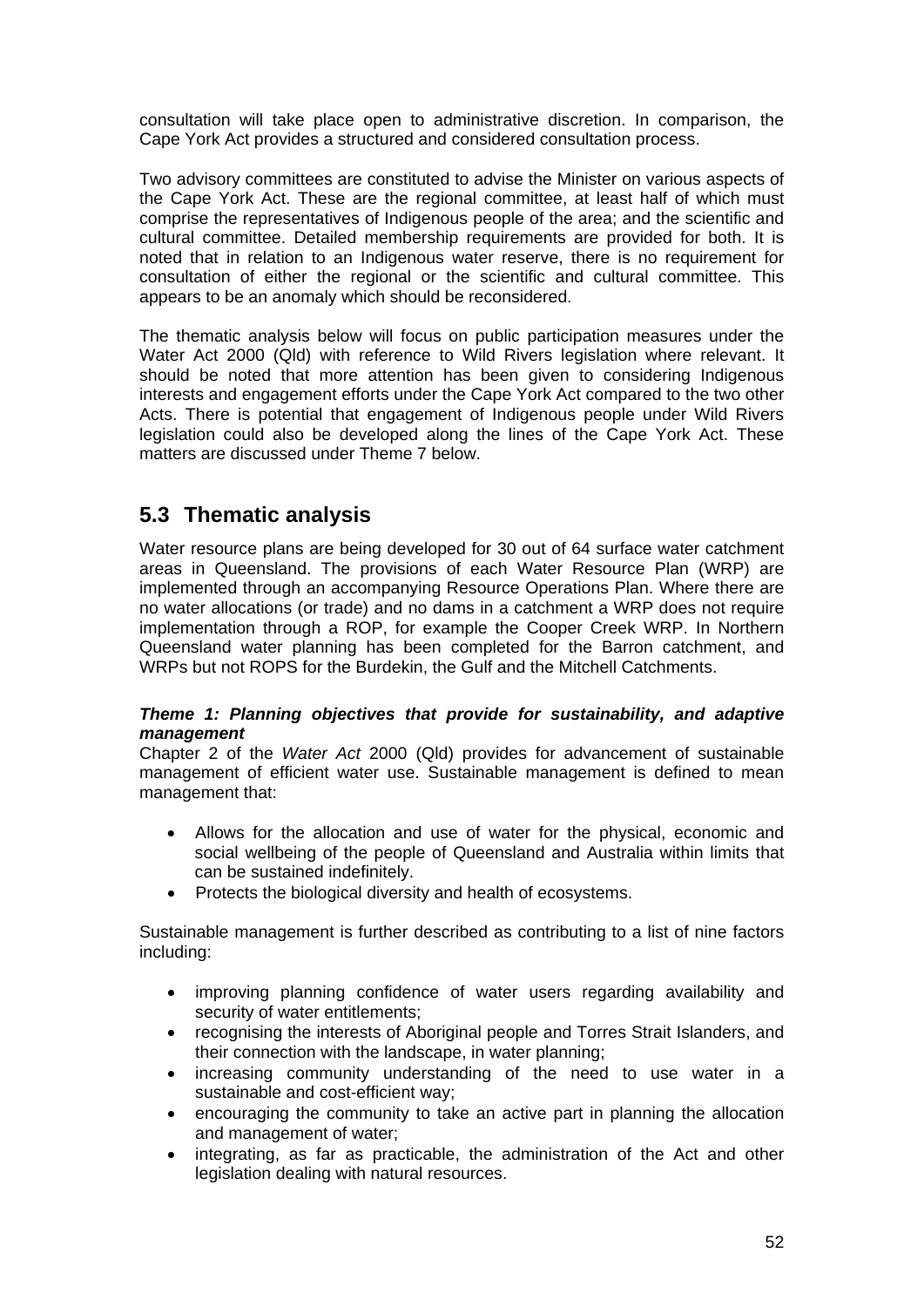consultation will take place open to administrative discretion. In comparison, the Cape York Act provides a structured and considered consultation process.

Two advisory committees are constituted to advise the Minister on various aspects of the Cape York Act. These are the regional committee, at least half of which must comprise the representatives of Indigenous people of the area; and the scientific and cultural committee. Detailed membership requirements are provided for both. It is noted that in relation to an Indigenous water reserve, there is no requirement for consultation of either the regional or the scientific and cultural committee. This appears to be an anomaly which should be reconsidered.

The thematic analysis below will focus on public participation measures under the Water Act 2000 (Qld) with reference to Wild Rivers legislation where relevant. It should be noted that more attention has been given to considering Indigenous interests and engagement efforts under the Cape York Act compared to the two other Acts. There is potential that engagement of Indigenous people under Wild Rivers legislation could also be developed along the lines of the Cape York Act. These matters are discussed under Theme 7 below.

## 5.3 Thematic analysis

Water resource plans are being developed for 30 out of 64 surface water catchment areas in Queensland. The provisions of each Water Resource Plan (WRP) are implemented through an accompanying Resource Operations Plan. Where there are no water allocations (or trade) and no dams in a catchment a WRP does not require implementation through a ROP, for example the Cooper Creek WRP. In Northern Queensland water planning has been completed for the Barron catchment, and WRPs but not ROPS for the Burdekin, the Gulf and the Mitchell Catchments.

***Theme 1: Planning objectives that provide for sustainability, and adaptive management***

Chapter 2 of the *Water Act* 2000 (Qld) provides for advancement of sustainable management of efficient water use. Sustainable management is defined to mean management that:

- Allows for the allocation and use of water for the physical, economic and social wellbeing of the people of Queensland and Australia within limits that can be sustained indefinitely.
- Protects the biological diversity and health of ecosystems.

Sustainable management is further described as contributing to a list of nine factors including:

- improving planning confidence of water users regarding availability and security of water entitlements;
- recognising the interests of Aboriginal people and Torres Strait Islanders, and their connection with the landscape, in water planning;
- increasing community understanding of the need to use water in a sustainable and cost-efficient way;
- encouraging the community to take an active part in planning the allocation and management of water;
- integrating, as far as practicable, the administration of the Act and other legislation dealing with natural resources.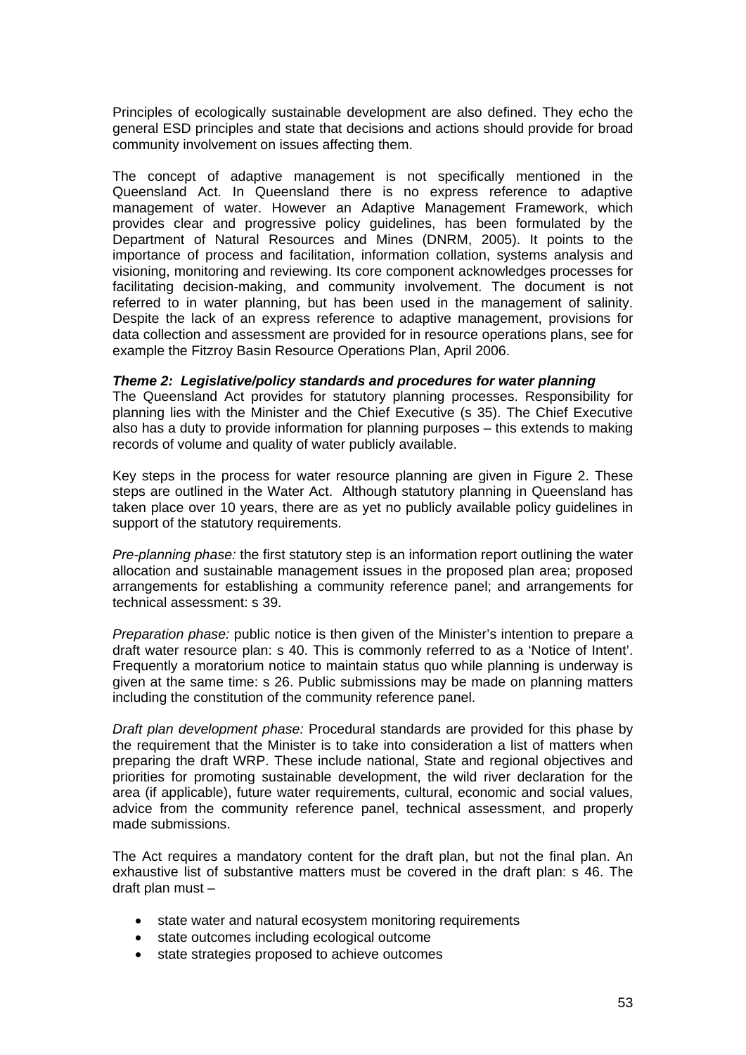Principles of ecologically sustainable development are also defined. They echo the general ESD principles and state that decisions and actions should provide for broad community involvement on issues affecting them.

The concept of adaptive management is not specifically mentioned in the Queensland Act. In Queensland there is no express reference to adaptive management of water. However an Adaptive Management Framework, which provides clear and progressive policy guidelines, has been formulated by the Department of Natural Resources and Mines (DNRM, 2005). It points to the importance of process and facilitation, information collation, systems analysis and visioning, monitoring and reviewing. Its core component acknowledges processes for facilitating decision-making, and community involvement. The document is not referred to in water planning, but has been used in the management of salinity. Despite the lack of an express reference to adaptive management, provisions for data collection and assessment are provided for in resource operations plans, see for example the Fitzroy Basin Resource Operations Plan, April 2006.

***Theme 2: Legislative/policy standards and procedures for water planning***

The Queensland Act provides for statutory planning processes. Responsibility for planning lies with the Minister and the Chief Executive (s 35). The Chief Executive also has a duty to provide information for planning purposes – this extends to making records of volume and quality of water publicly available.

Key steps in the process for water resource planning are given in Figure 2. These steps are outlined in the Water Act. Although statutory planning in Queensland has taken place over 10 years, there are as yet no publicly available policy guidelines in support of the statutory requirements.

*Pre-planning phase:* the first statutory step is an information report outlining the water allocation and sustainable management issues in the proposed plan area; proposed arrangements for establishing a community reference panel; and arrangements for technical assessment: s 39.

*Preparation phase:* public notice is then given of the Minister's intention to prepare a draft water resource plan: s 40. This is commonly referred to as a 'Notice of Intent'. Frequently a moratorium notice to maintain status quo while planning is underway is given at the same time: s 26. Public submissions may be made on planning matters including the constitution of the community reference panel.

*Draft plan development phase:* Procedural standards are provided for this phase by the requirement that the Minister is to take into consideration a list of matters when preparing the draft WRP. These include national, State and regional objectives and priorities for promoting sustainable development, the wild river declaration for the area (if applicable), future water requirements, cultural, economic and social values, advice from the community reference panel, technical assessment, and properly made submissions.

The Act requires a mandatory content for the draft plan, but not the final plan. An exhaustive list of substantive matters must be covered in the draft plan: s 46. The draft plan must –

- state water and natural ecosystem monitoring requirements
- state outcomes including ecological outcome
- state strategies proposed to achieve outcomes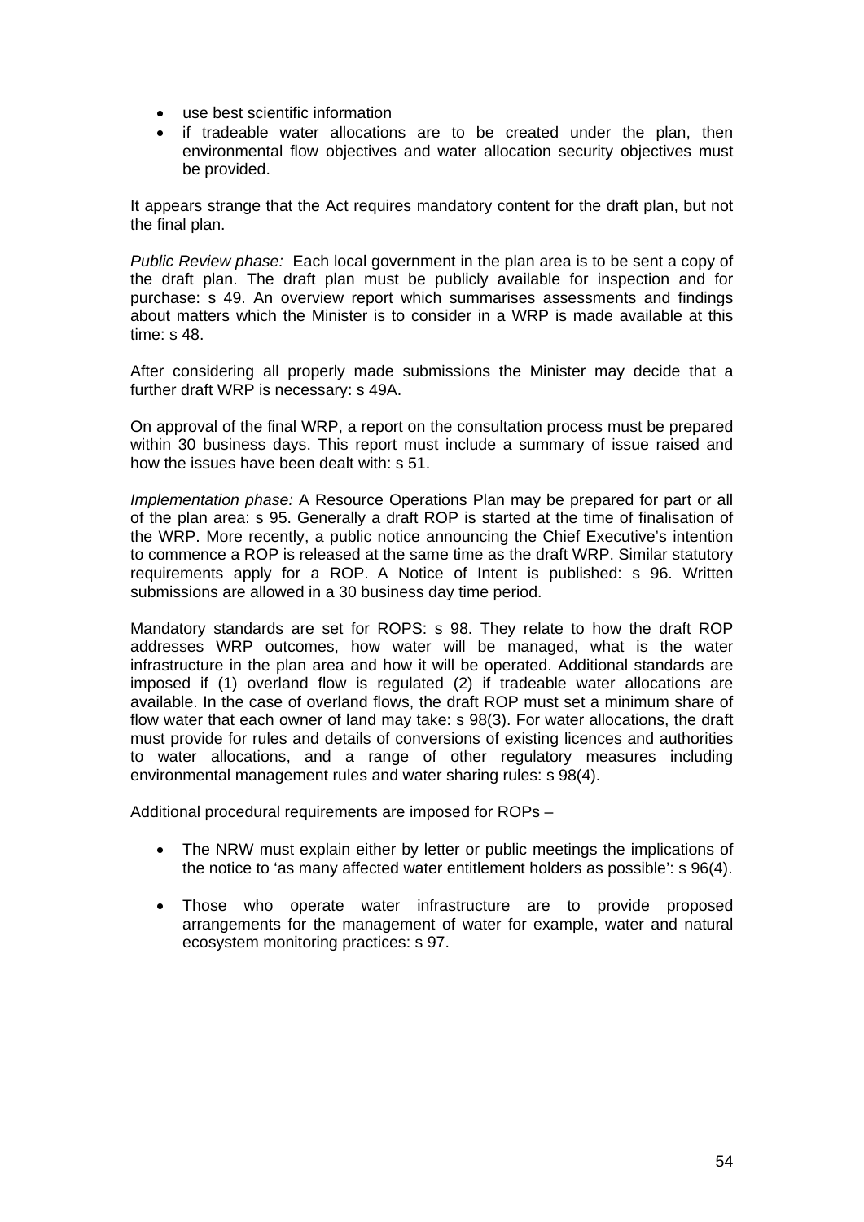- use best scientific information
- if tradeable water allocations are to be created under the plan, then environmental flow objectives and water allocation security objectives must be provided.

It appears strange that the Act requires mandatory content for the draft plan, but not the final plan.

*Public Review phase:* Each local government in the plan area is to be sent a copy of the draft plan. The draft plan must be publicly available for inspection and for purchase: s 49. An overview report which summarises assessments and findings about matters which the Minister is to consider in a WRP is made available at this time: s 48.

After considering all properly made submissions the Minister may decide that a further draft WRP is necessary: s 49A.

On approval of the final WRP, a report on the consultation process must be prepared within 30 business days. This report must include a summary of issue raised and how the issues have been dealt with: s 51.

*Implementation phase:* A Resource Operations Plan may be prepared for part or all of the plan area: s 95. Generally a draft ROP is started at the time of finalisation of the WRP. More recently, a public notice announcing the Chief Executive's intention to commence a ROP is released at the same time as the draft WRP. Similar statutory requirements apply for a ROP. A Notice of Intent is published: s 96. Written submissions are allowed in a 30 business day time period.

Mandatory standards are set for ROPS: s 98. They relate to how the draft ROP addresses WRP outcomes, how water will be managed, what is the water infrastructure in the plan area and how it will be operated. Additional standards are imposed if (1) overland flow is regulated (2) if tradeable water allocations are available. In the case of overland flows, the draft ROP must set a minimum share of flow water that each owner of land may take: s 98(3). For water allocations, the draft must provide for rules and details of conversions of existing licences and authorities to water allocations, and a range of other regulatory measures including environmental management rules and water sharing rules: s 98(4).

Additional procedural requirements are imposed for ROPs –

- The NRW must explain either by letter or public meetings the implications of the notice to 'as many affected water entitlement holders as possible': s 96(4).

- Those who operate water infrastructure are to provide proposed arrangements for the management of water for example, water and natural ecosystem monitoring practices: s 97.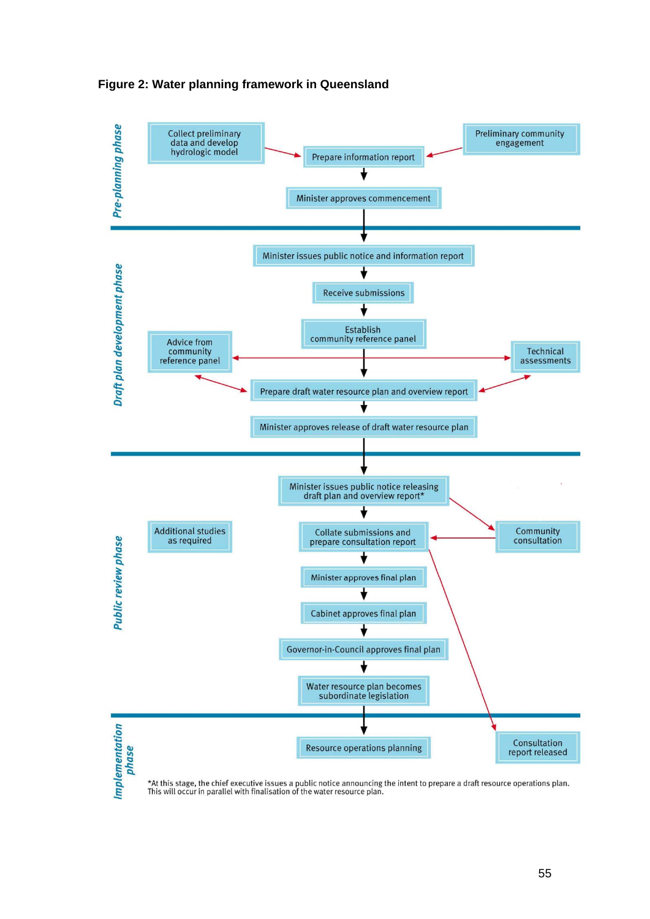**Figure 2: Water planning framework in Queensland**

*Pre-planning phase*

- Collect preliminary data and develop hydrologic model
- Preliminary community engagement
- Prepare information report
- Minister approves commencement

*Draft plan development phase*

- Minister issues public notice and information report
- Receive submissions
- Establish community reference panel
- Advice from community reference panel
- Technical assessments
- Prepare draft water resource plan and overview report
- Minister approves release of draft water resource plan

*Public review phase*

- Minister issues public notice releasing draft plan and overview report*
- Additional studies as required
- Collate submissions and prepare consultation report
- Community consultation
- Minister approves final plan
- Cabinet approves final plan
- Governor-in-Council approves final plan
- Water resource plan becomes subordinate legislation

*Implementation phase*

- Resource operations planning
- Consultation report released

*At this stage, the chief executive issues a public notice announcing the intent to prepare a draft resource operations plan. This will occur in parallel with finalisation of the water resource plan.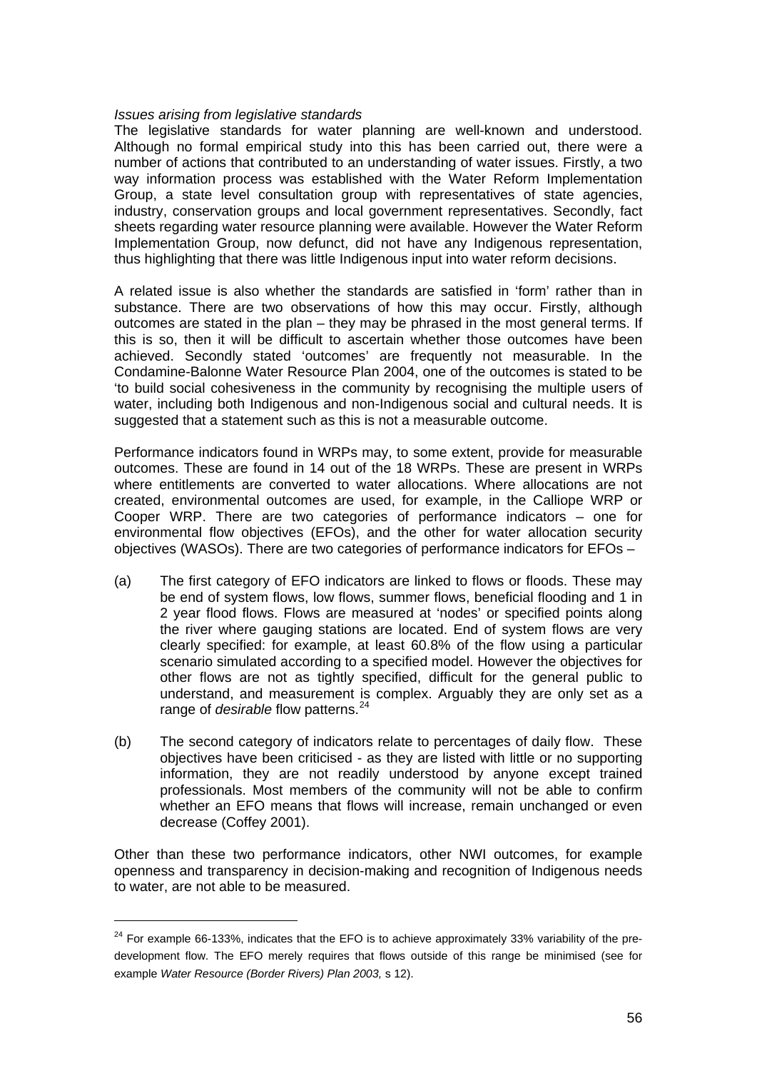*Issues arising from legislative standards*

The legislative standards for water planning are well-known and understood. Although no formal empirical study into this has been carried out, there were a number of actions that contributed to an understanding of water issues. Firstly, a two way information process was established with the Water Reform Implementation Group, a state level consultation group with representatives of state agencies, industry, conservation groups and local government representatives. Secondly, fact sheets regarding water resource planning were available. However the Water Reform Implementation Group, now defunct, did not have any Indigenous representation, thus highlighting that there was little Indigenous input into water reform decisions.

A related issue is also whether the standards are satisfied in 'form' rather than in substance. There are two observations of how this may occur. Firstly, although outcomes are stated in the plan – they may be phrased in the most general terms. If this is so, then it will be difficult to ascertain whether those outcomes have been achieved. Secondly stated 'outcomes' are frequently not measurable. In the Condamine-Balonne Water Resource Plan 2004, one of the outcomes is stated to be 'to build social cohesiveness in the community by recognising the multiple users of water, including both Indigenous and non-Indigenous social and cultural needs. It is suggested that a statement such as this is not a measurable outcome.

Performance indicators found in WRPs may, to some extent, provide for measurable outcomes. These are found in 14 out of the 18 WRPs. These are present in WRPs where entitlements are converted to water allocations. Where allocations are not created, environmental outcomes are used, for example, in the Calliope WRP or Cooper WRP. There are two categories of performance indicators – one for environmental flow objectives (EFOs), and the other for water allocation security objectives (WASOs). There are two categories of performance indicators for EFOs –

(a) The first category of EFO indicators are linked to flows or floods. These may be end of system flows, low flows, summer flows, beneficial flooding and 1 in 2 year flood flows. Flows are measured at 'nodes' or specified points along the river where gauging stations are located. End of system flows are very clearly specified: for example, at least 60.8% of the flow using a particular scenario simulated according to a specified model. However the objectives for other flows are not as tightly specified, difficult for the general public to understand, and measurement is complex. Arguably they are only set as a range of *desirable* flow patterns.[24]

(b) The second category of indicators relate to percentages of daily flow. These objectives have been criticised - as they are listed with little or no supporting information, they are not readily understood by anyone except trained professionals. Most members of the community will not be able to confirm whether an EFO means that flows will increase, remain unchanged or even decrease (Coffey 2001).

Other than these two performance indicators, other NWI outcomes, for example openness and transparency in decision-making and recognition of Indigenous needs to water, are not able to be measured.

---

[24] For example 66-133%, indicates that the EFO is to achieve approximately 33% variability of the pre-development flow. The EFO merely requires that flows outside of this range be minimised (see for example *Water Resource (Border Rivers) Plan 2003*, s 12).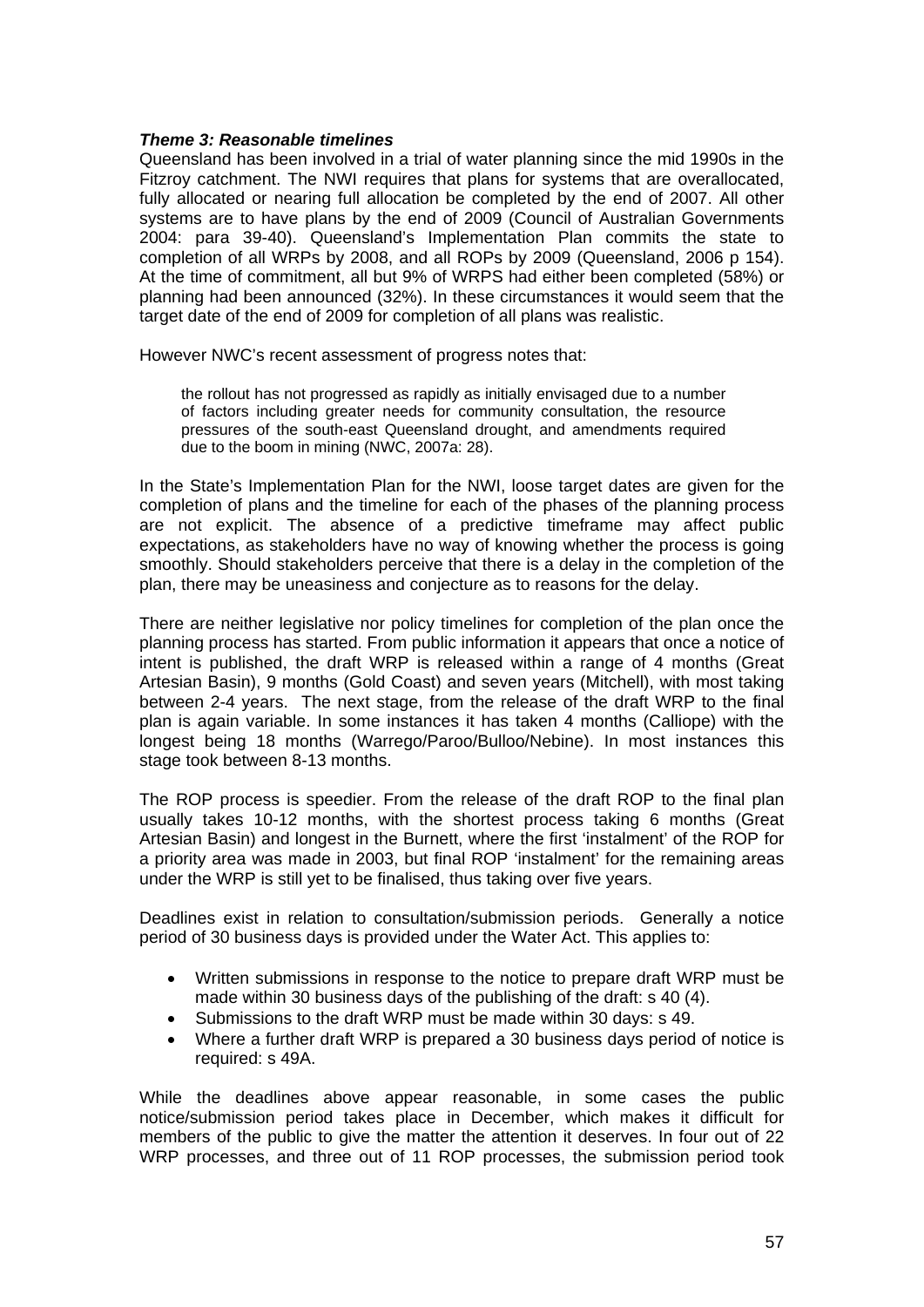***Theme 3: Reasonable timelines***

Queensland has been involved in a trial of water planning since the mid 1990s in the Fitzroy catchment. The NWI requires that plans for systems that are overallocated, fully allocated or nearing full allocation be completed by the end of 2007. All other systems are to have plans by the end of 2009 (Council of Australian Governments 2004: para 39-40). Queensland's Implementation Plan commits the state to completion of all WRPs by 2008, and all ROPs by 2009 (Queensland, 2006 p 154). At the time of commitment, all but 9% of WRPS had either been completed (58%) or planning had been announced (32%). In these circumstances it would seem that the target date of the end of 2009 for completion of all plans was realistic.

However NWC's recent assessment of progress notes that:

> the rollout has not progressed as rapidly as initially envisaged due to a number of factors including greater needs for community consultation, the resource pressures of the south-east Queensland drought, and amendments required due to the boom in mining (NWC, 2007a: 28).

In the State's Implementation Plan for the NWI, loose target dates are given for the completion of plans and the timeline for each of the phases of the planning process are not explicit. The absence of a predictive timeframe may affect public expectations, as stakeholders have no way of knowing whether the process is going smoothly. Should stakeholders perceive that there is a delay in the completion of the plan, there may be uneasiness and conjecture as to reasons for the delay.

There are neither legislative nor policy timelines for completion of the plan once the planning process has started. From public information it appears that once a notice of intent is published, the draft WRP is released within a range of 4 months (Great Artesian Basin), 9 months (Gold Coast) and seven years (Mitchell), with most taking between 2-4 years. The next stage, from the release of the draft WRP to the final plan is again variable. In some instances it has taken 4 months (Calliope) with the longest being 18 months (Warrego/Paroo/Bulloo/Nebine). In most instances this stage took between 8-13 months.

The ROP process is speedier. From the release of the draft ROP to the final plan usually takes 10-12 months, with the shortest process taking 6 months (Great Artesian Basin) and longest in the Burnett, where the first 'instalment' of the ROP for a priority area was made in 2003, but final ROP 'instalment' for the remaining areas under the WRP is still yet to be finalised, thus taking over five years.

Deadlines exist in relation to consultation/submission periods. Generally a notice period of 30 business days is provided under the Water Act. This applies to:

- Written submissions in response to the notice to prepare draft WRP must be made within 30 business days of the publishing of the draft: s 40 (4).
- Submissions to the draft WRP must be made within 30 days: s 49.
- Where a further draft WRP is prepared a 30 business days period of notice is required: s 49A.

While the deadlines above appear reasonable, in some cases the public notice/submission period takes place in December, which makes it difficult for members of the public to give the matter the attention it deserves. In four out of 22 WRP processes, and three out of 11 ROP processes, the submission period took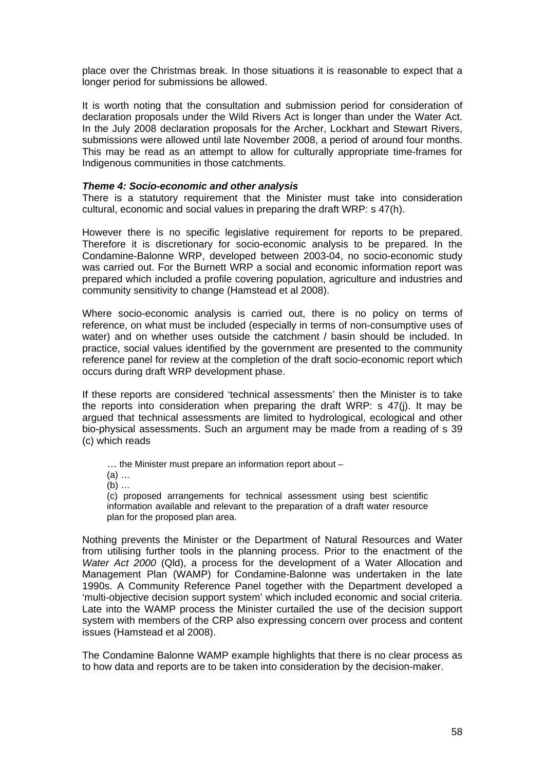place over the Christmas break. In those situations it is reasonable to expect that a longer period for submissions be allowed.

It is worth noting that the consultation and submission period for consideration of declaration proposals under the Wild Rivers Act is longer than under the Water Act. In the July 2008 declaration proposals for the Archer, Lockhart and Stewart Rivers, submissions were allowed until late November 2008, a period of around four months. This may be read as an attempt to allow for culturally appropriate time-frames for Indigenous communities in those catchments.

***Theme 4: Socio-economic and other analysis***

There is a statutory requirement that the Minister must take into consideration cultural, economic and social values in preparing the draft WRP: s 47(h).

However there is no specific legislative requirement for reports to be prepared. Therefore it is discretionary for socio-economic analysis to be prepared. In the Condamine-Balonne WRP, developed between 2003-04, no socio-economic study was carried out. For the Burnett WRP a social and economic information report was prepared which included a profile covering population, agriculture and industries and community sensitivity to change (Hamstead et al 2008).

Where socio-economic analysis is carried out, there is no policy on terms of reference, on what must be included (especially in terms of non-consumptive uses of water) and on whether uses outside the catchment / basin should be included. In practice, social values identified by the government are presented to the community reference panel for review at the completion of the draft socio-economic report which occurs during draft WRP development phase.

If these reports are considered 'technical assessments' then the Minister is to take the reports into consideration when preparing the draft WRP: s 47(j). It may be argued that technical assessments are limited to hydrological, ecological and other bio-physical assessments. Such an argument may be made from a reading of s 39 (c) which reads

> … the Minister must prepare an information report about –
> (a) …
> (b) …
> (c) proposed arrangements for technical assessment using best scientific information available and relevant to the preparation of a draft water resource plan for the proposed plan area.

Nothing prevents the Minister or the Department of Natural Resources and Water from utilising further tools in the planning process. Prior to the enactment of the *Water Act 2000* (Qld), a process for the development of a Water Allocation and Management Plan (WAMP) for Condamine-Balonne was undertaken in the late 1990s. A Community Reference Panel together with the Department developed a 'multi-objective decision support system' which included economic and social criteria. Late into the WAMP process the Minister curtailed the use of the decision support system with members of the CRP also expressing concern over process and content issues (Hamstead et al 2008).

The Condamine Balonne WAMP example highlights that there is no clear process as to how data and reports are to be taken into consideration by the decision-maker.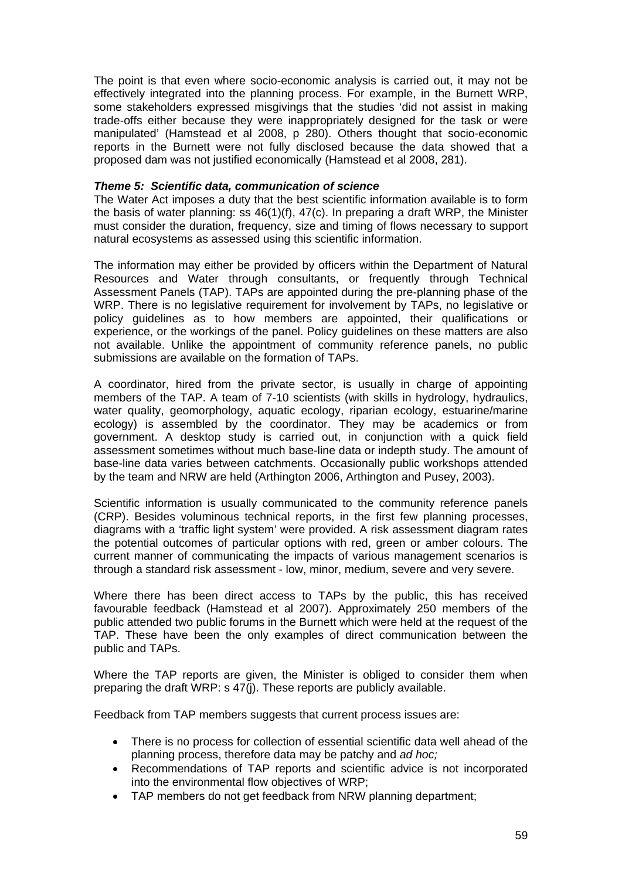The point is that even where socio-economic analysis is carried out, it may not be effectively integrated into the planning process. For example, in the Burnett WRP, some stakeholders expressed misgivings that the studies 'did not assist in making trade-offs either because they were inappropriately designed for the task or were manipulated' (Hamstead et al 2008, p 280). Others thought that socio-economic reports in the Burnett were not fully disclosed because the data showed that a proposed dam was not justified economically (Hamstead et al 2008, 281).

***Theme 5: Scientific data, communication of science***

The Water Act imposes a duty that the best scientific information available is to form the basis of water planning: ss 46(1)(f), 47(c). In preparing a draft WRP, the Minister must consider the duration, frequency, size and timing of flows necessary to support natural ecosystems as assessed using this scientific information.

The information may either be provided by officers within the Department of Natural Resources and Water through consultants, or frequently through Technical Assessment Panels (TAP). TAPs are appointed during the pre-planning phase of the WRP. There is no legislative requirement for involvement by TAPs, no legislative or policy guidelines as to how members are appointed, their qualifications or experience, or the workings of the panel. Policy guidelines on these matters are also not available. Unlike the appointment of community reference panels, no public submissions are available on the formation of TAPs.

A coordinator, hired from the private sector, is usually in charge of appointing members of the TAP. A team of 7-10 scientists (with skills in hydrology, hydraulics, water quality, geomorphology, aquatic ecology, riparian ecology, estuarine/marine ecology) is assembled by the coordinator. They may be academics or from government. A desktop study is carried out, in conjunction with a quick field assessment sometimes without much base-line data or indepth study. The amount of base-line data varies between catchments. Occasionally public workshops attended by the team and NRW are held (Arthington 2006, Arthington and Pusey, 2003).

Scientific information is usually communicated to the community reference panels (CRP). Besides voluminous technical reports, in the first few planning processes, diagrams with a 'traffic light system' were provided. A risk assessment diagram rates the potential outcomes of particular options with red, green or amber colours. The current manner of communicating the impacts of various management scenarios is through a standard risk assessment - low, minor, medium, severe and very severe.

Where there has been direct access to TAPs by the public, this has received favourable feedback (Hamstead et al 2007). Approximately 250 members of the public attended two public forums in the Burnett which were held at the request of the TAP. These have been the only examples of direct communication between the public and TAPs.

Where the TAP reports are given, the Minister is obliged to consider them when preparing the draft WRP: s 47(j). These reports are publicly available.

Feedback from TAP members suggests that current process issues are:

- There is no process for collection of essential scientific data well ahead of the planning process, therefore data may be patchy and *ad hoc;*
- Recommendations of TAP reports and scientific advice is not incorporated into the environmental flow objectives of WRP;
- TAP members do not get feedback from NRW planning department;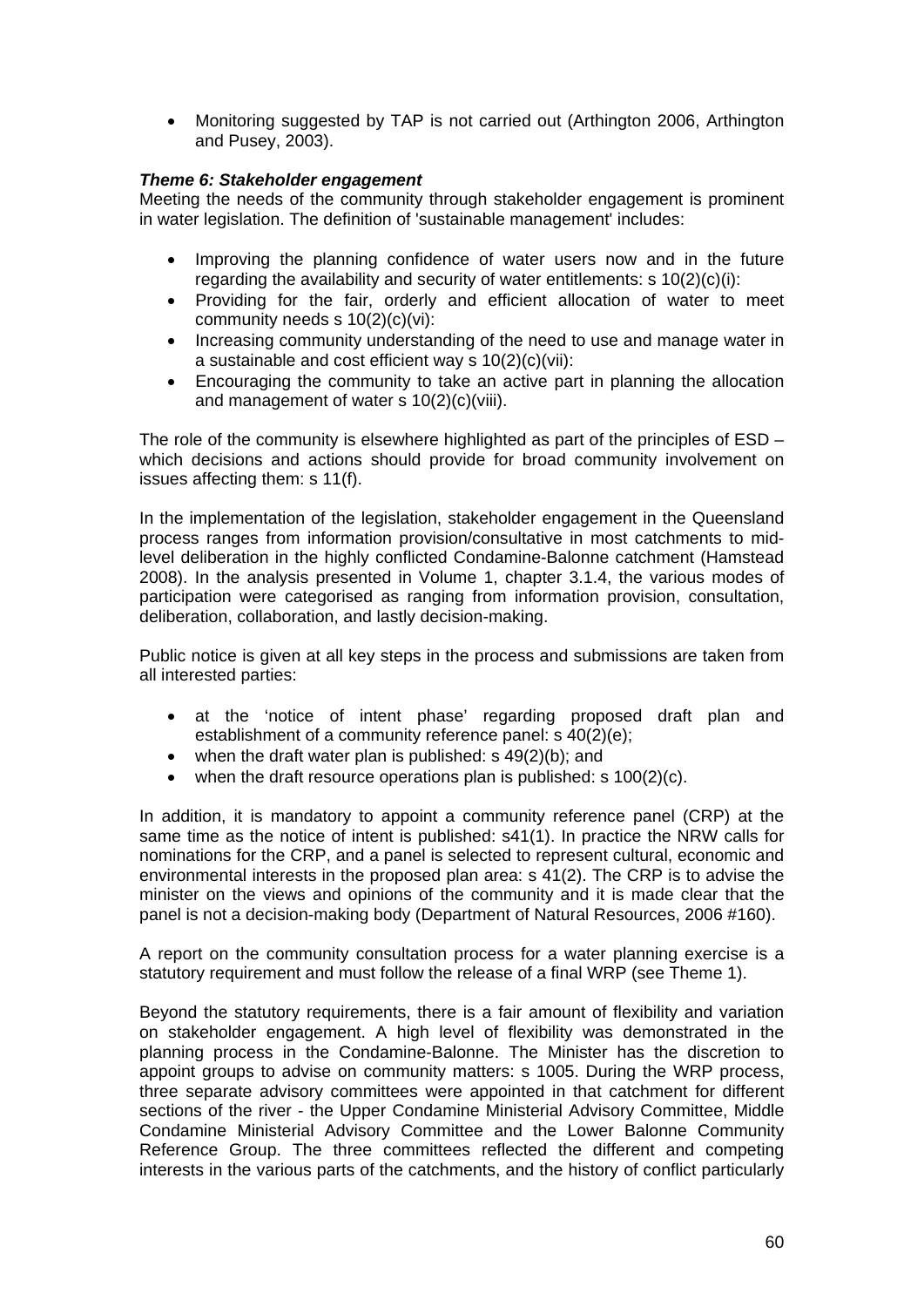- Monitoring suggested by TAP is not carried out (Arthington 2006, Arthington and Pusey, 2003).

***Theme 6: Stakeholder engagement***

Meeting the needs of the community through stakeholder engagement is prominent in water legislation. The definition of 'sustainable management' includes:

- Improving the planning confidence of water users now and in the future regarding the availability and security of water entitlements: s 10(2)(c)(i):
- Providing for the fair, orderly and efficient allocation of water to meet community needs s 10(2)(c)(vi):
- Increasing community understanding of the need to use and manage water in a sustainable and cost efficient way s 10(2)(c)(vii):
- Encouraging the community to take an active part in planning the allocation and management of water s 10(2)(c)(viii).

The role of the community is elsewhere highlighted as part of the principles of ESD – which decisions and actions should provide for broad community involvement on issues affecting them: s 11(f).

In the implementation of the legislation, stakeholder engagement in the Queensland process ranges from information provision/consultative in most catchments to mid-level deliberation in the highly conflicted Condamine-Balonne catchment (Hamstead 2008). In the analysis presented in Volume 1, chapter 3.1.4, the various modes of participation were categorised as ranging from information provision, consultation, deliberation, collaboration, and lastly decision-making.

Public notice is given at all key steps in the process and submissions are taken from all interested parties:

- at the 'notice of intent phase' regarding proposed draft plan and establishment of a community reference panel: s 40(2)(e);
- when the draft water plan is published: s 49(2)(b); and
- when the draft resource operations plan is published: s 100(2)(c).

In addition, it is mandatory to appoint a community reference panel (CRP) at the same time as the notice of intent is published: s41(1). In practice the NRW calls for nominations for the CRP, and a panel is selected to represent cultural, economic and environmental interests in the proposed plan area: s 41(2). The CRP is to advise the minister on the views and opinions of the community and it is made clear that the panel is not a decision-making body (Department of Natural Resources, 2006 #160).

A report on the community consultation process for a water planning exercise is a statutory requirement and must follow the release of a final WRP (see Theme 1).

Beyond the statutory requirements, there is a fair amount of flexibility and variation on stakeholder engagement. A high level of flexibility was demonstrated in the planning process in the Condamine-Balonne. The Minister has the discretion to appoint groups to advise on community matters: s 1005. During the WRP process, three separate advisory committees were appointed in that catchment for different sections of the river - the Upper Condamine Ministerial Advisory Committee, Middle Condamine Ministerial Advisory Committee and the Lower Balonne Community Reference Group. The three committees reflected the different and competing interests in the various parts of the catchments, and the history of conflict particularly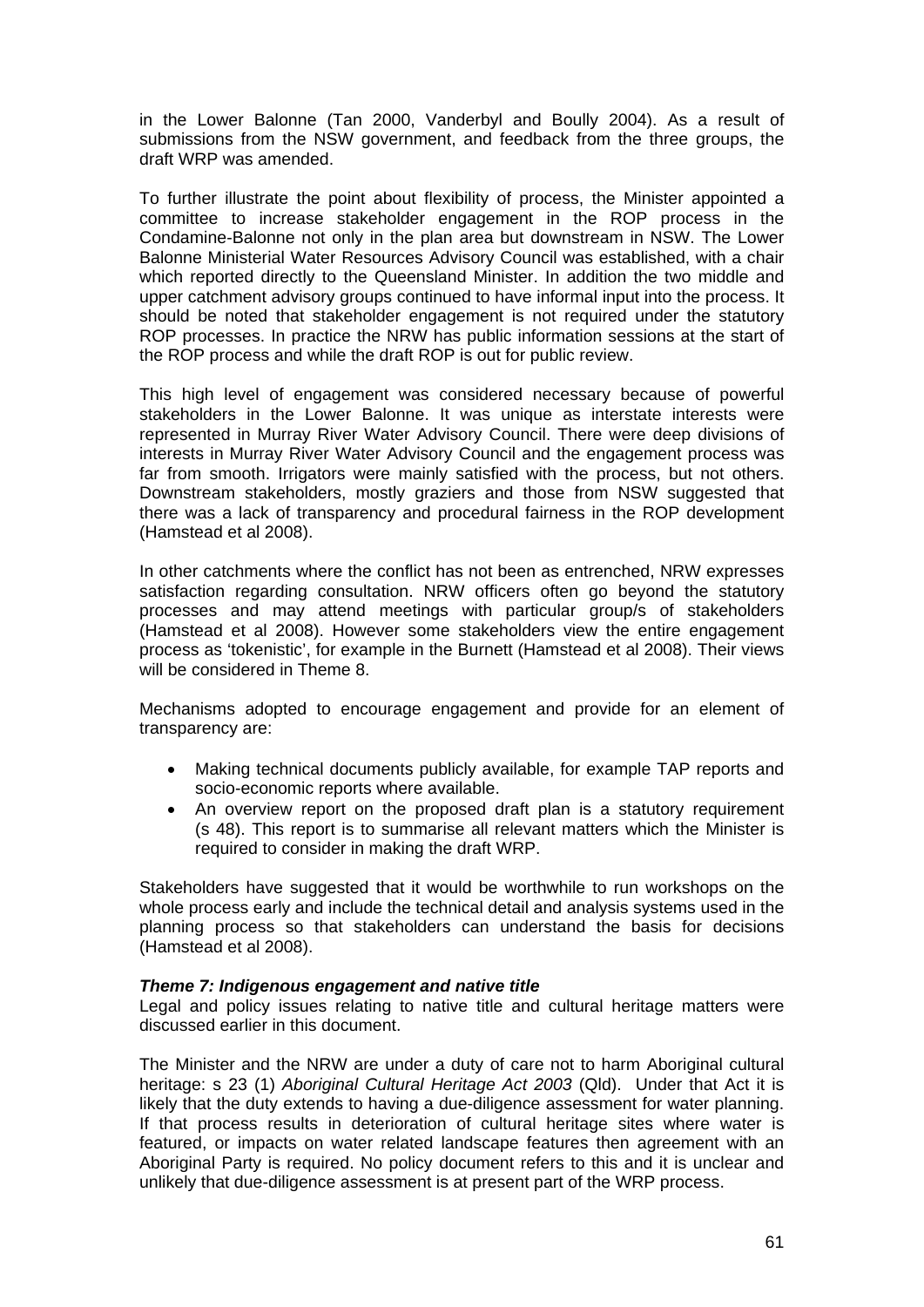in the Lower Balonne (Tan 2000, Vanderbyl and Boully 2004). As a result of submissions from the NSW government, and feedback from the three groups, the draft WRP was amended.

To further illustrate the point about flexibility of process, the Minister appointed a committee to increase stakeholder engagement in the ROP process in the Condamine-Balonne not only in the plan area but downstream in NSW. The Lower Balonne Ministerial Water Resources Advisory Council was established, with a chair which reported directly to the Queensland Minister. In addition the two middle and upper catchment advisory groups continued to have informal input into the process. It should be noted that stakeholder engagement is not required under the statutory ROP processes. In practice the NRW has public information sessions at the start of the ROP process and while the draft ROP is out for public review.

This high level of engagement was considered necessary because of powerful stakeholders in the Lower Balonne. It was unique as interstate interests were represented in Murray River Water Advisory Council. There were deep divisions of interests in Murray River Water Advisory Council and the engagement process was far from smooth. Irrigators were mainly satisfied with the process, but not others. Downstream stakeholders, mostly graziers and those from NSW suggested that there was a lack of transparency and procedural fairness in the ROP development (Hamstead et al 2008).

In other catchments where the conflict has not been as entrenched, NRW expresses satisfaction regarding consultation. NRW officers often go beyond the statutory processes and may attend meetings with particular group/s of stakeholders (Hamstead et al 2008). However some stakeholders view the entire engagement process as 'tokenistic', for example in the Burnett (Hamstead et al 2008). Their views will be considered in Theme 8.

Mechanisms adopted to encourage engagement and provide for an element of transparency are:

- Making technical documents publicly available, for example TAP reports and socio-economic reports where available.
- An overview report on the proposed draft plan is a statutory requirement (s 48). This report is to summarise all relevant matters which the Minister is required to consider in making the draft WRP.

Stakeholders have suggested that it would be worthwhile to run workshops on the whole process early and include the technical detail and analysis systems used in the planning process so that stakeholders can understand the basis for decisions (Hamstead et al 2008).

***Theme 7: Indigenous engagement and native title***

Legal and policy issues relating to native title and cultural heritage matters were discussed earlier in this document.

The Minister and the NRW are under a duty of care not to harm Aboriginal cultural heritage: s 23 (1) *Aboriginal Cultural Heritage Act 2003* (Qld). Under that Act it is likely that the duty extends to having a due-diligence assessment for water planning. If that process results in deterioration of cultural heritage sites where water is featured, or impacts on water related landscape features then agreement with an Aboriginal Party is required. No policy document refers to this and it is unclear and unlikely that due-diligence assessment is at present part of the WRP process.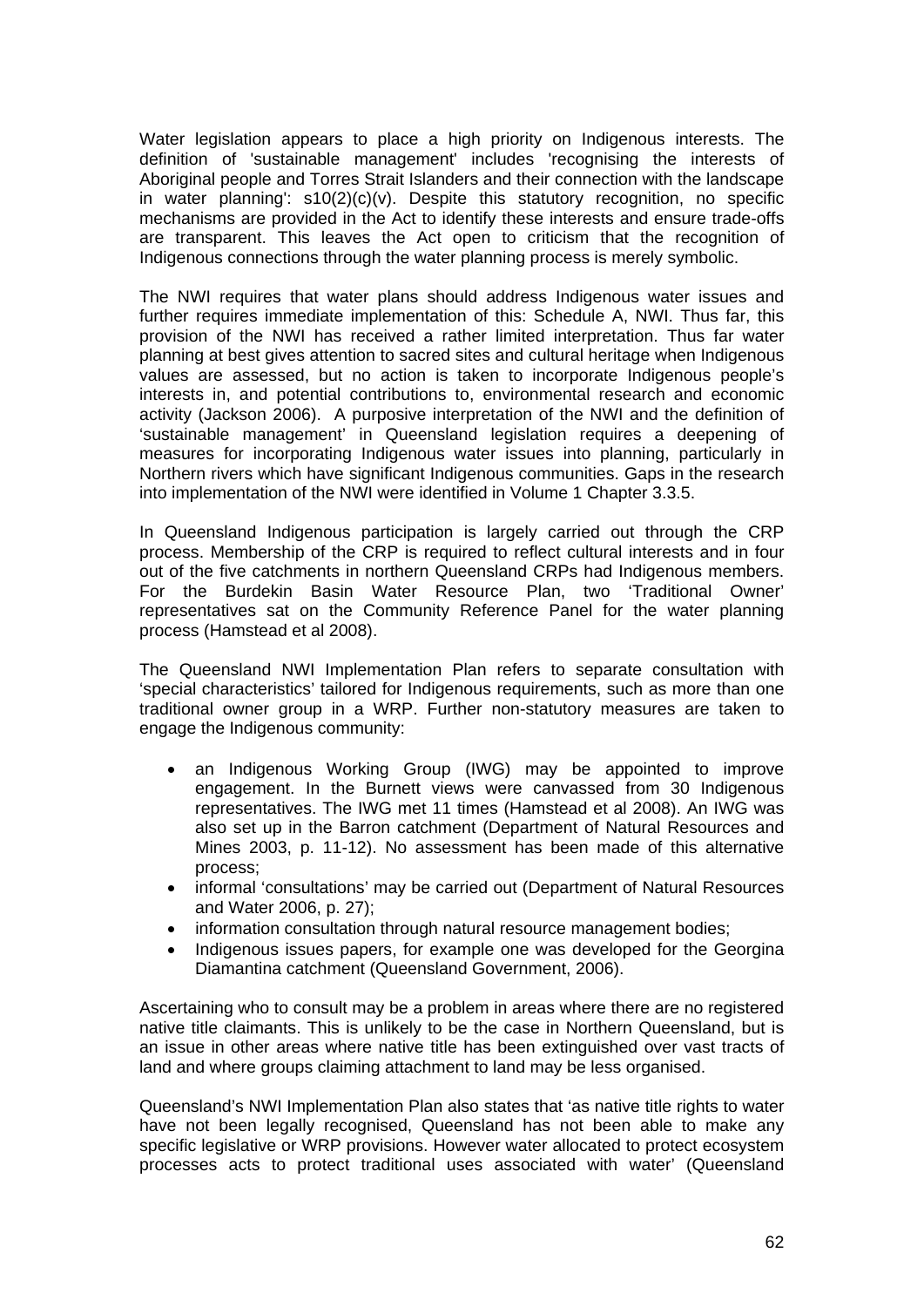Water legislation appears to place a high priority on Indigenous interests. The definition of 'sustainable management' includes 'recognising the interests of Aboriginal people and Torres Strait Islanders and their connection with the landscape in water planning': s10(2)(c)(v). Despite this statutory recognition, no specific mechanisms are provided in the Act to identify these interests and ensure trade-offs are transparent. This leaves the Act open to criticism that the recognition of Indigenous connections through the water planning process is merely symbolic.

The NWI requires that water plans should address Indigenous water issues and further requires immediate implementation of this: Schedule A, NWI. Thus far, this provision of the NWI has received a rather limited interpretation. Thus far water planning at best gives attention to sacred sites and cultural heritage when Indigenous values are assessed, but no action is taken to incorporate Indigenous people's interests in, and potential contributions to, environmental research and economic activity (Jackson 2006). A purposive interpretation of the NWI and the definition of 'sustainable management' in Queensland legislation requires a deepening of measures for incorporating Indigenous water issues into planning, particularly in Northern rivers which have significant Indigenous communities. Gaps in the research into implementation of the NWI were identified in Volume 1 Chapter 3.3.5.

In Queensland Indigenous participation is largely carried out through the CRP process. Membership of the CRP is required to reflect cultural interests and in four out of the five catchments in northern Queensland CRPs had Indigenous members. For the Burdekin Basin Water Resource Plan, two 'Traditional Owner' representatives sat on the Community Reference Panel for the water planning process (Hamstead et al 2008).

The Queensland NWI Implementation Plan refers to separate consultation with 'special characteristics' tailored for Indigenous requirements, such as more than one traditional owner group in a WRP. Further non-statutory measures are taken to engage the Indigenous community:

- an Indigenous Working Group (IWG) may be appointed to improve engagement. In the Burnett views were canvassed from 30 Indigenous representatives. The IWG met 11 times (Hamstead et al 2008). An IWG was also set up in the Barron catchment (Department of Natural Resources and Mines 2003, p. 11-12). No assessment has been made of this alternative process;
- informal 'consultations' may be carried out (Department of Natural Resources and Water 2006, p. 27);
- information consultation through natural resource management bodies;
- Indigenous issues papers, for example one was developed for the Georgina Diamantina catchment (Queensland Government, 2006).

Ascertaining who to consult may be a problem in areas where there are no registered native title claimants. This is unlikely to be the case in Northern Queensland, but is an issue in other areas where native title has been extinguished over vast tracts of land and where groups claiming attachment to land may be less organised.

Queensland's NWI Implementation Plan also states that 'as native title rights to water have not been legally recognised, Queensland has not been able to make any specific legislative or WRP provisions. However water allocated to protect ecosystem processes acts to protect traditional uses associated with water' (Queensland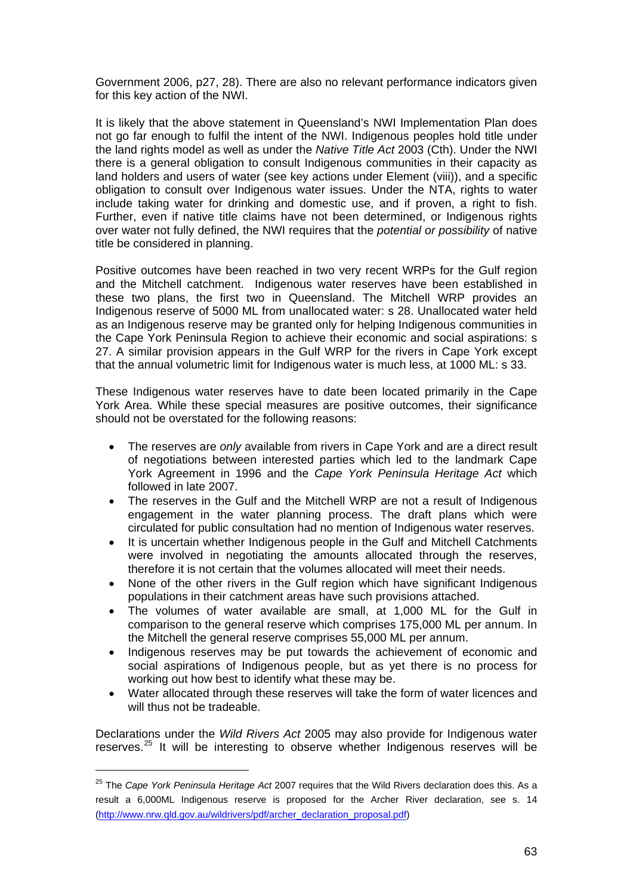Government 2006, p27, 28). There are also no relevant performance indicators given for this key action of the NWI.

It is likely that the above statement in Queensland's NWI Implementation Plan does not go far enough to fulfil the intent of the NWI. Indigenous peoples hold title under the land rights model as well as under the *Native Title Act* 2003 (Cth). Under the NWI there is a general obligation to consult Indigenous communities in their capacity as land holders and users of water (see key actions under Element (viii)), and a specific obligation to consult over Indigenous water issues. Under the NTA, rights to water include taking water for drinking and domestic use, and if proven, a right to fish. Further, even if native title claims have not been determined, or Indigenous rights over water not fully defined, the NWI requires that the *potential or possibility* of native title be considered in planning.

Positive outcomes have been reached in two very recent WRPs for the Gulf region and the Mitchell catchment. Indigenous water reserves have been established in these two plans, the first two in Queensland. The Mitchell WRP provides an Indigenous reserve of 5000 ML from unallocated water: s 28. Unallocated water held as an Indigenous reserve may be granted only for helping Indigenous communities in the Cape York Peninsula Region to achieve their economic and social aspirations: s 27. A similar provision appears in the Gulf WRP for the rivers in Cape York except that the annual volumetric limit for Indigenous water is much less, at 1000 ML: s 33.

These Indigenous water reserves have to date been located primarily in the Cape York Area. While these special measures are positive outcomes, their significance should not be overstated for the following reasons:

- The reserves are *only* available from rivers in Cape York and are a direct result of negotiations between interested parties which led to the landmark Cape York Agreement in 1996 and the *Cape York Peninsula Heritage Act* which followed in late 2007.
- The reserves in the Gulf and the Mitchell WRP are not a result of Indigenous engagement in the water planning process. The draft plans which were circulated for public consultation had no mention of Indigenous water reserves.
- It is uncertain whether Indigenous people in the Gulf and Mitchell Catchments were involved in negotiating the amounts allocated through the reserves, therefore it is not certain that the volumes allocated will meet their needs.
- None of the other rivers in the Gulf region which have significant Indigenous populations in their catchment areas have such provisions attached.
- The volumes of water available are small, at 1,000 ML for the Gulf in comparison to the general reserve which comprises 175,000 ML per annum. In the Mitchell the general reserve comprises 55,000 ML per annum.
- Indigenous reserves may be put towards the achievement of economic and social aspirations of Indigenous people, but as yet there is no process for working out how best to identify what these may be.
- Water allocated through these reserves will take the form of water licences and will thus not be tradeable.

Declarations under the *Wild Rivers Act* 2005 may also provide for Indigenous water reserves.[25] It will be interesting to observe whether Indigenous reserves will be

---

[25] The *Cape York Peninsula Heritage Act* 2007 requires that the Wild Rivers declaration does this. As a result a 6,000ML Indigenous reserve is proposed for the Archer River declaration, see s. 14 (http://www.nrw.qld.gov.au/wildrivers/pdf/archer_declaration_proposal.pdf)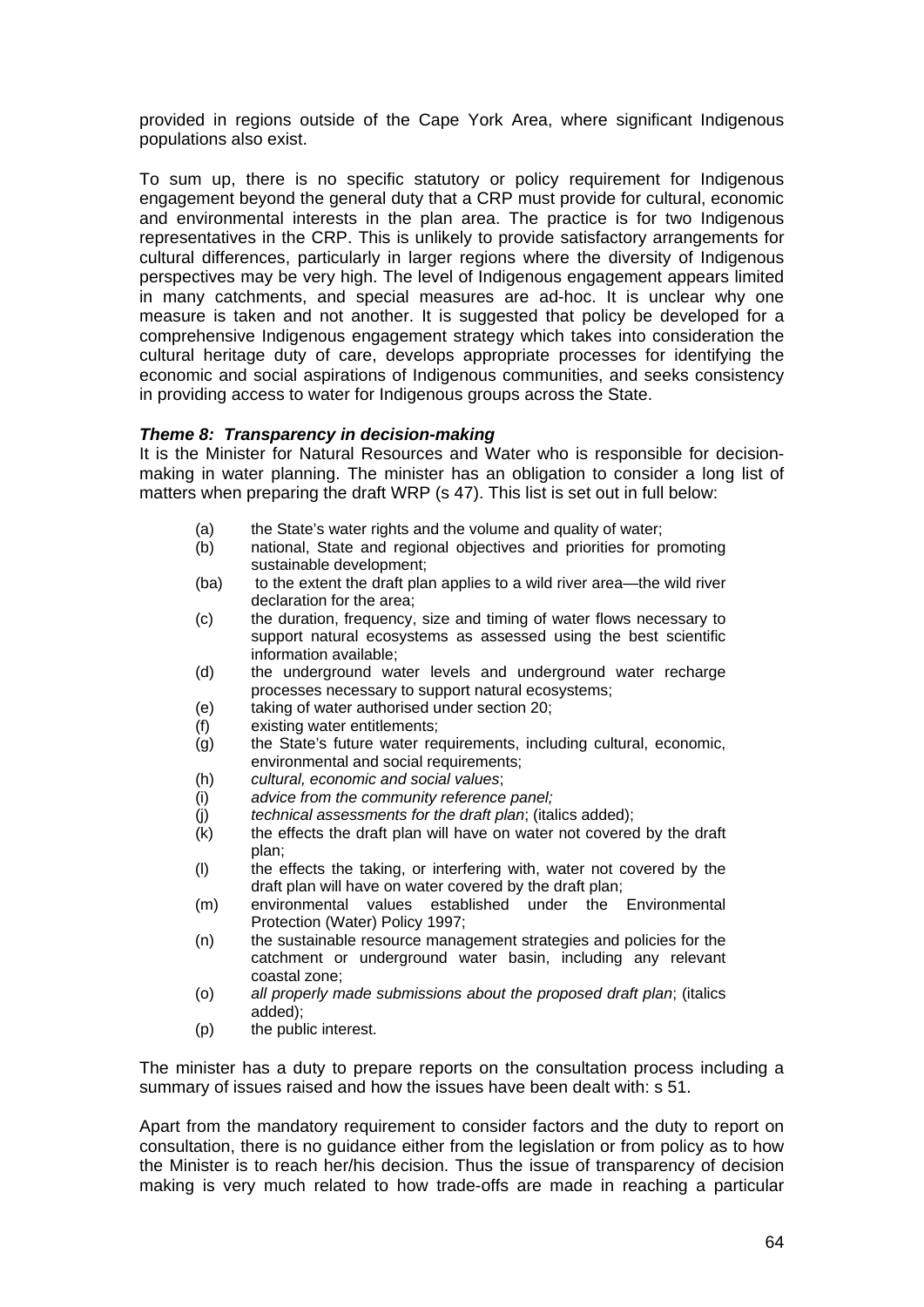provided in regions outside of the Cape York Area, where significant Indigenous populations also exist.

To sum up, there is no specific statutory or policy requirement for Indigenous engagement beyond the general duty that a CRP must provide for cultural, economic and environmental interests in the plan area. The practice is for two Indigenous representatives in the CRP. This is unlikely to provide satisfactory arrangements for cultural differences, particularly in larger regions where the diversity of Indigenous perspectives may be very high. The level of Indigenous engagement appears limited in many catchments, and special measures are ad-hoc. It is unclear why one measure is taken and not another. It is suggested that policy be developed for a comprehensive Indigenous engagement strategy which takes into consideration the cultural heritage duty of care, develops appropriate processes for identifying the economic and social aspirations of Indigenous communities, and seeks consistency in providing access to water for Indigenous groups across the State.

***Theme 8: Transparency in decision-making***

It is the Minister for Natural Resources and Water who is responsible for decision-making in water planning. The minister has an obligation to consider a long list of matters when preparing the draft WRP (s 47). This list is set out in full below:

- (a) the State's water rights and the volume and quality of water;
- (b) national, State and regional objectives and priorities for promoting sustainable development;
- (ba) to the extent the draft plan applies to a wild river area—the wild river declaration for the area;
- (c) the duration, frequency, size and timing of water flows necessary to support natural ecosystems as assessed using the best scientific information available;
- (d) the underground water levels and underground water recharge processes necessary to support natural ecosystems;
- (e) taking of water authorised under section 20;
- (f) existing water entitlements;
- (g) the State's future water requirements, including cultural, economic, environmental and social requirements;
- (h) *cultural, economic and social values*;
- (i) *advice from the community reference panel;*
- (j) *technical assessments for the draft plan*; (italics added);
- (k) the effects the draft plan will have on water not covered by the draft plan;
- (l) the effects the taking, or interfering with, water not covered by the draft plan will have on water covered by the draft plan;
- (m) environmental values established under the Environmental Protection (Water) Policy 1997;
- (n) the sustainable resource management strategies and policies for the catchment or underground water basin, including any relevant coastal zone;
- (o) *all properly made submissions about the proposed draft plan*; (italics added);
- (p) the public interest.

The minister has a duty to prepare reports on the consultation process including a summary of issues raised and how the issues have been dealt with: s 51.

Apart from the mandatory requirement to consider factors and the duty to report on consultation, there is no guidance either from the legislation or from policy as to how the Minister is to reach her/his decision. Thus the issue of transparency of decision making is very much related to how trade-offs are made in reaching a particular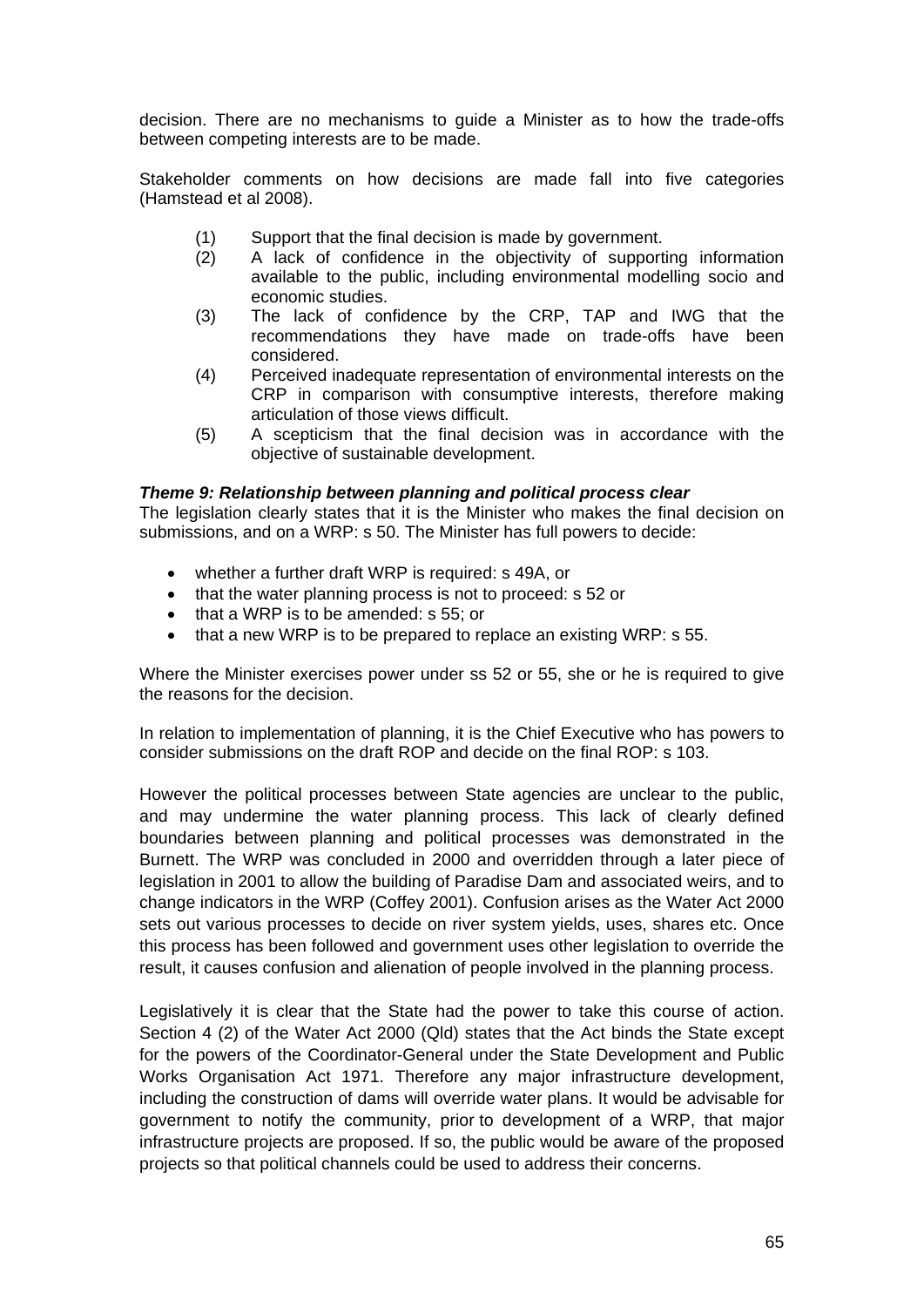decision. There are no mechanisms to guide a Minister as to how the trade-offs between competing interests are to be made.

Stakeholder comments on how decisions are made fall into five categories (Hamstead et al 2008).

(1) Support that the final decision is made by government.
(2) A lack of confidence in the objectivity of supporting information available to the public, including environmental modelling socio and economic studies.
(3) The lack of confidence by the CRP, TAP and IWG that the recommendations they have made on trade-offs have been considered.
(4) Perceived inadequate representation of environmental interests on the CRP in comparison with consumptive interests, therefore making articulation of those views difficult.
(5) A scepticism that the final decision was in accordance with the objective of sustainable development.

***Theme 9: Relationship between planning and political process clear***

The legislation clearly states that it is the Minister who makes the final decision on submissions, and on a WRP: s 50. The Minister has full powers to decide:

- whether a further draft WRP is required: s 49A, or
- that the water planning process is not to proceed: s 52 or
- that a WRP is to be amended: s 55; or
- that a new WRP is to be prepared to replace an existing WRP: s 55.

Where the Minister exercises power under ss 52 or 55, she or he is required to give the reasons for the decision.

In relation to implementation of planning, it is the Chief Executive who has powers to consider submissions on the draft ROP and decide on the final ROP: s 103.

However the political processes between State agencies are unclear to the public, and may undermine the water planning process. This lack of clearly defined boundaries between planning and political processes was demonstrated in the Burnett. The WRP was concluded in 2000 and overridden through a later piece of legislation in 2001 to allow the building of Paradise Dam and associated weirs, and to change indicators in the WRP (Coffey 2001). Confusion arises as the Water Act 2000 sets out various processes to decide on river system yields, uses, shares etc. Once this process has been followed and government uses other legislation to override the result, it causes confusion and alienation of people involved in the planning process.

Legislatively it is clear that the State had the power to take this course of action. Section 4 (2) of the Water Act 2000 (Qld) states that the Act binds the State except for the powers of the Coordinator-General under the State Development and Public Works Organisation Act 1971. Therefore any major infrastructure development, including the construction of dams will override water plans. It would be advisable for government to notify the community, prior to development of a WRP, that major infrastructure projects are proposed. If so, the public would be aware of the proposed projects so that political channels could be used to address their concerns.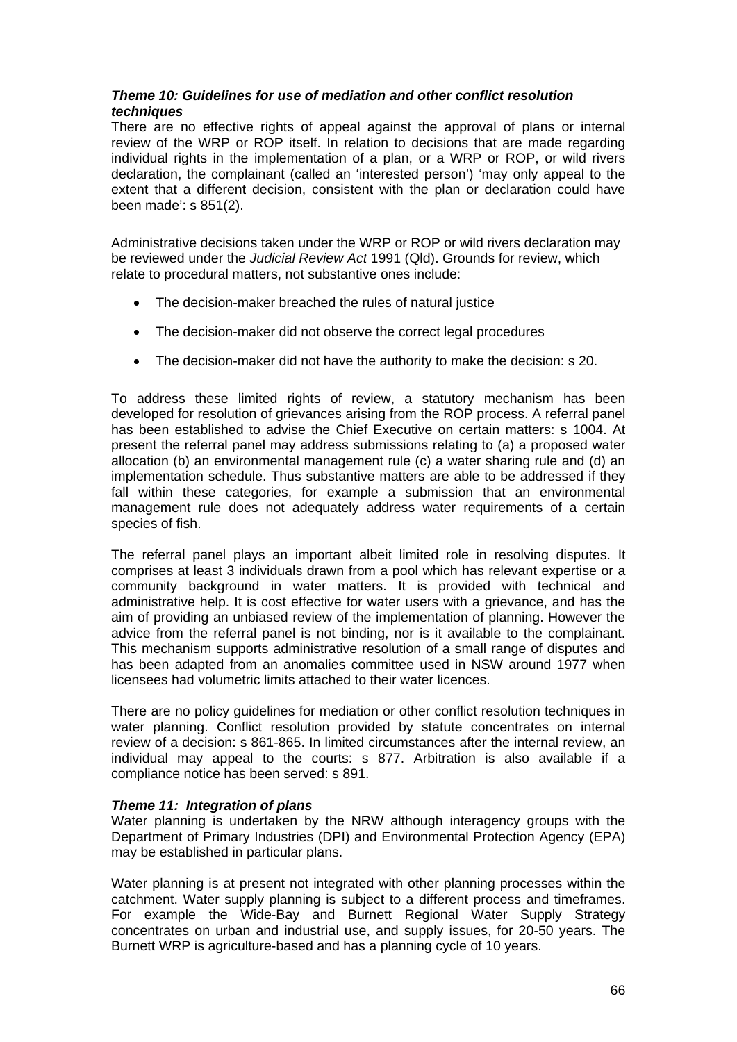### *Theme 10: Guidelines for use of mediation and other conflict resolution techniques*

There are no effective rights of appeal against the approval of plans or internal review of the WRP or ROP itself. In relation to decisions that are made regarding individual rights in the implementation of a plan, or a WRP or ROP, or wild rivers declaration, the complainant (called an 'interested person') 'may only appeal to the extent that a different decision, consistent with the plan or declaration could have been made': s 851(2).

Administrative decisions taken under the WRP or ROP or wild rivers declaration may be reviewed under the *Judicial Review Act* 1991 (Qld). Grounds for review, which relate to procedural matters, not substantive ones include:

- The decision-maker breached the rules of natural justice
- The decision-maker did not observe the correct legal procedures
- The decision-maker did not have the authority to make the decision: s 20.

To address these limited rights of review, a statutory mechanism has been developed for resolution of grievances arising from the ROP process. A referral panel has been established to advise the Chief Executive on certain matters: s 1004. At present the referral panel may address submissions relating to (a) a proposed water allocation (b) an environmental management rule (c) a water sharing rule and (d) an implementation schedule. Thus substantive matters are able to be addressed if they fall within these categories, for example a submission that an environmental management rule does not adequately address water requirements of a certain species of fish.

The referral panel plays an important albeit limited role in resolving disputes. It comprises at least 3 individuals drawn from a pool which has relevant expertise or a community background in water matters. It is provided with technical and administrative help. It is cost effective for water users with a grievance, and has the aim of providing an unbiased review of the implementation of planning. However the advice from the referral panel is not binding, nor is it available to the complainant. This mechanism supports administrative resolution of a small range of disputes and has been adapted from an anomalies committee used in NSW around 1977 when licensees had volumetric limits attached to their water licences.

There are no policy guidelines for mediation or other conflict resolution techniques in water planning. Conflict resolution provided by statute concentrates on internal review of a decision: s 861-865. In limited circumstances after the internal review, an individual may appeal to the courts: s 877. Arbitration is also available if a compliance notice has been served: s 891.

### *Theme 11: Integration of plans*

Water planning is undertaken by the NRW although interagency groups with the Department of Primary Industries (DPI) and Environmental Protection Agency (EPA) may be established in particular plans.

Water planning is at present not integrated with other planning processes within the catchment. Water supply planning is subject to a different process and timeframes. For example the Wide-Bay and Burnett Regional Water Supply Strategy concentrates on urban and industrial use, and supply issues, for 20-50 years. The Burnett WRP is agriculture-based and has a planning cycle of 10 years.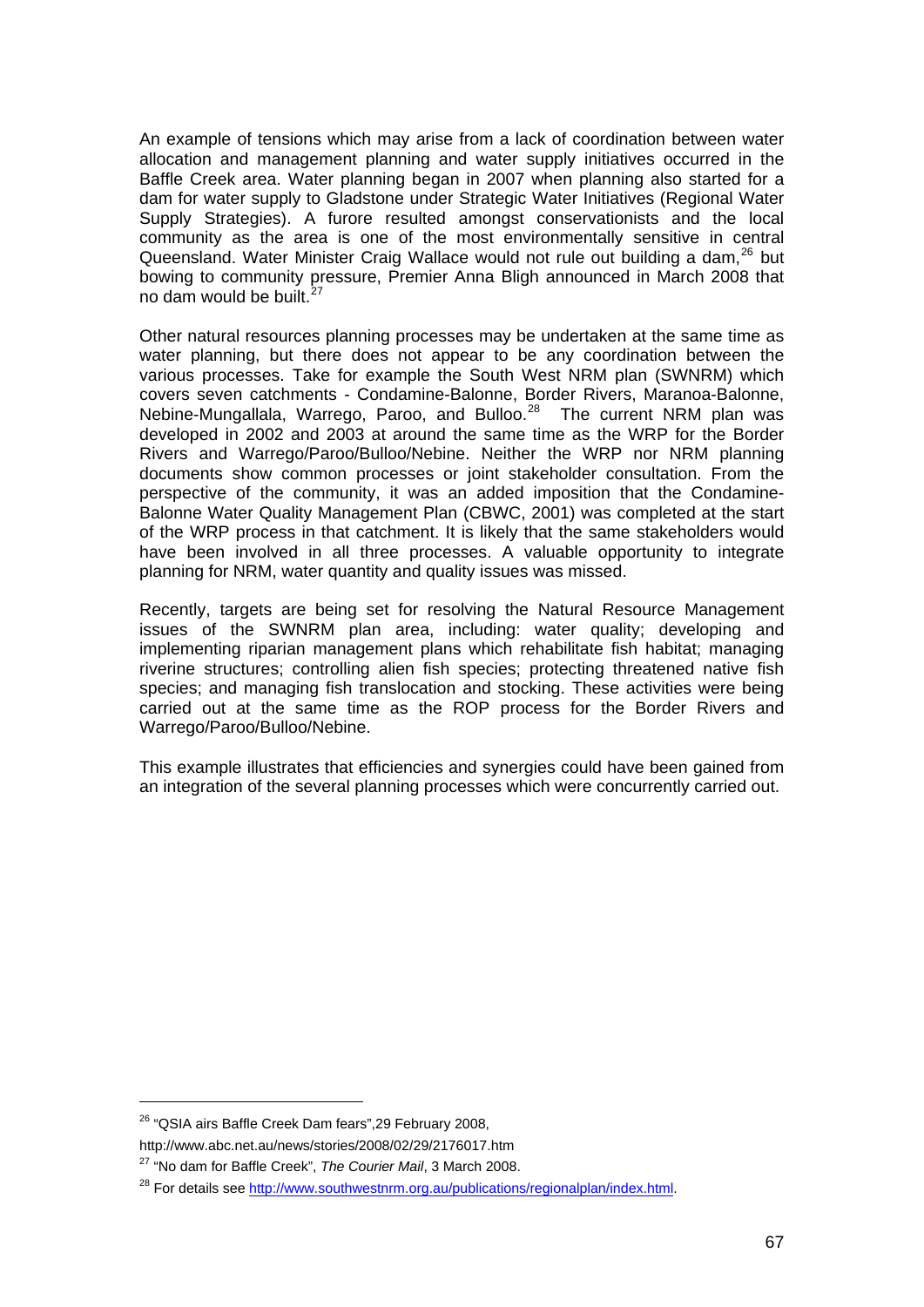An example of tensions which may arise from a lack of coordination between water allocation and management planning and water supply initiatives occurred in the Baffle Creek area. Water planning began in 2007 when planning also started for a dam for water supply to Gladstone under Strategic Water Initiatives (Regional Water Supply Strategies). A furore resulted amongst conservationists and the local community as the area is one of the most environmentally sensitive in central Queensland. Water Minister Craig Wallace would not rule out building a dam,[26] but bowing to community pressure, Premier Anna Bligh announced in March 2008 that no dam would be built.[27]

Other natural resources planning processes may be undertaken at the same time as water planning, but there does not appear to be any coordination between the various processes. Take for example the South West NRM plan (SWNRM) which covers seven catchments - Condamine-Balonne, Border Rivers, Maranoa-Balonne, Nebine-Mungallala, Warrego, Paroo, and Bulloo.[28] The current NRM plan was developed in 2002 and 2003 at around the same time as the WRP for the Border Rivers and Warrego/Paroo/Bulloo/Nebine. Neither the WRP nor NRM planning documents show common processes or joint stakeholder consultation. From the perspective of the community, it was an added imposition that the Condamine-Balonne Water Quality Management Plan (CBWC, 2001) was completed at the start of the WRP process in that catchment. It is likely that the same stakeholders would have been involved in all three processes. A valuable opportunity to integrate planning for NRM, water quantity and quality issues was missed.

Recently, targets are being set for resolving the Natural Resource Management issues of the SWNRM plan area, including: water quality; developing and implementing riparian management plans which rehabilitate fish habitat; managing riverine structures; controlling alien fish species; protecting threatened native fish species; and managing fish translocation and stocking. These activities were being carried out at the same time as the ROP process for the Border Rivers and Warrego/Paroo/Bulloo/Nebine.

This example illustrates that efficiencies and synergies could have been gained from an integration of the several planning processes which were concurrently carried out.

---

[26] "QSIA airs Baffle Creek Dam fears",29 February 2008, http://www.abc.net.au/news/stories/2008/02/29/2176017.htm

[27] "No dam for Baffle Creek", *The Courier Mail*, 3 March 2008.

[28] For details see http://www.southwestnrm.org.au/publications/regionalplan/index.html.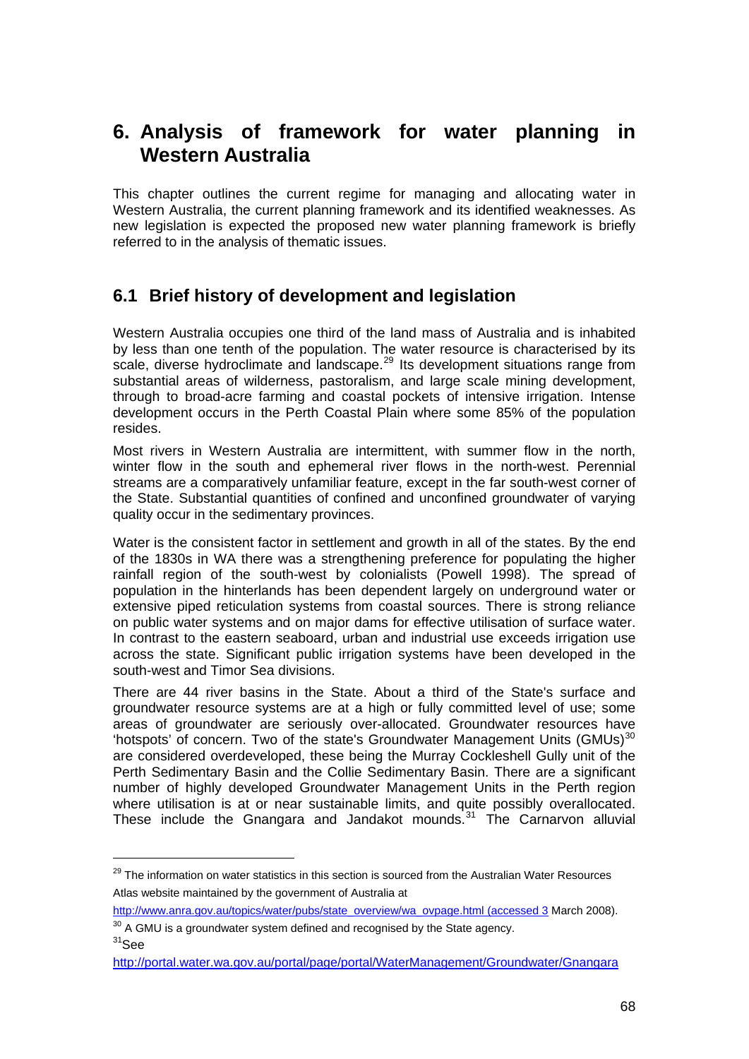# 6. Analysis of framework for water planning in Western Australia

This chapter outlines the current regime for managing and allocating water in Western Australia, the current planning framework and its identified weaknesses. As new legislation is expected the proposed new water planning framework is briefly referred to in the analysis of thematic issues.

## 6.1 Brief history of development and legislation

Western Australia occupies one third of the land mass of Australia and is inhabited by less than one tenth of the population. The water resource is characterised by its scale, diverse hydroclimate and landscape.[29] Its development situations range from substantial areas of wilderness, pastoralism, and large scale mining development, through to broad-acre farming and coastal pockets of intensive irrigation. Intense development occurs in the Perth Coastal Plain where some 85% of the population resides.

Most rivers in Western Australia are intermittent, with summer flow in the north, winter flow in the south and ephemeral river flows in the north-west. Perennial streams are a comparatively unfamiliar feature, except in the far south-west corner of the State. Substantial quantities of confined and unconfined groundwater of varying quality occur in the sedimentary provinces.

Water is the consistent factor in settlement and growth in all of the states. By the end of the 1830s in WA there was a strengthening preference for populating the higher rainfall region of the south-west by colonialists (Powell 1998). The spread of population in the hinterlands has been dependent largely on underground water or extensive piped reticulation systems from coastal sources. There is strong reliance on public water systems and on major dams for effective utilisation of surface water. In contrast to the eastern seaboard, urban and industrial use exceeds irrigation use across the state. Significant public irrigation systems have been developed in the south-west and Timor Sea divisions.

There are 44 river basins in the State. About a third of the State's surface and groundwater resource systems are at a high or fully committed level of use; some areas of groundwater are seriously over-allocated. Groundwater resources have 'hotspots' of concern. Two of the state's Groundwater Management Units (GMUs)[30] are considered overdeveloped, these being the Murray Cockleshell Gully unit of the Perth Sedimentary Basin and the Collie Sedimentary Basin. There are a significant number of highly developed Groundwater Management Units in the Perth region where utilisation is at or near sustainable limits, and quite possibly overallocated. These include the Gnangara and Jandakot mounds.[31] The Carnarvon alluvial

---

[29] The information on water statistics in this section is sourced from the Australian Water Resources Atlas website maintained by the government of Australia at http://www.anra.gov.au/topics/water/pubs/state_overview/wa_ovpage.html (accessed 3 March 2008).

[30] A GMU is a groundwater system defined and recognised by the State agency.

[31] See http://portal.water.wa.gov.au/portal/page/portal/WaterManagement/Groundwater/Gnangara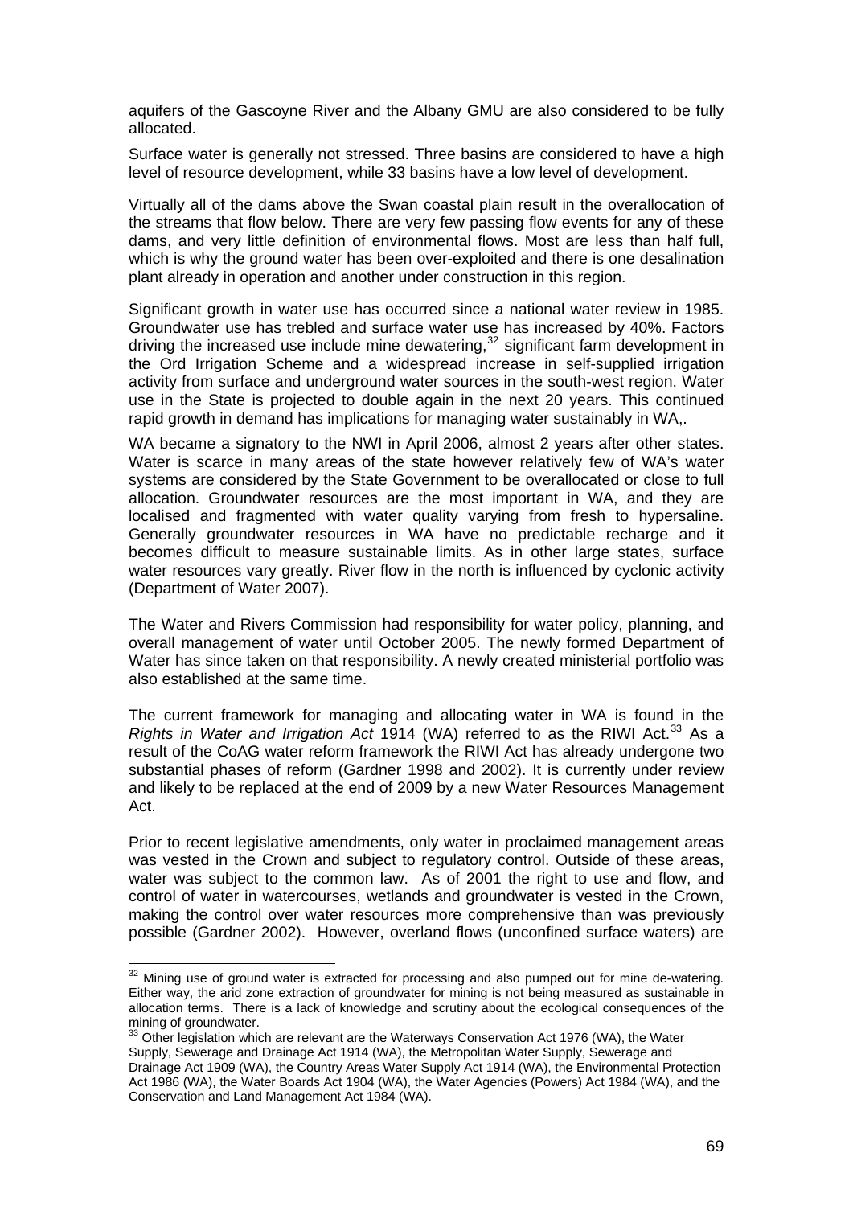aquifers of the Gascoyne River and the Albany GMU are also considered to be fully allocated.

Surface water is generally not stressed. Three basins are considered to have a high level of resource development, while 33 basins have a low level of development.

Virtually all of the dams above the Swan coastal plain result in the overallocation of the streams that flow below. There are very few passing flow events for any of these dams, and very little definition of environmental flows. Most are less than half full, which is why the ground water has been over-exploited and there is one desalination plant already in operation and another under construction in this region.

Significant growth in water use has occurred since a national water review in 1985. Groundwater use has trebled and surface water use has increased by 40%. Factors driving the increased use include mine dewatering,[32] significant farm development in the Ord Irrigation Scheme and a widespread increase in self-supplied irrigation activity from surface and underground water sources in the south-west region. Water use in the State is projected to double again in the next 20 years. This continued rapid growth in demand has implications for managing water sustainably in WA,.

WA became a signatory to the NWI in April 2006, almost 2 years after other states. Water is scarce in many areas of the state however relatively few of WA's water systems are considered by the State Government to be overallocated or close to full allocation. Groundwater resources are the most important in WA, and they are localised and fragmented with water quality varying from fresh to hypersaline. Generally groundwater resources in WA have no predictable recharge and it becomes difficult to measure sustainable limits. As in other large states, surface water resources vary greatly. River flow in the north is influenced by cyclonic activity (Department of Water 2007).

The Water and Rivers Commission had responsibility for water policy, planning, and overall management of water until October 2005. The newly formed Department of Water has since taken on that responsibility. A newly created ministerial portfolio was also established at the same time.

The current framework for managing and allocating water in WA is found in the *Rights in Water and Irrigation Act* 1914 (WA) referred to as the RIWI Act.[33] As a result of the CoAG water reform framework the RIWI Act has already undergone two substantial phases of reform (Gardner 1998 and 2002). It is currently under review and likely to be replaced at the end of 2009 by a new Water Resources Management Act.

Prior to recent legislative amendments, only water in proclaimed management areas was vested in the Crown and subject to regulatory control. Outside of these areas, water was subject to the common law. As of 2001 the right to use and flow, and control of water in watercourses, wetlands and groundwater is vested in the Crown, making the control over water resources more comprehensive than was previously possible (Gardner 2002). However, overland flows (unconfined surface waters) are

---

[32] Mining use of ground water is extracted for processing and also pumped out for mine de-watering. Either way, the arid zone extraction of groundwater for mining is not being measured as sustainable in allocation terms. There is a lack of knowledge and scrutiny about the ecological consequences of the mining of groundwater.

[33] Other legislation which are relevant are the Waterways Conservation Act 1976 (WA), the Water Supply, Sewerage and Drainage Act 1914 (WA), the Metropolitan Water Supply, Sewerage and Drainage Act 1909 (WA), the Country Areas Water Supply Act 1914 (WA), the Environmental Protection Act 1986 (WA), the Water Boards Act 1904 (WA), the Water Agencies (Powers) Act 1984 (WA), and the Conservation and Land Management Act 1984 (WA).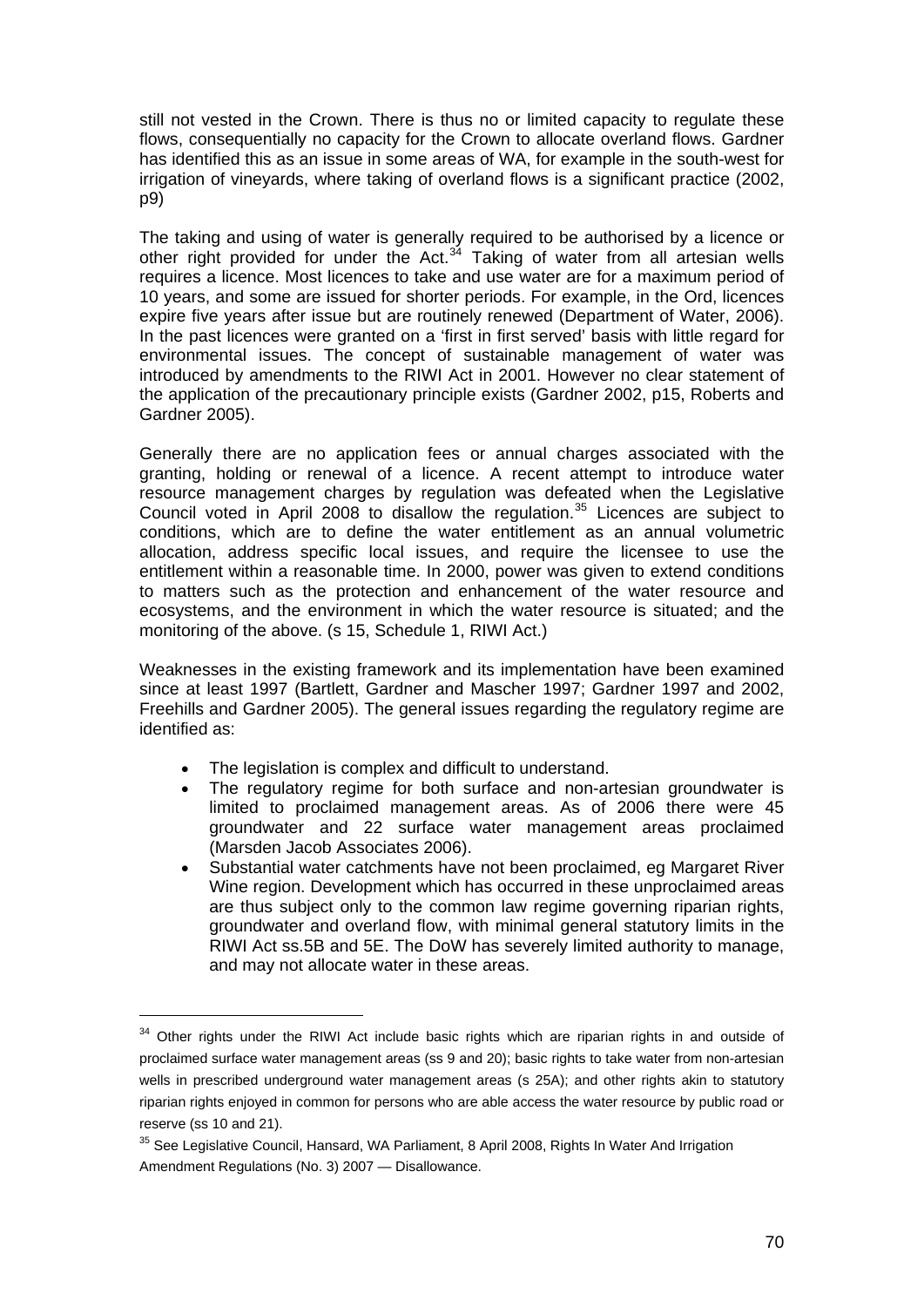still not vested in the Crown. There is thus no or limited capacity to regulate these flows, consequentially no capacity for the Crown to allocate overland flows. Gardner has identified this as an issue in some areas of WA, for example in the south-west for irrigation of vineyards, where taking of overland flows is a significant practice (2002, p9)

The taking and using of water is generally required to be authorised by a licence or other right provided for under the Act.[34] Taking of water from all artesian wells requires a licence. Most licences to take and use water are for a maximum period of 10 years, and some are issued for shorter periods. For example, in the Ord, licences expire five years after issue but are routinely renewed (Department of Water, 2006). In the past licences were granted on a 'first in first served' basis with little regard for environmental issues. The concept of sustainable management of water was introduced by amendments to the RIWI Act in 2001. However no clear statement of the application of the precautionary principle exists (Gardner 2002, p15, Roberts and Gardner 2005).

Generally there are no application fees or annual charges associated with the granting, holding or renewal of a licence. A recent attempt to introduce water resource management charges by regulation was defeated when the Legislative Council voted in April 2008 to disallow the regulation.[35] Licences are subject to conditions, which are to define the water entitlement as an annual volumetric allocation, address specific local issues, and require the licensee to use the entitlement within a reasonable time. In 2000, power was given to extend conditions to matters such as the protection and enhancement of the water resource and ecosystems, and the environment in which the water resource is situated; and the monitoring of the above. (s 15, Schedule 1, RIWI Act.)

Weaknesses in the existing framework and its implementation have been examined since at least 1997 (Bartlett, Gardner and Mascher 1997; Gardner 1997 and 2002, Freehills and Gardner 2005). The general issues regarding the regulatory regime are identified as:

- The legislation is complex and difficult to understand.
- The regulatory regime for both surface and non-artesian groundwater is limited to proclaimed management areas. As of 2006 there were 45 groundwater and 22 surface water management areas proclaimed (Marsden Jacob Associates 2006).
- Substantial water catchments have not been proclaimed, eg Margaret River Wine region. Development which has occurred in these unproclaimed areas are thus subject only to the common law regime governing riparian rights, groundwater and overland flow, with minimal general statutory limits in the RIWI Act ss.5B and 5E. The DoW has severely limited authority to manage, and may not allocate water in these areas.

---

[34] Other rights under the RIWI Act include basic rights which are riparian rights in and outside of proclaimed surface water management areas (ss 9 and 20); basic rights to take water from non-artesian wells in prescribed underground water management areas (s 25A); and other rights akin to statutory riparian rights enjoyed in common for persons who are able access the water resource by public road or reserve (ss 10 and 21).

[35] See Legislative Council, Hansard, WA Parliament, 8 April 2008, Rights In Water And Irrigation Amendment Regulations (No. 3) 2007 — Disallowance.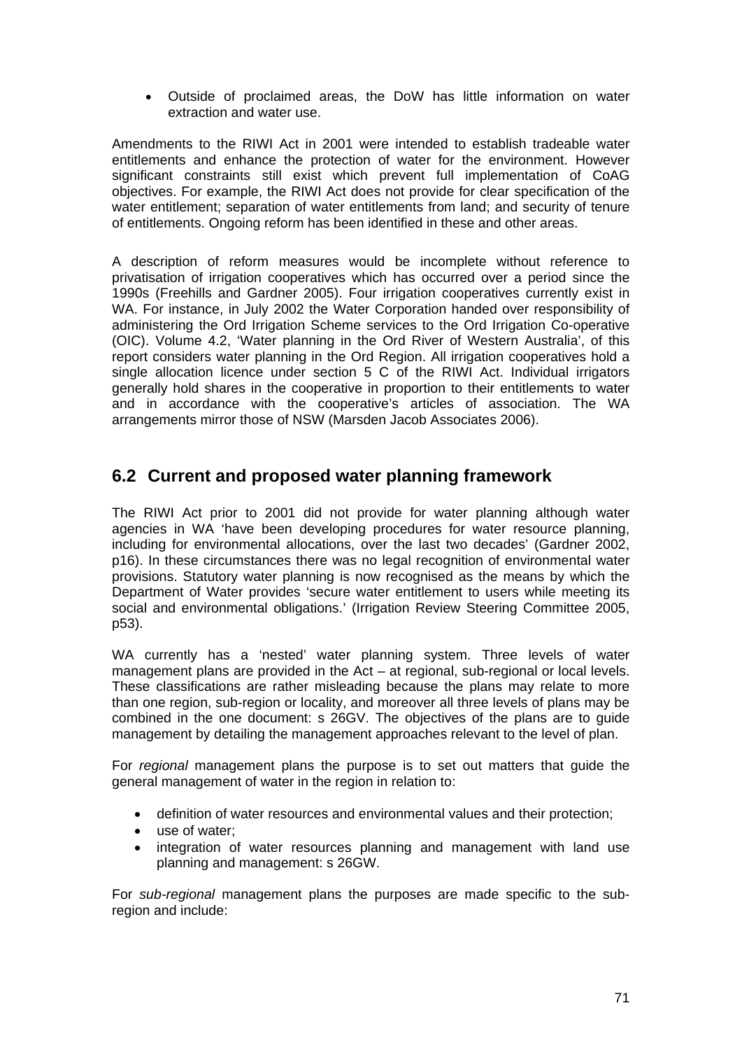- Outside of proclaimed areas, the DoW has little information on water extraction and water use.

Amendments to the RIWI Act in 2001 were intended to establish tradeable water entitlements and enhance the protection of water for the environment. However significant constraints still exist which prevent full implementation of CoAG objectives. For example, the RIWI Act does not provide for clear specification of the water entitlement; separation of water entitlements from land; and security of tenure of entitlements. Ongoing reform has been identified in these and other areas.

A description of reform measures would be incomplete without reference to privatisation of irrigation cooperatives which has occurred over a period since the 1990s (Freehills and Gardner 2005). Four irrigation cooperatives currently exist in WA. For instance, in July 2002 the Water Corporation handed over responsibility of administering the Ord Irrigation Scheme services to the Ord Irrigation Co-operative (OIC). Volume 4.2, 'Water planning in the Ord River of Western Australia', of this report considers water planning in the Ord Region. All irrigation cooperatives hold a single allocation licence under section 5 C of the RIWI Act. Individual irrigators generally hold shares in the cooperative in proportion to their entitlements to water and in accordance with the cooperative's articles of association. The WA arrangements mirror those of NSW (Marsden Jacob Associates 2006).

## 6.2 Current and proposed water planning framework

The RIWI Act prior to 2001 did not provide for water planning although water agencies in WA 'have been developing procedures for water resource planning, including for environmental allocations, over the last two decades' (Gardner 2002, p16). In these circumstances there was no legal recognition of environmental water provisions. Statutory water planning is now recognised as the means by which the Department of Water provides 'secure water entitlement to users while meeting its social and environmental obligations.' (Irrigation Review Steering Committee 2005, p53).

WA currently has a 'nested' water planning system. Three levels of water management plans are provided in the Act – at regional, sub-regional or local levels. These classifications are rather misleading because the plans may relate to more than one region, sub-region or locality, and moreover all three levels of plans may be combined in the one document: s 26GV. The objectives of the plans are to guide management by detailing the management approaches relevant to the level of plan.

For *regional* management plans the purpose is to set out matters that guide the general management of water in the region in relation to:

- definition of water resources and environmental values and their protection;
- use of water;
- integration of water resources planning and management with land use planning and management: s 26GW.

For *sub-regional* management plans the purposes are made specific to the sub-region and include: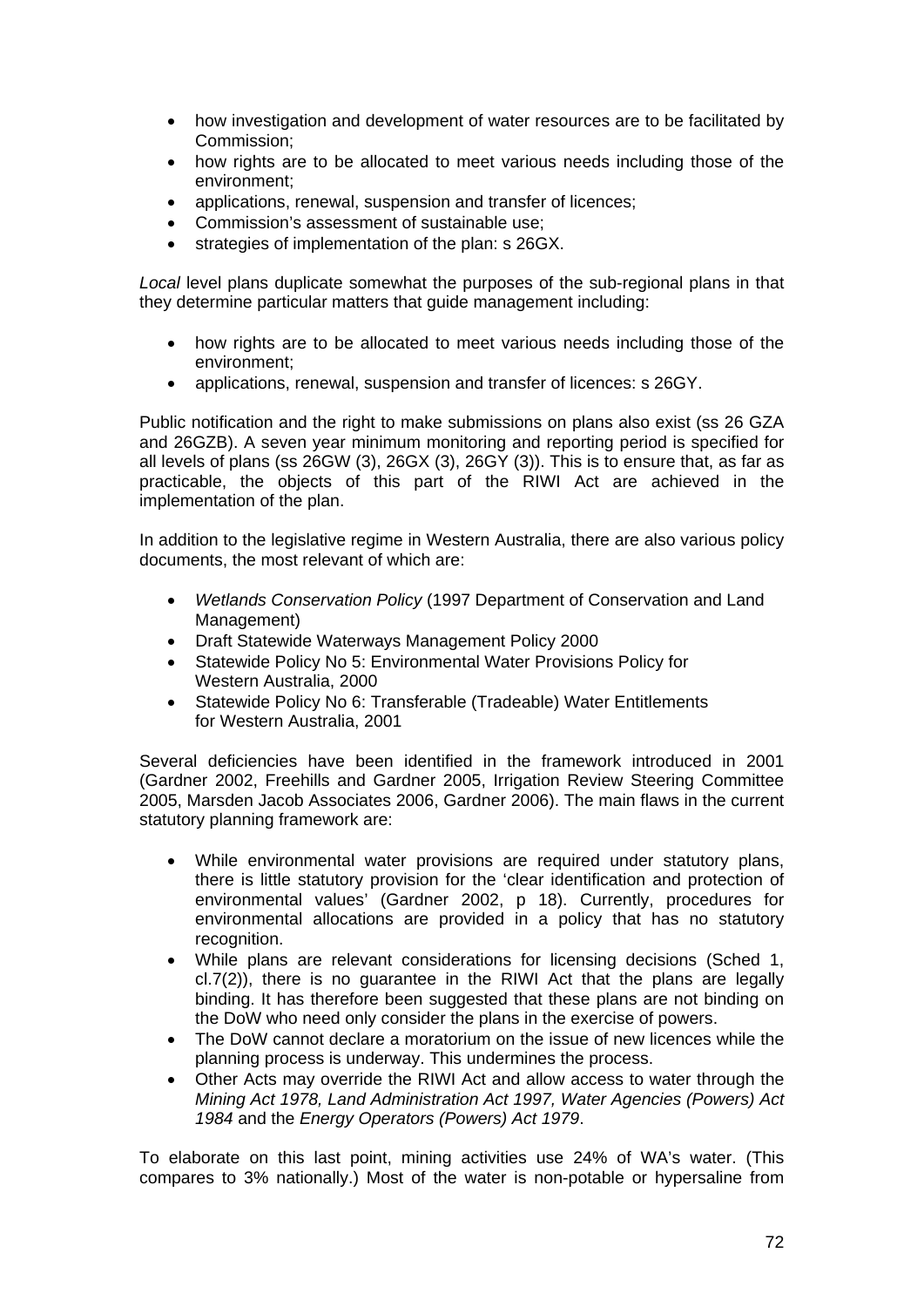- how investigation and development of water resources are to be facilitated by Commission;
- how rights are to be allocated to meet various needs including those of the environment;
- applications, renewal, suspension and transfer of licences;
- Commission's assessment of sustainable use;
- strategies of implementation of the plan: s 26GX.

*Local* level plans duplicate somewhat the purposes of the sub-regional plans in that they determine particular matters that guide management including:

- how rights are to be allocated to meet various needs including those of the environment;
- applications, renewal, suspension and transfer of licences: s 26GY.

Public notification and the right to make submissions on plans also exist (ss 26 GZA and 26GZB). A seven year minimum monitoring and reporting period is specified for all levels of plans (ss 26GW (3), 26GX (3), 26GY (3)). This is to ensure that, as far as practicable, the objects of this part of the RIWI Act are achieved in the implementation of the plan.

In addition to the legislative regime in Western Australia, there are also various policy documents, the most relevant of which are:

- *Wetlands Conservation Policy* (1997 Department of Conservation and Land Management)
- Draft Statewide Waterways Management Policy 2000
- Statewide Policy No 5: Environmental Water Provisions Policy for Western Australia, 2000
- Statewide Policy No 6: Transferable (Tradeable) Water Entitlements for Western Australia, 2001

Several deficiencies have been identified in the framework introduced in 2001 (Gardner 2002, Freehills and Gardner 2005, Irrigation Review Steering Committee 2005, Marsden Jacob Associates 2006, Gardner 2006). The main flaws in the current statutory planning framework are:

- While environmental water provisions are required under statutory plans, there is little statutory provision for the 'clear identification and protection of environmental values' (Gardner 2002, p 18). Currently, procedures for environmental allocations are provided in a policy that has no statutory recognition.
- While plans are relevant considerations for licensing decisions (Sched 1, cl.7(2)), there is no guarantee in the RIWI Act that the plans are legally binding. It has therefore been suggested that these plans are not binding on the DoW who need only consider the plans in the exercise of powers.
- The DoW cannot declare a moratorium on the issue of new licences while the planning process is underway. This undermines the process.
- Other Acts may override the RIWI Act and allow access to water through the *Mining Act 1978, Land Administration Act 1997, Water Agencies (Powers) Act 1984* and the *Energy Operators (Powers) Act 1979*.

To elaborate on this last point, mining activities use 24% of WA's water. (This compares to 3% nationally.) Most of the water is non-potable or hypersaline from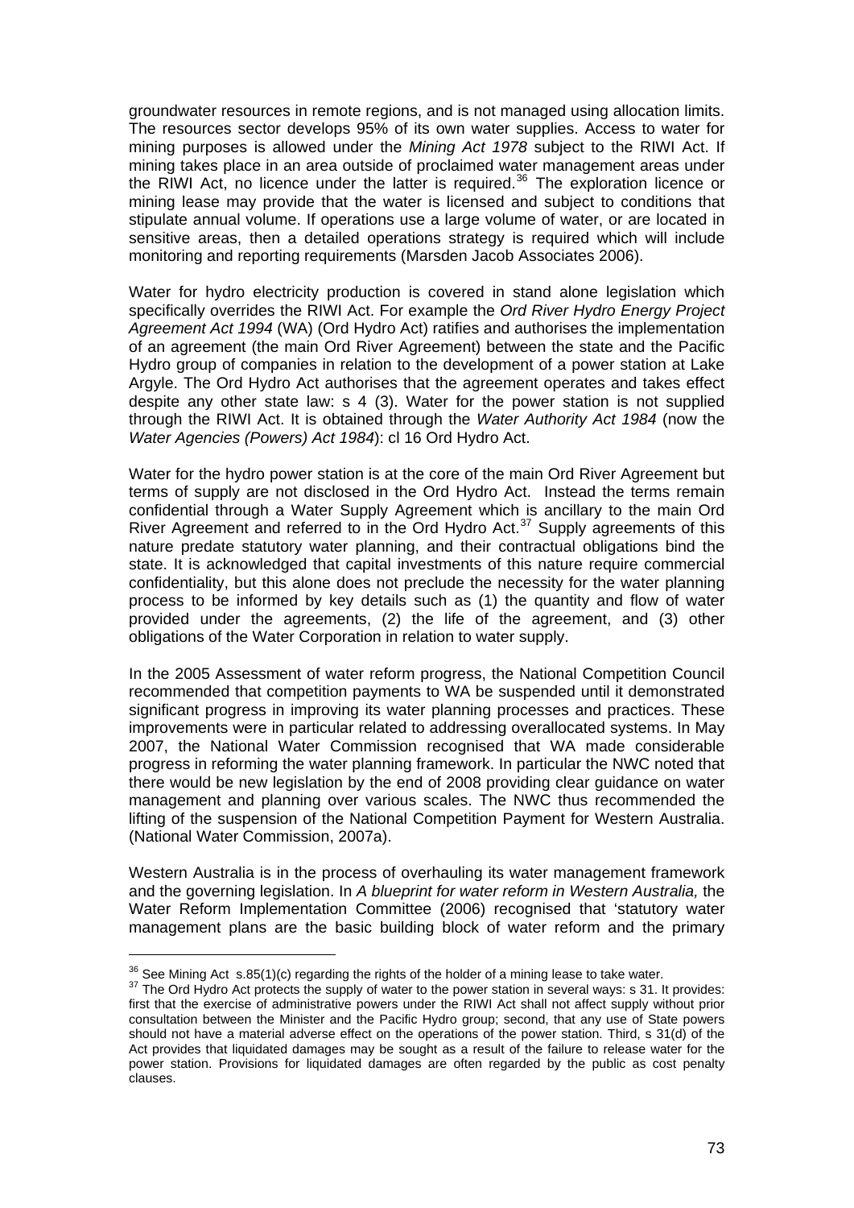groundwater resources in remote regions, and is not managed using allocation limits. The resources sector develops 95% of its own water supplies. Access to water for mining purposes is allowed under the *Mining Act 1978* subject to the RIWI Act. If mining takes place in an area outside of proclaimed water management areas under the RIWI Act, no licence under the latter is required.[36] The exploration licence or mining lease may provide that the water is licensed and subject to conditions that stipulate annual volume. If operations use a large volume of water, or are located in sensitive areas, then a detailed operations strategy is required which will include monitoring and reporting requirements (Marsden Jacob Associates 2006).

Water for hydro electricity production is covered in stand alone legislation which specifically overrides the RIWI Act. For example the *Ord River Hydro Energy Project Agreement Act 1994* (WA) (Ord Hydro Act) ratifies and authorises the implementation of an agreement (the main Ord River Agreement) between the state and the Pacific Hydro group of companies in relation to the development of a power station at Lake Argyle. The Ord Hydro Act authorises that the agreement operates and takes effect despite any other state law: s 4 (3). Water for the power station is not supplied through the RIWI Act. It is obtained through the *Water Authority Act 1984* (now the *Water Agencies (Powers) Act 1984*): cl 16 Ord Hydro Act.

Water for the hydro power station is at the core of the main Ord River Agreement but terms of supply are not disclosed in the Ord Hydro Act. Instead the terms remain confidential through a Water Supply Agreement which is ancillary to the main Ord River Agreement and referred to in the Ord Hydro Act.[37] Supply agreements of this nature predate statutory water planning, and their contractual obligations bind the state. It is acknowledged that capital investments of this nature require commercial confidentiality, but this alone does not preclude the necessity for the water planning process to be informed by key details such as (1) the quantity and flow of water provided under the agreements, (2) the life of the agreement, and (3) other obligations of the Water Corporation in relation to water supply.

In the 2005 Assessment of water reform progress, the National Competition Council recommended that competition payments to WA be suspended until it demonstrated significant progress in improving its water planning processes and practices. These improvements were in particular related to addressing overallocated systems. In May 2007, the National Water Commission recognised that WA made considerable progress in reforming the water planning framework. In particular the NWC noted that there would be new legislation by the end of 2008 providing clear guidance on water management and planning over various scales. The NWC thus recommended the lifting of the suspension of the National Competition Payment for Western Australia. (National Water Commission, 2007a).

Western Australia is in the process of overhauling its water management framework and the governing legislation. In *A blueprint for water reform in Western Australia,* the Water Reform Implementation Committee (2006) recognised that 'statutory water management plans are the basic building block of water reform and the primary

---

[36] See Mining Act s.85(1)(c) regarding the rights of the holder of a mining lease to take water.

[37] The Ord Hydro Act protects the supply of water to the power station in several ways: s 31. It provides: first that the exercise of administrative powers under the RIWI Act shall not affect supply without prior consultation between the Minister and the Pacific Hydro group; second, that any use of State powers should not have a material adverse effect on the operations of the power station. Third, s 31(d) of the Act provides that liquidated damages may be sought as a result of the failure to release water for the power station. Provisions for liquidated damages are often regarded by the public as cost penalty clauses.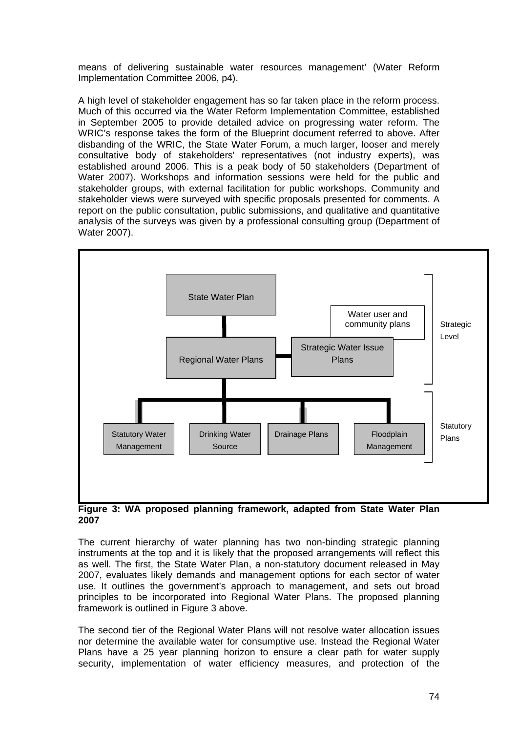means of delivering sustainable water resources management' (Water Reform Implementation Committee 2006, p4).

A high level of stakeholder engagement has so far taken place in the reform process. Much of this occurred via the Water Reform Implementation Committee, established in September 2005 to provide detailed advice on progressing water reform. The WRIC's response takes the form of the Blueprint document referred to above. After disbanding of the WRIC, the State Water Forum, a much larger, looser and merely consultative body of stakeholders' representatives (not industry experts), was established around 2006. This is a peak body of 50 stakeholders (Department of Water 2007). Workshops and information sessions were held for the public and stakeholder groups, with external facilitation for public workshops. Community and stakeholder views were surveyed with specific proposals presented for comments. A report on the public consultation, public submissions, and qualitative and quantitative analysis of the surveys was given by a professional consulting group (Department of Water 2007).

State Water Plan

Water user and community plans

Regional Water Plans

Strategic Water Issue Plans

Strategic Level

Statutory Water Management

Drinking Water Source

Drainage Plans

Floodplain Management

Statutory Plans

**Figure 3: WA proposed planning framework, adapted from State Water Plan 2007**

The current hierarchy of water planning has two non-binding strategic planning instruments at the top and it is likely that the proposed arrangements will reflect this as well. The first, the State Water Plan, a non-statutory document released in May 2007, evaluates likely demands and management options for each sector of water use. It outlines the government's approach to management, and sets out broad principles to be incorporated into Regional Water Plans. The proposed planning framework is outlined in Figure 3 above.

The second tier of the Regional Water Plans will not resolve water allocation issues nor determine the available water for consumptive use. Instead the Regional Water Plans have a 25 year planning horizon to ensure a clear path for water supply security, implementation of water efficiency measures, and protection of the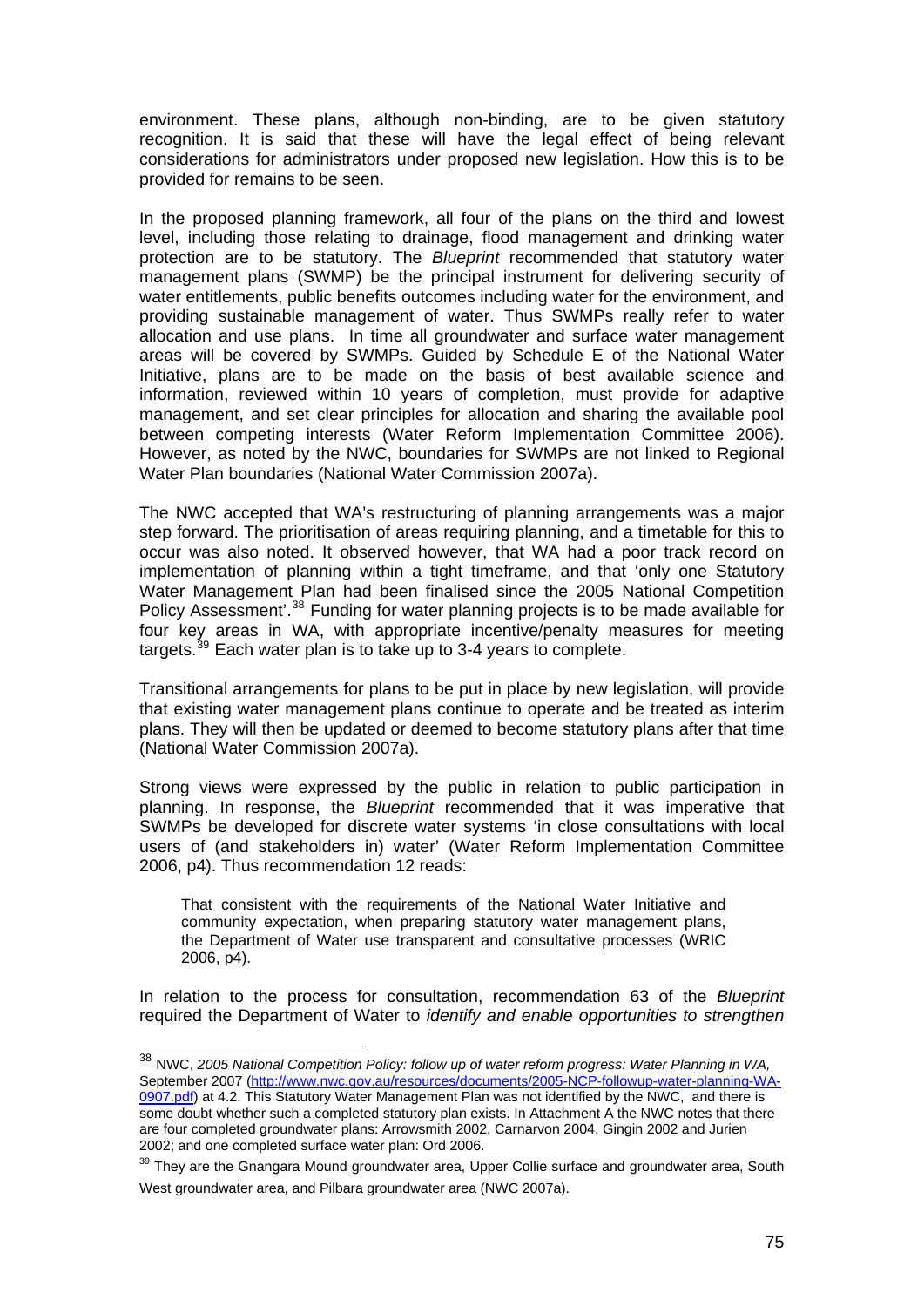environment. These plans, although non-binding, are to be given statutory recognition. It is said that these will have the legal effect of being relevant considerations for administrators under proposed new legislation. How this is to be provided for remains to be seen.

In the proposed planning framework, all four of the plans on the third and lowest level, including those relating to drainage, flood management and drinking water protection are to be statutory. The *Blueprint* recommended that statutory water management plans (SWMP) be the principal instrument for delivering security of water entitlements, public benefits outcomes including water for the environment, and providing sustainable management of water. Thus SWMPs really refer to water allocation and use plans. In time all groundwater and surface water management areas will be covered by SWMPs. Guided by Schedule E of the National Water Initiative, plans are to be made on the basis of best available science and information, reviewed within 10 years of completion, must provide for adaptive management, and set clear principles for allocation and sharing the available pool between competing interests (Water Reform Implementation Committee 2006). However, as noted by the NWC, boundaries for SWMPs are not linked to Regional Water Plan boundaries (National Water Commission 2007a).

The NWC accepted that WA's restructuring of planning arrangements was a major step forward. The prioritisation of areas requiring planning, and a timetable for this to occur was also noted. It observed however, that WA had a poor track record on implementation of planning within a tight timeframe, and that 'only one Statutory Water Management Plan had been finalised since the 2005 National Competition Policy Assessment'.[38] Funding for water planning projects is to be made available for four key areas in WA, with appropriate incentive/penalty measures for meeting targets.[39] Each water plan is to take up to 3-4 years to complete.

Transitional arrangements for plans to be put in place by new legislation, will provide that existing water management plans continue to operate and be treated as interim plans. They will then be updated or deemed to become statutory plans after that time (National Water Commission 2007a).

Strong views were expressed by the public in relation to public participation in planning. In response, the *Blueprint* recommended that it was imperative that SWMPs be developed for discrete water systems 'in close consultations with local users of (and stakeholders in) water' (Water Reform Implementation Committee 2006, p4). Thus recommendation 12 reads:

> That consistent with the requirements of the National Water Initiative and community expectation, when preparing statutory water management plans, the Department of Water use transparent and consultative processes (WRIC 2006, p4).

In relation to the process for consultation, recommendation 63 of the *Blueprint* required the Department of Water to *identify and enable opportunities to strengthen*

---

[38] NWC, *2005 National Competition Policy: follow up of water reform progress: Water Planning in WA,* September 2007 (http://www.nwc.gov.au/resources/documents/2005-NCP-followup-water-planning-WA-0907.pdf) at 4.2. This Statutory Water Management Plan was not identified by the NWC, and there is some doubt whether such a completed statutory plan exists. In Attachment A the NWC notes that there are four completed groundwater plans: Arrowsmith 2002, Carnarvon 2004, Gingin 2002 and Jurien 2002; and one completed surface water plan: Ord 2006.

[39] They are the Gnangara Mound groundwater area, Upper Collie surface and groundwater area, South West groundwater area, and Pilbara groundwater area (NWC 2007a).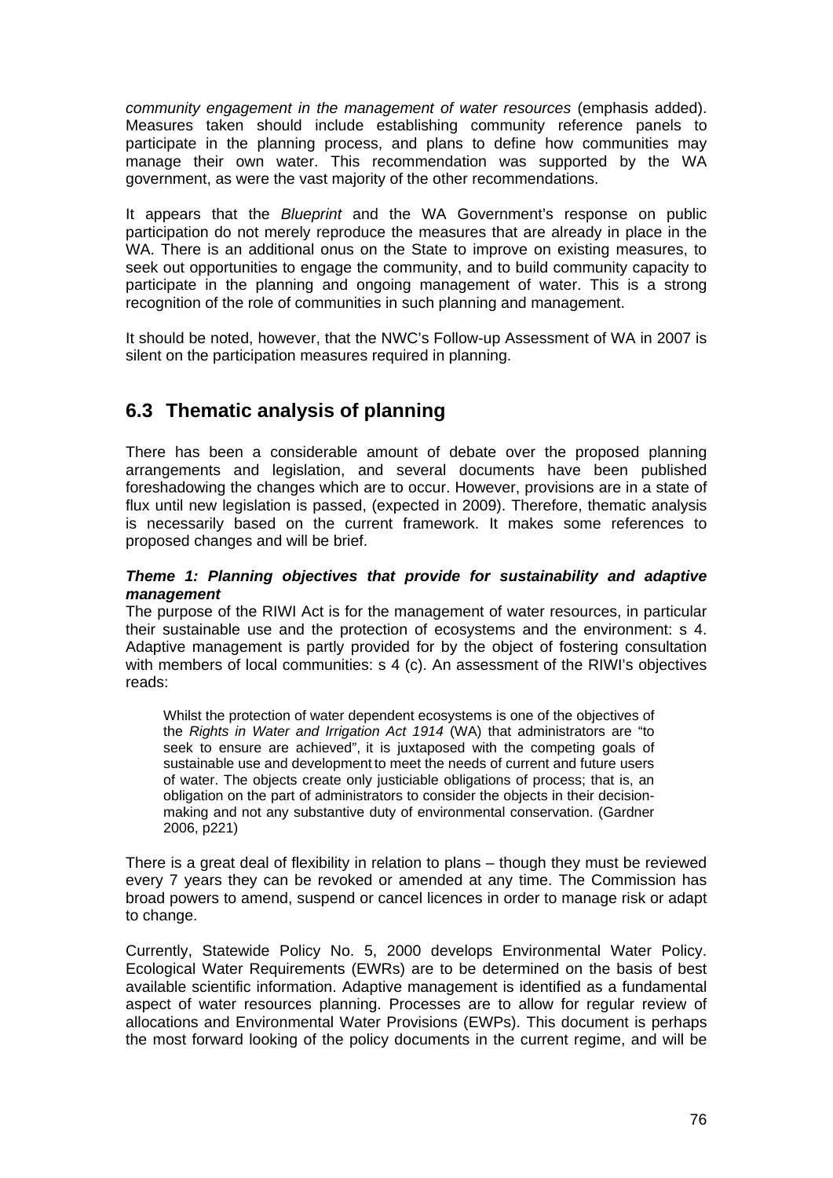*community engagement in the management of water resources* (emphasis added). Measures taken should include establishing community reference panels to participate in the planning process, and plans to define how communities may manage their own water. This recommendation was supported by the WA government, as were the vast majority of the other recommendations.

It appears that the *Blueprint* and the WA Government's response on public participation do not merely reproduce the measures that are already in place in the WA. There is an additional onus on the State to improve on existing measures, to seek out opportunities to engage the community, and to build community capacity to participate in the planning and ongoing management of water. This is a strong recognition of the role of communities in such planning and management.

It should be noted, however, that the NWC's Follow-up Assessment of WA in 2007 is silent on the participation measures required in planning.

## 6.3 Thematic analysis of planning

There has been a considerable amount of debate over the proposed planning arrangements and legislation, and several documents have been published foreshadowing the changes which are to occur. However, provisions are in a state of flux until new legislation is passed, (expected in 2009). Therefore, thematic analysis is necessarily based on the current framework. It makes some references to proposed changes and will be brief.

***Theme 1: Planning objectives that provide for sustainability and adaptive management***

The purpose of the RIWI Act is for the management of water resources, in particular their sustainable use and the protection of ecosystems and the environment: s 4. Adaptive management is partly provided for by the object of fostering consultation with members of local communities: s 4 (c). An assessment of the RIWI's objectives reads:

> Whilst the protection of water dependent ecosystems is one of the objectives of the *Rights in Water and Irrigation Act 1914* (WA) that administrators are "to seek to ensure are achieved", it is juxtaposed with the competing goals of sustainable use and development to meet the needs of current and future users of water. The objects create only justiciable obligations of process; that is, an obligation on the part of administrators to consider the objects in their decision-making and not any substantive duty of environmental conservation. (Gardner 2006, p221)

There is a great deal of flexibility in relation to plans – though they must be reviewed every 7 years they can be revoked or amended at any time. The Commission has broad powers to amend, suspend or cancel licences in order to manage risk or adapt to change.

Currently, Statewide Policy No. 5, 2000 develops Environmental Water Policy. Ecological Water Requirements (EWRs) are to be determined on the basis of best available scientific information. Adaptive management is identified as a fundamental aspect of water resources planning. Processes are to allow for regular review of allocations and Environmental Water Provisions (EWPs). This document is perhaps the most forward looking of the policy documents in the current regime, and will be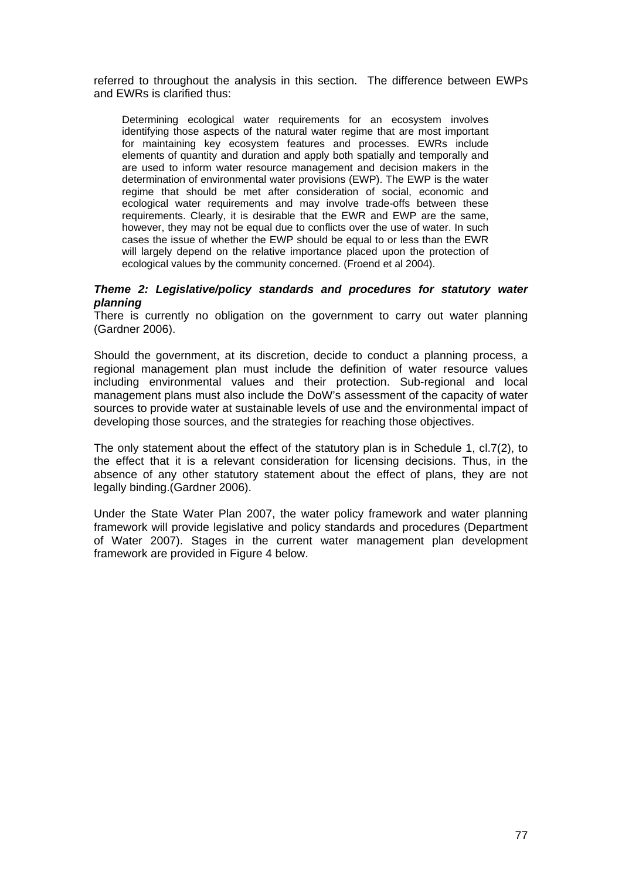referred to throughout the analysis in this section. The difference between EWPs and EWRs is clarified thus:

> Determining ecological water requirements for an ecosystem involves identifying those aspects of the natural water regime that are most important for maintaining key ecosystem features and processes. EWRs include elements of quantity and duration and apply both spatially and temporally and are used to inform water resource management and decision makers in the determination of environmental water provisions (EWP). The EWP is the water regime that should be met after consideration of social, economic and ecological water requirements and may involve trade-offs between these requirements. Clearly, it is desirable that the EWR and EWP are the same, however, they may not be equal due to conflicts over the use of water. In such cases the issue of whether the EWP should be equal to or less than the EWR will largely depend on the relative importance placed upon the protection of ecological values by the community concerned. (Froend et al 2004).

***Theme 2: Legislative/policy standards and procedures for statutory water planning***

There is currently no obligation on the government to carry out water planning (Gardner 2006).

Should the government, at its discretion, decide to conduct a planning process, a regional management plan must include the definition of water resource values including environmental values and their protection. Sub-regional and local management plans must also include the DoW's assessment of the capacity of water sources to provide water at sustainable levels of use and the environmental impact of developing those sources, and the strategies for reaching those objectives.

The only statement about the effect of the statutory plan is in Schedule 1, cl.7(2), to the effect that it is a relevant consideration for licensing decisions. Thus, in the absence of any other statutory statement about the effect of plans, they are not legally binding.(Gardner 2006).

Under the State Water Plan 2007, the water policy framework and water planning framework will provide legislative and policy standards and procedures (Department of Water 2007). Stages in the current water management plan development framework are provided in Figure 4 below.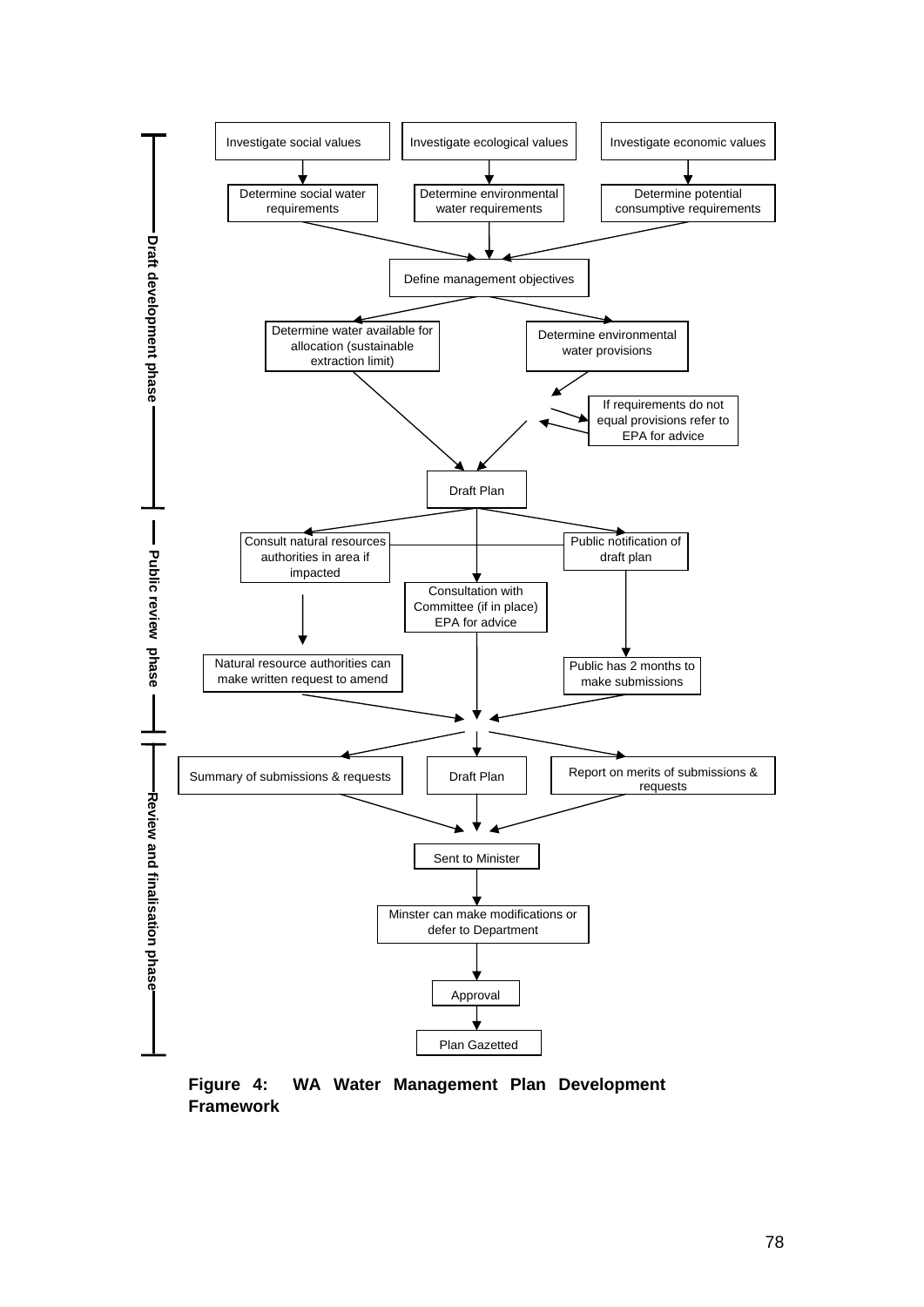Draft development phase

Investigate social values → Determine social water requirements

Investigate ecological values → Determine environmental water requirements

Investigate economic values → Determine potential consumptive requirements

→ Define management objectives

→ Determine water available for allocation (sustainable extraction limit)

→ Determine environmental water provisions

If requirements do not equal provisions refer to EPA for advice

→ Draft Plan

Public review phase

Consult natural resources authorities in area if impacted → Natural resource authorities can make written request to amend

Consultation with Committee (if in place) EPA for advice

Public notification of draft plan → Public has 2 months to make submissions

Review and finalisation phase

Summary of submissions & requests

Draft Plan

Report on merits of submissions & requests

→ Sent to Minister

→ Minster can make modifications or defer to Department

→ Approval

→ Plan Gazetted

**Figure 4: WA Water Management Plan Development Framework**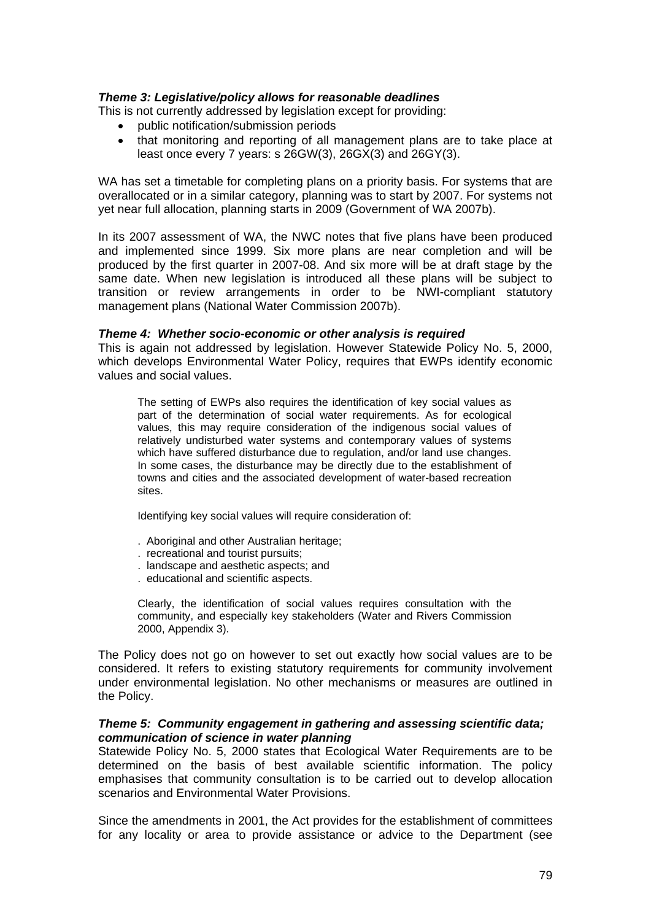***Theme 3: Legislative/policy allows for reasonable deadlines***

This is not currently addressed by legislation except for providing:

- public notification/submission periods
- that monitoring and reporting of all management plans are to take place at least once every 7 years: s 26GW(3), 26GX(3) and 26GY(3).

WA has set a timetable for completing plans on a priority basis. For systems that are overallocated or in a similar category, planning was to start by 2007. For systems not yet near full allocation, planning starts in 2009 (Government of WA 2007b).

In its 2007 assessment of WA, the NWC notes that five plans have been produced and implemented since 1999. Six more plans are near completion and will be produced by the first quarter in 2007-08. And six more will be at draft stage by the same date. When new legislation is introduced all these plans will be subject to transition or review arrangements in order to be NWI-compliant statutory management plans (National Water Commission 2007b).

***Theme 4: Whether socio-economic or other analysis is required***

This is again not addressed by legislation. However Statewide Policy No. 5, 2000, which develops Environmental Water Policy, requires that EWPs identify economic values and social values.

> The setting of EWPs also requires the identification of key social values as part of the determination of social water requirements. As for ecological values, this may require consideration of the indigenous social values of relatively undisturbed water systems and contemporary values of systems which have suffered disturbance due to regulation, and/or land use changes. In some cases, the disturbance may be directly due to the establishment of towns and cities and the associated development of water-based recreation sites.
>
> Identifying key social values will require consideration of:
>
> . Aboriginal and other Australian heritage;
> . recreational and tourist pursuits;
> . landscape and aesthetic aspects; and
> . educational and scientific aspects.
>
> Clearly, the identification of social values requires consultation with the community, and especially key stakeholders (Water and Rivers Commission 2000, Appendix 3).

The Policy does not go on however to set out exactly how social values are to be considered. It refers to existing statutory requirements for community involvement under environmental legislation. No other mechanisms or measures are outlined in the Policy.

***Theme 5: Community engagement in gathering and assessing scientific data; communication of science in water planning***

Statewide Policy No. 5, 2000 states that Ecological Water Requirements are to be determined on the basis of best available scientific information. The policy emphasises that community consultation is to be carried out to develop allocation scenarios and Environmental Water Provisions.

Since the amendments in 2001, the Act provides for the establishment of committees for any locality or area to provide assistance or advice to the Department (see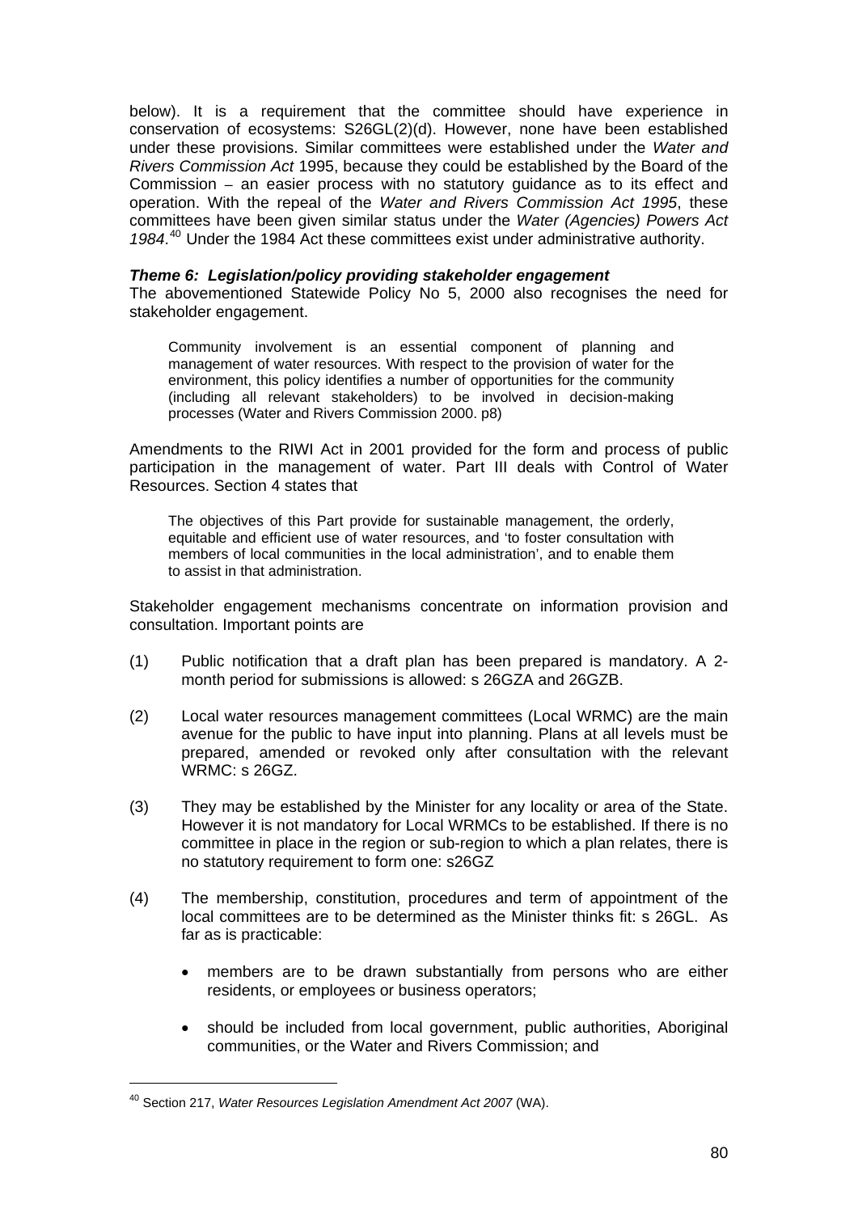below). It is a requirement that the committee should have experience in conservation of ecosystems: S26GL(2)(d). However, none have been established under these provisions. Similar committees were established under the *Water and Rivers Commission Act* 1995, because they could be established by the Board of the Commission – an easier process with no statutory guidance as to its effect and operation. With the repeal of the *Water and Rivers Commission Act 1995*, these committees have been given similar status under the *Water (Agencies) Powers Act 1984*.[40] Under the 1984 Act these committees exist under administrative authority.

***Theme 6: Legislation/policy providing stakeholder engagement***

The abovementioned Statewide Policy No 5, 2000 also recognises the need for stakeholder engagement.

> Community involvement is an essential component of planning and management of water resources. With respect to the provision of water for the environment, this policy identifies a number of opportunities for the community (including all relevant stakeholders) to be involved in decision-making processes (Water and Rivers Commission 2000. p8)

Amendments to the RIWI Act in 2001 provided for the form and process of public participation in the management of water. Part III deals with Control of Water Resources. Section 4 states that

> The objectives of this Part provide for sustainable management, the orderly, equitable and efficient use of water resources, and 'to foster consultation with members of local communities in the local administration', and to enable them to assist in that administration.

Stakeholder engagement mechanisms concentrate on information provision and consultation. Important points are

(1) Public notification that a draft plan has been prepared is mandatory. A 2-month period for submissions is allowed: s 26GZA and 26GZB.

(2) Local water resources management committees (Local WRMC) are the main avenue for the public to have input into planning. Plans at all levels must be prepared, amended or revoked only after consultation with the relevant WRMC: s 26GZ.

(3) They may be established by the Minister for any locality or area of the State. However it is not mandatory for Local WRMCs to be established. If there is no committee in place in the region or sub-region to which a plan relates, there is no statutory requirement to form one: s26GZ

(4) The membership, constitution, procedures and term of appointment of the local committees are to be determined as the Minister thinks fit: s 26GL. As far as is practicable:

- members are to be drawn substantially from persons who are either residents, or employees or business operators;
- should be included from local government, public authorities, Aboriginal communities, or the Water and Rivers Commission; and

[40] Section 217, *Water Resources Legislation Amendment Act 2007* (WA).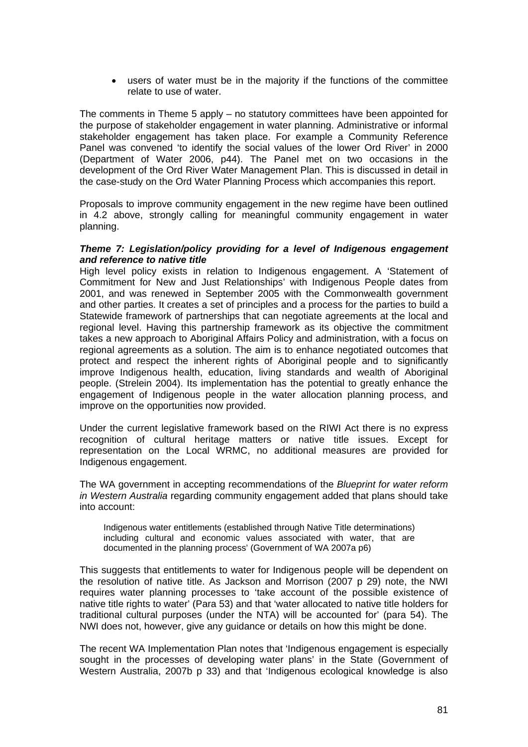- users of water must be in the majority if the functions of the committee relate to use of water.

The comments in Theme 5 apply – no statutory committees have been appointed for the purpose of stakeholder engagement in water planning. Administrative or informal stakeholder engagement has taken place. For example a Community Reference Panel was convened 'to identify the social values of the lower Ord River' in 2000 (Department of Water 2006, p44). The Panel met on two occasions in the development of the Ord River Water Management Plan. This is discussed in detail in the case-study on the Ord Water Planning Process which accompanies this report.

Proposals to improve community engagement in the new regime have been outlined in 4.2 above, strongly calling for meaningful community engagement in water planning.

***Theme 7: Legislation/policy providing for a level of Indigenous engagement and reference to native title***

High level policy exists in relation to Indigenous engagement. A 'Statement of Commitment for New and Just Relationships' with Indigenous People dates from 2001, and was renewed in September 2005 with the Commonwealth government and other parties. It creates a set of principles and a process for the parties to build a Statewide framework of partnerships that can negotiate agreements at the local and regional level. Having this partnership framework as its objective the commitment takes a new approach to Aboriginal Affairs Policy and administration, with a focus on regional agreements as a solution. The aim is to enhance negotiated outcomes that protect and respect the inherent rights of Aboriginal people and to significantly improve Indigenous health, education, living standards and wealth of Aboriginal people. (Strelein 2004). Its implementation has the potential to greatly enhance the engagement of Indigenous people in the water allocation planning process, and improve on the opportunities now provided.

Under the current legislative framework based on the RIWI Act there is no express recognition of cultural heritage matters or native title issues. Except for representation on the Local WRMC, no additional measures are provided for Indigenous engagement.

The WA government in accepting recommendations of the *Blueprint for water reform in Western Australia* regarding community engagement added that plans should take into account:

> Indigenous water entitlements (established through Native Title determinations) including cultural and economic values associated with water, that are documented in the planning process' (Government of WA 2007a p6)

This suggests that entitlements to water for Indigenous people will be dependent on the resolution of native title. As Jackson and Morrison (2007 p 29) note, the NWI requires water planning processes to 'take account of the possible existence of native title rights to water' (Para 53) and that 'water allocated to native title holders for traditional cultural purposes (under the NTA) will be accounted for' (para 54). The NWI does not, however, give any guidance or details on how this might be done.

The recent WA Implementation Plan notes that 'Indigenous engagement is especially sought in the processes of developing water plans' in the State (Government of Western Australia, 2007b p 33) and that 'Indigenous ecological knowledge is also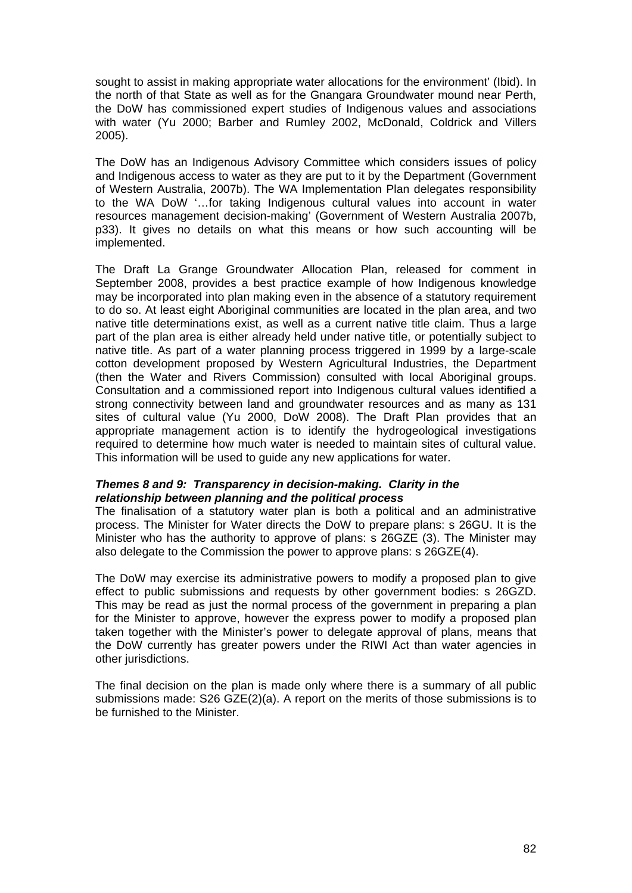sought to assist in making appropriate water allocations for the environment' (Ibid). In the north of that State as well as for the Gnangara Groundwater mound near Perth, the DoW has commissioned expert studies of Indigenous values and associations with water (Yu 2000; Barber and Rumley 2002, McDonald, Coldrick and Villers 2005).

The DoW has an Indigenous Advisory Committee which considers issues of policy and Indigenous access to water as they are put to it by the Department (Government of Western Australia, 2007b). The WA Implementation Plan delegates responsibility to the WA DoW '…for taking Indigenous cultural values into account in water resources management decision-making' (Government of Western Australia 2007b, p33). It gives no details on what this means or how such accounting will be implemented.

The Draft La Grange Groundwater Allocation Plan, released for comment in September 2008, provides a best practice example of how Indigenous knowledge may be incorporated into plan making even in the absence of a statutory requirement to do so. At least eight Aboriginal communities are located in the plan area, and two native title determinations exist, as well as a current native title claim. Thus a large part of the plan area is either already held under native title, or potentially subject to native title. As part of a water planning process triggered in 1999 by a large-scale cotton development proposed by Western Agricultural Industries, the Department (then the Water and Rivers Commission) consulted with local Aboriginal groups. Consultation and a commissioned report into Indigenous cultural values identified a strong connectivity between land and groundwater resources and as many as 131 sites of cultural value (Yu 2000, DoW 2008). The Draft Plan provides that an appropriate management action is to identify the hydrogeological investigations required to determine how much water is needed to maintain sites of cultural value. This information will be used to guide any new applications for water.

***Themes 8 and 9: Transparency in decision-making. Clarity in the relationship between planning and the political process***

The finalisation of a statutory water plan is both a political and an administrative process. The Minister for Water directs the DoW to prepare plans: s 26GU. It is the Minister who has the authority to approve of plans: s 26GZE (3). The Minister may also delegate to the Commission the power to approve plans: s 26GZE(4).

The DoW may exercise its administrative powers to modify a proposed plan to give effect to public submissions and requests by other government bodies: s 26GZD. This may be read as just the normal process of the government in preparing a plan for the Minister to approve, however the express power to modify a proposed plan taken together with the Minister's power to delegate approval of plans, means that the DoW currently has greater powers under the RIWI Act than water agencies in other jurisdictions.

The final decision on the plan is made only where there is a summary of all public submissions made: S26 GZE(2)(a). A report on the merits of those submissions is to be furnished to the Minister.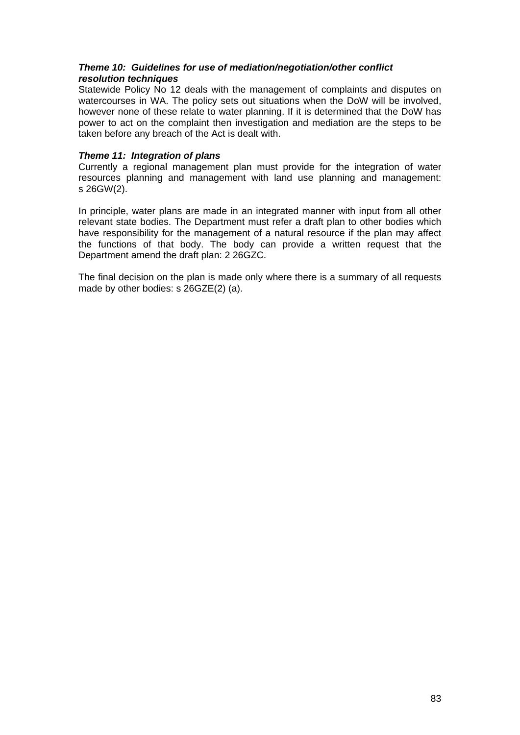***Theme 10: Guidelines for use of mediation/negotiation/other conflict resolution techniques***

Statewide Policy No 12 deals with the management of complaints and disputes on watercourses in WA. The policy sets out situations when the DoW will be involved, however none of these relate to water planning. If it is determined that the DoW has power to act on the complaint then investigation and mediation are the steps to be taken before any breach of the Act is dealt with.

***Theme 11: Integration of plans***

Currently a regional management plan must provide for the integration of water resources planning and management with land use planning and management: s 26GW(2).

In principle, water plans are made in an integrated manner with input from all other relevant state bodies. The Department must refer a draft plan to other bodies which have responsibility for the management of a natural resource if the plan may affect the functions of that body. The body can provide a written request that the Department amend the draft plan: 2 26GZC.

The final decision on the plan is made only where there is a summary of all requests made by other bodies: s 26GZE(2) (a).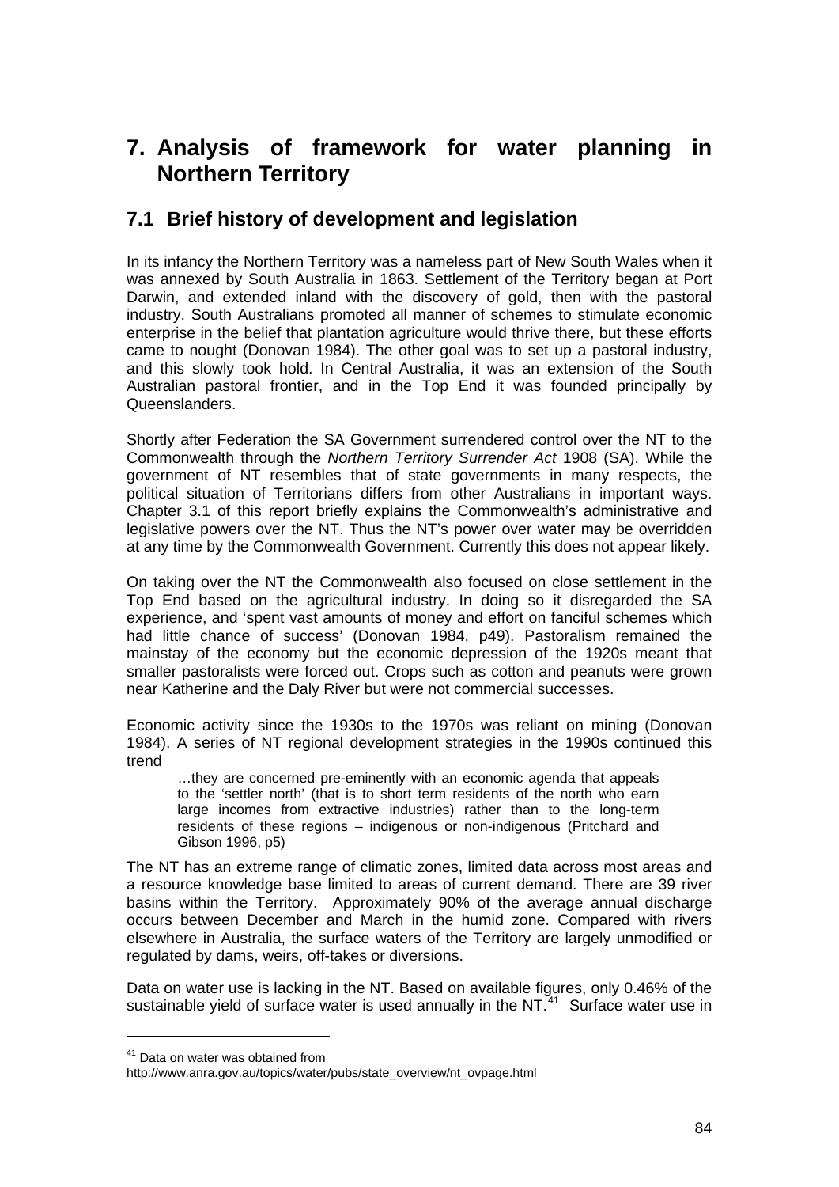# 7. Analysis of framework for water planning in Northern Territory

## 7.1 Brief history of development and legislation

In its infancy the Northern Territory was a nameless part of New South Wales when it was annexed by South Australia in 1863. Settlement of the Territory began at Port Darwin, and extended inland with the discovery of gold, then with the pastoral industry. South Australians promoted all manner of schemes to stimulate economic enterprise in the belief that plantation agriculture would thrive there, but these efforts came to nought (Donovan 1984). The other goal was to set up a pastoral industry, and this slowly took hold. In Central Australia, it was an extension of the South Australian pastoral frontier, and in the Top End it was founded principally by Queenslanders.

Shortly after Federation the SA Government surrendered control over the NT to the Commonwealth through the *Northern Territory Surrender Act* 1908 (SA). While the government of NT resembles that of state governments in many respects, the political situation of Territorians differs from other Australians in important ways. Chapter 3.1 of this report briefly explains the Commonwealth's administrative and legislative powers over the NT. Thus the NT's power over water may be overridden at any time by the Commonwealth Government. Currently this does not appear likely.

On taking over the NT the Commonwealth also focused on close settlement in the Top End based on the agricultural industry. In doing so it disregarded the SA experience, and 'spent vast amounts of money and effort on fanciful schemes which had little chance of success' (Donovan 1984, p49). Pastoralism remained the mainstay of the economy but the economic depression of the 1920s meant that smaller pastoralists were forced out. Crops such as cotton and peanuts were grown near Katherine and the Daly River but were not commercial successes.

Economic activity since the 1930s to the 1970s was reliant on mining (Donovan 1984). A series of NT regional development strategies in the 1990s continued this trend

> …they are concerned pre-eminently with an economic agenda that appeals to the 'settler north' (that is to short term residents of the north who earn large incomes from extractive industries) rather than to the long-term residents of these regions – indigenous or non-indigenous (Pritchard and Gibson 1996, p5)

The NT has an extreme range of climatic zones, limited data across most areas and a resource knowledge base limited to areas of current demand. There are 39 river basins within the Territory. Approximately 90% of the average annual discharge occurs between December and March in the humid zone. Compared with rivers elsewhere in Australia, the surface waters of the Territory are largely unmodified or regulated by dams, weirs, off-takes or diversions.

Data on water use is lacking in the NT. Based on available figures, only 0.46% of the sustainable yield of surface water is used annually in the NT.[41] Surface water use in

---

[41] Data on water was obtained from http://www.anra.gov.au/topics/water/pubs/state_overview/nt_ovpage.html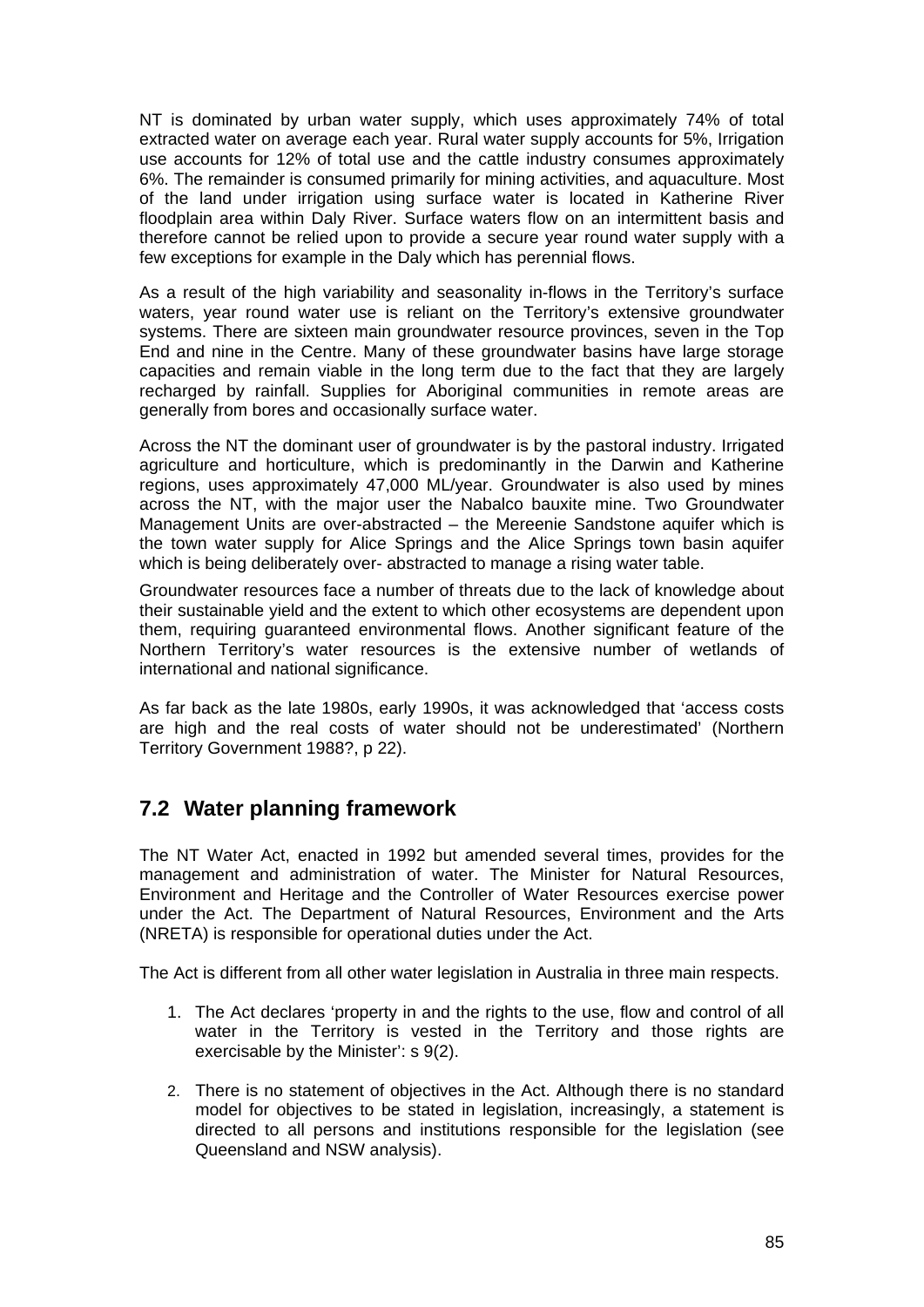NT is dominated by urban water supply, which uses approximately 74% of total extracted water on average each year. Rural water supply accounts for 5%, Irrigation use accounts for 12% of total use and the cattle industry consumes approximately 6%. The remainder is consumed primarily for mining activities, and aquaculture. Most of the land under irrigation using surface water is located in Katherine River floodplain area within Daly River. Surface waters flow on an intermittent basis and therefore cannot be relied upon to provide a secure year round water supply with a few exceptions for example in the Daly which has perennial flows.

As a result of the high variability and seasonality in-flows in the Territory's surface waters, year round water use is reliant on the Territory's extensive groundwater systems. There are sixteen main groundwater resource provinces, seven in the Top End and nine in the Centre. Many of these groundwater basins have large storage capacities and remain viable in the long term due to the fact that they are largely recharged by rainfall. Supplies for Aboriginal communities in remote areas are generally from bores and occasionally surface water.

Across the NT the dominant user of groundwater is by the pastoral industry. Irrigated agriculture and horticulture, which is predominantly in the Darwin and Katherine regions, uses approximately 47,000 ML/year. Groundwater is also used by mines across the NT, with the major user the Nabalco bauxite mine. Two Groundwater Management Units are over-abstracted – the Mereenie Sandstone aquifer which is the town water supply for Alice Springs and the Alice Springs town basin aquifer which is being deliberately over- abstracted to manage a rising water table.

Groundwater resources face a number of threats due to the lack of knowledge about their sustainable yield and the extent to which other ecosystems are dependent upon them, requiring guaranteed environmental flows. Another significant feature of the Northern Territory's water resources is the extensive number of wetlands of international and national significance.

As far back as the late 1980s, early 1990s, it was acknowledged that 'access costs are high and the real costs of water should not be underestimated' (Northern Territory Government 1988?, p 22).

## 7.2 Water planning framework

The NT Water Act, enacted in 1992 but amended several times, provides for the management and administration of water. The Minister for Natural Resources, Environment and Heritage and the Controller of Water Resources exercise power under the Act. The Department of Natural Resources, Environment and the Arts (NRETA) is responsible for operational duties under the Act.

The Act is different from all other water legislation in Australia in three main respects.

1. The Act declares 'property in and the rights to the use, flow and control of all water in the Territory is vested in the Territory and those rights are exercisable by the Minister': s 9(2).
2. There is no statement of objectives in the Act. Although there is no standard model for objectives to be stated in legislation, increasingly, a statement is directed to all persons and institutions responsible for the legislation (see Queensland and NSW analysis).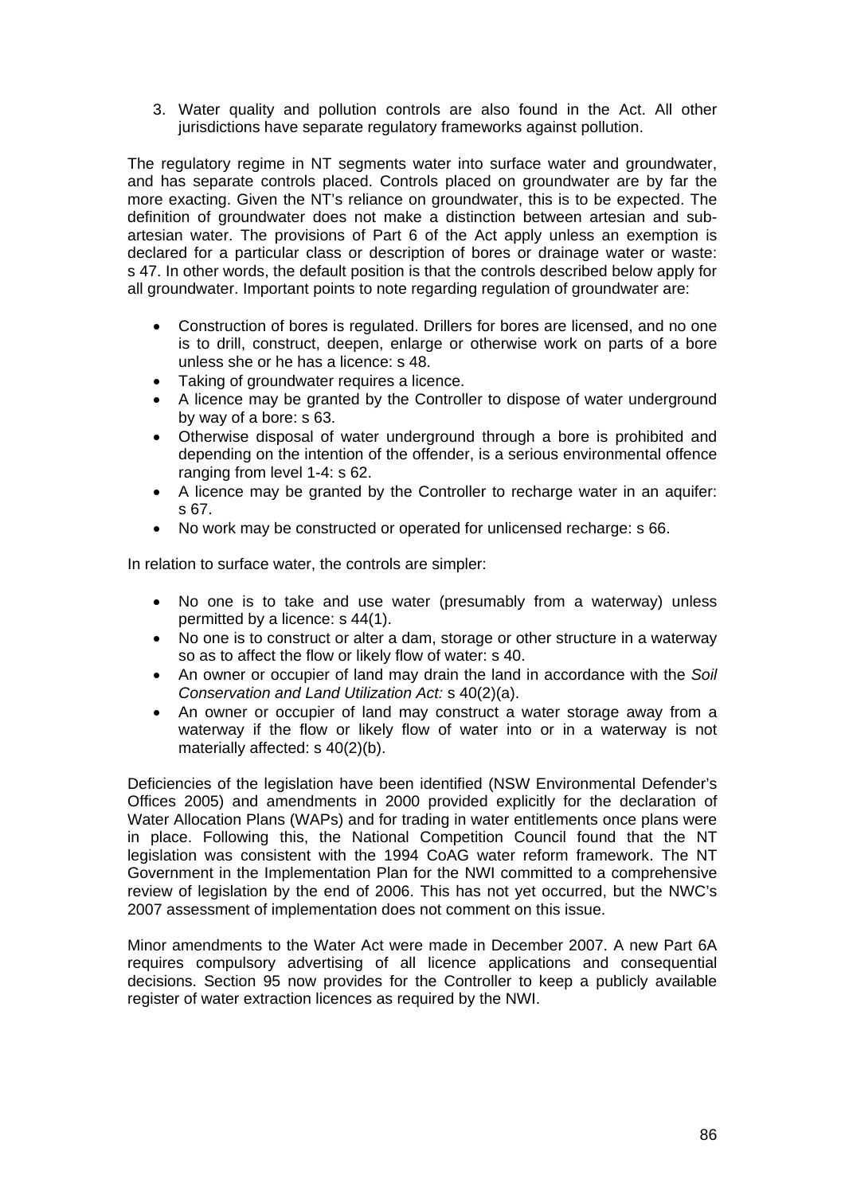3. Water quality and pollution controls are also found in the Act. All other jurisdictions have separate regulatory frameworks against pollution.

The regulatory regime in NT segments water into surface water and groundwater, and has separate controls placed. Controls placed on groundwater are by far the more exacting. Given the NT's reliance on groundwater, this is to be expected. The definition of groundwater does not make a distinction between artesian and sub-artesian water. The provisions of Part 6 of the Act apply unless an exemption is declared for a particular class or description of bores or drainage water or waste: s 47. In other words, the default position is that the controls described below apply for all groundwater. Important points to note regarding regulation of groundwater are:

- Construction of bores is regulated. Drillers for bores are licensed, and no one is to drill, construct, deepen, enlarge or otherwise work on parts of a bore unless she or he has a licence: s 48.
- Taking of groundwater requires a licence.
- A licence may be granted by the Controller to dispose of water underground by way of a bore: s 63.
- Otherwise disposal of water underground through a bore is prohibited and depending on the intention of the offender, is a serious environmental offence ranging from level 1-4: s 62.
- A licence may be granted by the Controller to recharge water in an aquifer: s 67.
- No work may be constructed or operated for unlicensed recharge: s 66.

In relation to surface water, the controls are simpler:

- No one is to take and use water (presumably from a waterway) unless permitted by a licence: s 44(1).
- No one is to construct or alter a dam, storage or other structure in a waterway so as to affect the flow or likely flow of water: s 40.
- An owner or occupier of land may drain the land in accordance with the *Soil Conservation and Land Utilization Act:* s 40(2)(a).
- An owner or occupier of land may construct a water storage away from a waterway if the flow or likely flow of water into or in a waterway is not materially affected: s 40(2)(b).

Deficiencies of the legislation have been identified (NSW Environmental Defender's Offices 2005) and amendments in 2000 provided explicitly for the declaration of Water Allocation Plans (WAPs) and for trading in water entitlements once plans were in place. Following this, the National Competition Council found that the NT legislation was consistent with the 1994 CoAG water reform framework. The NT Government in the Implementation Plan for the NWI committed to a comprehensive review of legislation by the end of 2006. This has not yet occurred, but the NWC's 2007 assessment of implementation does not comment on this issue.

Minor amendments to the Water Act were made in December 2007. A new Part 6A requires compulsory advertising of all licence applications and consequential decisions. Section 95 now provides for the Controller to keep a publicly available register of water extraction licences as required by the NWI.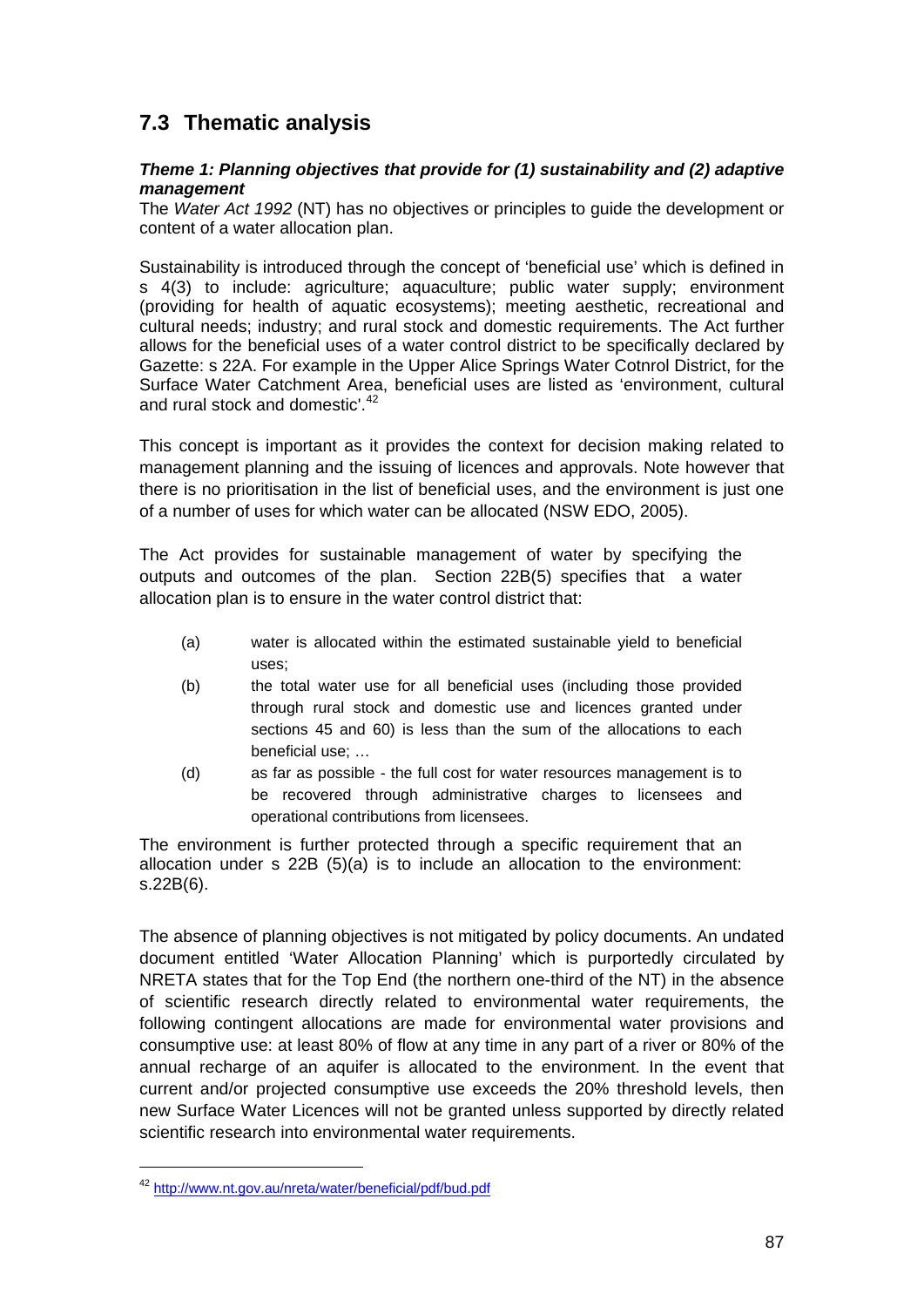## 7.3 Thematic analysis

***Theme 1: Planning objectives that provide for (1) sustainability and (2) adaptive management***

The *Water Act 1992* (NT) has no objectives or principles to guide the development or content of a water allocation plan.

Sustainability is introduced through the concept of 'beneficial use' which is defined in s 4(3) to include: agriculture; aquaculture; public water supply; environment (providing for health of aquatic ecosystems); meeting aesthetic, recreational and cultural needs; industry; and rural stock and domestic requirements. The Act further allows for the beneficial uses of a water control district to be specifically declared by Gazette: s 22A. For example in the Upper Alice Springs Water Cotnrol District, for the Surface Water Catchment Area, beneficial uses are listed as 'environment, cultural and rural stock and domestic'.[42]

This concept is important as it provides the context for decision making related to management planning and the issuing of licences and approvals. Note however that there is no prioritisation in the list of beneficial uses, and the environment is just one of a number of uses for which water can be allocated (NSW EDO, 2005).

The Act provides for sustainable management of water by specifying the outputs and outcomes of the plan. Section 22B(5) specifies that a water allocation plan is to ensure in the water control district that:

(a) water is allocated within the estimated sustainable yield to beneficial uses;

(b) the total water use for all beneficial uses (including those provided through rural stock and domestic use and licences granted under sections 45 and 60) is less than the sum of the allocations to each beneficial use; …

(d) as far as possible - the full cost for water resources management is to be recovered through administrative charges to licensees and operational contributions from licensees.

The environment is further protected through a specific requirement that an allocation under s 22B (5)(a) is to include an allocation to the environment: s.22B(6).

The absence of planning objectives is not mitigated by policy documents. An undated document entitled 'Water Allocation Planning' which is purportedly circulated by NRETA states that for the Top End (the northern one-third of the NT) in the absence of scientific research directly related to environmental water requirements, the following contingent allocations are made for environmental water provisions and consumptive use: at least 80% of flow at any time in any part of a river or 80% of the annual recharge of an aquifer is allocated to the environment. In the event that current and/or projected consumptive use exceeds the 20% threshold levels, then new Surface Water Licences will not be granted unless supported by directly related scientific research into environmental water requirements.

---

[42] http://www.nt.gov.au/nreta/water/beneficial/pdf/bud.pdf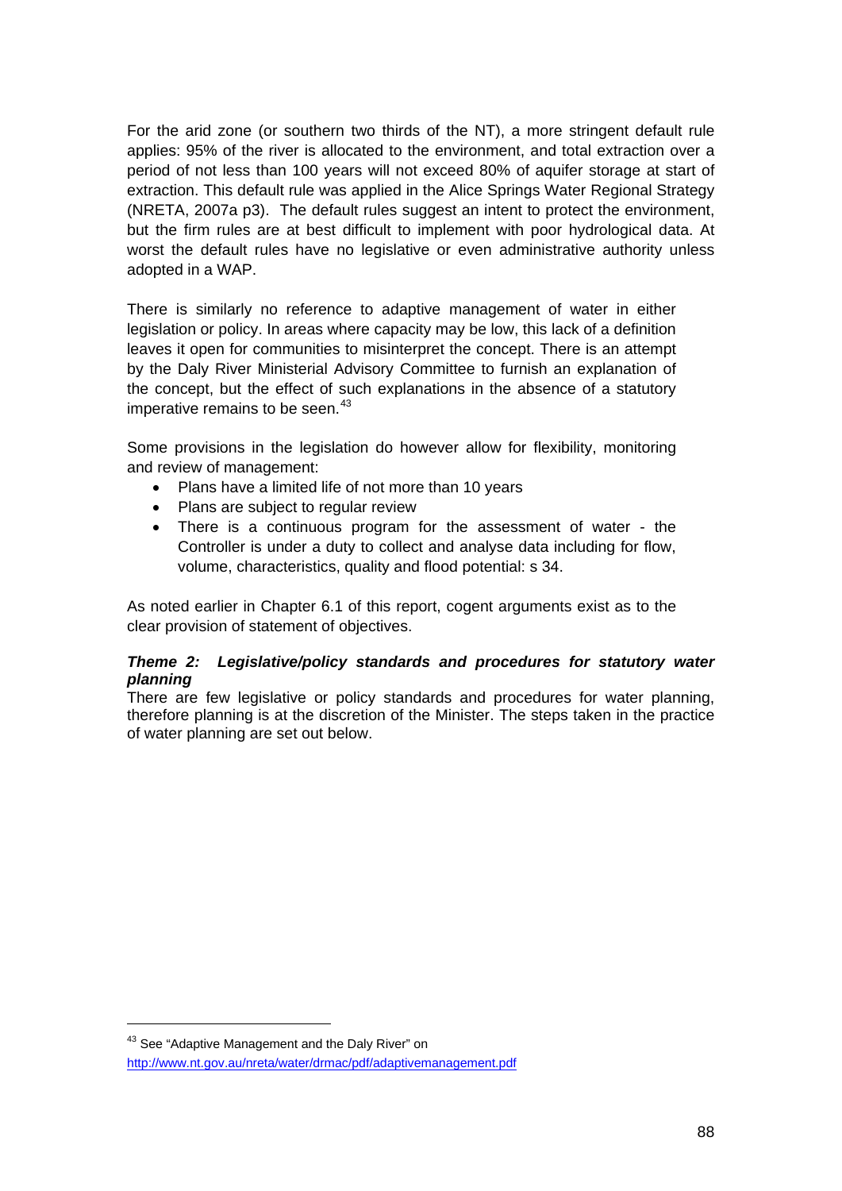For the arid zone (or southern two thirds of the NT), a more stringent default rule applies: 95% of the river is allocated to the environment, and total extraction over a period of not less than 100 years will not exceed 80% of aquifer storage at start of extraction. This default rule was applied in the Alice Springs Water Regional Strategy (NRETA, 2007a p3). The default rules suggest an intent to protect the environment, but the firm rules are at best difficult to implement with poor hydrological data. At worst the default rules have no legislative or even administrative authority unless adopted in a WAP.

There is similarly no reference to adaptive management of water in either legislation or policy. In areas where capacity may be low, this lack of a definition leaves it open for communities to misinterpret the concept. There is an attempt by the Daly River Ministerial Advisory Committee to furnish an explanation of the concept, but the effect of such explanations in the absence of a statutory imperative remains to be seen.[43]

Some provisions in the legislation do however allow for flexibility, monitoring and review of management:

- Plans have a limited life of not more than 10 years
- Plans are subject to regular review
- There is a continuous program for the assessment of water - the Controller is under a duty to collect and analyse data including for flow, volume, characteristics, quality and flood potential: s 34.

As noted earlier in Chapter 6.1 of this report, cogent arguments exist as to the clear provision of statement of objectives.

***Theme 2: Legislative/policy standards and procedures for statutory water planning***

There are few legislative or policy standards and procedures for water planning, therefore planning is at the discretion of the Minister. The steps taken in the practice of water planning are set out below.

[43] See "Adaptive Management and the Daly River" on http://www.nt.gov.au/nreta/water/drmac/pdf/adaptivemanagement.pdf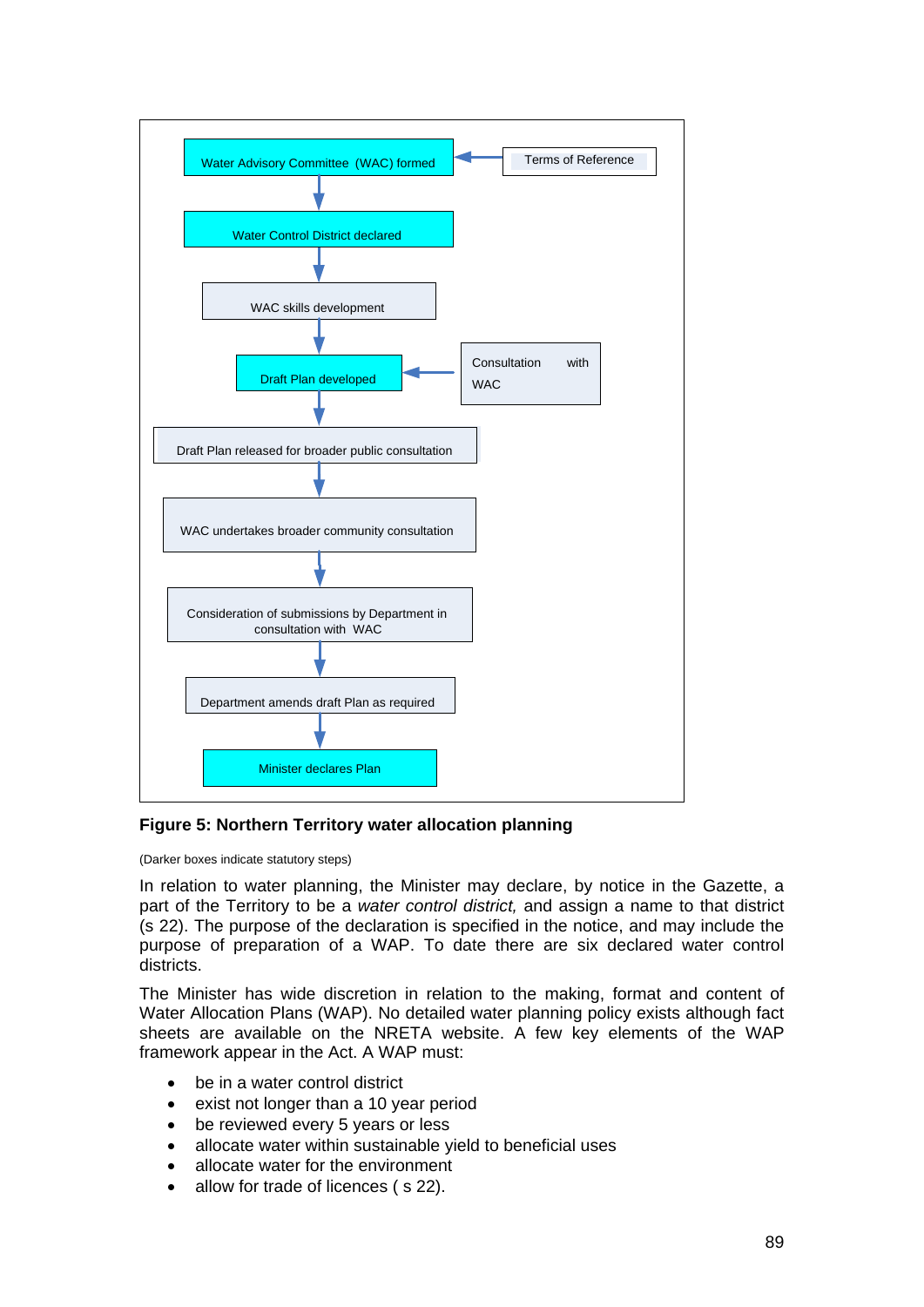Water Advisory Committee (WAC) formed ← Terms of Reference

↓

Water Control District declared

↓

WAC skills development

↓

Draft Plan developed ← Consultation with WAC

↓

Draft Plan released for broader public consultation

↓

WAC undertakes broader community consultation

↓

Consideration of submissions by Department in consultation with WAC

↓

Department amends draft Plan as required

↓

Minister declares Plan

**Figure 5: Northern Territory water allocation planning**

(Darker boxes indicate statutory steps)

In relation to water planning, the Minister may declare, by notice in the Gazette, a part of the Territory to be a *water control district,* and assign a name to that district (s 22). The purpose of the declaration is specified in the notice, and may include the purpose of preparation of a WAP. To date there are six declared water control districts.

The Minister has wide discretion in relation to the making, format and content of Water Allocation Plans (WAP). No detailed water planning policy exists although fact sheets are available on the NRETA website. A few key elements of the WAP framework appear in the Act. A WAP must:

- be in a water control district
- exist not longer than a 10 year period
- be reviewed every 5 years or less
- allocate water within sustainable yield to beneficial uses
- allocate water for the environment
- allow for trade of licences ( s 22).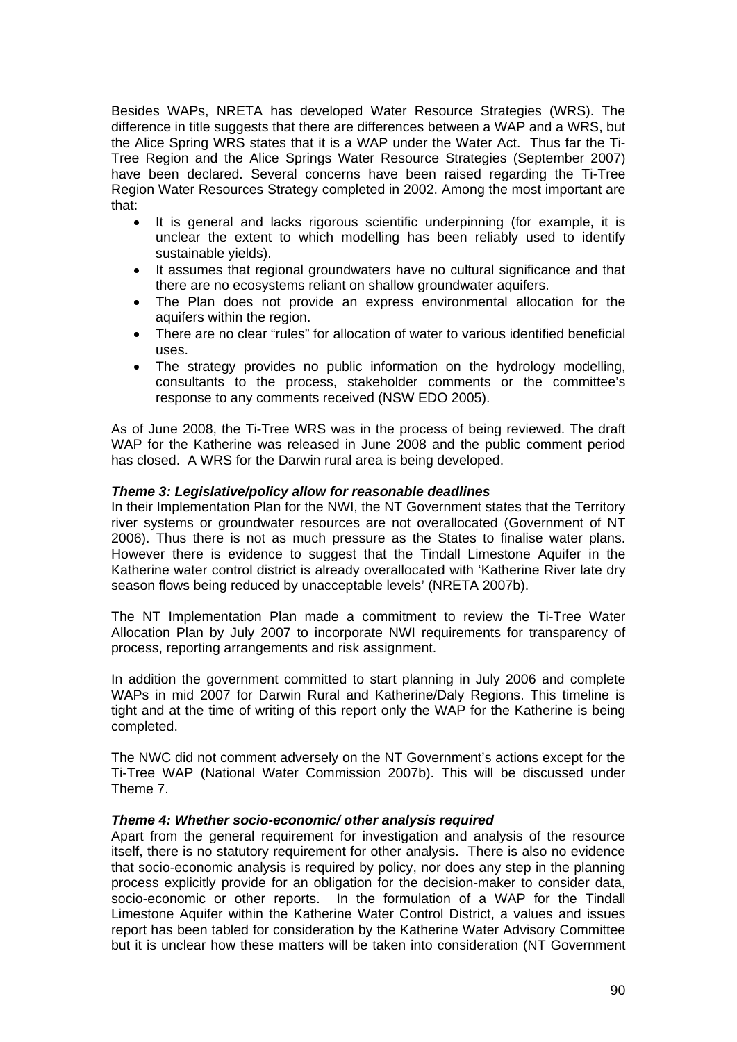Besides WAPs, NRETA has developed Water Resource Strategies (WRS). The difference in title suggests that there are differences between a WAP and a WRS, but the Alice Spring WRS states that it is a WAP under the Water Act. Thus far the Ti-Tree Region and the Alice Springs Water Resource Strategies (September 2007) have been declared. Several concerns have been raised regarding the Ti-Tree Region Water Resources Strategy completed in 2002. Among the most important are that:

- It is general and lacks rigorous scientific underpinning (for example, it is unclear the extent to which modelling has been reliably used to identify sustainable yields).
- It assumes that regional groundwaters have no cultural significance and that there are no ecosystems reliant on shallow groundwater aquifers.
- The Plan does not provide an express environmental allocation for the aquifers within the region.
- There are no clear "rules" for allocation of water to various identified beneficial uses.
- The strategy provides no public information on the hydrology modelling, consultants to the process, stakeholder comments or the committee's response to any comments received (NSW EDO 2005).

As of June 2008, the Ti-Tree WRS was in the process of being reviewed. The draft WAP for the Katherine was released in June 2008 and the public comment period has closed. A WRS for the Darwin rural area is being developed.

***Theme 3: Legislative/policy allow for reasonable deadlines***

In their Implementation Plan for the NWI, the NT Government states that the Territory river systems or groundwater resources are not overallocated (Government of NT 2006). Thus there is not as much pressure as the States to finalise water plans. However there is evidence to suggest that the Tindall Limestone Aquifer in the Katherine water control district is already overallocated with 'Katherine River late dry season flows being reduced by unacceptable levels' (NRETA 2007b).

The NT Implementation Plan made a commitment to review the Ti-Tree Water Allocation Plan by July 2007 to incorporate NWI requirements for transparency of process, reporting arrangements and risk assignment.

In addition the government committed to start planning in July 2006 and complete WAPs in mid 2007 for Darwin Rural and Katherine/Daly Regions. This timeline is tight and at the time of writing of this report only the WAP for the Katherine is being completed.

The NWC did not comment adversely on the NT Government's actions except for the Ti-Tree WAP (National Water Commission 2007b). This will be discussed under Theme 7.

***Theme 4: Whether socio-economic/ other analysis required***

Apart from the general requirement for investigation and analysis of the resource itself, there is no statutory requirement for other analysis. There is also no evidence that socio-economic analysis is required by policy, nor does any step in the planning process explicitly provide for an obligation for the decision-maker to consider data, socio-economic or other reports. In the formulation of a WAP for the Tindall Limestone Aquifer within the Katherine Water Control District, a values and issues report has been tabled for consideration by the Katherine Water Advisory Committee but it is unclear how these matters will be taken into consideration (NT Government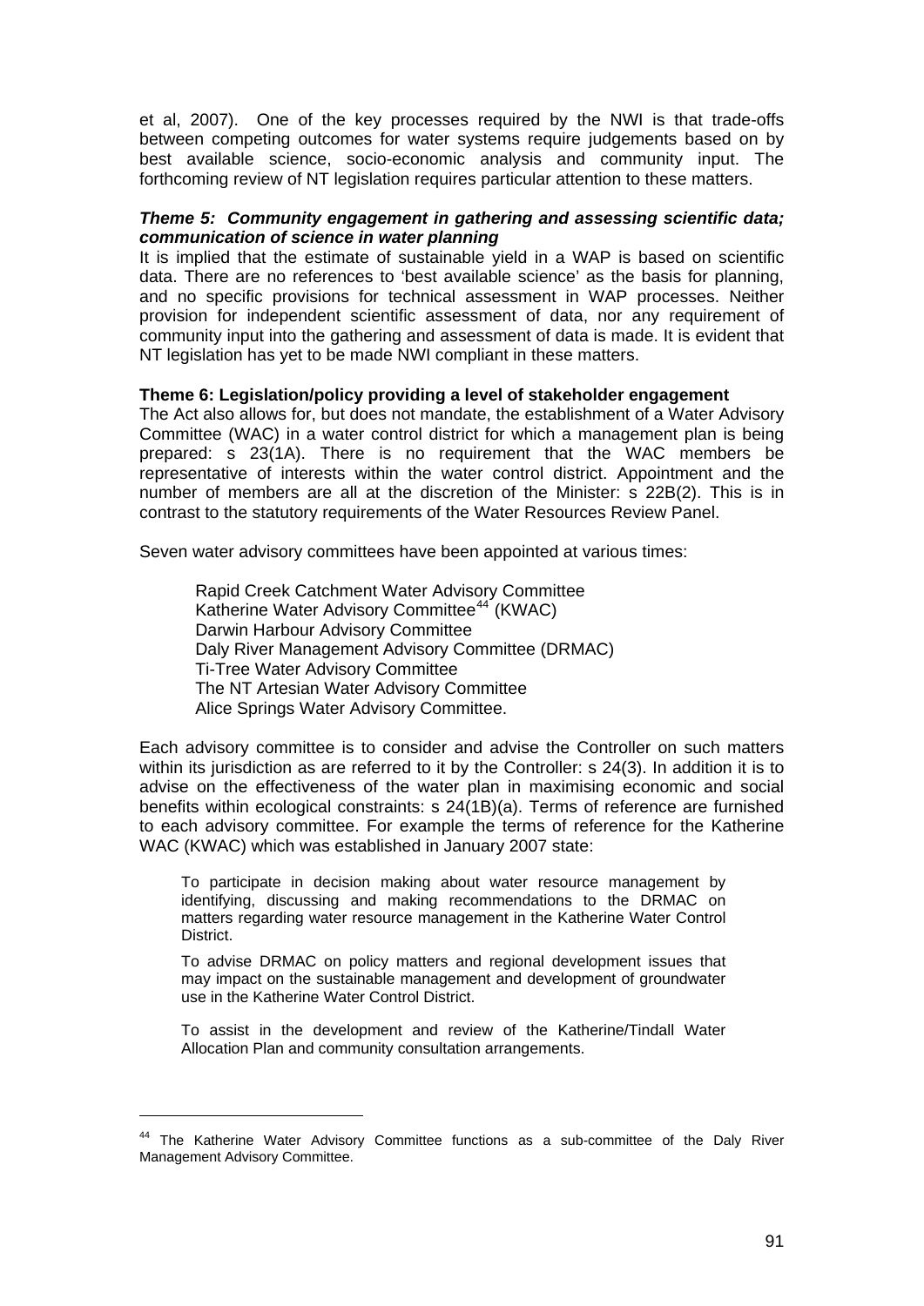et al, 2007). One of the key processes required by the NWI is that trade-offs between competing outcomes for water systems require judgements based on by best available science, socio-economic analysis and community input. The forthcoming review of NT legislation requires particular attention to these matters.

***Theme 5: Community engagement in gathering and assessing scientific data; communication of science in water planning***

It is implied that the estimate of sustainable yield in a WAP is based on scientific data. There are no references to 'best available science' as the basis for planning, and no specific provisions for technical assessment in WAP processes. Neither provision for independent scientific assessment of data, nor any requirement of community input into the gathering and assessment of data is made. It is evident that NT legislation has yet to be made NWI compliant in these matters.

**Theme 6: Legislation/policy providing a level of stakeholder engagement**

The Act also allows for, but does not mandate, the establishment of a Water Advisory Committee (WAC) in a water control district for which a management plan is being prepared: s 23(1A). There is no requirement that the WAC members be representative of interests within the water control district. Appointment and the number of members are all at the discretion of the Minister: s 22B(2). This is in contrast to the statutory requirements of the Water Resources Review Panel.

Seven water advisory committees have been appointed at various times:

Rapid Creek Catchment Water Advisory Committee
Katherine Water Advisory Committee[44] (KWAC)
Darwin Harbour Advisory Committee
Daly River Management Advisory Committee (DRMAC)
Ti-Tree Water Advisory Committee
The NT Artesian Water Advisory Committee
Alice Springs Water Advisory Committee.

Each advisory committee is to consider and advise the Controller on such matters within its jurisdiction as are referred to it by the Controller: s 24(3). In addition it is to advise on the effectiveness of the water plan in maximising economic and social benefits within ecological constraints: s 24(1B)(a). Terms of reference are furnished to each advisory committee. For example the terms of reference for the Katherine WAC (KWAC) which was established in January 2007 state:

> To participate in decision making about water resource management by identifying, discussing and making recommendations to the DRMAC on matters regarding water resource management in the Katherine Water Control District.
>
> To advise DRMAC on policy matters and regional development issues that may impact on the sustainable management and development of groundwater use in the Katherine Water Control District.
>
> To assist in the development and review of the Katherine/Tindall Water Allocation Plan and community consultation arrangements.

---

[44] The Katherine Water Advisory Committee functions as a sub-committee of the Daly River Management Advisory Committee.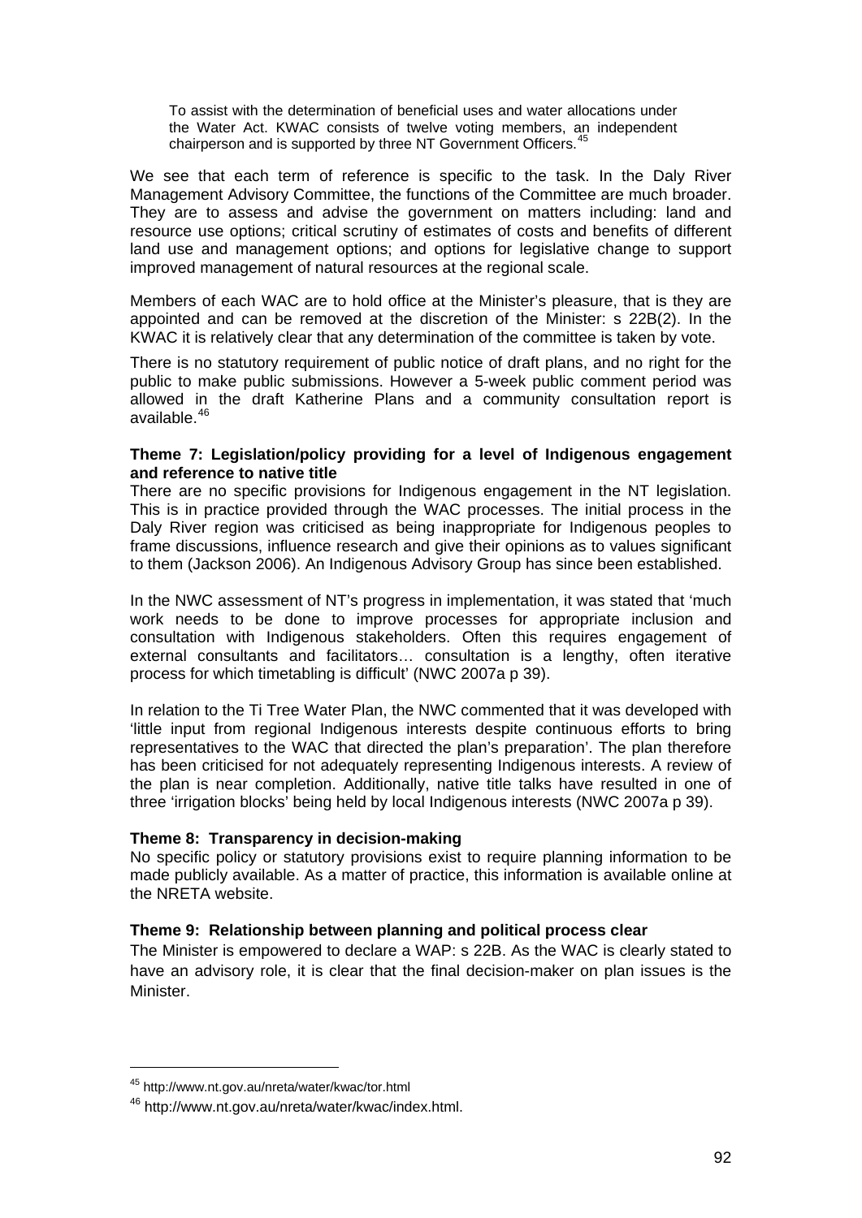> To assist with the determination of beneficial uses and water allocations under the Water Act. KWAC consists of twelve voting members, an independent chairperson and is supported by three NT Government Officers.[45]

We see that each term of reference is specific to the task. In the Daly River Management Advisory Committee, the functions of the Committee are much broader. They are to assess and advise the government on matters including: land and resource use options; critical scrutiny of estimates of costs and benefits of different land use and management options; and options for legislative change to support improved management of natural resources at the regional scale.

Members of each WAC are to hold office at the Minister's pleasure, that is they are appointed and can be removed at the discretion of the Minister: s 22B(2). In the KWAC it is relatively clear that any determination of the committee is taken by vote.

There is no statutory requirement of public notice of draft plans, and no right for the public to make public submissions. However a 5-week public comment period was allowed in the draft Katherine Plans and a community consultation report is available.[46]

**Theme 7: Legislation/policy providing for a level of Indigenous engagement and reference to native title**

There are no specific provisions for Indigenous engagement in the NT legislation. This is in practice provided through the WAC processes. The initial process in the Daly River region was criticised as being inappropriate for Indigenous peoples to frame discussions, influence research and give their opinions as to values significant to them (Jackson 2006). An Indigenous Advisory Group has since been established.

In the NWC assessment of NT's progress in implementation, it was stated that 'much work needs to be done to improve processes for appropriate inclusion and consultation with Indigenous stakeholders. Often this requires engagement of external consultants and facilitators… consultation is a lengthy, often iterative process for which timetabling is difficult' (NWC 2007a p 39).

In relation to the Ti Tree Water Plan, the NWC commented that it was developed with 'little input from regional Indigenous interests despite continuous efforts to bring representatives to the WAC that directed the plan's preparation'. The plan therefore has been criticised for not adequately representing Indigenous interests. A review of the plan is near completion. Additionally, native title talks have resulted in one of three 'irrigation blocks' being held by local Indigenous interests (NWC 2007a p 39).

**Theme 8: Transparency in decision-making**

No specific policy or statutory provisions exist to require planning information to be made publicly available. As a matter of practice, this information is available online at the NRETA website.

**Theme 9: Relationship between planning and political process clear**

The Minister is empowered to declare a WAP: s 22B. As the WAC is clearly stated to have an advisory role, it is clear that the final decision-maker on plan issues is the Minister.

---

[45] http://www.nt.gov.au/nreta/water/kwac/tor.html

[46] http://www.nt.gov.au/nreta/water/kwac/index.html.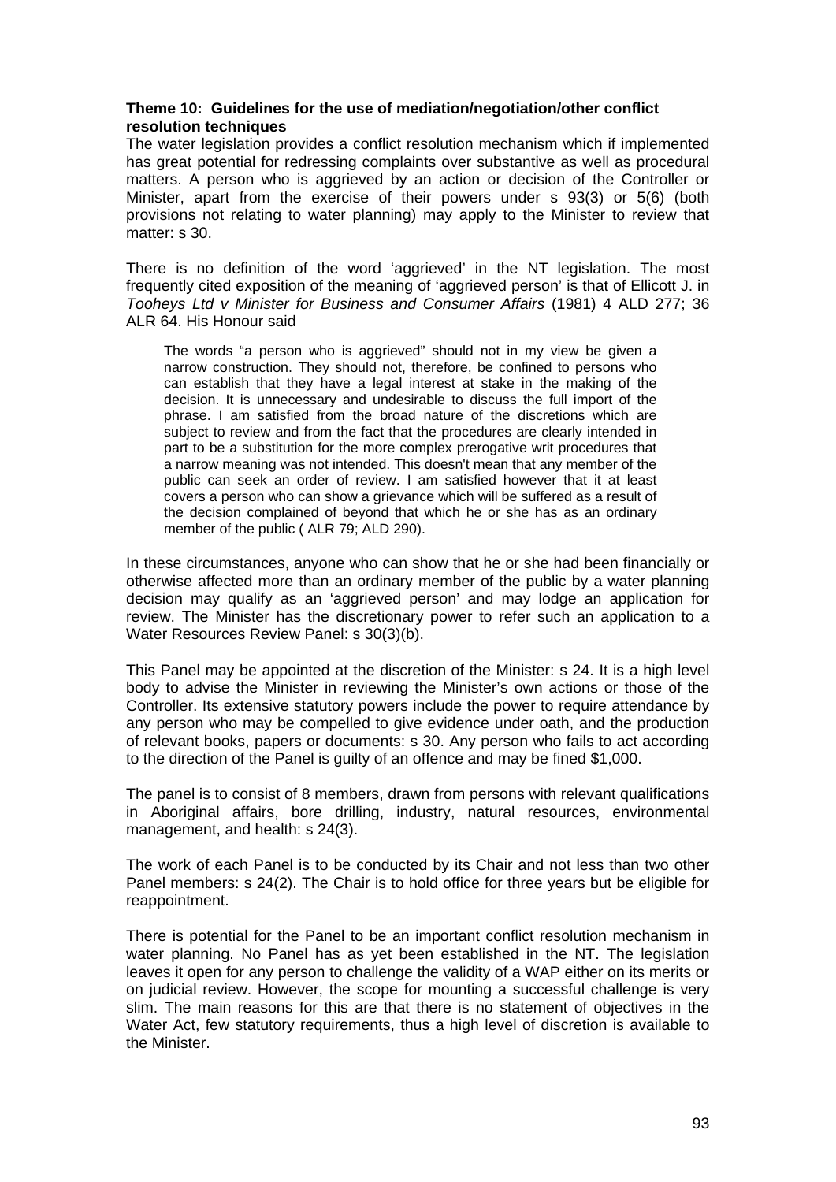**Theme 10: Guidelines for the use of mediation/negotiation/other conflict resolution techniques**

The water legislation provides a conflict resolution mechanism which if implemented has great potential for redressing complaints over substantive as well as procedural matters. A person who is aggrieved by an action or decision of the Controller or Minister, apart from the exercise of their powers under s 93(3) or 5(6) (both provisions not relating to water planning) may apply to the Minister to review that matter: s 30.

There is no definition of the word 'aggrieved' in the NT legislation. The most frequently cited exposition of the meaning of 'aggrieved person' is that of Ellicott J. in *Tooheys Ltd v Minister for Business and Consumer Affairs* (1981) 4 ALD 277; 36 ALR 64. His Honour said

> The words "a person who is aggrieved" should not in my view be given a narrow construction. They should not, therefore, be confined to persons who can establish that they have a legal interest at stake in the making of the decision. It is unnecessary and undesirable to discuss the full import of the phrase. I am satisfied from the broad nature of the discretions which are subject to review and from the fact that the procedures are clearly intended in part to be a substitution for the more complex prerogative writ procedures that a narrow meaning was not intended. This doesn't mean that any member of the public can seek an order of review. I am satisfied however that it at least covers a person who can show a grievance which will be suffered as a result of the decision complained of beyond that which he or she has as an ordinary member of the public ( ALR 79; ALD 290).

In these circumstances, anyone who can show that he or she had been financially or otherwise affected more than an ordinary member of the public by a water planning decision may qualify as an 'aggrieved person' and may lodge an application for review. The Minister has the discretionary power to refer such an application to a Water Resources Review Panel: s 30(3)(b).

This Panel may be appointed at the discretion of the Minister: s 24. It is a high level body to advise the Minister in reviewing the Minister's own actions or those of the Controller. Its extensive statutory powers include the power to require attendance by any person who may be compelled to give evidence under oath, and the production of relevant books, papers or documents: s 30. Any person who fails to act according to the direction of the Panel is guilty of an offence and may be fined $1,000.

The panel is to consist of 8 members, drawn from persons with relevant qualifications in Aboriginal affairs, bore drilling, industry, natural resources, environmental management, and health: s 24(3).

The work of each Panel is to be conducted by its Chair and not less than two other Panel members: s 24(2). The Chair is to hold office for three years but be eligible for reappointment.

There is potential for the Panel to be an important conflict resolution mechanism in water planning. No Panel has as yet been established in the NT. The legislation leaves it open for any person to challenge the validity of a WAP either on its merits or on judicial review. However, the scope for mounting a successful challenge is very slim. The main reasons for this are that there is no statement of objectives in the Water Act, few statutory requirements, thus a high level of discretion is available to the Minister.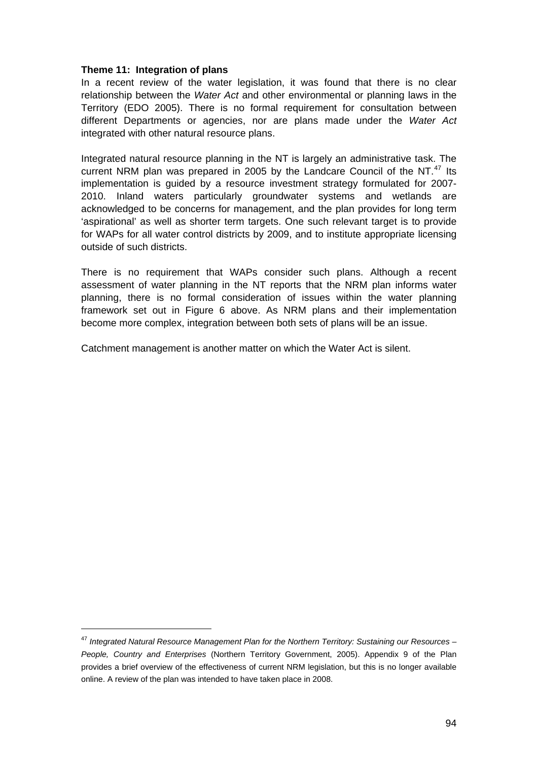**Theme 11: Integration of plans**

In a recent review of the water legislation, it was found that there is no clear relationship between the *Water Act* and other environmental or planning laws in the Territory (EDO 2005). There is no formal requirement for consultation between different Departments or agencies, nor are plans made under the *Water Act* integrated with other natural resource plans.

Integrated natural resource planning in the NT is largely an administrative task. The current NRM plan was prepared in 2005 by the Landcare Council of the NT.[47] Its implementation is guided by a resource investment strategy formulated for 2007-2010. Inland waters particularly groundwater systems and wetlands are acknowledged to be concerns for management, and the plan provides for long term 'aspirational' as well as shorter term targets. One such relevant target is to provide for WAPs for all water control districts by 2009, and to institute appropriate licensing outside of such districts.

There is no requirement that WAPs consider such plans. Although a recent assessment of water planning in the NT reports that the NRM plan informs water planning, there is no formal consideration of issues within the water planning framework set out in Figure 6 above. As NRM plans and their implementation become more complex, integration between both sets of plans will be an issue.

Catchment management is another matter on which the Water Act is silent.

---

[47] *Integrated Natural Resource Management Plan for the Northern Territory: Sustaining our Resources – People, Country and Enterprises* (Northern Territory Government, 2005). Appendix 9 of the Plan provides a brief overview of the effectiveness of current NRM legislation, but this is no longer available online. A review of the plan was intended to have taken place in 2008.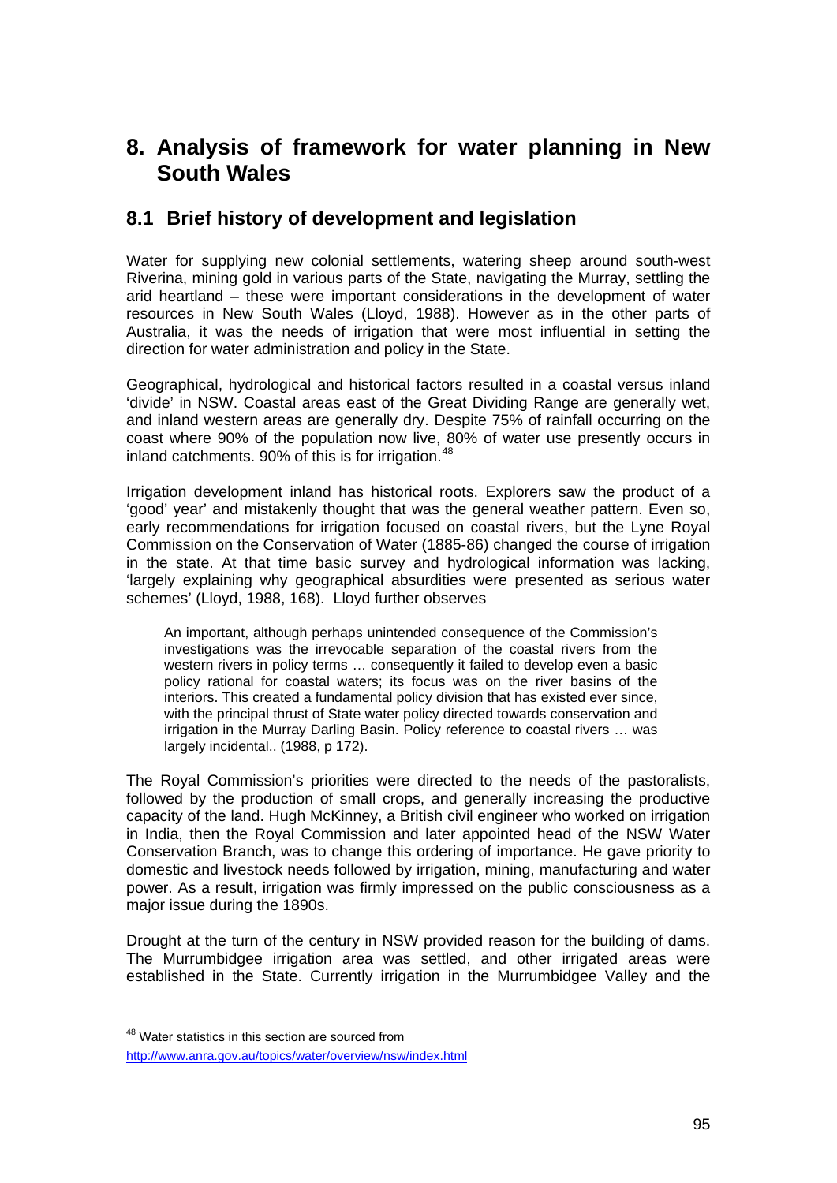# 8. Analysis of framework for water planning in New South Wales

## 8.1 Brief history of development and legislation

Water for supplying new colonial settlements, watering sheep around south-west Riverina, mining gold in various parts of the State, navigating the Murray, settling the arid heartland – these were important considerations in the development of water resources in New South Wales (Lloyd, 1988). However as in the other parts of Australia, it was the needs of irrigation that were most influential in setting the direction for water administration and policy in the State.

Geographical, hydrological and historical factors resulted in a coastal versus inland 'divide' in NSW. Coastal areas east of the Great Dividing Range are generally wet, and inland western areas are generally dry. Despite 75% of rainfall occurring on the coast where 90% of the population now live, 80% of water use presently occurs in inland catchments. 90% of this is for irrigation.[48]

Irrigation development inland has historical roots. Explorers saw the product of a 'good' year' and mistakenly thought that was the general weather pattern. Even so, early recommendations for irrigation focused on coastal rivers, but the Lyne Royal Commission on the Conservation of Water (1885-86) changed the course of irrigation in the state. At that time basic survey and hydrological information was lacking, 'largely explaining why geographical absurdities were presented as serious water schemes' (Lloyd, 1988, 168). Lloyd further observes

> An important, although perhaps unintended consequence of the Commission's investigations was the irrevocable separation of the coastal rivers from the western rivers in policy terms … consequently it failed to develop even a basic policy rational for coastal waters; its focus was on the river basins of the interiors. This created a fundamental policy division that has existed ever since, with the principal thrust of State water policy directed towards conservation and irrigation in the Murray Darling Basin. Policy reference to coastal rivers … was largely incidental.. (1988, p 172).

The Royal Commission's priorities were directed to the needs of the pastoralists, followed by the production of small crops, and generally increasing the productive capacity of the land. Hugh McKinney, a British civil engineer who worked on irrigation in India, then the Royal Commission and later appointed head of the NSW Water Conservation Branch, was to change this ordering of importance. He gave priority to domestic and livestock needs followed by irrigation, mining, manufacturing and water power. As a result, irrigation was firmly impressed on the public consciousness as a major issue during the 1890s.

Drought at the turn of the century in NSW provided reason for the building of dams. The Murrumbidgee irrigation area was settled, and other irrigated areas were established in the State. Currently irrigation in the Murrumbidgee Valley and the

---

[48] Water statistics in this section are sourced from http://www.anra.gov.au/topics/water/overview/nsw/index.html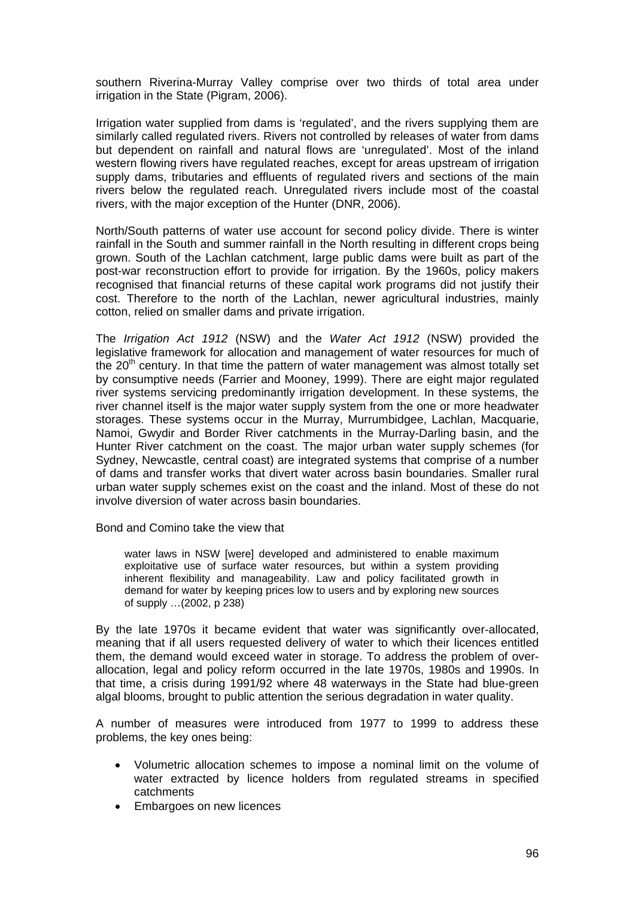southern Riverina-Murray Valley comprise over two thirds of total area under irrigation in the State (Pigram, 2006).

Irrigation water supplied from dams is 'regulated', and the rivers supplying them are similarly called regulated rivers. Rivers not controlled by releases of water from dams but dependent on rainfall and natural flows are 'unregulated'. Most of the inland western flowing rivers have regulated reaches, except for areas upstream of irrigation supply dams, tributaries and effluents of regulated rivers and sections of the main rivers below the regulated reach. Unregulated rivers include most of the coastal rivers, with the major exception of the Hunter (DNR, 2006).

North/South patterns of water use account for second policy divide. There is winter rainfall in the South and summer rainfall in the North resulting in different crops being grown. South of the Lachlan catchment, large public dams were built as part of the post-war reconstruction effort to provide for irrigation. By the 1960s, policy makers recognised that financial returns of these capital work programs did not justify their cost. Therefore to the north of the Lachlan, newer agricultural industries, mainly cotton, relied on smaller dams and private irrigation.

The *Irrigation Act 1912* (NSW) and the *Water Act 1912* (NSW) provided the legislative framework for allocation and management of water resources for much of the 20th century. In that time the pattern of water management was almost totally set by consumptive needs (Farrier and Mooney, 1999). There are eight major regulated river systems servicing predominantly irrigation development. In these systems, the river channel itself is the major water supply system from the one or more headwater storages. These systems occur in the Murray, Murrumbidgee, Lachlan, Macquarie, Namoi, Gwydir and Border River catchments in the Murray-Darling basin, and the Hunter River catchment on the coast. The major urban water supply schemes (for Sydney, Newcastle, central coast) are integrated systems that comprise of a number of dams and transfer works that divert water across basin boundaries. Smaller rural urban water supply schemes exist on the coast and the inland. Most of these do not involve diversion of water across basin boundaries.

Bond and Comino take the view that

> water laws in NSW [were] developed and administered to enable maximum exploitative use of surface water resources, but within a system providing inherent flexibility and manageability. Law and policy facilitated growth in demand for water by keeping prices low to users and by exploring new sources of supply …(2002, p 238)

By the late 1970s it became evident that water was significantly over-allocated, meaning that if all users requested delivery of water to which their licences entitled them, the demand would exceed water in storage. To address the problem of over-allocation, legal and policy reform occurred in the late 1970s, 1980s and 1990s. In that time, a crisis during 1991/92 where 48 waterways in the State had blue-green algal blooms, brought to public attention the serious degradation in water quality.

A number of measures were introduced from 1977 to 1999 to address these problems, the key ones being:

- Volumetric allocation schemes to impose a nominal limit on the volume of water extracted by licence holders from regulated streams in specified catchments
- Embargoes on new licences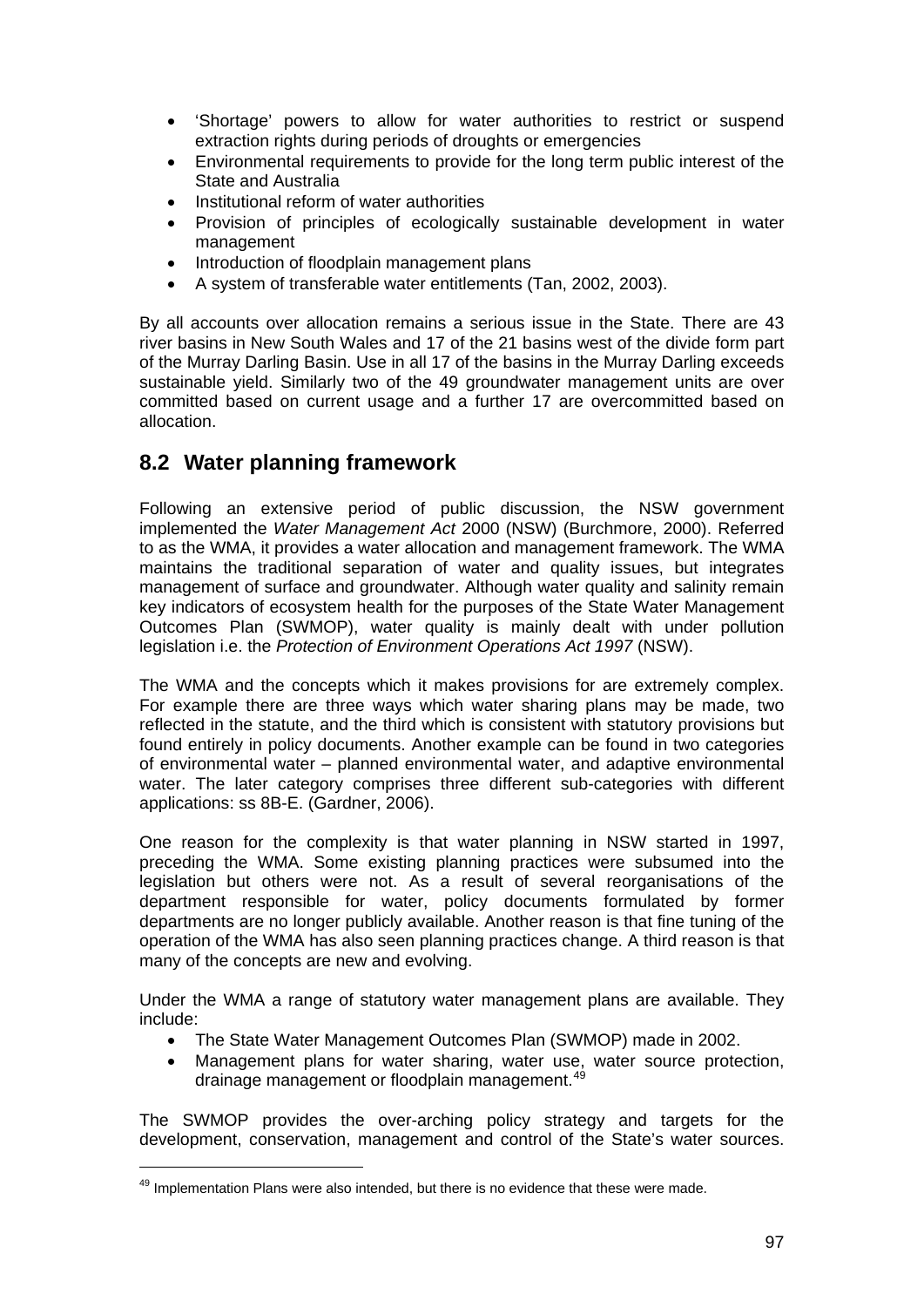- 'Shortage' powers to allow for water authorities to restrict or suspend extraction rights during periods of droughts or emergencies
- Environmental requirements to provide for the long term public interest of the State and Australia
- Institutional reform of water authorities
- Provision of principles of ecologically sustainable development in water management
- Introduction of floodplain management plans
- A system of transferable water entitlements (Tan, 2002, 2003).

By all accounts over allocation remains a serious issue in the State. There are 43 river basins in New South Wales and 17 of the 21 basins west of the divide form part of the Murray Darling Basin. Use in all 17 of the basins in the Murray Darling exceeds sustainable yield. Similarly two of the 49 groundwater management units are over committed based on current usage and a further 17 are overcommitted based on allocation.

## 8.2 Water planning framework

Following an extensive period of public discussion, the NSW government implemented the *Water Management Act* 2000 (NSW) (Burchmore, 2000). Referred to as the WMA, it provides a water allocation and management framework. The WMA maintains the traditional separation of water and quality issues, but integrates management of surface and groundwater. Although water quality and salinity remain key indicators of ecosystem health for the purposes of the State Water Management Outcomes Plan (SWMOP), water quality is mainly dealt with under pollution legislation i.e. the *Protection of Environment Operations Act 1997* (NSW).

The WMA and the concepts which it makes provisions for are extremely complex. For example there are three ways which water sharing plans may be made, two reflected in the statute, and the third which is consistent with statutory provisions but found entirely in policy documents. Another example can be found in two categories of environmental water – planned environmental water, and adaptive environmental water. The later category comprises three different sub-categories with different applications: ss 8B-E. (Gardner, 2006).

One reason for the complexity is that water planning in NSW started in 1997, preceding the WMA. Some existing planning practices were subsumed into the legislation but others were not. As a result of several reorganisations of the department responsible for water, policy documents formulated by former departments are no longer publicly available. Another reason is that fine tuning of the operation of the WMA has also seen planning practices change. A third reason is that many of the concepts are new and evolving.

Under the WMA a range of statutory water management plans are available. They include:

- The State Water Management Outcomes Plan (SWMOP) made in 2002.
- Management plans for water sharing, water use, water source protection, drainage management or floodplain management.[49]

The SWMOP provides the over-arching policy strategy and targets for the development, conservation, management and control of the State's water sources.

[49] Implementation Plans were also intended, but there is no evidence that these were made.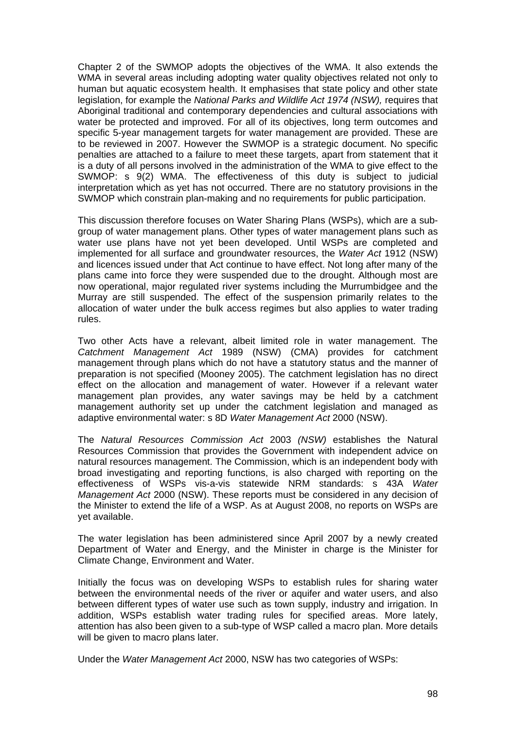Chapter 2 of the SWMOP adopts the objectives of the WMA. It also extends the WMA in several areas including adopting water quality objectives related not only to human but aquatic ecosystem health. It emphasises that state policy and other state legislation, for example the *National Parks and Wildlife Act 1974 (NSW),* requires that Aboriginal traditional and contemporary dependencies and cultural associations with water be protected and improved. For all of its objectives, long term outcomes and specific 5-year management targets for water management are provided. These are to be reviewed in 2007. However the SWMOP is a strategic document. No specific penalties are attached to a failure to meet these targets, apart from statement that it is a duty of all persons involved in the administration of the WMA to give effect to the SWMOP: s 9(2) WMA. The effectiveness of this duty is subject to judicial interpretation which as yet has not occurred. There are no statutory provisions in the SWMOP which constrain plan-making and no requirements for public participation.

This discussion therefore focuses on Water Sharing Plans (WSPs), which are a sub-group of water management plans. Other types of water management plans such as water use plans have not yet been developed. Until WSPs are completed and implemented for all surface and groundwater resources, the *Water Act* 1912 (NSW) and licences issued under that Act continue to have effect. Not long after many of the plans came into force they were suspended due to the drought. Although most are now operational, major regulated river systems including the Murrumbidgee and the Murray are still suspended. The effect of the suspension primarily relates to the allocation of water under the bulk access regimes but also applies to water trading rules.

Two other Acts have a relevant, albeit limited role in water management. The *Catchment Management Act* 1989 (NSW) (CMA) provides for catchment management through plans which do not have a statutory status and the manner of preparation is not specified (Mooney 2005). The catchment legislation has no direct effect on the allocation and management of water. However if a relevant water management plan provides, any water savings may be held by a catchment management authority set up under the catchment legislation and managed as adaptive environmental water: s 8D *Water Management Act* 2000 (NSW).

The *Natural Resources Commission Act* 2003 *(NSW)* establishes the Natural Resources Commission that provides the Government with independent advice on natural resources management. The Commission, which is an independent body with broad investigating and reporting functions, is also charged with reporting on the effectiveness of WSPs vis-a-vis statewide NRM standards: s 43A *Water Management Act* 2000 (NSW). These reports must be considered in any decision of the Minister to extend the life of a WSP. As at August 2008, no reports on WSPs are yet available.

The water legislation has been administered since April 2007 by a newly created Department of Water and Energy, and the Minister in charge is the Minister for Climate Change, Environment and Water.

Initially the focus was on developing WSPs to establish rules for sharing water between the environmental needs of the river or aquifer and water users, and also between different types of water use such as town supply, industry and irrigation. In addition, WSPs establish water trading rules for specified areas. More lately, attention has also been given to a sub-type of WSP called a macro plan. More details will be given to macro plans later.

Under the *Water Management Act* 2000, NSW has two categories of WSPs: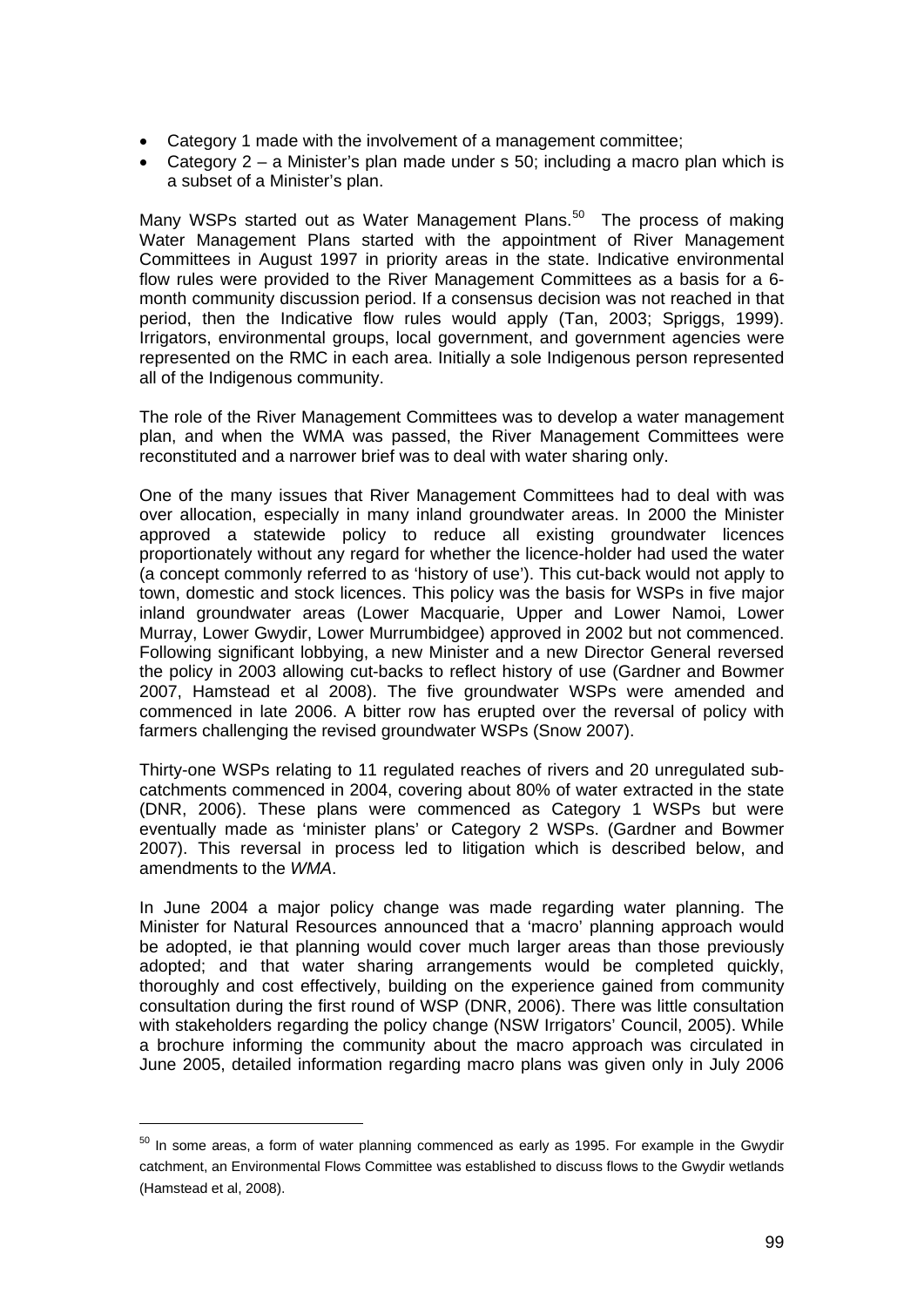- Category 1 made with the involvement of a management committee;
- Category 2 – a Minister's plan made under s 50; including a macro plan which is a subset of a Minister's plan.

Many WSPs started out as Water Management Plans.[50] The process of making Water Management Plans started with the appointment of River Management Committees in August 1997 in priority areas in the state. Indicative environmental flow rules were provided to the River Management Committees as a basis for a 6-month community discussion period. If a consensus decision was not reached in that period, then the Indicative flow rules would apply (Tan, 2003; Spriggs, 1999). Irrigators, environmental groups, local government, and government agencies were represented on the RMC in each area. Initially a sole Indigenous person represented all of the Indigenous community.

The role of the River Management Committees was to develop a water management plan, and when the WMA was passed, the River Management Committees were reconstituted and a narrower brief was to deal with water sharing only.

One of the many issues that River Management Committees had to deal with was over allocation, especially in many inland groundwater areas. In 2000 the Minister approved a statewide policy to reduce all existing groundwater licences proportionately without any regard for whether the licence-holder had used the water (a concept commonly referred to as 'history of use'). This cut-back would not apply to town, domestic and stock licences. This policy was the basis for WSPs in five major inland groundwater areas (Lower Macquarie, Upper and Lower Namoi, Lower Murray, Lower Gwydir, Lower Murrumbidgee) approved in 2002 but not commenced. Following significant lobbying, a new Minister and a new Director General reversed the policy in 2003 allowing cut-backs to reflect history of use (Gardner and Bowmer 2007, Hamstead et al 2008). The five groundwater WSPs were amended and commenced in late 2006. A bitter row has erupted over the reversal of policy with farmers challenging the revised groundwater WSPs (Snow 2007).

Thirty-one WSPs relating to 11 regulated reaches of rivers and 20 unregulated sub-catchments commenced in 2004, covering about 80% of water extracted in the state (DNR, 2006). These plans were commenced as Category 1 WSPs but were eventually made as 'minister plans' or Category 2 WSPs. (Gardner and Bowmer 2007). This reversal in process led to litigation which is described below, and amendments to the *WMA*.

In June 2004 a major policy change was made regarding water planning. The Minister for Natural Resources announced that a 'macro' planning approach would be adopted, ie that planning would cover much larger areas than those previously adopted; and that water sharing arrangements would be completed quickly, thoroughly and cost effectively, building on the experience gained from community consultation during the first round of WSP (DNR, 2006). There was little consultation with stakeholders regarding the policy change (NSW Irrigators' Council, 2005). While a brochure informing the community about the macro approach was circulated in June 2005, detailed information regarding macro plans was given only in July 2006

[50] In some areas, a form of water planning commenced as early as 1995. For example in the Gwydir catchment, an Environmental Flows Committee was established to discuss flows to the Gwydir wetlands (Hamstead et al, 2008).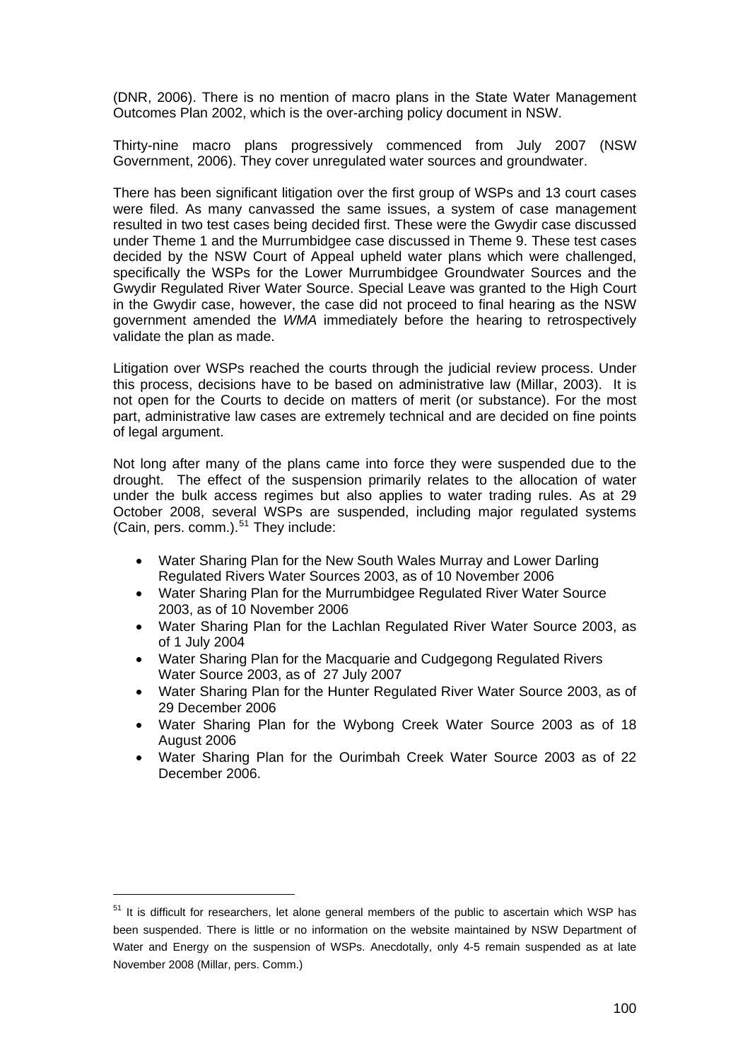(DNR, 2006). There is no mention of macro plans in the State Water Management Outcomes Plan 2002, which is the over-arching policy document in NSW.

Thirty-nine macro plans progressively commenced from July 2007 (NSW Government, 2006). They cover unregulated water sources and groundwater.

There has been significant litigation over the first group of WSPs and 13 court cases were filed. As many canvassed the same issues, a system of case management resulted in two test cases being decided first. These were the Gwydir case discussed under Theme 1 and the Murrumbidgee case discussed in Theme 9. These test cases decided by the NSW Court of Appeal upheld water plans which were challenged, specifically the WSPs for the Lower Murrumbidgee Groundwater Sources and the Gwydir Regulated River Water Source. Special Leave was granted to the High Court in the Gwydir case, however, the case did not proceed to final hearing as the NSW government amended the *WMA* immediately before the hearing to retrospectively validate the plan as made.

Litigation over WSPs reached the courts through the judicial review process. Under this process, decisions have to be based on administrative law (Millar, 2003). It is not open for the Courts to decide on matters of merit (or substance). For the most part, administrative law cases are extremely technical and are decided on fine points of legal argument.

Not long after many of the plans came into force they were suspended due to the drought. The effect of the suspension primarily relates to the allocation of water under the bulk access regimes but also applies to water trading rules. As at 29 October 2008, several WSPs are suspended, including major regulated systems (Cain, pers. comm.).[51] They include:

- Water Sharing Plan for the New South Wales Murray and Lower Darling Regulated Rivers Water Sources 2003, as of 10 November 2006
- Water Sharing Plan for the Murrumbidgee Regulated River Water Source 2003, as of 10 November 2006
- Water Sharing Plan for the Lachlan Regulated River Water Source 2003, as of 1 July 2004
- Water Sharing Plan for the Macquarie and Cudgegong Regulated Rivers Water Source 2003, as of 27 July 2007
- Water Sharing Plan for the Hunter Regulated River Water Source 2003, as of 29 December 2006
- Water Sharing Plan for the Wybong Creek Water Source 2003 as of 18 August 2006
- Water Sharing Plan for the Ourimbah Creek Water Source 2003 as of 22 December 2006.

---

[51] It is difficult for researchers, let alone general members of the public to ascertain which WSP has been suspended. There is little or no information on the website maintained by NSW Department of Water and Energy on the suspension of WSPs. Anecdotally, only 4-5 remain suspended as at late November 2008 (Millar, pers. Comm.)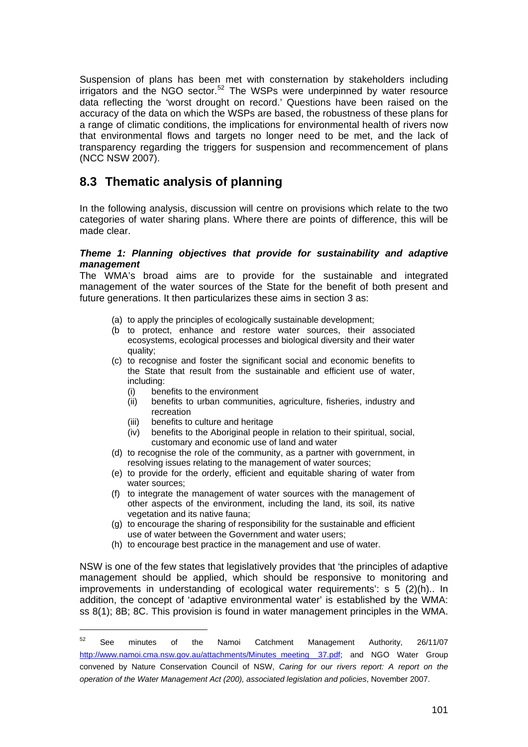Suspension of plans has been met with consternation by stakeholders including irrigators and the NGO sector.[52] The WSPs were underpinned by water resource data reflecting the 'worst drought on record.' Questions have been raised on the accuracy of the data on which the WSPs are based, the robustness of these plans for a range of climatic conditions, the implications for environmental health of rivers now that environmental flows and targets no longer need to be met, and the lack of transparency regarding the triggers for suspension and recommencement of plans (NCC NSW 2007).

## 8.3 Thematic analysis of planning

In the following analysis, discussion will centre on provisions which relate to the two categories of water sharing plans. Where there are points of difference, this will be made clear.

***Theme 1: Planning objectives that provide for sustainability and adaptive management***

The WMA's broad aims are to provide for the sustainable and integrated management of the water sources of the State for the benefit of both present and future generations. It then particularizes these aims in section 3 as:

> (a) to apply the principles of ecologically sustainable development;
>
> (b to protect, enhance and restore water sources, their associated ecosystems, ecological processes and biological diversity and their water quality;
>
> (c) to recognise and foster the significant social and economic benefits to the State that result from the sustainable and efficient use of water, including:
>
> &nbsp;&nbsp;&nbsp;&nbsp;(i) benefits to the environment
>
> &nbsp;&nbsp;&nbsp;&nbsp;(ii) benefits to urban communities, agriculture, fisheries, industry and recreation
>
> &nbsp;&nbsp;&nbsp;&nbsp;(iii) benefits to culture and heritage
>
> &nbsp;&nbsp;&nbsp;&nbsp;(iv) benefits to the Aboriginal people in relation to their spiritual, social, customary and economic use of land and water
>
> (d) to recognise the role of the community, as a partner with government, in resolving issues relating to the management of water sources;
>
> (e) to provide for the orderly, efficient and equitable sharing of water from water sources;
>
> (f) to integrate the management of water sources with the management of other aspects of the environment, including the land, its soil, its native vegetation and its native fauna;
>
> (g) to encourage the sharing of responsibility for the sustainable and efficient use of water between the Government and water users;
>
> (h) to encourage best practice in the management and use of water.

NSW is one of the few states that legislatively provides that 'the principles of adaptive management should be applied, which should be responsive to monitoring and improvements in understanding of ecological water requirements': s 5 (2)(h).. In addition, the concept of 'adaptive environmental water' is established by the WMA: ss 8(1); 8B; 8C. This provision is found in water management principles in the WMA.

---

[52] See minutes of the Namoi Catchment Management Authority, 26/11/07 http://www.namoi.cma.nsw.gov.au/attachments/Minutes_meeting__37.pdf; and NGO Water Group convened by Nature Conservation Council of NSW, *Caring for our rivers report: A report on the operation of the Water Management Act (200), associated legislation and policies*, November 2007.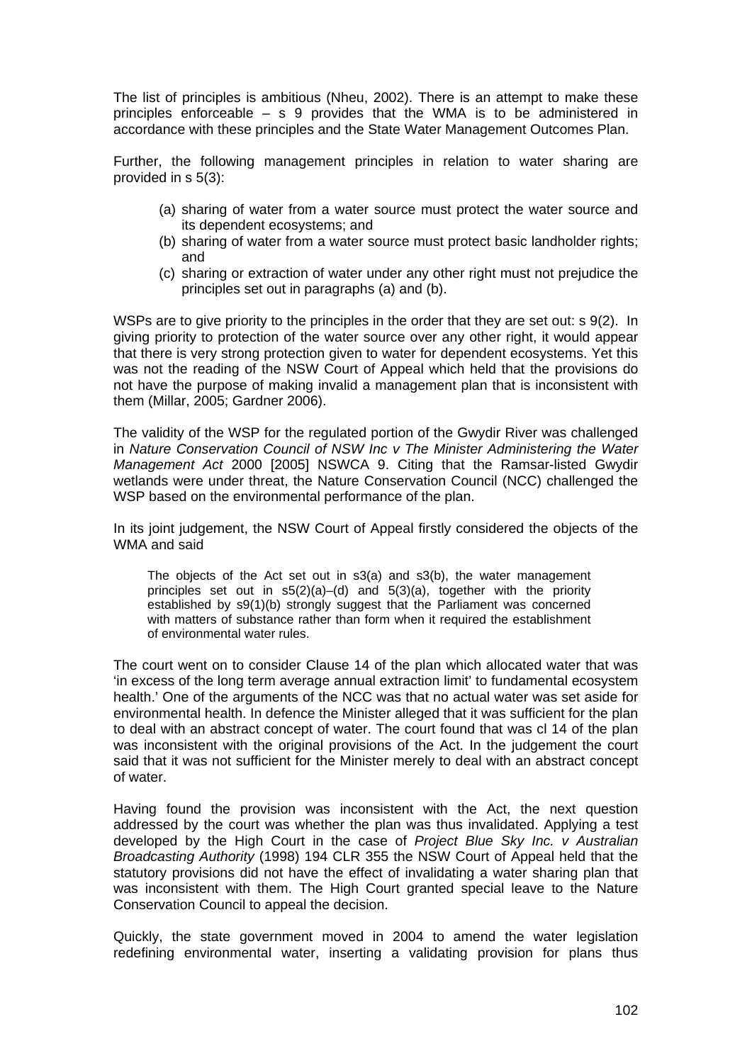The list of principles is ambitious (Nheu, 2002). There is an attempt to make these principles enforceable – s 9 provides that the WMA is to be administered in accordance with these principles and the State Water Management Outcomes Plan.

Further, the following management principles in relation to water sharing are provided in s 5(3):

(a) sharing of water from a water source must protect the water source and its dependent ecosystems; and
(b) sharing of water from a water source must protect basic landholder rights; and
(c) sharing or extraction of water under any other right must not prejudice the principles set out in paragraphs (a) and (b).

WSPs are to give priority to the principles in the order that they are set out: s 9(2). In giving priority to protection of the water source over any other right, it would appear that there is very strong protection given to water for dependent ecosystems. Yet this was not the reading of the NSW Court of Appeal which held that the provisions do not have the purpose of making invalid a management plan that is inconsistent with them (Millar, 2005; Gardner 2006).

The validity of the WSP for the regulated portion of the Gwydir River was challenged in *Nature Conservation Council of NSW Inc v The Minister Administering the Water Management Act* 2000 [2005] NSWCA 9. Citing that the Ramsar-listed Gwydir wetlands were under threat, the Nature Conservation Council (NCC) challenged the WSP based on the environmental performance of the plan.

In its joint judgement, the NSW Court of Appeal firstly considered the objects of the WMA and said

> The objects of the Act set out in s3(a) and s3(b), the water management principles set out in s5(2)(a)–(d) and 5(3)(a), together with the priority established by s9(1)(b) strongly suggest that the Parliament was concerned with matters of substance rather than form when it required the establishment of environmental water rules.

The court went on to consider Clause 14 of the plan which allocated water that was 'in excess of the long term average annual extraction limit' to fundamental ecosystem health.' One of the arguments of the NCC was that no actual water was set aside for environmental health. In defence the Minister alleged that it was sufficient for the plan to deal with an abstract concept of water. The court found that was cl 14 of the plan was inconsistent with the original provisions of the Act. In the judgement the court said that it was not sufficient for the Minister merely to deal with an abstract concept of water.

Having found the provision was inconsistent with the Act, the next question addressed by the court was whether the plan was thus invalidated. Applying a test developed by the High Court in the case of *Project Blue Sky Inc. v Australian Broadcasting Authority* (1998) 194 CLR 355 the NSW Court of Appeal held that the statutory provisions did not have the effect of invalidating a water sharing plan that was inconsistent with them. The High Court granted special leave to the Nature Conservation Council to appeal the decision.

Quickly, the state government moved in 2004 to amend the water legislation redefining environmental water, inserting a validating provision for plans thus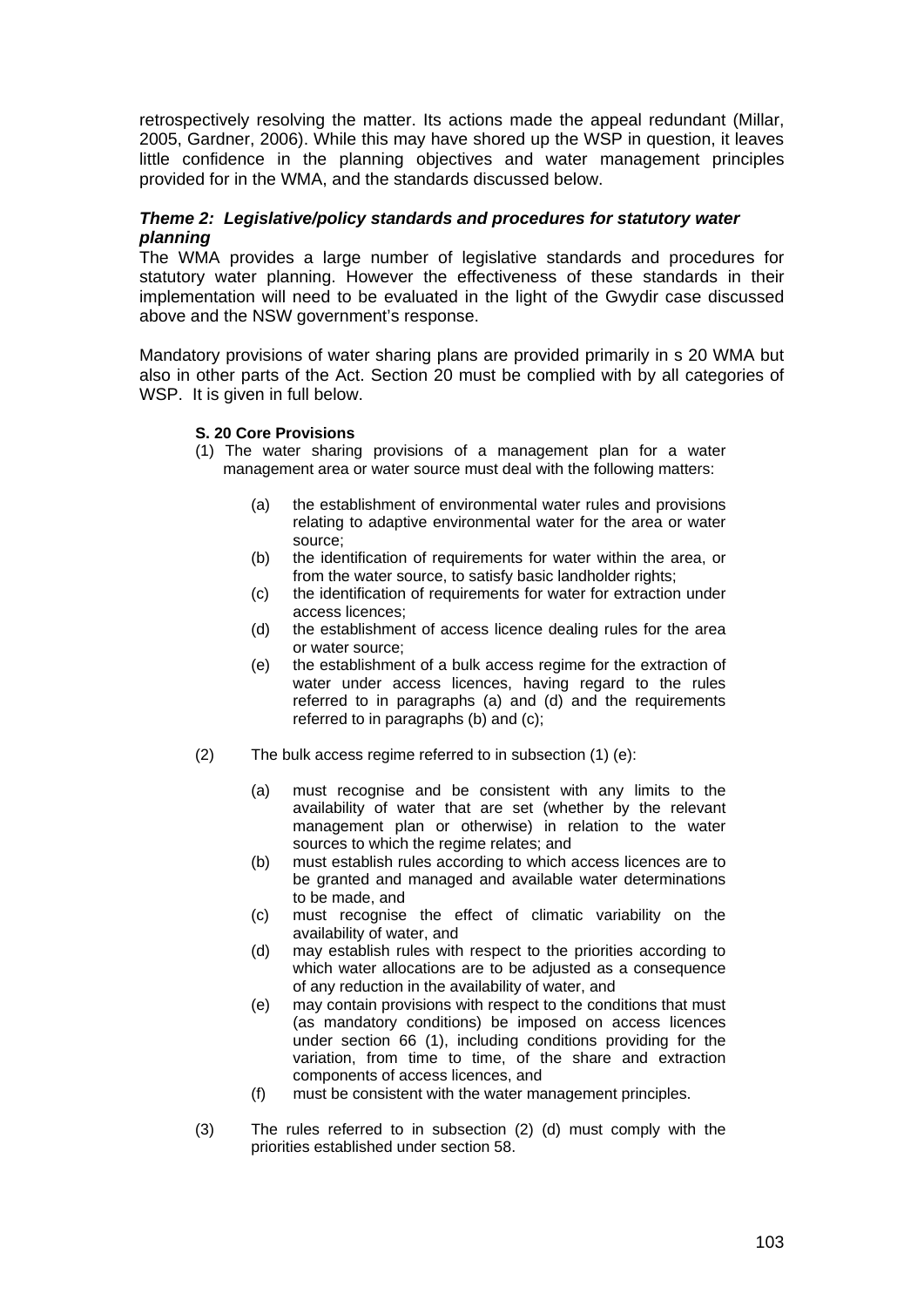retrospectively resolving the matter. Its actions made the appeal redundant (Millar, 2005, Gardner, 2006). While this may have shored up the WSP in question, it leaves little confidence in the planning objectives and water management principles provided for in the WMA, and the standards discussed below.

***Theme 2: Legislative/policy standards and procedures for statutory water planning***

The WMA provides a large number of legislative standards and procedures for statutory water planning. However the effectiveness of these standards in their implementation will need to be evaluated in the light of the Gwydir case discussed above and the NSW government's response.

Mandatory provisions of water sharing plans are provided primarily in s 20 WMA but also in other parts of the Act. Section 20 must be complied with by all categories of WSP. It is given in full below.

**S. 20 Core Provisions**

(1) The water sharing provisions of a management plan for a water management area or water source must deal with the following matters:

> (a) the establishment of environmental water rules and provisions relating to adaptive environmental water for the area or water source;
>
> (b) the identification of requirements for water within the area, or from the water source, to satisfy basic landholder rights;
>
> (c) the identification of requirements for water for extraction under access licences;
>
> (d) the establishment of access licence dealing rules for the area or water source;
>
> (e) the establishment of a bulk access regime for the extraction of water under access licences, having regard to the rules referred to in paragraphs (a) and (d) and the requirements referred to in paragraphs (b) and (c);

(2) The bulk access regime referred to in subsection (1) (e):

> (a) must recognise and be consistent with any limits to the availability of water that are set (whether by the relevant management plan or otherwise) in relation to the water sources to which the regime relates; and
>
> (b) must establish rules according to which access licences are to be granted and managed and available water determinations to be made, and
>
> (c) must recognise the effect of climatic variability on the availability of water, and
>
> (d) may establish rules with respect to the priorities according to which water allocations are to be adjusted as a consequence of any reduction in the availability of water, and
>
> (e) may contain provisions with respect to the conditions that must (as mandatory conditions) be imposed on access licences under section 66 (1), including conditions providing for the variation, from time to time, of the share and extraction components of access licences, and
>
> (f) must be consistent with the water management principles.

(3) The rules referred to in subsection (2) (d) must comply with the priorities established under section 58.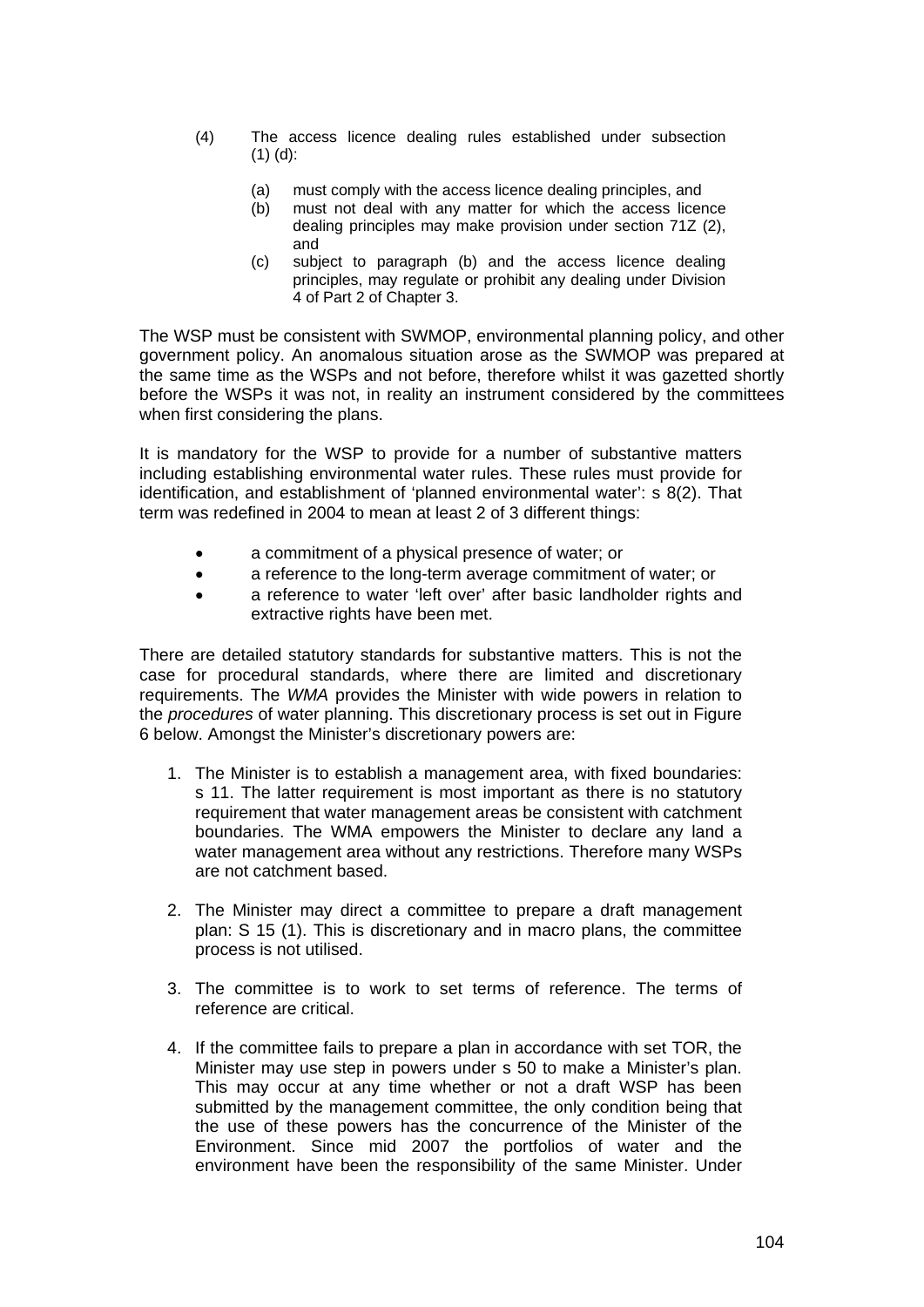(4) The access licence dealing rules established under subsection (1) (d):

  (a) must comply with the access licence dealing principles, and
  (b) must not deal with any matter for which the access licence dealing principles may make provision under section 71Z (2), and
  (c) subject to paragraph (b) and the access licence dealing principles, may regulate or prohibit any dealing under Division 4 of Part 2 of Chapter 3.

The WSP must be consistent with SWMOP, environmental planning policy, and other government policy. An anomalous situation arose as the SWMOP was prepared at the same time as the WSPs and not before, therefore whilst it was gazetted shortly before the WSPs it was not, in reality an instrument considered by the committees when first considering the plans.

It is mandatory for the WSP to provide for a number of substantive matters including establishing environmental water rules. These rules must provide for identification, and establishment of 'planned environmental water': s 8(2). That term was redefined in 2004 to mean at least 2 of 3 different things:

- a commitment of a physical presence of water; or
- a reference to the long-term average commitment of water; or
- a reference to water 'left over' after basic landholder rights and extractive rights have been met.

There are detailed statutory standards for substantive matters. This is not the case for procedural standards, where there are limited and discretionary requirements. The *WMA* provides the Minister with wide powers in relation to the *procedures* of water planning. This discretionary process is set out in Figure 6 below. Amongst the Minister's discretionary powers are:

1. The Minister is to establish a management area, with fixed boundaries: s 11. The latter requirement is most important as there is no statutory requirement that water management areas be consistent with catchment boundaries. The WMA empowers the Minister to declare any land a water management area without any restrictions. Therefore many WSPs are not catchment based.

2. The Minister may direct a committee to prepare a draft management plan: S 15 (1). This is discretionary and in macro plans, the committee process is not utilised.

3. The committee is to work to set terms of reference. The terms of reference are critical.

4. If the committee fails to prepare a plan in accordance with set TOR, the Minister may use step in powers under s 50 to make a Minister's plan. This may occur at any time whether or not a draft WSP has been submitted by the management committee, the only condition being that the use of these powers has the concurrence of the Minister of the Environment. Since mid 2007 the portfolios of water and the environment have been the responsibility of the same Minister. Under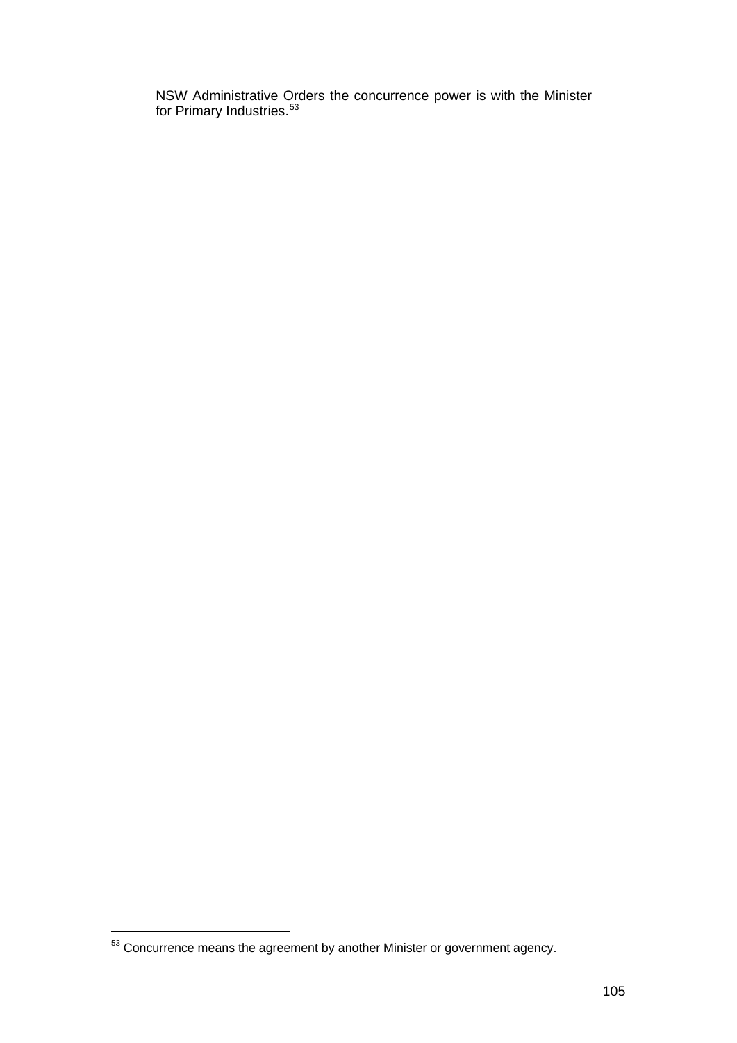NSW Administrative Orders the concurrence power is with the Minister for Primary Industries.[53]

[53] Concurrence means the agreement by another Minister or government agency.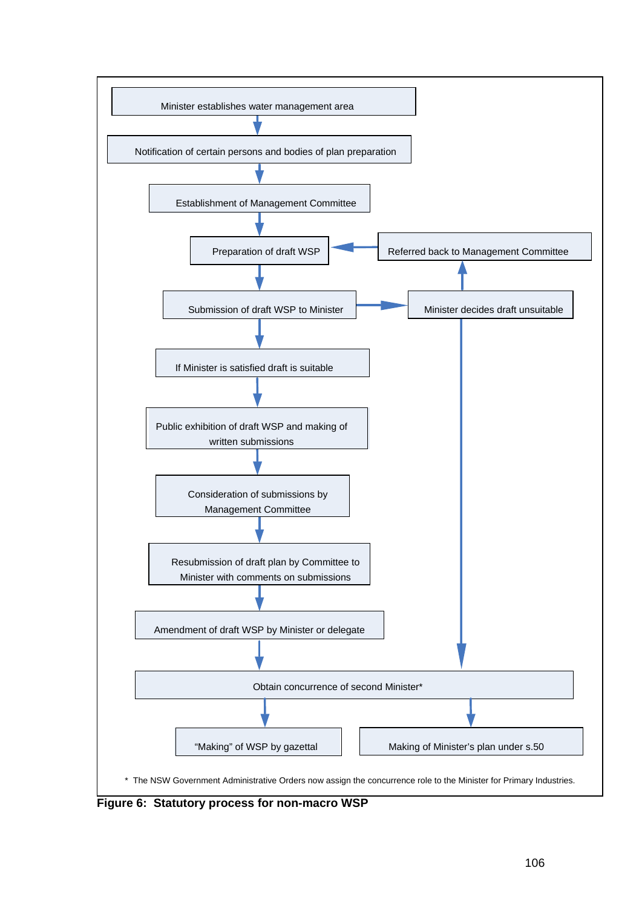Minister establishes water management area

↓

Notification of certain persons and bodies of plan preparation

↓

Establishment of Management Committee

↓

Preparation of draft WSP ← Referred back to Management Committee

↓

Submission of draft WSP to Minister → Minister decides draft unsuitable

↓

If Minister is satisfied draft is suitable

↓

Public exhibition of draft WSP and making of written submissions

↓

Consideration of submissions by Management Committee

↓

Resubmission of draft plan by Committee to Minister with comments on submissions

↓

Amendment of draft WSP by Minister or delegate

↓

Obtain concurrence of second Minister*

↓

"Making" of WSP by gazettal | Making of Minister's plan under s.50

\* The NSW Government Administrative Orders now assign the concurrence role to the Minister for Primary Industries.

**Figure 6: Statutory process for non-macro WSP**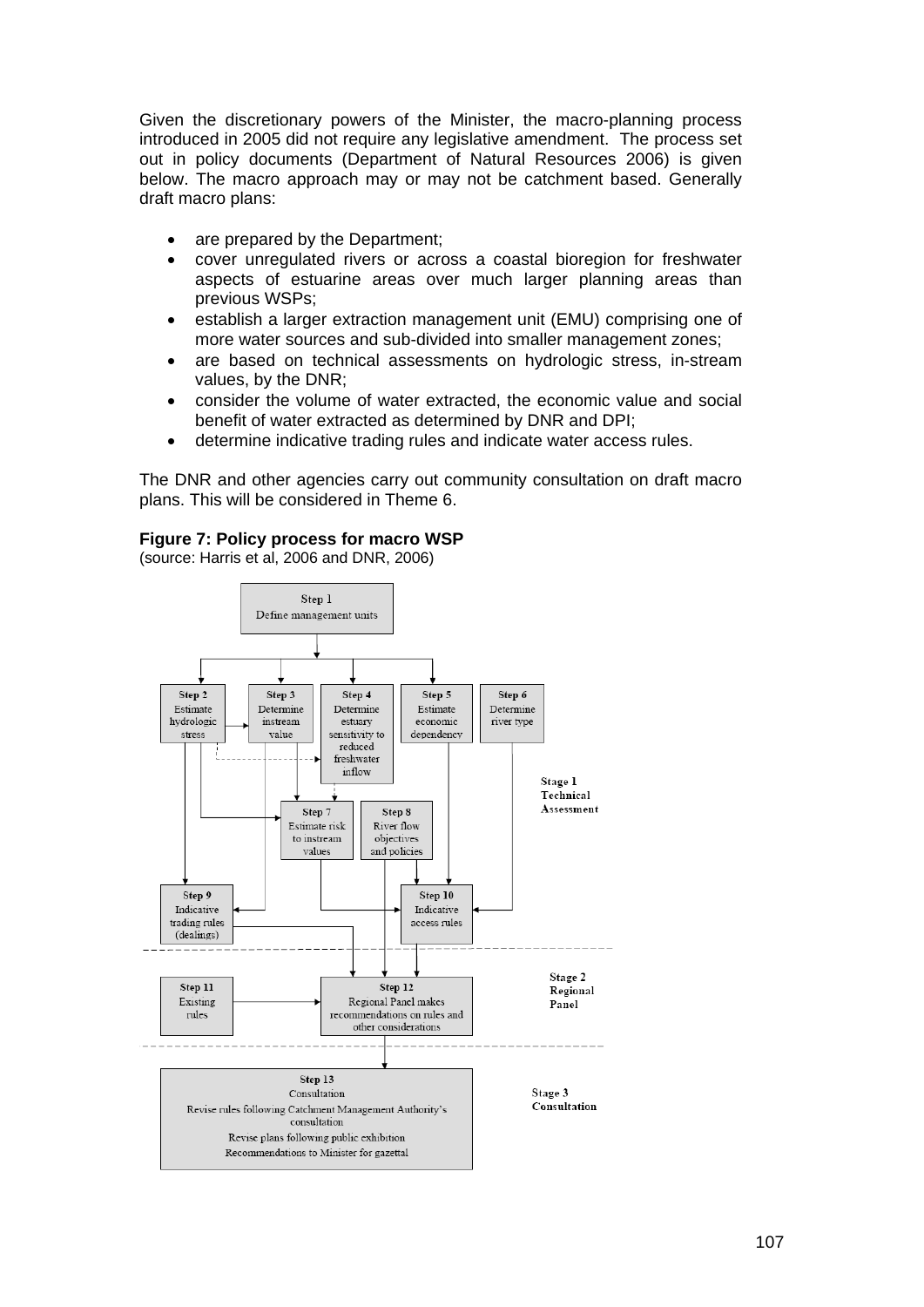Given the discretionary powers of the Minister, the macro-planning process introduced in 2005 did not require any legislative amendment. The process set out in policy documents (Department of Natural Resources 2006) is given below. The macro approach may or may not be catchment based. Generally draft macro plans:

- are prepared by the Department;
- cover unregulated rivers or across a coastal bioregion for freshwater aspects of estuarine areas over much larger planning areas than previous WSPs;
- establish a larger extraction management unit (EMU) comprising one of more water sources and sub-divided into smaller management zones;
- are based on technical assessments on hydrologic stress, in-stream values, by the DNR;
- consider the volume of water extracted, the economic value and social benefit of water extracted as determined by DNR and DPI;
- determine indicative trading rules and indicate water access rules.

The DNR and other agencies carry out community consultation on draft macro plans. This will be considered in Theme 6.

**Figure 7: Policy process for macro WSP**
(source: Harris et al, 2006 and DNR, 2006)

**Stage 1 Technical Assessment**

- Step 1 Define management units
- Step 2 Estimate hydrologic stress
- Step 3 Determine instream value
- Step 4 Determine estuary sensitivity to reduced freshwater inflow
- Step 5 Estimate economic dependency
- Step 6 Determine river type
- Step 7 Estimate risk to instream values
- Step 8 River flow objectives and policies
- Step 9 Indicative trading rules (dealings)
- Step 10 Indicative access rules

**Stage 2 Regional Panel**

- Step 11 Existing rules
- Step 12 Regional Panel makes recommendations on rules and other considerations

**Stage 3 Consultation**

- Step 13 Consultation
  - Revise rules following Catchment Management Authority's consultation
  - Revise plans following public exhibition
  - Recommendations to Minister for gazettal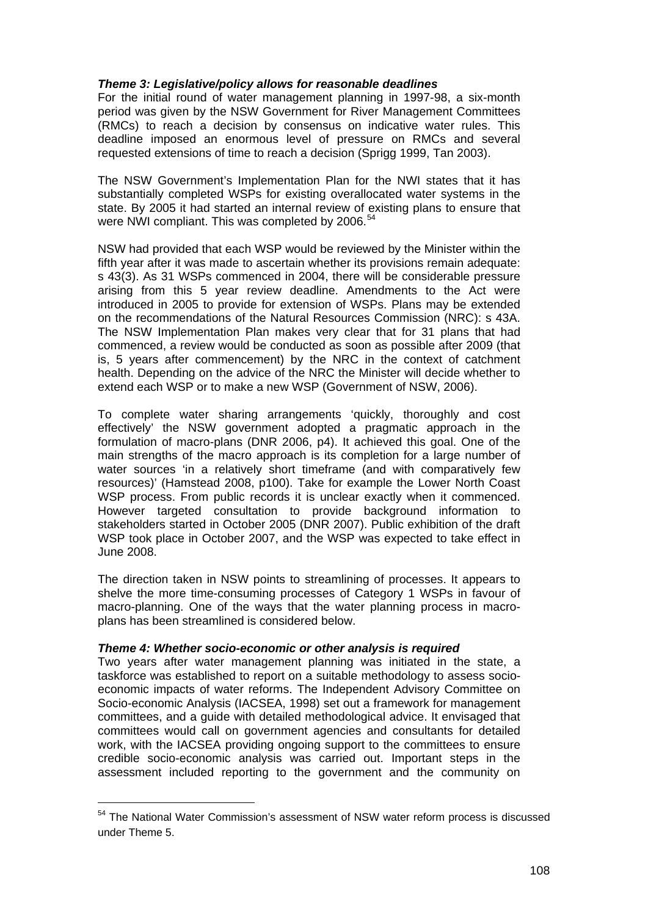***Theme 3: Legislative/policy allows for reasonable deadlines***

For the initial round of water management planning in 1997-98, a six-month period was given by the NSW Government for River Management Committees (RMCs) to reach a decision by consensus on indicative water rules. This deadline imposed an enormous level of pressure on RMCs and several requested extensions of time to reach a decision (Sprigg 1999, Tan 2003).

The NSW Government's Implementation Plan for the NWI states that it has substantially completed WSPs for existing overallocated water systems in the state. By 2005 it had started an internal review of existing plans to ensure that were NWI compliant. This was completed by 2006.[54]

NSW had provided that each WSP would be reviewed by the Minister within the fifth year after it was made to ascertain whether its provisions remain adequate: s 43(3). As 31 WSPs commenced in 2004, there will be considerable pressure arising from this 5 year review deadline. Amendments to the Act were introduced in 2005 to provide for extension of WSPs. Plans may be extended on the recommendations of the Natural Resources Commission (NRC): s 43A. The NSW Implementation Plan makes very clear that for 31 plans that had commenced, a review would be conducted as soon as possible after 2009 (that is, 5 years after commencement) by the NRC in the context of catchment health. Depending on the advice of the NRC the Minister will decide whether to extend each WSP or to make a new WSP (Government of NSW, 2006).

To complete water sharing arrangements 'quickly, thoroughly and cost effectively' the NSW government adopted a pragmatic approach in the formulation of macro-plans (DNR 2006, p4). It achieved this goal. One of the main strengths of the macro approach is its completion for a large number of water sources 'in a relatively short timeframe (and with comparatively few resources)' (Hamstead 2008, p100). Take for example the Lower North Coast WSP process. From public records it is unclear exactly when it commenced. However targeted consultation to provide background information to stakeholders started in October 2005 (DNR 2007). Public exhibition of the draft WSP took place in October 2007, and the WSP was expected to take effect in June 2008.

The direction taken in NSW points to streamlining of processes. It appears to shelve the more time-consuming processes of Category 1 WSPs in favour of macro-planning. One of the ways that the water planning process in macro-plans has been streamlined is considered below.

***Theme 4: Whether socio-economic or other analysis is required***

Two years after water management planning was initiated in the state, a taskforce was established to report on a suitable methodology to assess socio-economic impacts of water reforms. The Independent Advisory Committee on Socio-economic Analysis (IACSEA, 1998) set out a framework for management committees, and a guide with detailed methodological advice. It envisaged that committees would call on government agencies and consultants for detailed work, with the IACSEA providing ongoing support to the committees to ensure credible socio-economic analysis was carried out. Important steps in the assessment included reporting to the government and the community on

---

[54] The National Water Commission's assessment of NSW water reform process is discussed under Theme 5.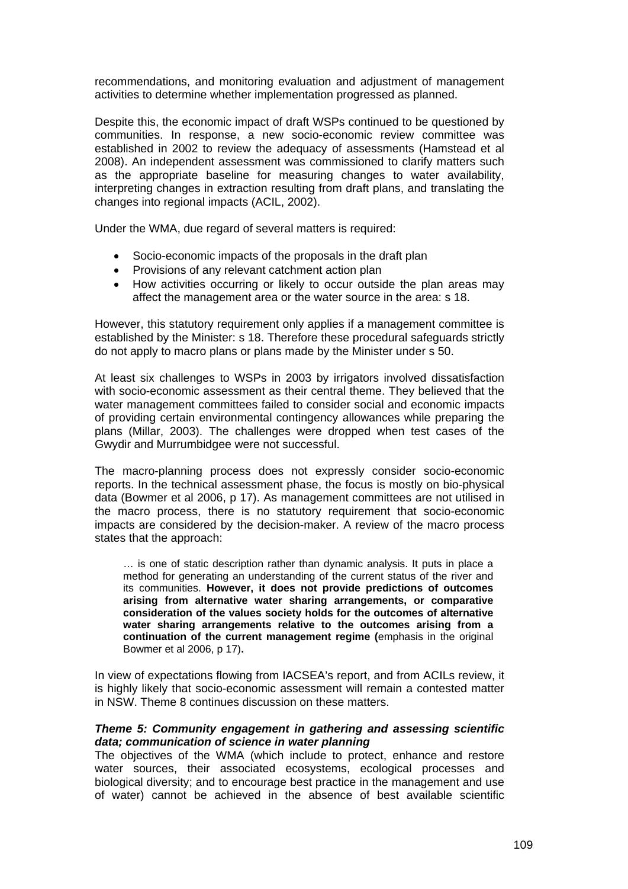recommendations, and monitoring evaluation and adjustment of management activities to determine whether implementation progressed as planned.

Despite this, the economic impact of draft WSPs continued to be questioned by communities. In response, a new socio-economic review committee was established in 2002 to review the adequacy of assessments (Hamstead et al 2008). An independent assessment was commissioned to clarify matters such as the appropriate baseline for measuring changes to water availability, interpreting changes in extraction resulting from draft plans, and translating the changes into regional impacts (ACIL, 2002).

Under the WMA, due regard of several matters is required:

- Socio-economic impacts of the proposals in the draft plan
- Provisions of any relevant catchment action plan
- How activities occurring or likely to occur outside the plan areas may affect the management area or the water source in the area: s 18.

However, this statutory requirement only applies if a management committee is established by the Minister: s 18. Therefore these procedural safeguards strictly do not apply to macro plans or plans made by the Minister under s 50.

At least six challenges to WSPs in 2003 by irrigators involved dissatisfaction with socio-economic assessment as their central theme. They believed that the water management committees failed to consider social and economic impacts of providing certain environmental contingency allowances while preparing the plans (Millar, 2003). The challenges were dropped when test cases of the Gwydir and Murrumbidgee were not successful.

The macro-planning process does not expressly consider socio-economic reports. In the technical assessment phase, the focus is mostly on bio-physical data (Bowmer et al 2006, p 17). As management committees are not utilised in the macro process, there is no statutory requirement that socio-economic impacts are considered by the decision-maker. A review of the macro process states that the approach:

> … is one of static description rather than dynamic analysis. It puts in place a method for generating an understanding of the current status of the river and its communities. **However, it does not provide predictions of outcomes arising from alternative water sharing arrangements, or comparative consideration of the values society holds for the outcomes of alternative water sharing arrangements relative to the outcomes arising from a continuation of the current management regime (**emphasis in the original Bowmer et al 2006, p 17)**.**

In view of expectations flowing from IACSEA's report, and from ACILs review, it is highly likely that socio-economic assessment will remain a contested matter in NSW. Theme 8 continues discussion on these matters.

***Theme 5: Community engagement in gathering and assessing scientific data; communication of science in water planning***

The objectives of the WMA (which include to protect, enhance and restore water sources, their associated ecosystems, ecological processes and biological diversity; and to encourage best practice in the management and use of water) cannot be achieved in the absence of best available scientific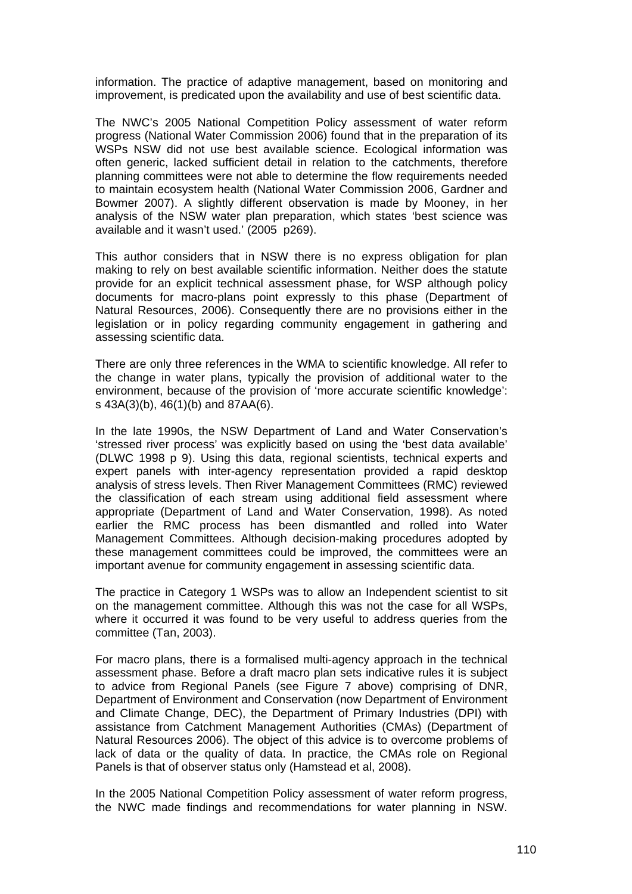information. The practice of adaptive management, based on monitoring and improvement, is predicated upon the availability and use of best scientific data.

The NWC's 2005 National Competition Policy assessment of water reform progress (National Water Commission 2006) found that in the preparation of its WSPs NSW did not use best available science. Ecological information was often generic, lacked sufficient detail in relation to the catchments, therefore planning committees were not able to determine the flow requirements needed to maintain ecosystem health (National Water Commission 2006, Gardner and Bowmer 2007). A slightly different observation is made by Mooney, in her analysis of the NSW water plan preparation, which states 'best science was available and it wasn't used.' (2005 p269).

This author considers that in NSW there is no express obligation for plan making to rely on best available scientific information. Neither does the statute provide for an explicit technical assessment phase, for WSP although policy documents for macro-plans point expressly to this phase (Department of Natural Resources, 2006). Consequently there are no provisions either in the legislation or in policy regarding community engagement in gathering and assessing scientific data.

There are only three references in the WMA to scientific knowledge. All refer to the change in water plans, typically the provision of additional water to the environment, because of the provision of 'more accurate scientific knowledge': s 43A(3)(b), 46(1)(b) and 87AA(6).

In the late 1990s, the NSW Department of Land and Water Conservation's 'stressed river process' was explicitly based on using the 'best data available' (DLWC 1998 p 9). Using this data, regional scientists, technical experts and expert panels with inter-agency representation provided a rapid desktop analysis of stress levels. Then River Management Committees (RMC) reviewed the classification of each stream using additional field assessment where appropriate (Department of Land and Water Conservation, 1998). As noted earlier the RMC process has been dismantled and rolled into Water Management Committees. Although decision-making procedures adopted by these management committees could be improved, the committees were an important avenue for community engagement in assessing scientific data.

The practice in Category 1 WSPs was to allow an Independent scientist to sit on the management committee. Although this was not the case for all WSPs, where it occurred it was found to be very useful to address queries from the committee (Tan, 2003).

For macro plans, there is a formalised multi-agency approach in the technical assessment phase. Before a draft macro plan sets indicative rules it is subject to advice from Regional Panels (see Figure 7 above) comprising of DNR, Department of Environment and Conservation (now Department of Environment and Climate Change, DEC), the Department of Primary Industries (DPI) with assistance from Catchment Management Authorities (CMAs) (Department of Natural Resources 2006). The object of this advice is to overcome problems of lack of data or the quality of data. In practice, the CMAs role on Regional Panels is that of observer status only (Hamstead et al, 2008).

In the 2005 National Competition Policy assessment of water reform progress, the NWC made findings and recommendations for water planning in NSW.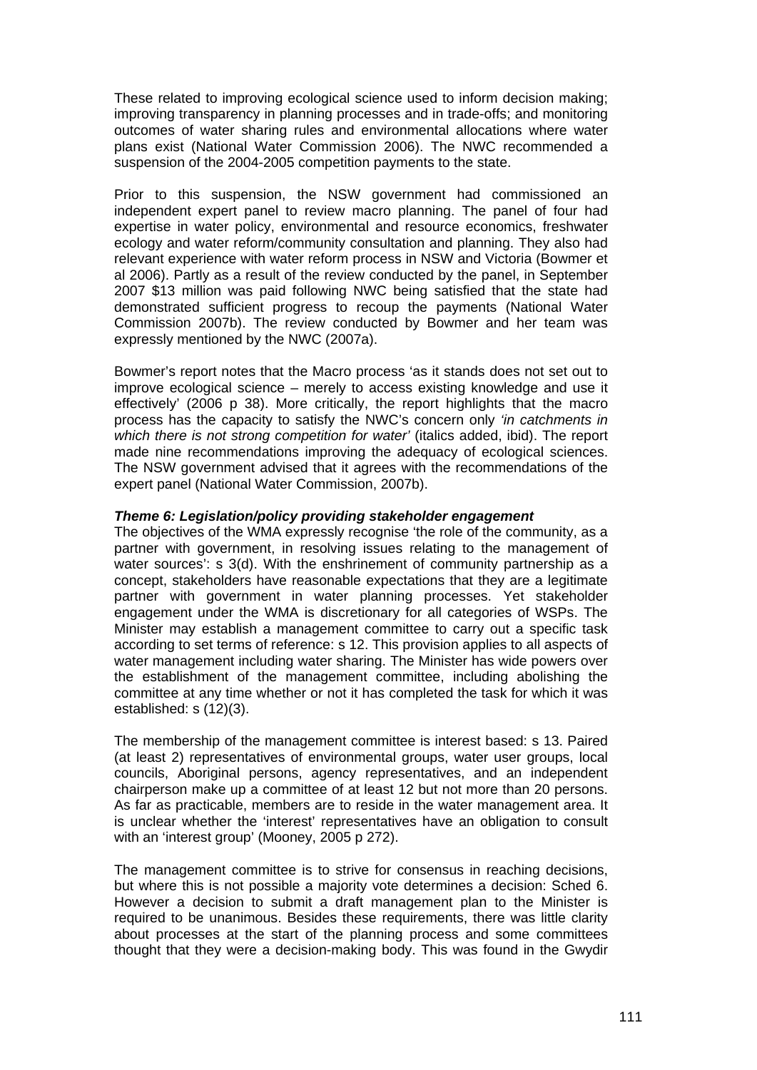These related to improving ecological science used to inform decision making; improving transparency in planning processes and in trade-offs; and monitoring outcomes of water sharing rules and environmental allocations where water plans exist (National Water Commission 2006). The NWC recommended a suspension of the 2004-2005 competition payments to the state.

Prior to this suspension, the NSW government had commissioned an independent expert panel to review macro planning. The panel of four had expertise in water policy, environmental and resource economics, freshwater ecology and water reform/community consultation and planning. They also had relevant experience with water reform process in NSW and Victoria (Bowmer et al 2006). Partly as a result of the review conducted by the panel, in September 2007 $13 million was paid following NWC being satisfied that the state had demonstrated sufficient progress to recoup the payments (National Water Commission 2007b). The review conducted by Bowmer and her team was expressly mentioned by the NWC (2007a).

Bowmer's report notes that the Macro process 'as it stands does not set out to improve ecological science – merely to access existing knowledge and use it effectively' (2006 p 38). More critically, the report highlights that the macro process has the capacity to satisfy the NWC's concern only *'in catchments in which there is not strong competition for water'* (italics added, ibid). The report made nine recommendations improving the adequacy of ecological sciences. The NSW government advised that it agrees with the recommendations of the expert panel (National Water Commission, 2007b).

***Theme 6: Legislation/policy providing stakeholder engagement***

The objectives of the WMA expressly recognise 'the role of the community, as a partner with government, in resolving issues relating to the management of water sources': s 3(d). With the enshrinement of community partnership as a concept, stakeholders have reasonable expectations that they are a legitimate partner with government in water planning processes. Yet stakeholder engagement under the WMA is discretionary for all categories of WSPs. The Minister may establish a management committee to carry out a specific task according to set terms of reference: s 12. This provision applies to all aspects of water management including water sharing. The Minister has wide powers over the establishment of the management committee, including abolishing the committee at any time whether or not it has completed the task for which it was established: s (12)(3).

The membership of the management committee is interest based: s 13. Paired (at least 2) representatives of environmental groups, water user groups, local councils, Aboriginal persons, agency representatives, and an independent chairperson make up a committee of at least 12 but not more than 20 persons. As far as practicable, members are to reside in the water management area. It is unclear whether the 'interest' representatives have an obligation to consult with an 'interest group' (Mooney, 2005 p 272).

The management committee is to strive for consensus in reaching decisions, but where this is not possible a majority vote determines a decision: Sched 6. However a decision to submit a draft management plan to the Minister is required to be unanimous. Besides these requirements, there was little clarity about processes at the start of the planning process and some committees thought that they were a decision-making body. This was found in the Gwydir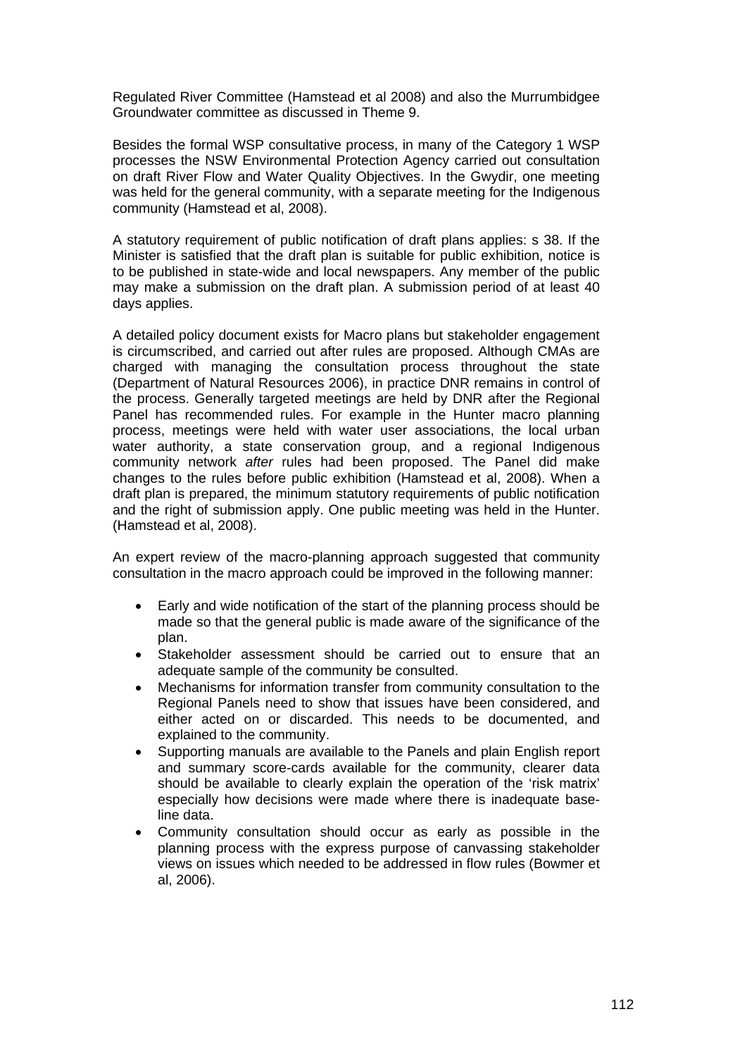Regulated River Committee (Hamstead et al 2008) and also the Murrumbidgee Groundwater committee as discussed in Theme 9.

Besides the formal WSP consultative process, in many of the Category 1 WSP processes the NSW Environmental Protection Agency carried out consultation on draft River Flow and Water Quality Objectives. In the Gwydir, one meeting was held for the general community, with a separate meeting for the Indigenous community (Hamstead et al, 2008).

A statutory requirement of public notification of draft plans applies: s 38. If the Minister is satisfied that the draft plan is suitable for public exhibition, notice is to be published in state-wide and local newspapers. Any member of the public may make a submission on the draft plan. A submission period of at least 40 days applies.

A detailed policy document exists for Macro plans but stakeholder engagement is circumscribed, and carried out after rules are proposed. Although CMAs are charged with managing the consultation process throughout the state (Department of Natural Resources 2006), in practice DNR remains in control of the process. Generally targeted meetings are held by DNR after the Regional Panel has recommended rules. For example in the Hunter macro planning process, meetings were held with water user associations, the local urban water authority, a state conservation group, and a regional Indigenous community network *after* rules had been proposed. The Panel did make changes to the rules before public exhibition (Hamstead et al, 2008). When a draft plan is prepared, the minimum statutory requirements of public notification and the right of submission apply. One public meeting was held in the Hunter. (Hamstead et al, 2008).

An expert review of the macro-planning approach suggested that community consultation in the macro approach could be improved in the following manner:

- Early and wide notification of the start of the planning process should be made so that the general public is made aware of the significance of the plan.
- Stakeholder assessment should be carried out to ensure that an adequate sample of the community be consulted.
- Mechanisms for information transfer from community consultation to the Regional Panels need to show that issues have been considered, and either acted on or discarded. This needs to be documented, and explained to the community.
- Supporting manuals are available to the Panels and plain English report and summary score-cards available for the community, clearer data should be available to clearly explain the operation of the 'risk matrix' especially how decisions were made where there is inadequate base-line data.
- Community consultation should occur as early as possible in the planning process with the express purpose of canvassing stakeholder views on issues which needed to be addressed in flow rules (Bowmer et al, 2006).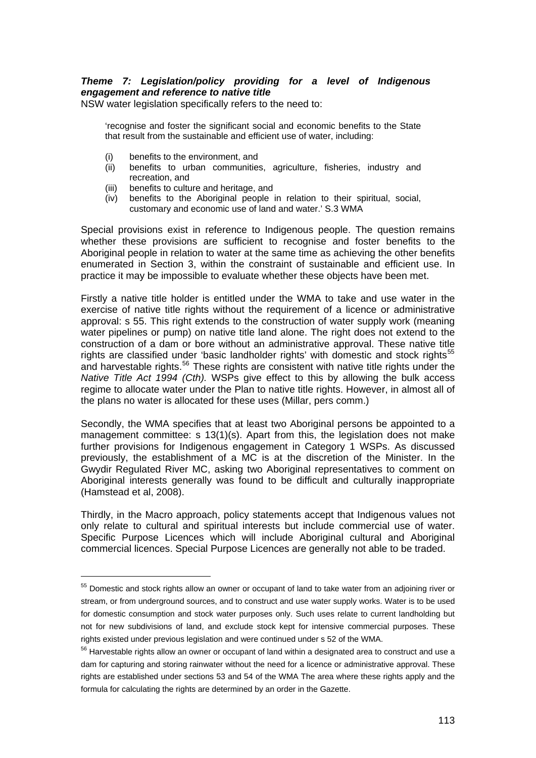***Theme 7: Legislation/policy providing for a level of Indigenous engagement and reference to native title***

NSW water legislation specifically refers to the need to:

> 'recognise and foster the significant social and economic benefits to the State that result from the sustainable and efficient use of water, including:
>
> (i) benefits to the environment, and
> (ii) benefits to urban communities, agriculture, fisheries, industry and recreation, and
> (iii) benefits to culture and heritage, and
> (iv) benefits to the Aboriginal people in relation to their spiritual, social, customary and economic use of land and water.' S.3 WMA

Special provisions exist in reference to Indigenous people. The question remains whether these provisions are sufficient to recognise and foster benefits to the Aboriginal people in relation to water at the same time as achieving the other benefits enumerated in Section 3, within the constraint of sustainable and efficient use. In practice it may be impossible to evaluate whether these objects have been met.

Firstly a native title holder is entitled under the WMA to take and use water in the exercise of native title rights without the requirement of a licence or administrative approval: s 55. This right extends to the construction of water supply work (meaning water pipelines or pump) on native title land alone. The right does not extend to the construction of a dam or bore without an administrative approval. These native title rights are classified under 'basic landholder rights' with domestic and stock rights[55] and harvestable rights.[56] These rights are consistent with native title rights under the *Native Title Act 1994 (Cth).* WSPs give effect to this by allowing the bulk access regime to allocate water under the Plan to native title rights. However, in almost all of the plans no water is allocated for these uses (Millar, pers comm.)

Secondly, the WMA specifies that at least two Aboriginal persons be appointed to a management committee: s 13(1)(s). Apart from this, the legislation does not make further provisions for Indigenous engagement in Category 1 WSPs. As discussed previously, the establishment of a MC is at the discretion of the Minister. In the Gwydir Regulated River MC, asking two Aboriginal representatives to comment on Aboriginal interests generally was found to be difficult and culturally inappropriate (Hamstead et al, 2008).

Thirdly, in the Macro approach, policy statements accept that Indigenous values not only relate to cultural and spiritual interests but include commercial use of water. Specific Purpose Licences which will include Aboriginal cultural and Aboriginal commercial licences. Special Purpose Licences are generally not able to be traded.

---

[55] Domestic and stock rights allow an owner or occupant of land to take water from an adjoining river or stream, or from underground sources, and to construct and use water supply works. Water is to be used for domestic consumption and stock water purposes only. Such uses relate to current landholding but not for new subdivisions of land, and exclude stock kept for intensive commercial purposes. These rights existed under previous legislation and were continued under s 52 of the WMA.

[56] Harvestable rights allow an owner or occupant of land within a designated area to construct and use a dam for capturing and storing rainwater without the need for a licence or administrative approval. These rights are established under sections 53 and 54 of the WMA The area where these rights apply and the formula for calculating the rights are determined by an order in the Gazette.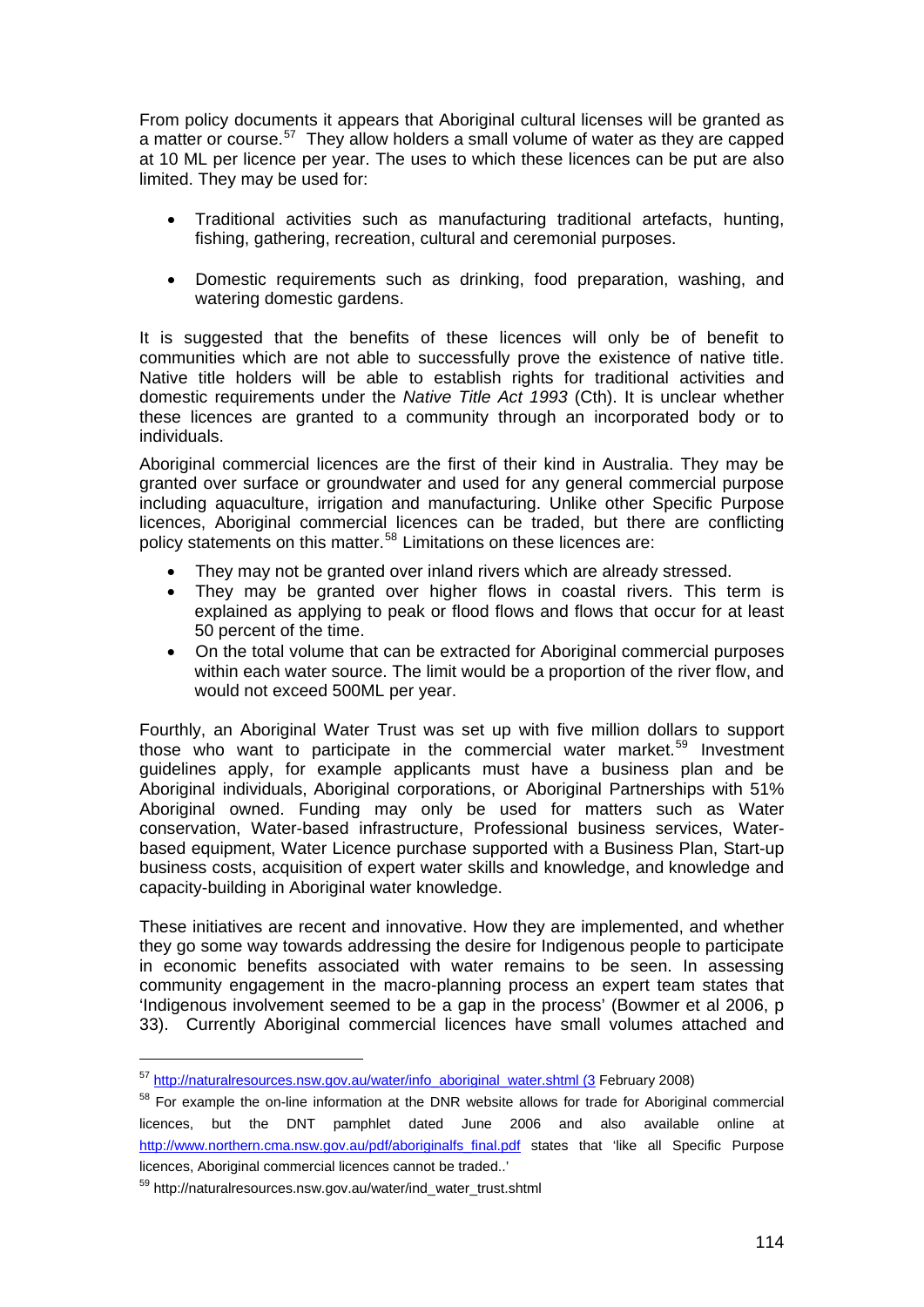From policy documents it appears that Aboriginal cultural licenses will be granted as a matter or course.[57] They allow holders a small volume of water as they are capped at 10 ML per licence per year. The uses to which these licences can be put are also limited. They may be used for:

- Traditional activities such as manufacturing traditional artefacts, hunting, fishing, gathering, recreation, cultural and ceremonial purposes.
- Domestic requirements such as drinking, food preparation, washing, and watering domestic gardens.

It is suggested that the benefits of these licences will only be of benefit to communities which are not able to successfully prove the existence of native title. Native title holders will be able to establish rights for traditional activities and domestic requirements under the *Native Title Act 1993* (Cth). It is unclear whether these licences are granted to a community through an incorporated body or to individuals.

Aboriginal commercial licences are the first of their kind in Australia. They may be granted over surface or groundwater and used for any general commercial purpose including aquaculture, irrigation and manufacturing. Unlike other Specific Purpose licences, Aboriginal commercial licences can be traded, but there are conflicting policy statements on this matter.[58] Limitations on these licences are:

- They may not be granted over inland rivers which are already stressed.
- They may be granted over higher flows in coastal rivers. This term is explained as applying to peak or flood flows and flows that occur for at least 50 percent of the time.
- On the total volume that can be extracted for Aboriginal commercial purposes within each water source. The limit would be a proportion of the river flow, and would not exceed 500ML per year.

Fourthly, an Aboriginal Water Trust was set up with five million dollars to support those who want to participate in the commercial water market.[59] Investment guidelines apply, for example applicants must have a business plan and be Aboriginal individuals, Aboriginal corporations, or Aboriginal Partnerships with 51% Aboriginal owned. Funding may only be used for matters such as Water conservation, Water-based infrastructure, Professional business services, Water-based equipment, Water Licence purchase supported with a Business Plan, Start-up business costs, acquisition of expert water skills and knowledge, and knowledge and capacity-building in Aboriginal water knowledge.

These initiatives are recent and innovative. How they are implemented, and whether they go some way towards addressing the desire for Indigenous people to participate in economic benefits associated with water remains to be seen. In assessing community engagement in the macro-planning process an expert team states that 'Indigenous involvement seemed to be a gap in the process' (Bowmer et al 2006, p 33). Currently Aboriginal commercial licences have small volumes attached and

---

[57] http://naturalresources.nsw.gov.au/water/info_aboriginal_water.shtml (3 February 2008)

[58] For example the on-line information at the DNR website allows for trade for Aboriginal commercial licences, but the DNT pamphlet dated June 2006 and also available online at http://www.northern.cma.nsw.gov.au/pdf/aboriginalfs_final.pdf states that 'like all Specific Purpose licences, Aboriginal commercial licences cannot be traded..'

[59] http://naturalresources.nsw.gov.au/water/ind_water_trust.shtml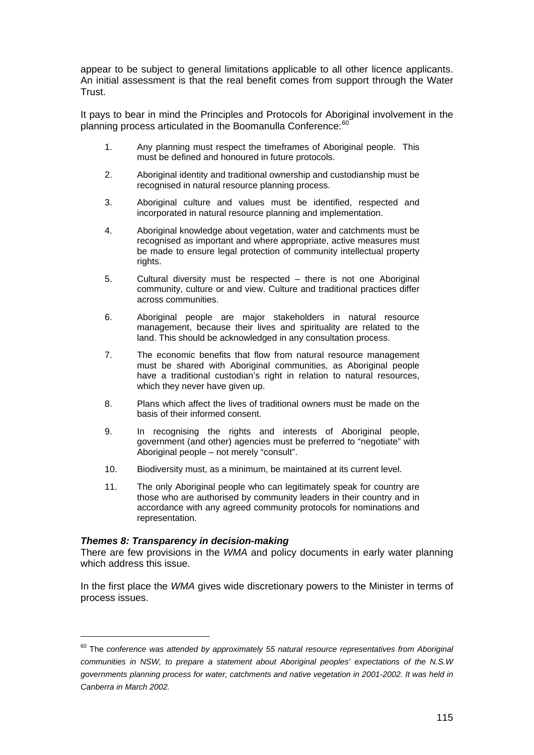appear to be subject to general limitations applicable to all other licence applicants. An initial assessment is that the real benefit comes from support through the Water Trust.

It pays to bear in mind the Principles and Protocols for Aboriginal involvement in the planning process articulated in the Boomanulla Conference:[60]

1. Any planning must respect the timeframes of Aboriginal people. This must be defined and honoured in future protocols.
2. Aboriginal identity and traditional ownership and custodianship must be recognised in natural resource planning process.
3. Aboriginal culture and values must be identified, respected and incorporated in natural resource planning and implementation.
4. Aboriginal knowledge about vegetation, water and catchments must be recognised as important and where appropriate, active measures must be made to ensure legal protection of community intellectual property rights.
5. Cultural diversity must be respected – there is not one Aboriginal community, culture or and view. Culture and traditional practices differ across communities.
6. Aboriginal people are major stakeholders in natural resource management, because their lives and spirituality are related to the land. This should be acknowledged in any consultation process.
7. The economic benefits that flow from natural resource management must be shared with Aboriginal communities, as Aboriginal people have a traditional custodian's right in relation to natural resources, which they never have given up.
8. Plans which affect the lives of traditional owners must be made on the basis of their informed consent.
9. In recognising the rights and interests of Aboriginal people, government (and other) agencies must be preferred to "negotiate" with Aboriginal people – not merely "consult".
10. Biodiversity must, as a minimum, be maintained at its current level.
11. The only Aboriginal people who can legitimately speak for country are those who are authorised by community leaders in their country and in accordance with any agreed community protocols for nominations and representation.

### *Themes 8: Transparency in decision-making*

There are few provisions in the *WMA* and policy documents in early water planning which address this issue.

In the first place the *WMA* gives wide discretionary powers to the Minister in terms of process issues.

---

[60] The *conference was attended by approximately 55 natural resource representatives from Aboriginal communities in NSW, to prepare a statement about Aboriginal peoples' expectations of the N.S.W governments planning process for water, catchments and native vegetation in 2001-2002. It was held in Canberra in March 2002.*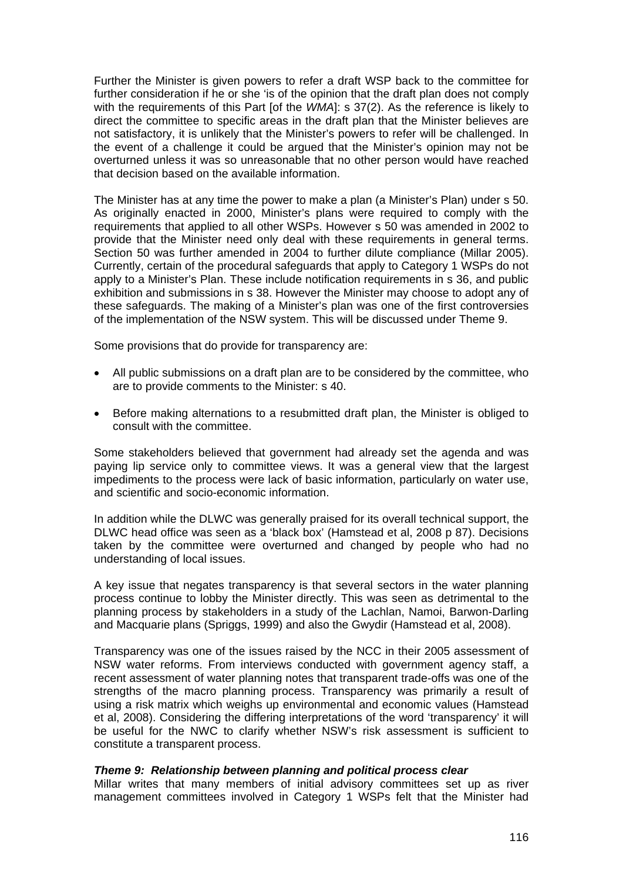Further the Minister is given powers to refer a draft WSP back to the committee for further consideration if he or she 'is of the opinion that the draft plan does not comply with the requirements of this Part [of the *WMA*]: s 37(2). As the reference is likely to direct the committee to specific areas in the draft plan that the Minister believes are not satisfactory, it is unlikely that the Minister's powers to refer will be challenged. In the event of a challenge it could be argued that the Minister's opinion may not be overturned unless it was so unreasonable that no other person would have reached that decision based on the available information.

The Minister has at any time the power to make a plan (a Minister's Plan) under s 50. As originally enacted in 2000, Minister's plans were required to comply with the requirements that applied to all other WSPs. However s 50 was amended in 2002 to provide that the Minister need only deal with these requirements in general terms. Section 50 was further amended in 2004 to further dilute compliance (Millar 2005). Currently, certain of the procedural safeguards that apply to Category 1 WSPs do not apply to a Minister's Plan. These include notification requirements in s 36, and public exhibition and submissions in s 38. However the Minister may choose to adopt any of these safeguards. The making of a Minister's plan was one of the first controversies of the implementation of the NSW system. This will be discussed under Theme 9.

Some provisions that do provide for transparency are:

- All public submissions on a draft plan are to be considered by the committee, who are to provide comments to the Minister: s 40.
- Before making alternations to a resubmitted draft plan, the Minister is obliged to consult with the committee.

Some stakeholders believed that government had already set the agenda and was paying lip service only to committee views. It was a general view that the largest impediments to the process were lack of basic information, particularly on water use, and scientific and socio-economic information.

In addition while the DLWC was generally praised for its overall technical support, the DLWC head office was seen as a 'black box' (Hamstead et al, 2008 p 87). Decisions taken by the committee were overturned and changed by people who had no understanding of local issues.

A key issue that negates transparency is that several sectors in the water planning process continue to lobby the Minister directly. This was seen as detrimental to the planning process by stakeholders in a study of the Lachlan, Namoi, Barwon-Darling and Macquarie plans (Spriggs, 1999) and also the Gwydir (Hamstead et al, 2008).

Transparency was one of the issues raised by the NCC in their 2005 assessment of NSW water reforms. From interviews conducted with government agency staff, a recent assessment of water planning notes that transparent trade-offs was one of the strengths of the macro planning process. Transparency was primarily a result of using a risk matrix which weighs up environmental and economic values (Hamstead et al, 2008). Considering the differing interpretations of the word 'transparency' it will be useful for the NWC to clarify whether NSW's risk assessment is sufficient to constitute a transparent process.

***Theme 9: Relationship between planning and political process clear***

Millar writes that many members of initial advisory committees set up as river management committees involved in Category 1 WSPs felt that the Minister had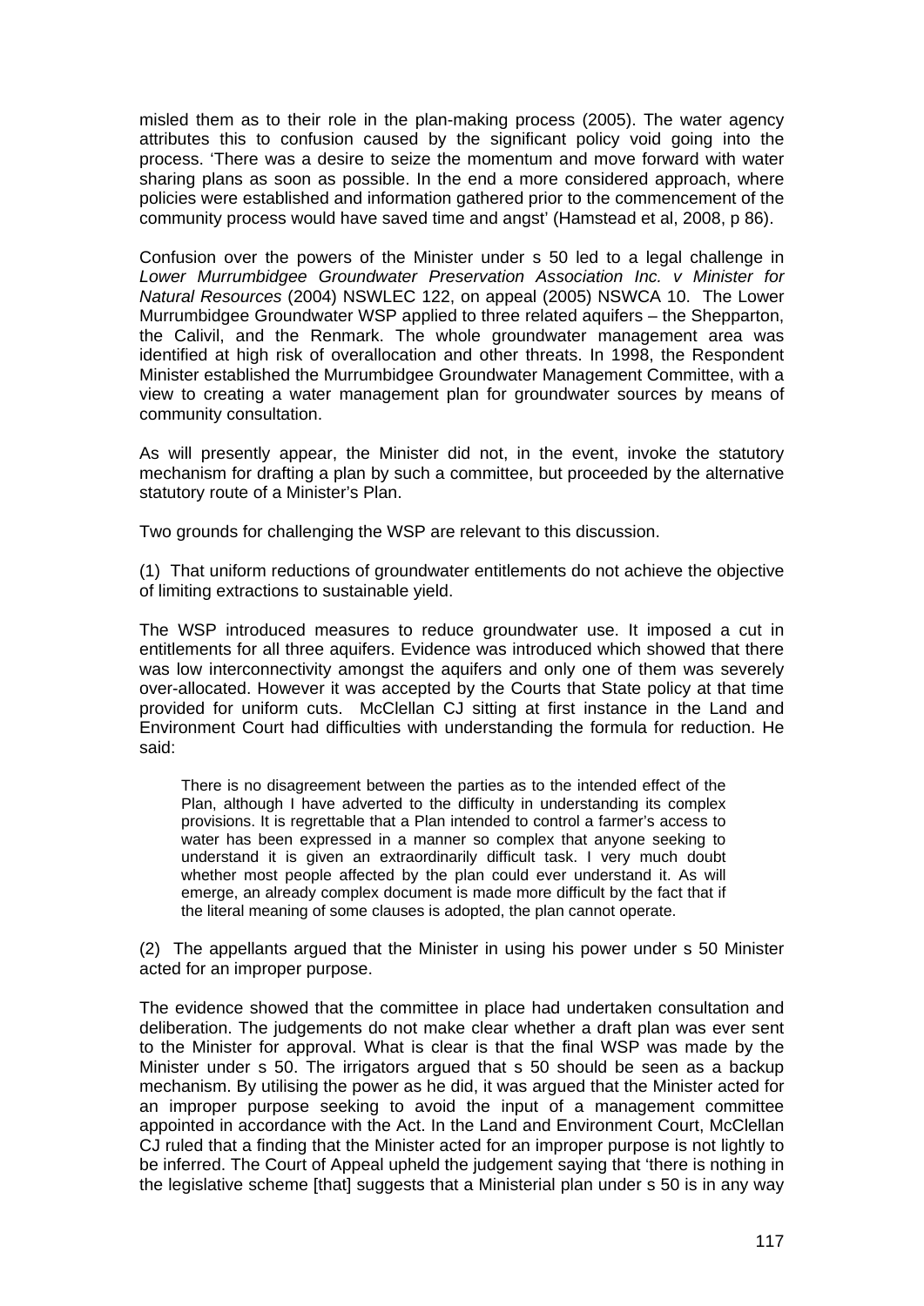misled them as to their role in the plan-making process (2005). The water agency attributes this to confusion caused by the significant policy void going into the process. 'There was a desire to seize the momentum and move forward with water sharing plans as soon as possible. In the end a more considered approach, where policies were established and information gathered prior to the commencement of the community process would have saved time and angst' (Hamstead et al, 2008, p 86).

Confusion over the powers of the Minister under s 50 led to a legal challenge in *Lower Murrumbidgee Groundwater Preservation Association Inc. v Minister for Natural Resources* (2004) NSWLEC 122, on appeal (2005) NSWCA 10. The Lower Murrumbidgee Groundwater WSP applied to three related aquifers – the Shepparton, the Calivil, and the Renmark. The whole groundwater management area was identified at high risk of overallocation and other threats. In 1998, the Respondent Minister established the Murrumbidgee Groundwater Management Committee, with a view to creating a water management plan for groundwater sources by means of community consultation.

As will presently appear, the Minister did not, in the event, invoke the statutory mechanism for drafting a plan by such a committee, but proceeded by the alternative statutory route of a Minister's Plan.

Two grounds for challenging the WSP are relevant to this discussion.

(1) That uniform reductions of groundwater entitlements do not achieve the objective of limiting extractions to sustainable yield.

The WSP introduced measures to reduce groundwater use. It imposed a cut in entitlements for all three aquifers. Evidence was introduced which showed that there was low interconnectivity amongst the aquifers and only one of them was severely over-allocated. However it was accepted by the Courts that State policy at that time provided for uniform cuts. McClellan CJ sitting at first instance in the Land and Environment Court had difficulties with understanding the formula for reduction. He said:

> There is no disagreement between the parties as to the intended effect of the Plan, although I have adverted to the difficulty in understanding its complex provisions. It is regrettable that a Plan intended to control a farmer's access to water has been expressed in a manner so complex that anyone seeking to understand it is given an extraordinarily difficult task. I very much doubt whether most people affected by the plan could ever understand it. As will emerge, an already complex document is made more difficult by the fact that if the literal meaning of some clauses is adopted, the plan cannot operate.

(2) The appellants argued that the Minister in using his power under s 50 Minister acted for an improper purpose.

The evidence showed that the committee in place had undertaken consultation and deliberation. The judgements do not make clear whether a draft plan was ever sent to the Minister for approval. What is clear is that the final WSP was made by the Minister under s 50. The irrigators argued that s 50 should be seen as a backup mechanism. By utilising the power as he did, it was argued that the Minister acted for an improper purpose seeking to avoid the input of a management committee appointed in accordance with the Act. In the Land and Environment Court, McClellan CJ ruled that a finding that the Minister acted for an improper purpose is not lightly to be inferred. The Court of Appeal upheld the judgement saying that 'there is nothing in the legislative scheme [that] suggests that a Ministerial plan under s 50 is in any way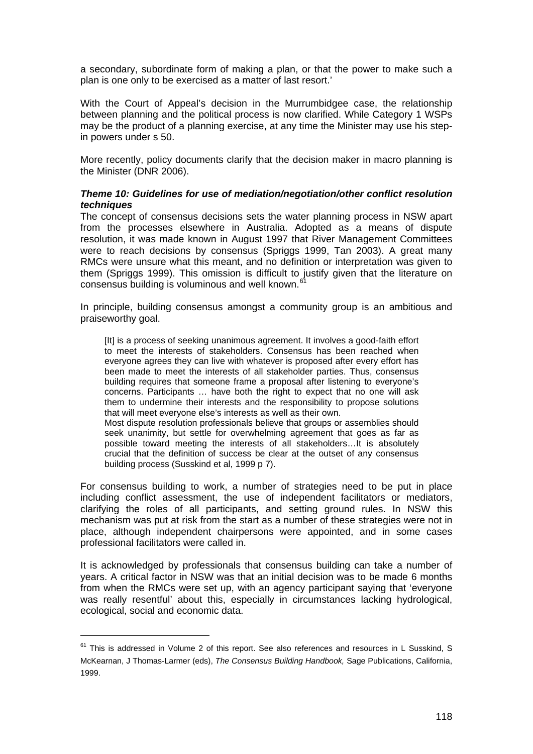a secondary, subordinate form of making a plan, or that the power to make such a plan is one only to be exercised as a matter of last resort.'

With the Court of Appeal's decision in the Murrumbidgee case, the relationship between planning and the political process is now clarified. While Category 1 WSPs may be the product of a planning exercise, at any time the Minister may use his step-in powers under s 50.

More recently, policy documents clarify that the decision maker in macro planning is the Minister (DNR 2006).

***Theme 10: Guidelines for use of mediation/negotiation/other conflict resolution techniques***

The concept of consensus decisions sets the water planning process in NSW apart from the processes elsewhere in Australia. Adopted as a means of dispute resolution, it was made known in August 1997 that River Management Committees were to reach decisions by consensus (Spriggs 1999, Tan 2003). A great many RMCs were unsure what this meant, and no definition or interpretation was given to them (Spriggs 1999). This omission is difficult to justify given that the literature on consensus building is voluminous and well known.[61]

In principle, building consensus amongst a community group is an ambitious and praiseworthy goal.

> [It] is a process of seeking unanimous agreement. It involves a good-faith effort to meet the interests of stakeholders. Consensus has been reached when everyone agrees they can live with whatever is proposed after every effort has been made to meet the interests of all stakeholder parties. Thus, consensus building requires that someone frame a proposal after listening to everyone's concerns. Participants … have both the right to expect that no one will ask them to undermine their interests and the responsibility to propose solutions that will meet everyone else's interests as well as their own.
>
> Most dispute resolution professionals believe that groups or assemblies should seek unanimity, but settle for overwhelming agreement that goes as far as possible toward meeting the interests of all stakeholders…It is absolutely crucial that the definition of success be clear at the outset of any consensus building process (Susskind et al, 1999 p 7).

For consensus building to work, a number of strategies need to be put in place including conflict assessment, the use of independent facilitators or mediators, clarifying the roles of all participants, and setting ground rules. In NSW this mechanism was put at risk from the start as a number of these strategies were not in place, although independent chairpersons were appointed, and in some cases professional facilitators were called in.

It is acknowledged by professionals that consensus building can take a number of years. A critical factor in NSW was that an initial decision was to be made 6 months from when the RMCs were set up, with an agency participant saying that 'everyone was really resentful' about this, especially in circumstances lacking hydrological, ecological, social and economic data.

---

[61] This is addressed in Volume 2 of this report. See also references and resources in L Susskind, S McKearnan, J Thomas-Larmer (eds), *The Consensus Building Handbook,* Sage Publications, California, 1999.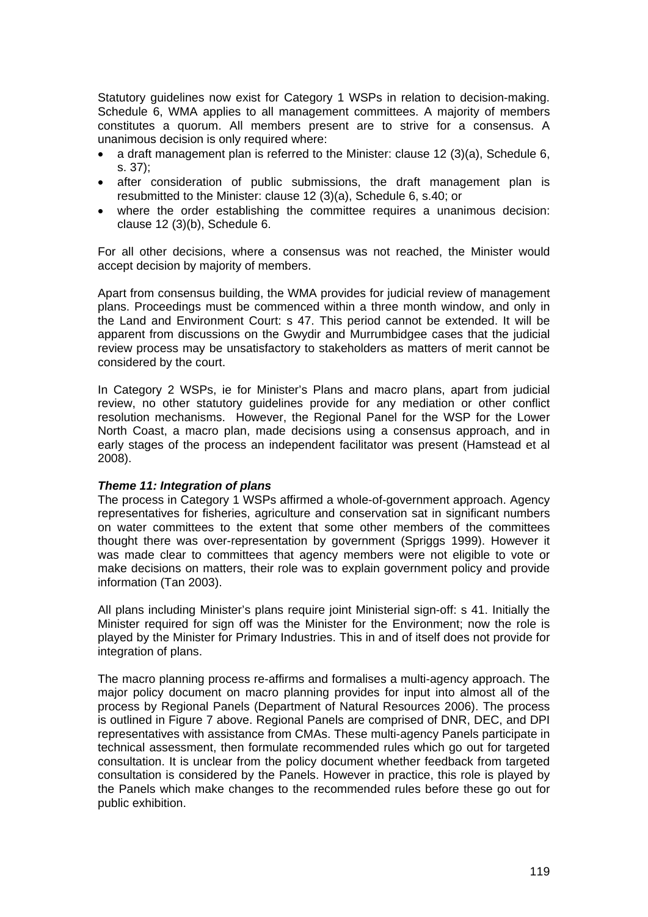Statutory guidelines now exist for Category 1 WSPs in relation to decision-making. Schedule 6, WMA applies to all management committees. A majority of members constitutes a quorum. All members present are to strive for a consensus. A unanimous decision is only required where:

- a draft management plan is referred to the Minister: clause 12 (3)(a), Schedule 6, s. 37);
- after consideration of public submissions, the draft management plan is resubmitted to the Minister: clause 12 (3)(a), Schedule 6, s.40; or
- where the order establishing the committee requires a unanimous decision: clause 12 (3)(b), Schedule 6.

For all other decisions, where a consensus was not reached, the Minister would accept decision by majority of members.

Apart from consensus building, the WMA provides for judicial review of management plans. Proceedings must be commenced within a three month window, and only in the Land and Environment Court: s 47. This period cannot be extended. It will be apparent from discussions on the Gwydir and Murrumbidgee cases that the judicial review process may be unsatisfactory to stakeholders as matters of merit cannot be considered by the court.

In Category 2 WSPs, ie for Minister's Plans and macro plans, apart from judicial review, no other statutory guidelines provide for any mediation or other conflict resolution mechanisms. However, the Regional Panel for the WSP for the Lower North Coast, a macro plan, made decisions using a consensus approach, and in early stages of the process an independent facilitator was present (Hamstead et al 2008).

***Theme 11: Integration of plans***

The process in Category 1 WSPs affirmed a whole-of-government approach. Agency representatives for fisheries, agriculture and conservation sat in significant numbers on water committees to the extent that some other members of the committees thought there was over-representation by government (Spriggs 1999). However it was made clear to committees that agency members were not eligible to vote or make decisions on matters, their role was to explain government policy and provide information (Tan 2003).

All plans including Minister's plans require joint Ministerial sign-off: s 41. Initially the Minister required for sign off was the Minister for the Environment; now the role is played by the Minister for Primary Industries. This in and of itself does not provide for integration of plans.

The macro planning process re-affirms and formalises a multi-agency approach. The major policy document on macro planning provides for input into almost all of the process by Regional Panels (Department of Natural Resources 2006). The process is outlined in Figure 7 above. Regional Panels are comprised of DNR, DEC, and DPI representatives with assistance from CMAs. These multi-agency Panels participate in technical assessment, then formulate recommended rules which go out for targeted consultation. It is unclear from the policy document whether feedback from targeted consultation is considered by the Panels. However in practice, this role is played by the Panels which make changes to the recommended rules before these go out for public exhibition.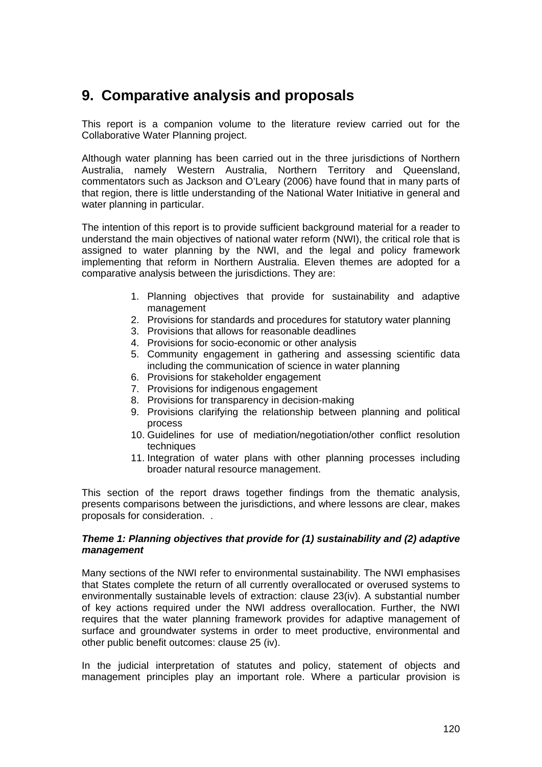# 9. Comparative analysis and proposals

This report is a companion volume to the literature review carried out for the Collaborative Water Planning project.

Although water planning has been carried out in the three jurisdictions of Northern Australia, namely Western Australia, Northern Territory and Queensland, commentators such as Jackson and O'Leary (2006) have found that in many parts of that region, there is little understanding of the National Water Initiative in general and water planning in particular.

The intention of this report is to provide sufficient background material for a reader to understand the main objectives of national water reform (NWI), the critical role that is assigned to water planning by the NWI, and the legal and policy framework implementing that reform in Northern Australia. Eleven themes are adopted for a comparative analysis between the jurisdictions. They are:

1. Planning objectives that provide for sustainability and adaptive management
2. Provisions for standards and procedures for statutory water planning
3. Provisions that allows for reasonable deadlines
4. Provisions for socio-economic or other analysis
5. Community engagement in gathering and assessing scientific data including the communication of science in water planning
6. Provisions for stakeholder engagement
7. Provisions for indigenous engagement
8. Provisions for transparency in decision-making
9. Provisions clarifying the relationship between planning and political process
10. Guidelines for use of mediation/negotiation/other conflict resolution techniques
11. Integration of water plans with other planning processes including broader natural resource management.

This section of the report draws together findings from the thematic analysis, presents comparisons between the jurisdictions, and where lessons are clear, makes proposals for consideration. .

***Theme 1: Planning objectives that provide for (1) sustainability and (2) adaptive management***

Many sections of the NWI refer to environmental sustainability. The NWI emphasises that States complete the return of all currently overallocated or overused systems to environmentally sustainable levels of extraction: clause 23(iv). A substantial number of key actions required under the NWI address overallocation. Further, the NWI requires that the water planning framework provides for adaptive management of surface and groundwater systems in order to meet productive, environmental and other public benefit outcomes: clause 25 (iv).

In the judicial interpretation of statutes and policy, statement of objects and management principles play an important role. Where a particular provision is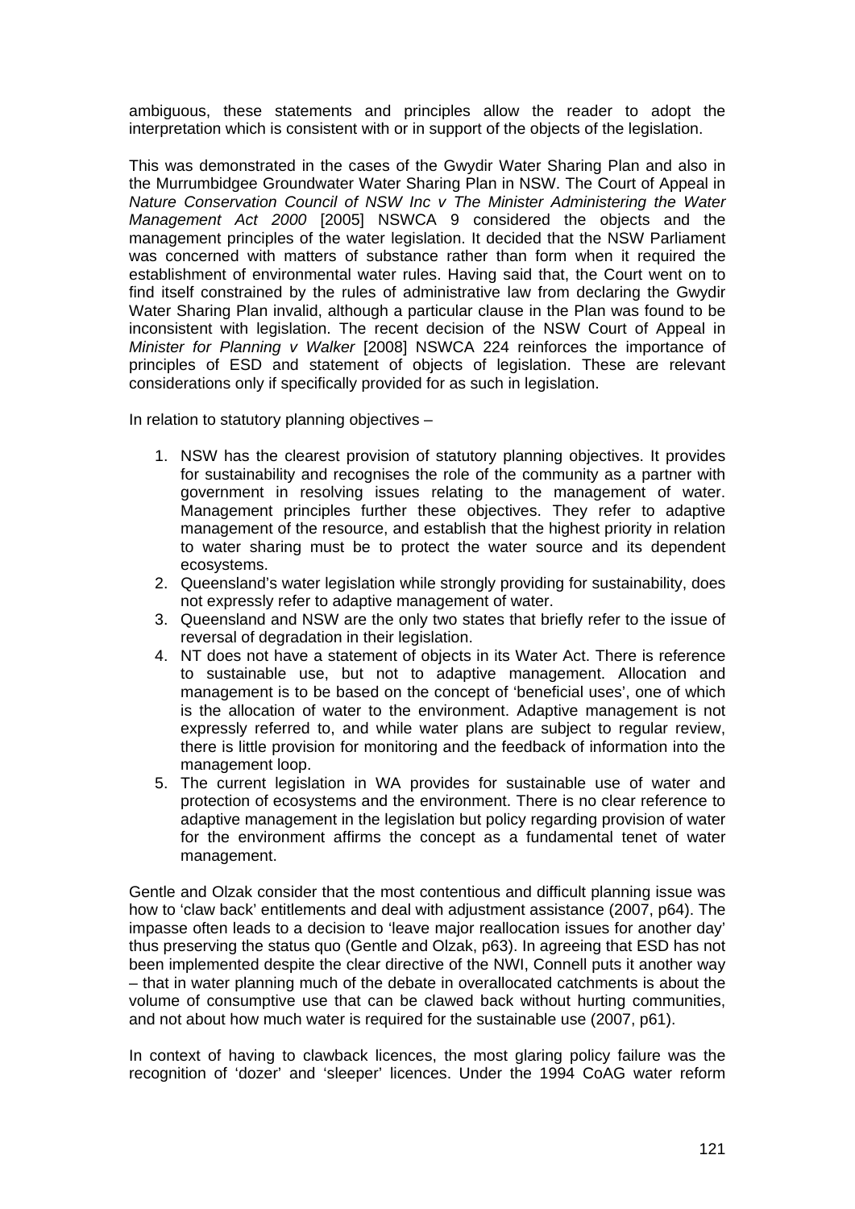ambiguous, these statements and principles allow the reader to adopt the interpretation which is consistent with or in support of the objects of the legislation.

This was demonstrated in the cases of the Gwydir Water Sharing Plan and also in the Murrumbidgee Groundwater Water Sharing Plan in NSW. The Court of Appeal in *Nature Conservation Council of NSW Inc v The Minister Administering the Water Management Act 2000* [2005] NSWCA 9 considered the objects and the management principles of the water legislation. It decided that the NSW Parliament was concerned with matters of substance rather than form when it required the establishment of environmental water rules. Having said that, the Court went on to find itself constrained by the rules of administrative law from declaring the Gwydir Water Sharing Plan invalid, although a particular clause in the Plan was found to be inconsistent with legislation. The recent decision of the NSW Court of Appeal in *Minister for Planning v Walker* [2008] NSWCA 224 reinforces the importance of principles of ESD and statement of objects of legislation. These are relevant considerations only if specifically provided for as such in legislation.

In relation to statutory planning objectives –

1. NSW has the clearest provision of statutory planning objectives. It provides for sustainability and recognises the role of the community as a partner with government in resolving issues relating to the management of water. Management principles further these objectives. They refer to adaptive management of the resource, and establish that the highest priority in relation to water sharing must be to protect the water source and its dependent ecosystems.
2. Queensland's water legislation while strongly providing for sustainability, does not expressly refer to adaptive management of water.
3. Queensland and NSW are the only two states that briefly refer to the issue of reversal of degradation in their legislation.
4. NT does not have a statement of objects in its Water Act. There is reference to sustainable use, but not to adaptive management. Allocation and management is to be based on the concept of 'beneficial uses', one of which is the allocation of water to the environment. Adaptive management is not expressly referred to, and while water plans are subject to regular review, there is little provision for monitoring and the feedback of information into the management loop.
5. The current legislation in WA provides for sustainable use of water and protection of ecosystems and the environment. There is no clear reference to adaptive management in the legislation but policy regarding provision of water for the environment affirms the concept as a fundamental tenet of water management.

Gentle and Olzak consider that the most contentious and difficult planning issue was how to 'claw back' entitlements and deal with adjustment assistance (2007, p64). The impasse often leads to a decision to 'leave major reallocation issues for another day' thus preserving the status quo (Gentle and Olzak, p63). In agreeing that ESD has not been implemented despite the clear directive of the NWI, Connell puts it another way – that in water planning much of the debate in overallocated catchments is about the volume of consumptive use that can be clawed back without hurting communities, and not about how much water is required for the sustainable use (2007, p61).

In context of having to clawback licences, the most glaring policy failure was the recognition of 'dozer' and 'sleeper' licences. Under the 1994 CoAG water reform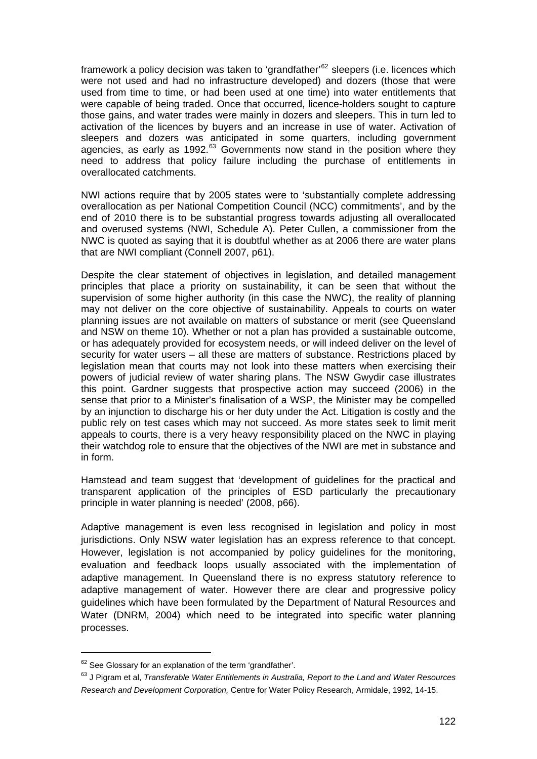framework a policy decision was taken to 'grandfather'[62] sleepers (i.e. licences which were not used and had no infrastructure developed) and dozers (those that were used from time to time, or had been used at one time) into water entitlements that were capable of being traded. Once that occurred, licence-holders sought to capture those gains, and water trades were mainly in dozers and sleepers. This in turn led to activation of the licences by buyers and an increase in use of water. Activation of sleepers and dozers was anticipated in some quarters, including government agencies, as early as 1992.[63] Governments now stand in the position where they need to address that policy failure including the purchase of entitlements in overallocated catchments.

NWI actions require that by 2005 states were to 'substantially complete addressing overallocation as per National Competition Council (NCC) commitments', and by the end of 2010 there is to be substantial progress towards adjusting all overallocated and overused systems (NWI, Schedule A). Peter Cullen, a commissioner from the NWC is quoted as saying that it is doubtful whether as at 2006 there are water plans that are NWI compliant (Connell 2007, p61).

Despite the clear statement of objectives in legislation, and detailed management principles that place a priority on sustainability, it can be seen that without the supervision of some higher authority (in this case the NWC), the reality of planning may not deliver on the core objective of sustainability. Appeals to courts on water planning issues are not available on matters of substance or merit (see Queensland and NSW on theme 10). Whether or not a plan has provided a sustainable outcome, or has adequately provided for ecosystem needs, or will indeed deliver on the level of security for water users – all these are matters of substance. Restrictions placed by legislation mean that courts may not look into these matters when exercising their powers of judicial review of water sharing plans. The NSW Gwydir case illustrates this point. Gardner suggests that prospective action may succeed (2006) in the sense that prior to a Minister's finalisation of a WSP, the Minister may be compelled by an injunction to discharge his or her duty under the Act. Litigation is costly and the public rely on test cases which may not succeed. As more states seek to limit merit appeals to courts, there is a very heavy responsibility placed on the NWC in playing their watchdog role to ensure that the objectives of the NWI are met in substance and in form.

Hamstead and team suggest that 'development of guidelines for the practical and transparent application of the principles of ESD particularly the precautionary principle in water planning is needed' (2008, p66).

Adaptive management is even less recognised in legislation and policy in most jurisdictions. Only NSW water legislation has an express reference to that concept. However, legislation is not accompanied by policy guidelines for the monitoring, evaluation and feedback loops usually associated with the implementation of adaptive management. In Queensland there is no express statutory reference to adaptive management of water. However there are clear and progressive policy guidelines which have been formulated by the Department of Natural Resources and Water (DNRM, 2004) which need to be integrated into specific water planning processes.

---

[62] See Glossary for an explanation of the term 'grandfather'.

[63] J Pigram et al, *Transferable Water Entitlements in Australia, Report to the Land and Water Resources Research and Development Corporation,* Centre for Water Policy Research, Armidale, 1992, 14-15.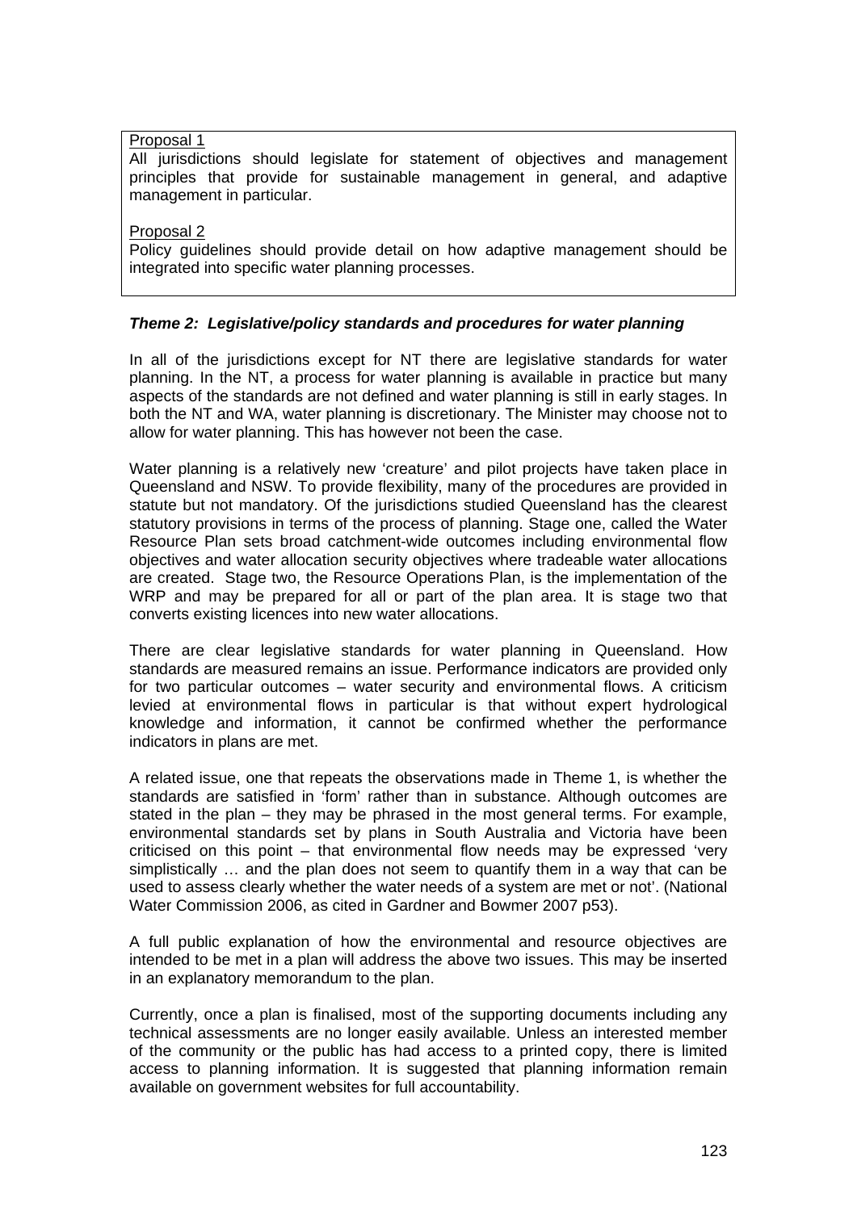Proposal 1

All jurisdictions should legislate for statement of objectives and management principles that provide for sustainable management in general, and adaptive management in particular.

Proposal 2

Policy guidelines should provide detail on how adaptive management should be integrated into specific water planning processes.

### *Theme 2: Legislative/policy standards and procedures for water planning*

In all of the jurisdictions except for NT there are legislative standards for water planning. In the NT, a process for water planning is available in practice but many aspects of the standards are not defined and water planning is still in early stages. In both the NT and WA, water planning is discretionary. The Minister may choose not to allow for water planning. This has however not been the case.

Water planning is a relatively new 'creature' and pilot projects have taken place in Queensland and NSW. To provide flexibility, many of the procedures are provided in statute but not mandatory. Of the jurisdictions studied Queensland has the clearest statutory provisions in terms of the process of planning. Stage one, called the Water Resource Plan sets broad catchment-wide outcomes including environmental flow objectives and water allocation security objectives where tradeable water allocations are created. Stage two, the Resource Operations Plan, is the implementation of the WRP and may be prepared for all or part of the plan area. It is stage two that converts existing licences into new water allocations.

There are clear legislative standards for water planning in Queensland. How standards are measured remains an issue. Performance indicators are provided only for two particular outcomes – water security and environmental flows. A criticism levied at environmental flows in particular is that without expert hydrological knowledge and information, it cannot be confirmed whether the performance indicators in plans are met.

A related issue, one that repeats the observations made in Theme 1, is whether the standards are satisfied in 'form' rather than in substance. Although outcomes are stated in the plan – they may be phrased in the most general terms. For example, environmental standards set by plans in South Australia and Victoria have been criticised on this point – that environmental flow needs may be expressed 'very simplistically … and the plan does not seem to quantify them in a way that can be used to assess clearly whether the water needs of a system are met or not'. (National Water Commission 2006, as cited in Gardner and Bowmer 2007 p53).

A full public explanation of how the environmental and resource objectives are intended to be met in a plan will address the above two issues. This may be inserted in an explanatory memorandum to the plan.

Currently, once a plan is finalised, most of the supporting documents including any technical assessments are no longer easily available. Unless an interested member of the community or the public has had access to a printed copy, there is limited access to planning information. It is suggested that planning information remain available on government websites for full accountability.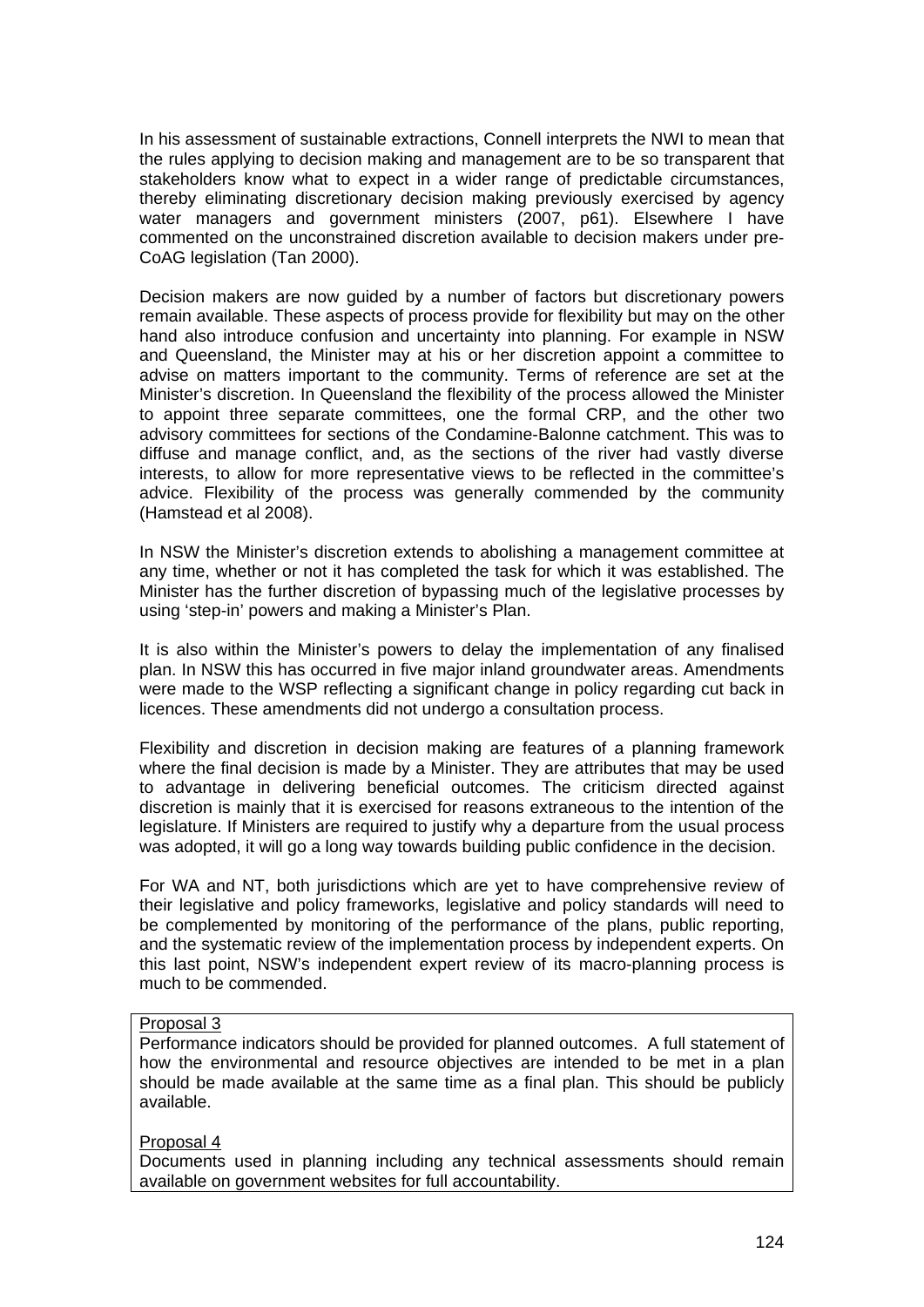In his assessment of sustainable extractions, Connell interprets the NWI to mean that the rules applying to decision making and management are to be so transparent that stakeholders know what to expect in a wider range of predictable circumstances, thereby eliminating discretionary decision making previously exercised by agency water managers and government ministers (2007, p61). Elsewhere I have commented on the unconstrained discretion available to decision makers under pre-CoAG legislation (Tan 2000).

Decision makers are now guided by a number of factors but discretionary powers remain available. These aspects of process provide for flexibility but may on the other hand also introduce confusion and uncertainty into planning. For example in NSW and Queensland, the Minister may at his or her discretion appoint a committee to advise on matters important to the community. Terms of reference are set at the Minister's discretion. In Queensland the flexibility of the process allowed the Minister to appoint three separate committees, one the formal CRP, and the other two advisory committees for sections of the Condamine-Balonne catchment. This was to diffuse and manage conflict, and, as the sections of the river had vastly diverse interests, to allow for more representative views to be reflected in the committee's advice. Flexibility of the process was generally commended by the community (Hamstead et al 2008).

In NSW the Minister's discretion extends to abolishing a management committee at any time, whether or not it has completed the task for which it was established. The Minister has the further discretion of bypassing much of the legislative processes by using 'step-in' powers and making a Minister's Plan.

It is also within the Minister's powers to delay the implementation of any finalised plan. In NSW this has occurred in five major inland groundwater areas. Amendments were made to the WSP reflecting a significant change in policy regarding cut back in licences. These amendments did not undergo a consultation process.

Flexibility and discretion in decision making are features of a planning framework where the final decision is made by a Minister. They are attributes that may be used to advantage in delivering beneficial outcomes. The criticism directed against discretion is mainly that it is exercised for reasons extraneous to the intention of the legislature. If Ministers are required to justify why a departure from the usual process was adopted, it will go a long way towards building public confidence in the decision.

For WA and NT, both jurisdictions which are yet to have comprehensive review of their legislative and policy frameworks, legislative and policy standards will need to be complemented by monitoring of the performance of the plans, public reporting, and the systematic review of the implementation process by independent experts. On this last point, NSW's independent expert review of its macro-planning process is much to be commended.

Proposal 3

Performance indicators should be provided for planned outcomes. A full statement of how the environmental and resource objectives are intended to be met in a plan should be made available at the same time as a final plan. This should be publicly available.

Proposal 4

Documents used in planning including any technical assessments should remain available on government websites for full accountability.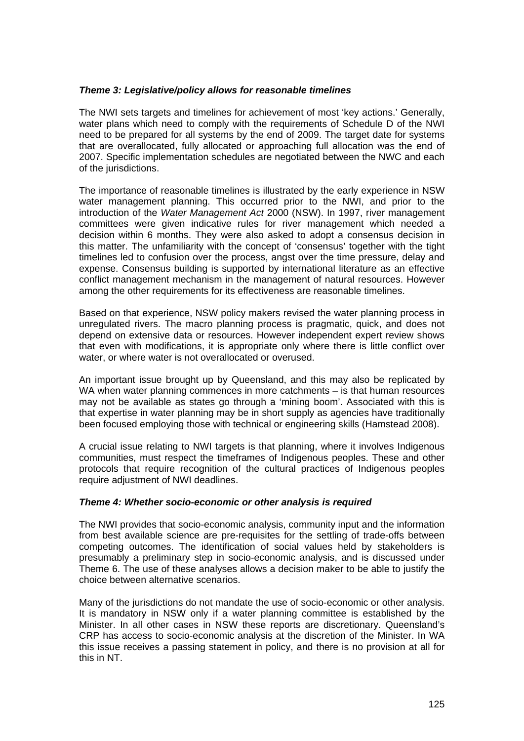***Theme 3: Legislative/policy allows for reasonable timelines***

The NWI sets targets and timelines for achievement of most 'key actions.' Generally, water plans which need to comply with the requirements of Schedule D of the NWI need to be prepared for all systems by the end of 2009. The target date for systems that are overallocated, fully allocated or approaching full allocation was the end of 2007. Specific implementation schedules are negotiated between the NWC and each of the jurisdictions.

The importance of reasonable timelines is illustrated by the early experience in NSW water management planning. This occurred prior to the NWI, and prior to the introduction of the *Water Management Act* 2000 (NSW). In 1997, river management committees were given indicative rules for river management which needed a decision within 6 months. They were also asked to adopt a consensus decision in this matter. The unfamiliarity with the concept of 'consensus' together with the tight timelines led to confusion over the process, angst over the time pressure, delay and expense. Consensus building is supported by international literature as an effective conflict management mechanism in the management of natural resources. However among the other requirements for its effectiveness are reasonable timelines.

Based on that experience, NSW policy makers revised the water planning process in unregulated rivers. The macro planning process is pragmatic, quick, and does not depend on extensive data or resources. However independent expert review shows that even with modifications, it is appropriate only where there is little conflict over water, or where water is not overallocated or overused.

An important issue brought up by Queensland, and this may also be replicated by WA when water planning commences in more catchments – is that human resources may not be available as states go through a 'mining boom'. Associated with this is that expertise in water planning may be in short supply as agencies have traditionally been focused employing those with technical or engineering skills (Hamstead 2008).

A crucial issue relating to NWI targets is that planning, where it involves Indigenous communities, must respect the timeframes of Indigenous peoples. These and other protocols that require recognition of the cultural practices of Indigenous peoples require adjustment of NWI deadlines.

***Theme 4: Whether socio-economic or other analysis is required***

The NWI provides that socio-economic analysis, community input and the information from best available science are pre-requisites for the settling of trade-offs between competing outcomes. The identification of social values held by stakeholders is presumably a preliminary step in socio-economic analysis, and is discussed under Theme 6. The use of these analyses allows a decision maker to be able to justify the choice between alternative scenarios.

Many of the jurisdictions do not mandate the use of socio-economic or other analysis. It is mandatory in NSW only if a water planning committee is established by the Minister. In all other cases in NSW these reports are discretionary. Queensland's CRP has access to socio-economic analysis at the discretion of the Minister. In WA this issue receives a passing statement in policy, and there is no provision at all for this in NT.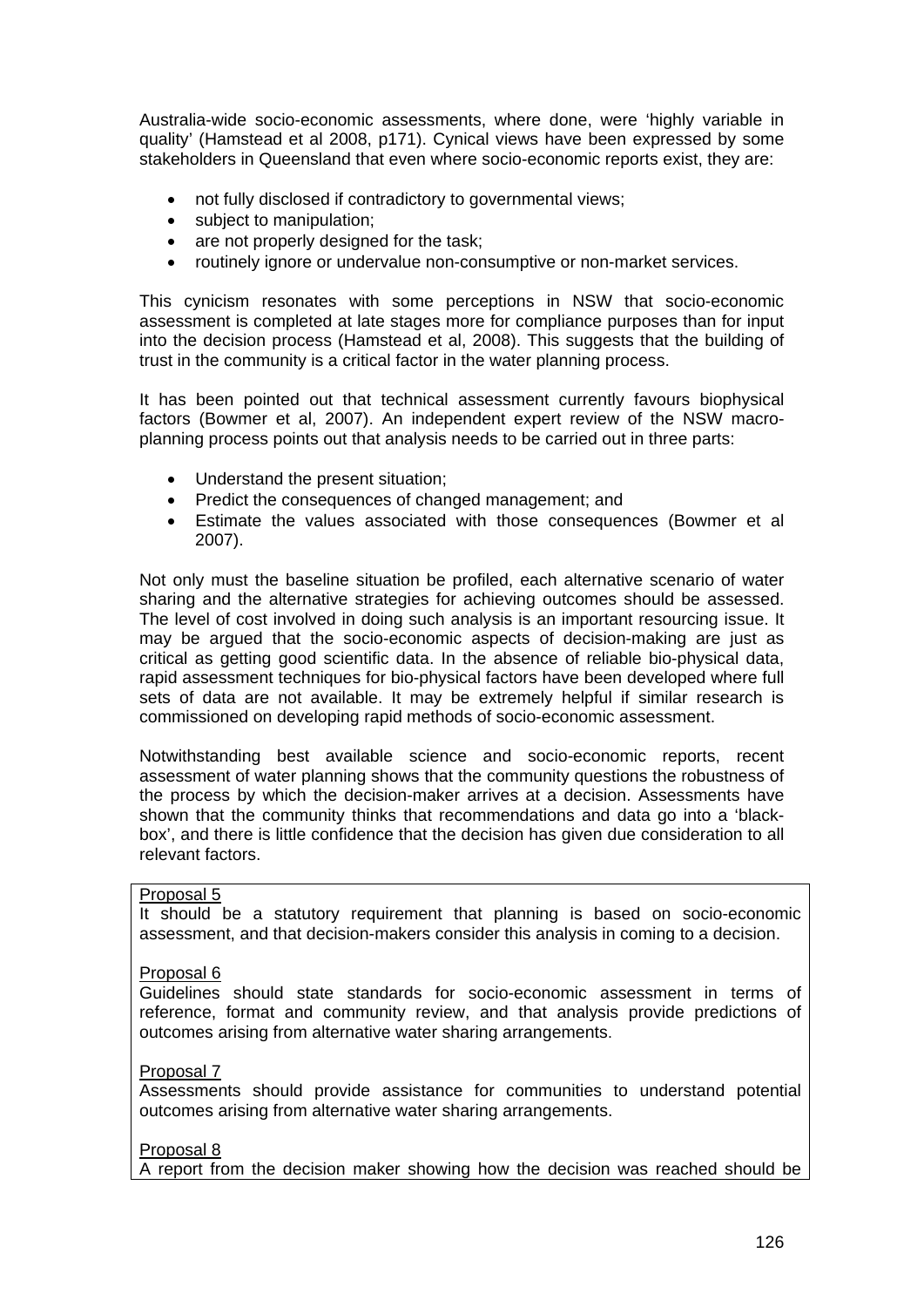Australia-wide socio-economic assessments, where done, were 'highly variable in quality' (Hamstead et al 2008, p171). Cynical views have been expressed by some stakeholders in Queensland that even where socio-economic reports exist, they are:

- not fully disclosed if contradictory to governmental views;
- subject to manipulation;
- are not properly designed for the task;
- routinely ignore or undervalue non-consumptive or non-market services.

This cynicism resonates with some perceptions in NSW that socio-economic assessment is completed at late stages more for compliance purposes than for input into the decision process (Hamstead et al, 2008). This suggests that the building of trust in the community is a critical factor in the water planning process.

It has been pointed out that technical assessment currently favours biophysical factors (Bowmer et al, 2007). An independent expert review of the NSW macro-planning process points out that analysis needs to be carried out in three parts:

- Understand the present situation;
- Predict the consequences of changed management; and
- Estimate the values associated with those consequences (Bowmer et al 2007).

Not only must the baseline situation be profiled, each alternative scenario of water sharing and the alternative strategies for achieving outcomes should be assessed. The level of cost involved in doing such analysis is an important resourcing issue. It may be argued that the socio-economic aspects of decision-making are just as critical as getting good scientific data. In the absence of reliable bio-physical data, rapid assessment techniques for bio-physical factors have been developed where full sets of data are not available. It may be extremely helpful if similar research is commissioned on developing rapid methods of socio-economic assessment.

Notwithstanding best available science and socio-economic reports, recent assessment of water planning shows that the community questions the robustness of the process by which the decision-maker arrives at a decision. Assessments have shown that the community thinks that recommendations and data go into a 'black-box', and there is little confidence that the decision has given due consideration to all relevant factors.

Proposal 5

It should be a statutory requirement that planning is based on socio-economic assessment, and that decision-makers consider this analysis in coming to a decision.

Proposal 6

Guidelines should state standards for socio-economic assessment in terms of reference, format and community review, and that analysis provide predictions of outcomes arising from alternative water sharing arrangements.

Proposal 7

Assessments should provide assistance for communities to understand potential outcomes arising from alternative water sharing arrangements.

Proposal 8

A report from the decision maker showing how the decision was reached should be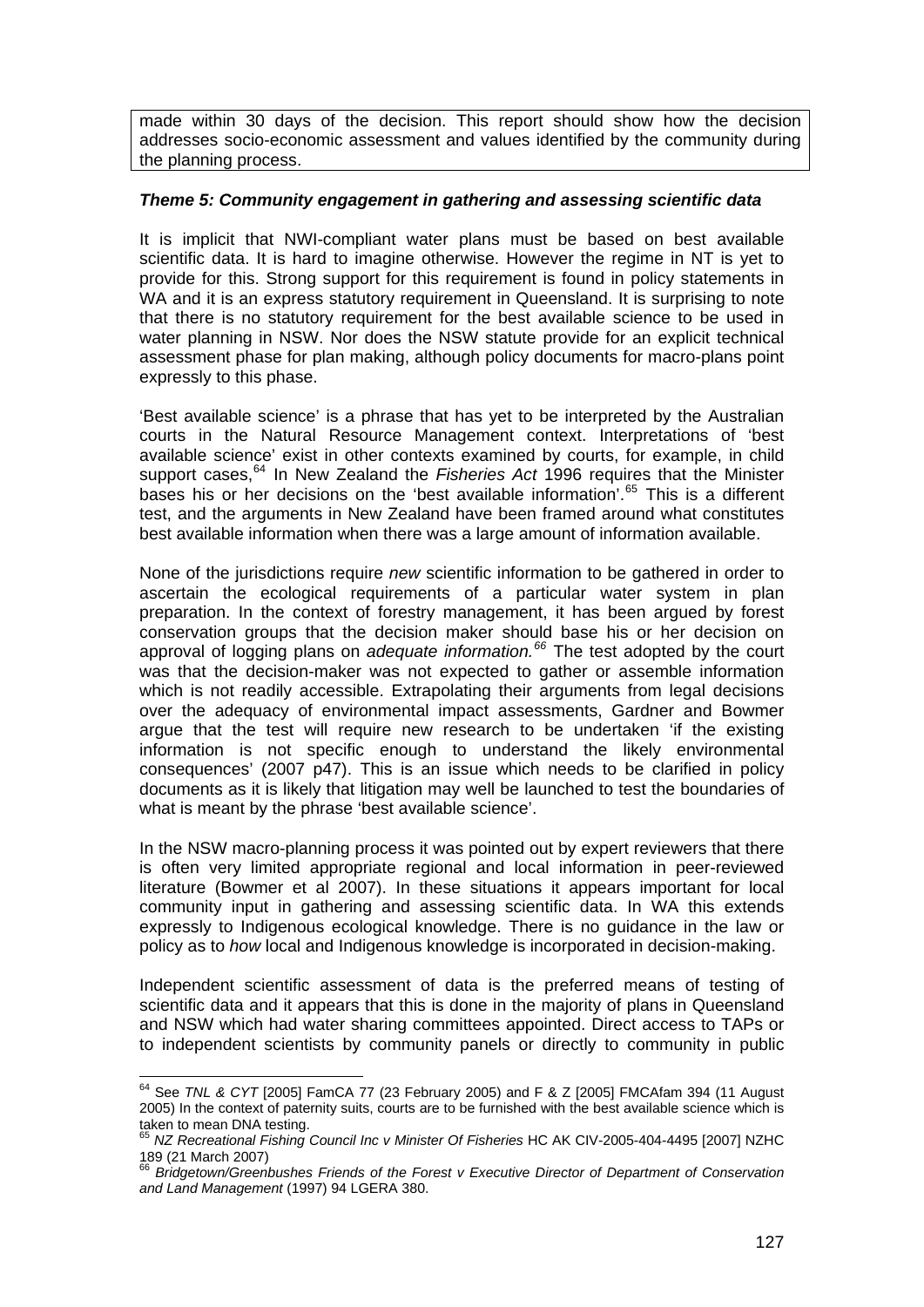made within 30 days of the decision. This report should show how the decision addresses socio-economic assessment and values identified by the community during the planning process.

### *Theme 5: Community engagement in gathering and assessing scientific data*

It is implicit that NWI-compliant water plans must be based on best available scientific data. It is hard to imagine otherwise. However the regime in NT is yet to provide for this. Strong support for this requirement is found in policy statements in WA and it is an express statutory requirement in Queensland. It is surprising to note that there is no statutory requirement for the best available science to be used in water planning in NSW. Nor does the NSW statute provide for an explicit technical assessment phase for plan making, although policy documents for macro-plans point expressly to this phase.

'Best available science' is a phrase that has yet to be interpreted by the Australian courts in the Natural Resource Management context. Interpretations of 'best available science' exist in other contexts examined by courts, for example, in child support cases,[64] In New Zealand the *Fisheries Act* 1996 requires that the Minister bases his or her decisions on the 'best available information'.[65] This is a different test, and the arguments in New Zealand have been framed around what constitutes best available information when there was a large amount of information available.

None of the jurisdictions require *new* scientific information to be gathered in order to ascertain the ecological requirements of a particular water system in plan preparation. In the context of forestry management, it has been argued by forest conservation groups that the decision maker should base his or her decision on approval of logging plans on *adequate information.*[66] The test adopted by the court was that the decision-maker was not expected to gather or assemble information which is not readily accessible. Extrapolating their arguments from legal decisions over the adequacy of environmental impact assessments, Gardner and Bowmer argue that the test will require new research to be undertaken 'if the existing information is not specific enough to understand the likely environmental consequences' (2007 p47). This is an issue which needs to be clarified in policy documents as it is likely that litigation may well be launched to test the boundaries of what is meant by the phrase 'best available science'.

In the NSW macro-planning process it was pointed out by expert reviewers that there is often very limited appropriate regional and local information in peer-reviewed literature (Bowmer et al 2007). In these situations it appears important for local community input in gathering and assessing scientific data. In WA this extends expressly to Indigenous ecological knowledge. There is no guidance in the law or policy as to *how* local and Indigenous knowledge is incorporated in decision-making.

Independent scientific assessment of data is the preferred means of testing of scientific data and it appears that this is done in the majority of plans in Queensland and NSW which had water sharing committees appointed. Direct access to TAPs or to independent scientists by community panels or directly to community in public

---

[64] See *TNL & CYT* [2005] FamCA 77 (23 February 2005) and F & Z [2005] FMCAfam 394 (11 August 2005) In the context of paternity suits, courts are to be furnished with the best available science which is taken to mean DNA testing.

[65] *NZ Recreational Fishing Council Inc v Minister Of Fisheries* HC AK CIV-2005-404-4495 [2007] NZHC 189 (21 March 2007)

[66] *Bridgetown/Greenbushes Friends of the Forest v Executive Director of Department of Conservation and Land Management* (1997) 94 LGERA 380.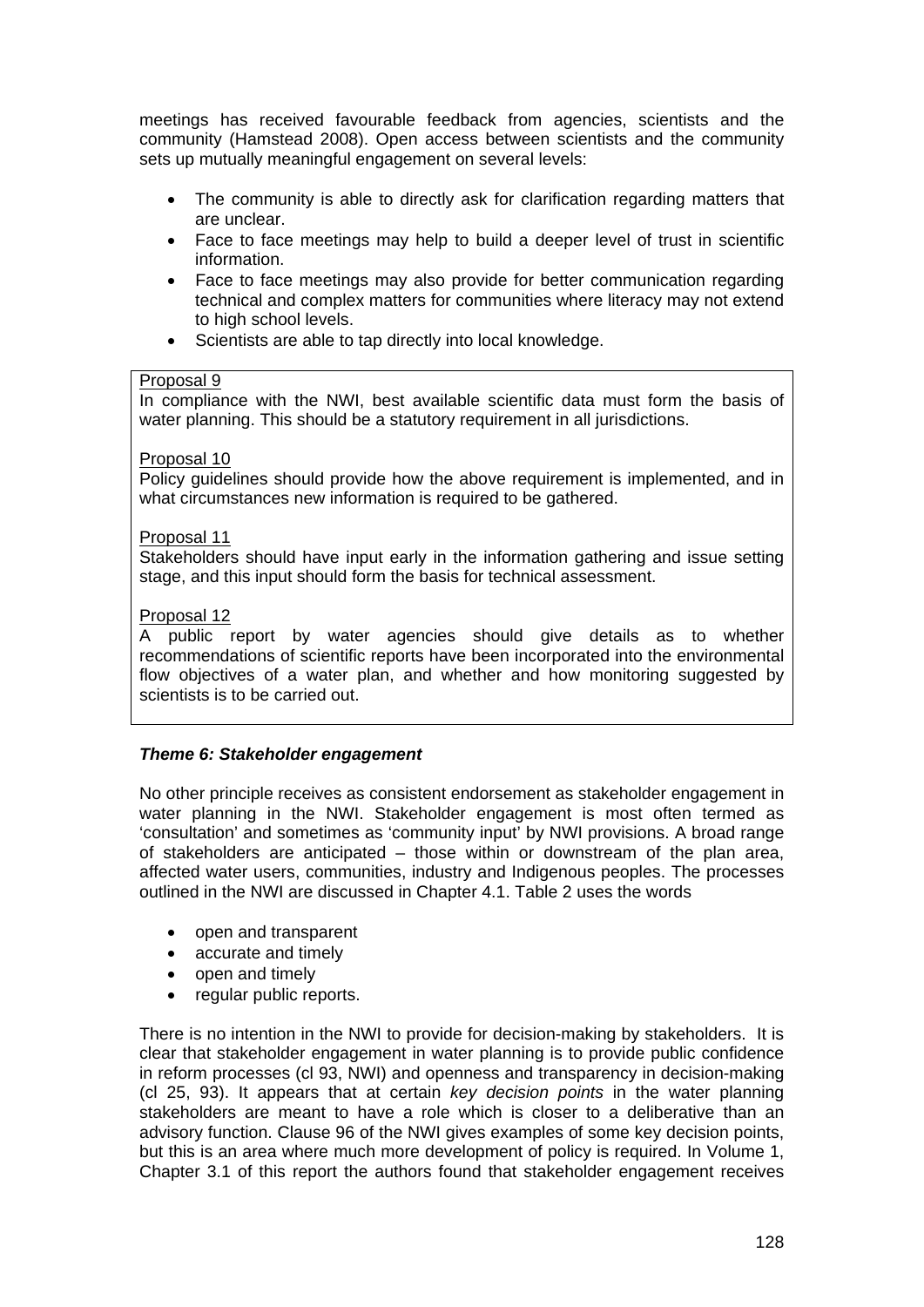meetings has received favourable feedback from agencies, scientists and the community (Hamstead 2008). Open access between scientists and the community sets up mutually meaningful engagement on several levels:

- The community is able to directly ask for clarification regarding matters that are unclear.
- Face to face meetings may help to build a deeper level of trust in scientific information.
- Face to face meetings may also provide for better communication regarding technical and complex matters for communities where literacy may not extend to high school levels.
- Scientists are able to tap directly into local knowledge.

> Proposal 9
> In compliance with the NWI, best available scientific data must form the basis of water planning. This should be a statutory requirement in all jurisdictions.
>
> Proposal 10
> Policy guidelines should provide how the above requirement is implemented, and in what circumstances new information is required to be gathered.
>
> Proposal 11
> Stakeholders should have input early in the information gathering and issue setting stage, and this input should form the basis for technical assessment.
>
> Proposal 12
> A public report by water agencies should give details as to whether recommendations of scientific reports have been incorporated into the environmental flow objectives of a water plan, and whether and how monitoring suggested by scientists is to be carried out.

### *Theme 6: Stakeholder engagement*

No other principle receives as consistent endorsement as stakeholder engagement in water planning in the NWI. Stakeholder engagement is most often termed as 'consultation' and sometimes as 'community input' by NWI provisions. A broad range of stakeholders are anticipated – those within or downstream of the plan area, affected water users, communities, industry and Indigenous peoples. The processes outlined in the NWI are discussed in Chapter 4.1. Table 2 uses the words

- open and transparent
- accurate and timely
- open and timely
- regular public reports.

There is no intention in the NWI to provide for decision-making by stakeholders. It is clear that stakeholder engagement in water planning is to provide public confidence in reform processes (cl 93, NWI) and openness and transparency in decision-making (cl 25, 93). It appears that at certain *key decision points* in the water planning stakeholders are meant to have a role which is closer to a deliberative than an advisory function. Clause 96 of the NWI gives examples of some key decision points, but this is an area where much more development of policy is required. In Volume 1, Chapter 3.1 of this report the authors found that stakeholder engagement receives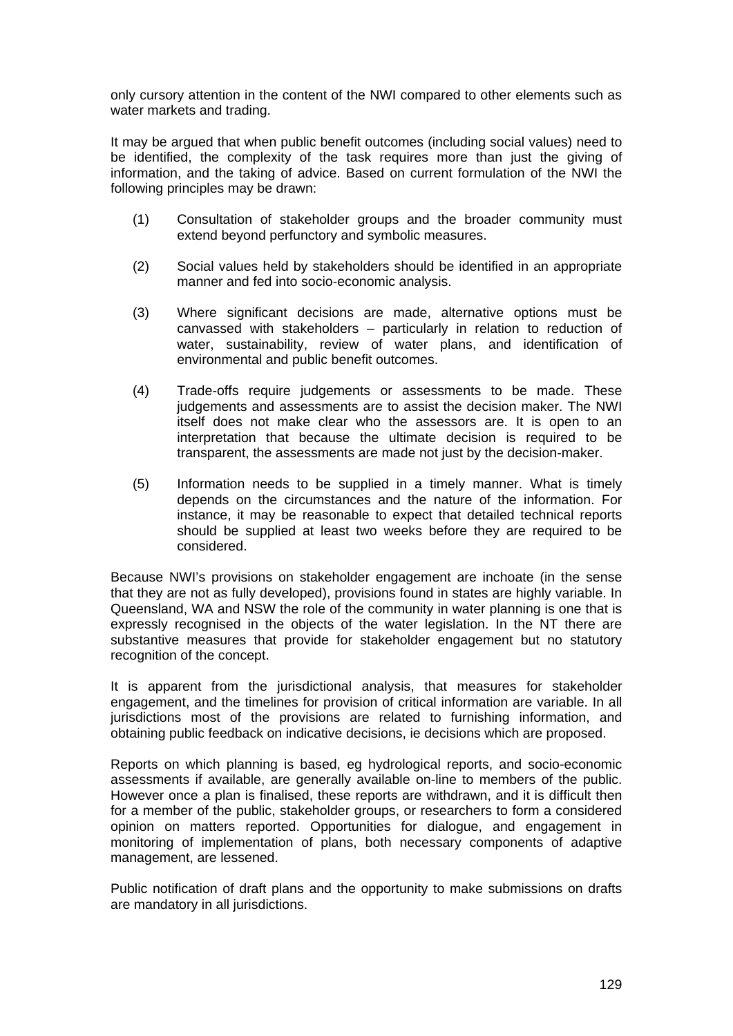only cursory attention in the content of the NWI compared to other elements such as water markets and trading.

It may be argued that when public benefit outcomes (including social values) need to be identified, the complexity of the task requires more than just the giving of information, and the taking of advice. Based on current formulation of the NWI the following principles may be drawn:

(1) Consultation of stakeholder groups and the broader community must extend beyond perfunctory and symbolic measures.

(2) Social values held by stakeholders should be identified in an appropriate manner and fed into socio-economic analysis.

(3) Where significant decisions are made, alternative options must be canvassed with stakeholders – particularly in relation to reduction of water, sustainability, review of water plans, and identification of environmental and public benefit outcomes.

(4) Trade-offs require judgements or assessments to be made. These judgements and assessments are to assist the decision maker. The NWI itself does not make clear who the assessors are. It is open to an interpretation that because the ultimate decision is required to be transparent, the assessments are made not just by the decision-maker.

(5) Information needs to be supplied in a timely manner. What is timely depends on the circumstances and the nature of the information. For instance, it may be reasonable to expect that detailed technical reports should be supplied at least two weeks before they are required to be considered.

Because NWI's provisions on stakeholder engagement are inchoate (in the sense that they are not as fully developed), provisions found in states are highly variable. In Queensland, WA and NSW the role of the community in water planning is one that is expressly recognised in the objects of the water legislation. In the NT there are substantive measures that provide for stakeholder engagement but no statutory recognition of the concept.

It is apparent from the jurisdictional analysis, that measures for stakeholder engagement, and the timelines for provision of critical information are variable. In all jurisdictions most of the provisions are related to furnishing information, and obtaining public feedback on indicative decisions, ie decisions which are proposed.

Reports on which planning is based, eg hydrological reports, and socio-economic assessments if available, are generally available on-line to members of the public. However once a plan is finalised, these reports are withdrawn, and it is difficult then for a member of the public, stakeholder groups, or researchers to form a considered opinion on matters reported. Opportunities for dialogue, and engagement in monitoring of implementation of plans, both necessary components of adaptive management, are lessened.

Public notification of draft plans and the opportunity to make submissions on drafts are mandatory in all jurisdictions.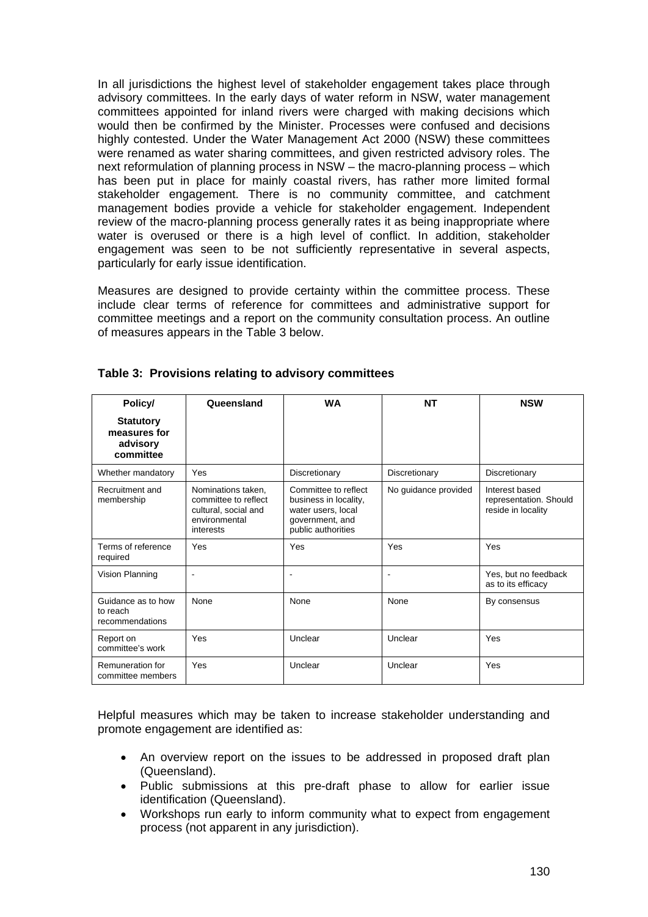In all jurisdictions the highest level of stakeholder engagement takes place through advisory committees. In the early days of water reform in NSW, water management committees appointed for inland rivers were charged with making decisions which would then be confirmed by the Minister. Processes were confused and decisions highly contested. Under the Water Management Act 2000 (NSW) these committees were renamed as water sharing committees, and given restricted advisory roles. The next reformulation of planning process in NSW – the macro-planning process – which has been put in place for mainly coastal rivers, has rather more limited formal stakeholder engagement. There is no community committee, and catchment management bodies provide a vehicle for stakeholder engagement. Independent review of the macro-planning process generally rates it as being inappropriate where water is overused or there is a high level of conflict. In addition, stakeholder engagement was seen to be not sufficiently representative in several aspects, particularly for early issue identification.

Measures are designed to provide certainty within the committee process. These include clear terms of reference for committees and administrative support for committee meetings and a report on the community consultation process. An outline of measures appears in the Table 3 below.

**Table 3: Provisions relating to advisory committees**

| Policy/ **Statutory measures for advisory committee** | Queensland | WA | NT | NSW |
|---|---|---|---|---|
| Whether mandatory | Yes | Discretionary | Discretionary | Discretionary |
| Recruitment and membership | Nominations taken, committee to reflect cultural, social and environmental interests | Committee to reflect business in locality, water users, local government, and public authorities | No guidance provided | Interest based representation. Should reside in locality |
| Terms of reference required | Yes | Yes | Yes | Yes |
| Vision Planning | - | - | - | Yes, but no feedback as to its efficacy |
| Guidance as to how to reach recommendations | None | None | None | By consensus |
| Report on committee's work | Yes | Unclear | Unclear | Yes |
| Remuneration for committee members | Yes | Unclear | Unclear | Yes |

Helpful measures which may be taken to increase stakeholder understanding and promote engagement are identified as:

- An overview report on the issues to be addressed in proposed draft plan (Queensland).
- Public submissions at this pre-draft phase to allow for earlier issue identification (Queensland).
- Workshops run early to inform community what to expect from engagement process (not apparent in any jurisdiction).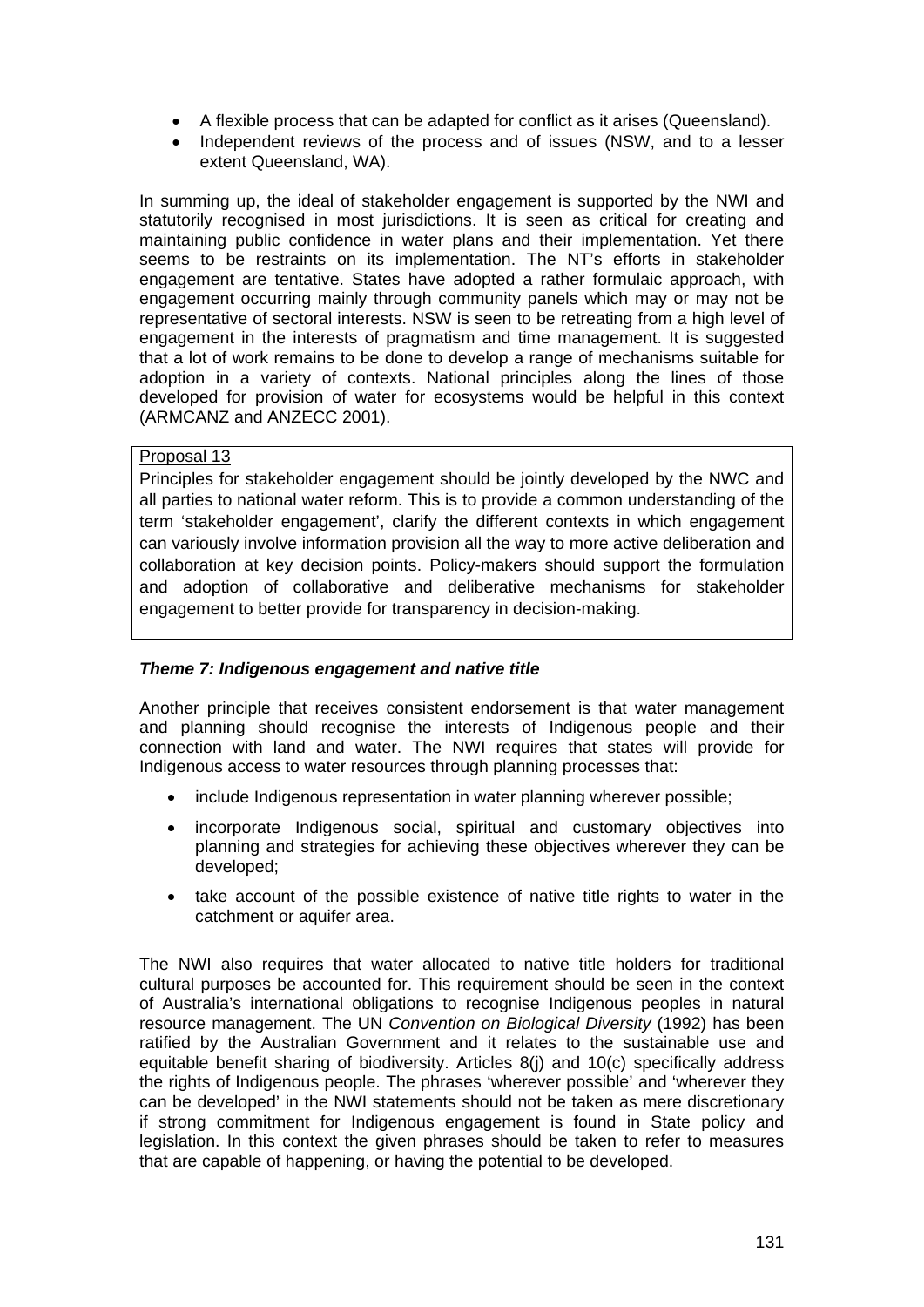- A flexible process that can be adapted for conflict as it arises (Queensland).
- Independent reviews of the process and of issues (NSW, and to a lesser extent Queensland, WA).

In summing up, the ideal of stakeholder engagement is supported by the NWI and statutorily recognised in most jurisdictions. It is seen as critical for creating and maintaining public confidence in water plans and their implementation. Yet there seems to be restraints on its implementation. The NT's efforts in stakeholder engagement are tentative. States have adopted a rather formulaic approach, with engagement occurring mainly through community panels which may or may not be representative of sectoral interests. NSW is seen to be retreating from a high level of engagement in the interests of pragmatism and time management. It is suggested that a lot of work remains to be done to develop a range of mechanisms suitable for adoption in a variety of contexts. National principles along the lines of those developed for provision of water for ecosystems would be helpful in this context (ARMCANZ and ANZECC 2001).

> Proposal 13
>
> Principles for stakeholder engagement should be jointly developed by the NWC and all parties to national water reform. This is to provide a common understanding of the term 'stakeholder engagement', clarify the different contexts in which engagement can variously involve information provision all the way to more active deliberation and collaboration at key decision points. Policy-makers should support the formulation and adoption of collaborative and deliberative mechanisms for stakeholder engagement to better provide for transparency in decision-making.

### *Theme 7: Indigenous engagement and native title*

Another principle that receives consistent endorsement is that water management and planning should recognise the interests of Indigenous people and their connection with land and water. The NWI requires that states will provide for Indigenous access to water resources through planning processes that:

- include Indigenous representation in water planning wherever possible;
- incorporate Indigenous social, spiritual and customary objectives into planning and strategies for achieving these objectives wherever they can be developed;
- take account of the possible existence of native title rights to water in the catchment or aquifer area.

The NWI also requires that water allocated to native title holders for traditional cultural purposes be accounted for. This requirement should be seen in the context of Australia's international obligations to recognise Indigenous peoples in natural resource management. The UN *Convention on Biological Diversity* (1992) has been ratified by the Australian Government and it relates to the sustainable use and equitable benefit sharing of biodiversity. Articles 8(j) and 10(c) specifically address the rights of Indigenous people. The phrases 'wherever possible' and 'wherever they can be developed' in the NWI statements should not be taken as mere discretionary if strong commitment for Indigenous engagement is found in State policy and legislation. In this context the given phrases should be taken to refer to measures that are capable of happening, or having the potential to be developed.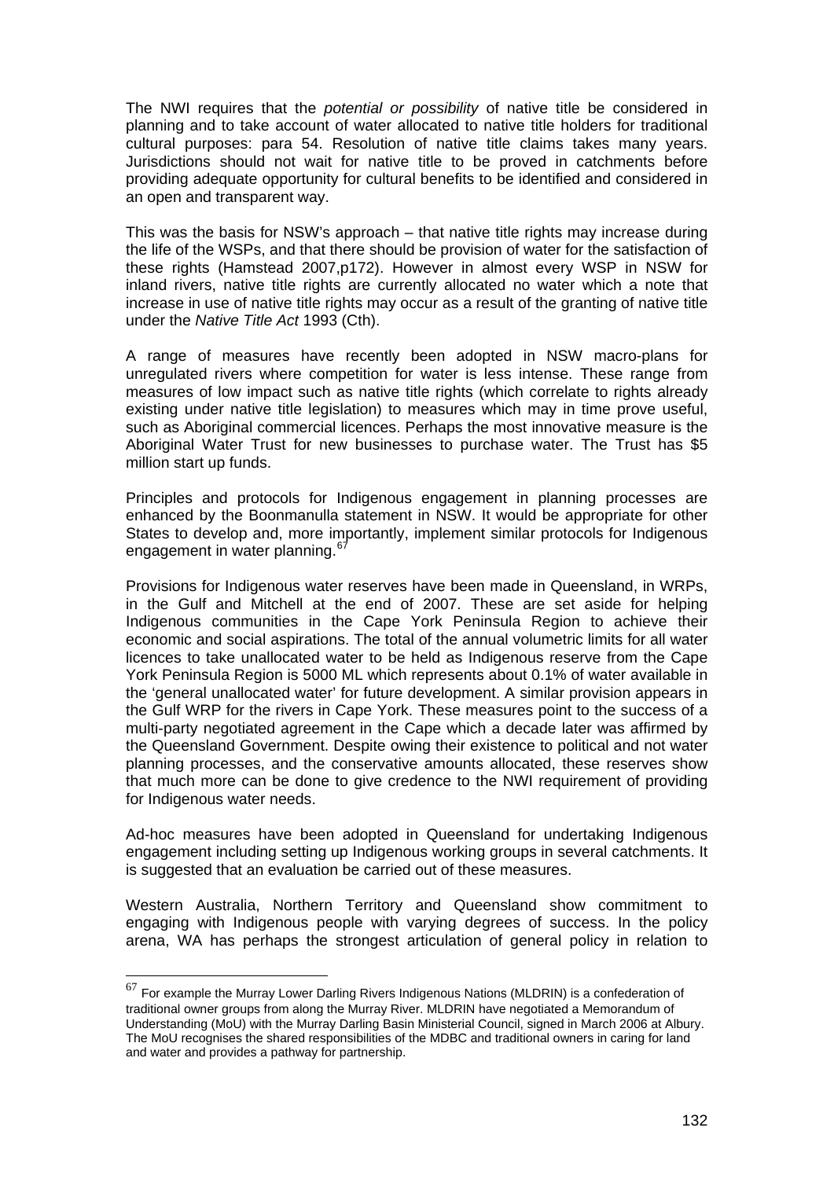The NWI requires that the *potential or possibility* of native title be considered in planning and to take account of water allocated to native title holders for traditional cultural purposes: para 54. Resolution of native title claims takes many years. Jurisdictions should not wait for native title to be proved in catchments before providing adequate opportunity for cultural benefits to be identified and considered in an open and transparent way.

This was the basis for NSW's approach – that native title rights may increase during the life of the WSPs, and that there should be provision of water for the satisfaction of these rights (Hamstead 2007,p172). However in almost every WSP in NSW for inland rivers, native title rights are currently allocated no water which a note that increase in use of native title rights may occur as a result of the granting of native title under the *Native Title Act* 1993 (Cth).

A range of measures have recently been adopted in NSW macro-plans for unregulated rivers where competition for water is less intense. These range from measures of low impact such as native title rights (which correlate to rights already existing under native title legislation) to measures which may in time prove useful, such as Aboriginal commercial licences. Perhaps the most innovative measure is the Aboriginal Water Trust for new businesses to purchase water. The Trust has $5 million start up funds.

Principles and protocols for Indigenous engagement in planning processes are enhanced by the Boonmanulla statement in NSW. It would be appropriate for other States to develop and, more importantly, implement similar protocols for Indigenous engagement in water planning.[67]

Provisions for Indigenous water reserves have been made in Queensland, in WRPs, in the Gulf and Mitchell at the end of 2007. These are set aside for helping Indigenous communities in the Cape York Peninsula Region to achieve their economic and social aspirations. The total of the annual volumetric limits for all water licences to take unallocated water to be held as Indigenous reserve from the Cape York Peninsula Region is 5000 ML which represents about 0.1% of water available in the 'general unallocated water' for future development. A similar provision appears in the Gulf WRP for the rivers in Cape York. These measures point to the success of a multi-party negotiated agreement in the Cape which a decade later was affirmed by the Queensland Government. Despite owing their existence to political and not water planning processes, and the conservative amounts allocated, these reserves show that much more can be done to give credence to the NWI requirement of providing for Indigenous water needs.

Ad-hoc measures have been adopted in Queensland for undertaking Indigenous engagement including setting up Indigenous working groups in several catchments. It is suggested that an evaluation be carried out of these measures.

Western Australia, Northern Territory and Queensland show commitment to engaging with Indigenous people with varying degrees of success. In the policy arena, WA has perhaps the strongest articulation of general policy in relation to

---

[67] For example the Murray Lower Darling Rivers Indigenous Nations (MLDRIN) is a confederation of traditional owner groups from along the Murray River. MLDRIN have negotiated a Memorandum of Understanding (MoU) with the Murray Darling Basin Ministerial Council, signed in March 2006 at Albury. The MoU recognises the shared responsibilities of the MDBC and traditional owners in caring for land and water and provides a pathway for partnership.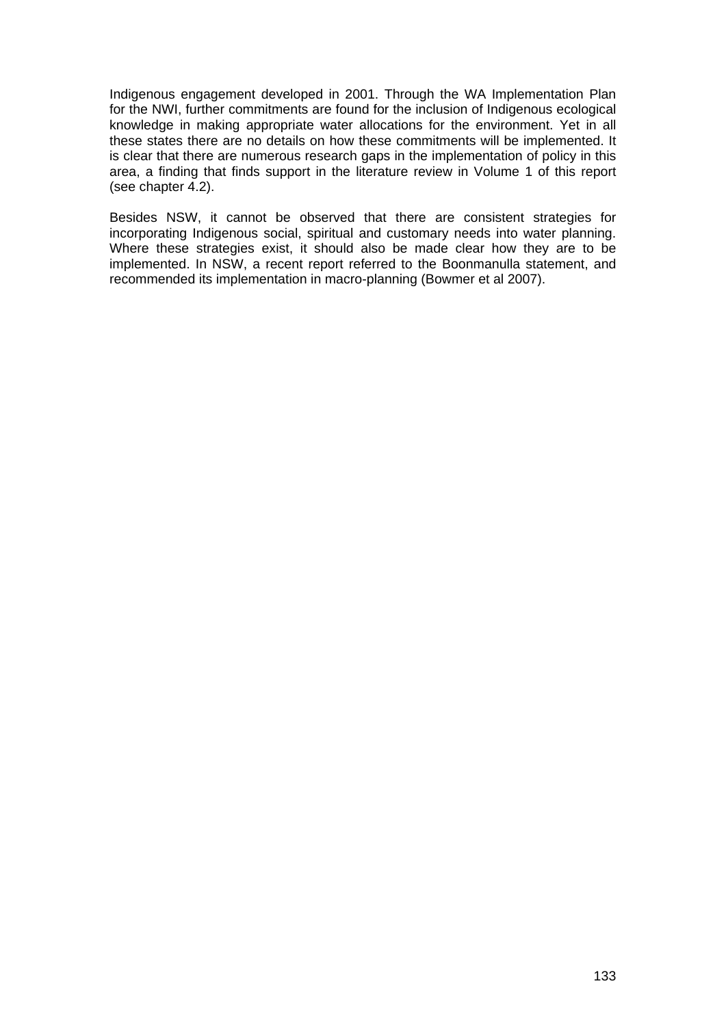Indigenous engagement developed in 2001. Through the WA Implementation Plan for the NWI, further commitments are found for the inclusion of Indigenous ecological knowledge in making appropriate water allocations for the environment. Yet in all these states there are no details on how these commitments will be implemented. It is clear that there are numerous research gaps in the implementation of policy in this area, a finding that finds support in the literature review in Volume 1 of this report (see chapter 4.2).

Besides NSW, it cannot be observed that there are consistent strategies for incorporating Indigenous social, spiritual and customary needs into water planning. Where these strategies exist, it should also be made clear how they are to be implemented. In NSW, a recent report referred to the Boonmanulla statement, and recommended its implementation in macro-planning (Bowmer et al 2007).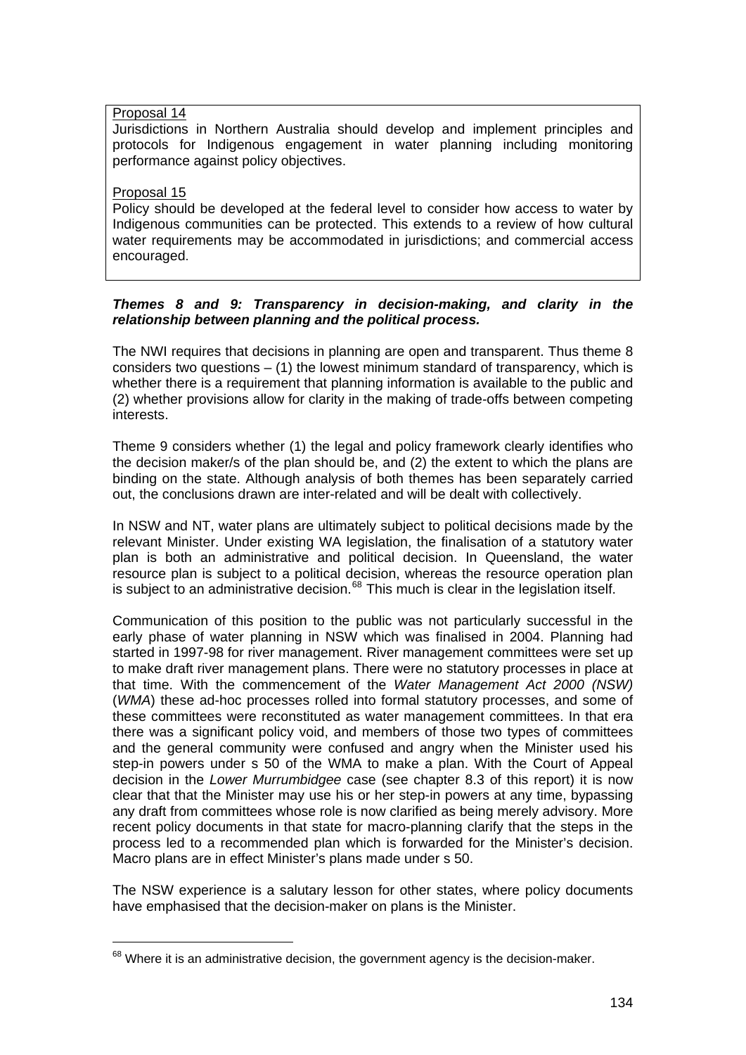Proposal 14

Jurisdictions in Northern Australia should develop and implement principles and protocols for Indigenous engagement in water planning including monitoring performance against policy objectives.

Proposal 15

Policy should be developed at the federal level to consider how access to water by Indigenous communities can be protected. This extends to a review of how cultural water requirements may be accommodated in jurisdictions; and commercial access encouraged.

***Themes 8 and 9: Transparency in decision-making, and clarity in the relationship between planning and the political process.***

The NWI requires that decisions in planning are open and transparent. Thus theme 8 considers two questions – (1) the lowest minimum standard of transparency, which is whether there is a requirement that planning information is available to the public and (2) whether provisions allow for clarity in the making of trade-offs between competing interests.

Theme 9 considers whether (1) the legal and policy framework clearly identifies who the decision maker/s of the plan should be, and (2) the extent to which the plans are binding on the state. Although analysis of both themes has been separately carried out, the conclusions drawn are inter-related and will be dealt with collectively.

In NSW and NT, water plans are ultimately subject to political decisions made by the relevant Minister. Under existing WA legislation, the finalisation of a statutory water plan is both an administrative and political decision. In Queensland, the water resource plan is subject to a political decision, whereas the resource operation plan is subject to an administrative decision.[68] This much is clear in the legislation itself.

Communication of this position to the public was not particularly successful in the early phase of water planning in NSW which was finalised in 2004. Planning had started in 1997-98 for river management. River management committees were set up to make draft river management plans. There were no statutory processes in place at that time. With the commencement of the *Water Management Act 2000 (NSW)* (*WMA*) these ad-hoc processes rolled into formal statutory processes, and some of these committees were reconstituted as water management committees. In that era there was a significant policy void, and members of those two types of committees and the general community were confused and angry when the Minister used his step-in powers under s 50 of the WMA to make a plan. With the Court of Appeal decision in the *Lower Murrumbidgee* case (see chapter 8.3 of this report) it is now clear that that the Minister may use his or her step-in powers at any time, bypassing any draft from committees whose role is now clarified as being merely advisory. More recent policy documents in that state for macro-planning clarify that the steps in the process led to a recommended plan which is forwarded for the Minister's decision. Macro plans are in effect Minister's plans made under s 50.

The NSW experience is a salutary lesson for other states, where policy documents have emphasised that the decision-maker on plans is the Minister.

[68] Where it is an administrative decision, the government agency is the decision-maker.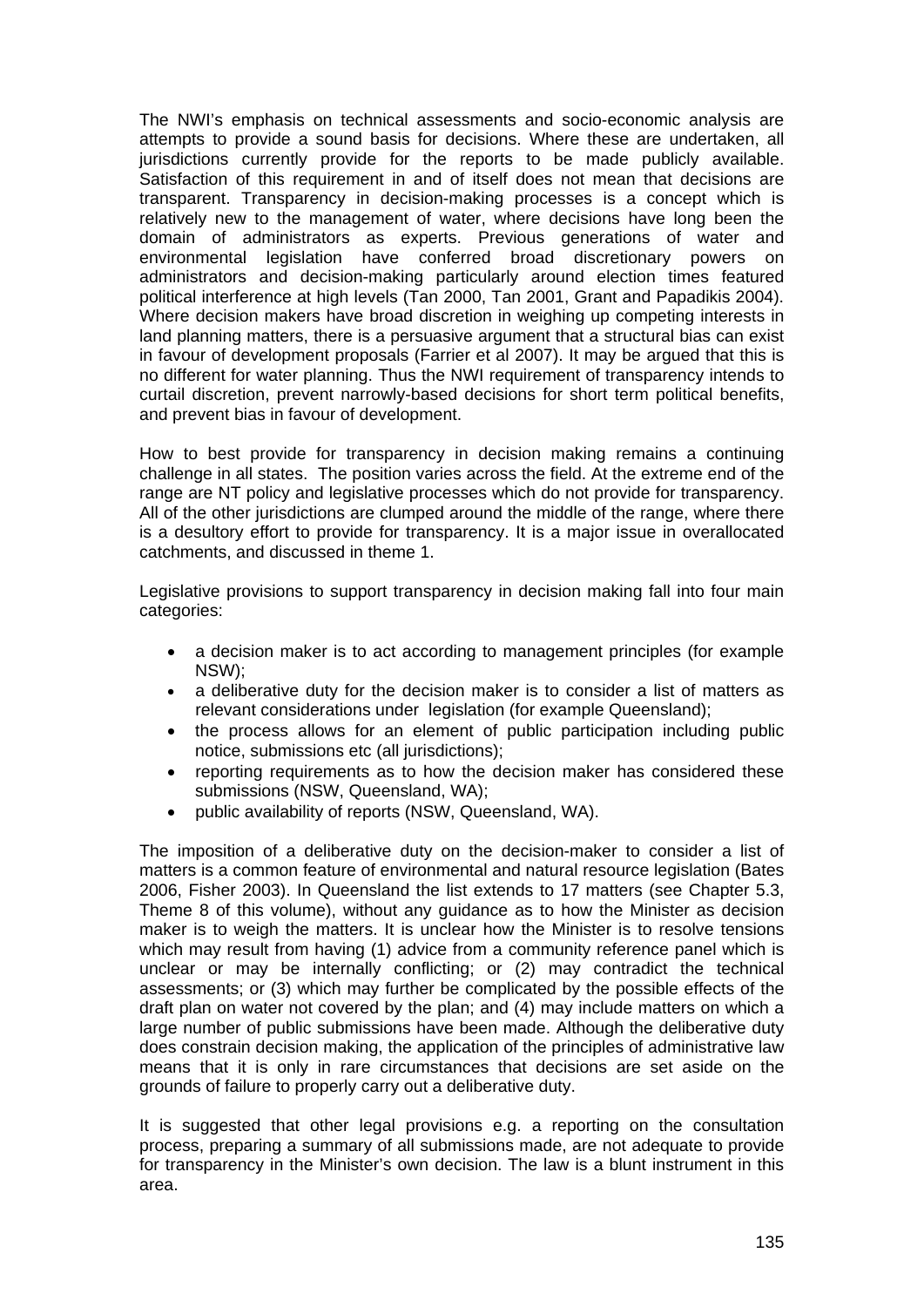The NWI's emphasis on technical assessments and socio-economic analysis are attempts to provide a sound basis for decisions. Where these are undertaken, all jurisdictions currently provide for the reports to be made publicly available. Satisfaction of this requirement in and of itself does not mean that decisions are transparent. Transparency in decision-making processes is a concept which is relatively new to the management of water, where decisions have long been the domain of administrators as experts. Previous generations of water and environmental legislation have conferred broad discretionary powers on administrators and decision-making particularly around election times featured political interference at high levels (Tan 2000, Tan 2001, Grant and Papadikis 2004). Where decision makers have broad discretion in weighing up competing interests in land planning matters, there is a persuasive argument that a structural bias can exist in favour of development proposals (Farrier et al 2007). It may be argued that this is no different for water planning. Thus the NWI requirement of transparency intends to curtail discretion, prevent narrowly-based decisions for short term political benefits, and prevent bias in favour of development.

How to best provide for transparency in decision making remains a continuing challenge in all states. The position varies across the field. At the extreme end of the range are NT policy and legislative processes which do not provide for transparency. All of the other jurisdictions are clumped around the middle of the range, where there is a desultory effort to provide for transparency. It is a major issue in overallocated catchments, and discussed in theme 1.

Legislative provisions to support transparency in decision making fall into four main categories:

- a decision maker is to act according to management principles (for example NSW);
- a deliberative duty for the decision maker is to consider a list of matters as relevant considerations under legislation (for example Queensland);
- the process allows for an element of public participation including public notice, submissions etc (all jurisdictions);
- reporting requirements as to how the decision maker has considered these submissions (NSW, Queensland, WA);
- public availability of reports (NSW, Queensland, WA).

The imposition of a deliberative duty on the decision-maker to consider a list of matters is a common feature of environmental and natural resource legislation (Bates 2006, Fisher 2003). In Queensland the list extends to 17 matters (see Chapter 5.3, Theme 8 of this volume), without any guidance as to how the Minister as decision maker is to weigh the matters. It is unclear how the Minister is to resolve tensions which may result from having (1) advice from a community reference panel which is unclear or may be internally conflicting; or (2) may contradict the technical assessments; or (3) which may further be complicated by the possible effects of the draft plan on water not covered by the plan; and (4) may include matters on which a large number of public submissions have been made. Although the deliberative duty does constrain decision making, the application of the principles of administrative law means that it is only in rare circumstances that decisions are set aside on the grounds of failure to properly carry out a deliberative duty.

It is suggested that other legal provisions e.g. a reporting on the consultation process, preparing a summary of all submissions made, are not adequate to provide for transparency in the Minister's own decision. The law is a blunt instrument in this area.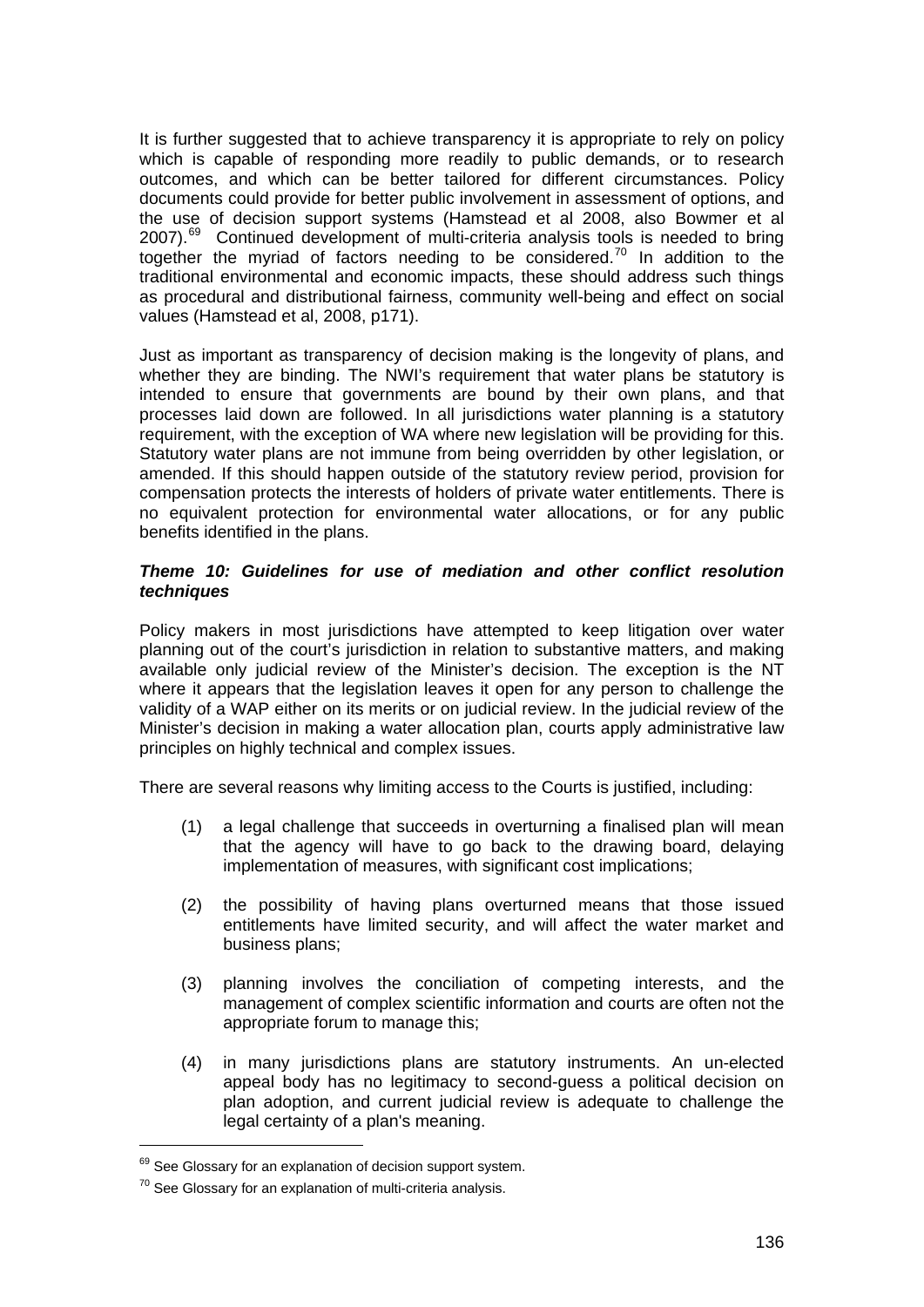It is further suggested that to achieve transparency it is appropriate to rely on policy which is capable of responding more readily to public demands, or to research outcomes, and which can be better tailored for different circumstances. Policy documents could provide for better public involvement in assessment of options, and the use of decision support systems (Hamstead et al 2008, also Bowmer et al 2007).[69] Continued development of multi-criteria analysis tools is needed to bring together the myriad of factors needing to be considered.[70] In addition to the traditional environmental and economic impacts, these should address such things as procedural and distributional fairness, community well-being and effect on social values (Hamstead et al, 2008, p171).

Just as important as transparency of decision making is the longevity of plans, and whether they are binding. The NWI's requirement that water plans be statutory is intended to ensure that governments are bound by their own plans, and that processes laid down are followed. In all jurisdictions water planning is a statutory requirement, with the exception of WA where new legislation will be providing for this. Statutory water plans are not immune from being overridden by other legislation, or amended. If this should happen outside of the statutory review period, provision for compensation protects the interests of holders of private water entitlements. There is no equivalent protection for environmental water allocations, or for any public benefits identified in the plans.

***Theme 10: Guidelines for use of mediation and other conflict resolution techniques***

Policy makers in most jurisdictions have attempted to keep litigation over water planning out of the court's jurisdiction in relation to substantive matters, and making available only judicial review of the Minister's decision. The exception is the NT where it appears that the legislation leaves it open for any person to challenge the validity of a WAP either on its merits or on judicial review. In the judicial review of the Minister's decision in making a water allocation plan, courts apply administrative law principles on highly technical and complex issues.

There are several reasons why limiting access to the Courts is justified, including:

(1) a legal challenge that succeeds in overturning a finalised plan will mean that the agency will have to go back to the drawing board, delaying implementation of measures, with significant cost implications;

(2) the possibility of having plans overturned means that those issued entitlements have limited security, and will affect the water market and business plans;

(3) planning involves the conciliation of competing interests, and the management of complex scientific information and courts are often not the appropriate forum to manage this;

(4) in many jurisdictions plans are statutory instruments. An un-elected appeal body has no legitimacy to second-guess a political decision on plan adoption, and current judicial review is adequate to challenge the legal certainty of a plan's meaning.

---

[69] See Glossary for an explanation of decision support system.

[70] See Glossary for an explanation of multi-criteria analysis.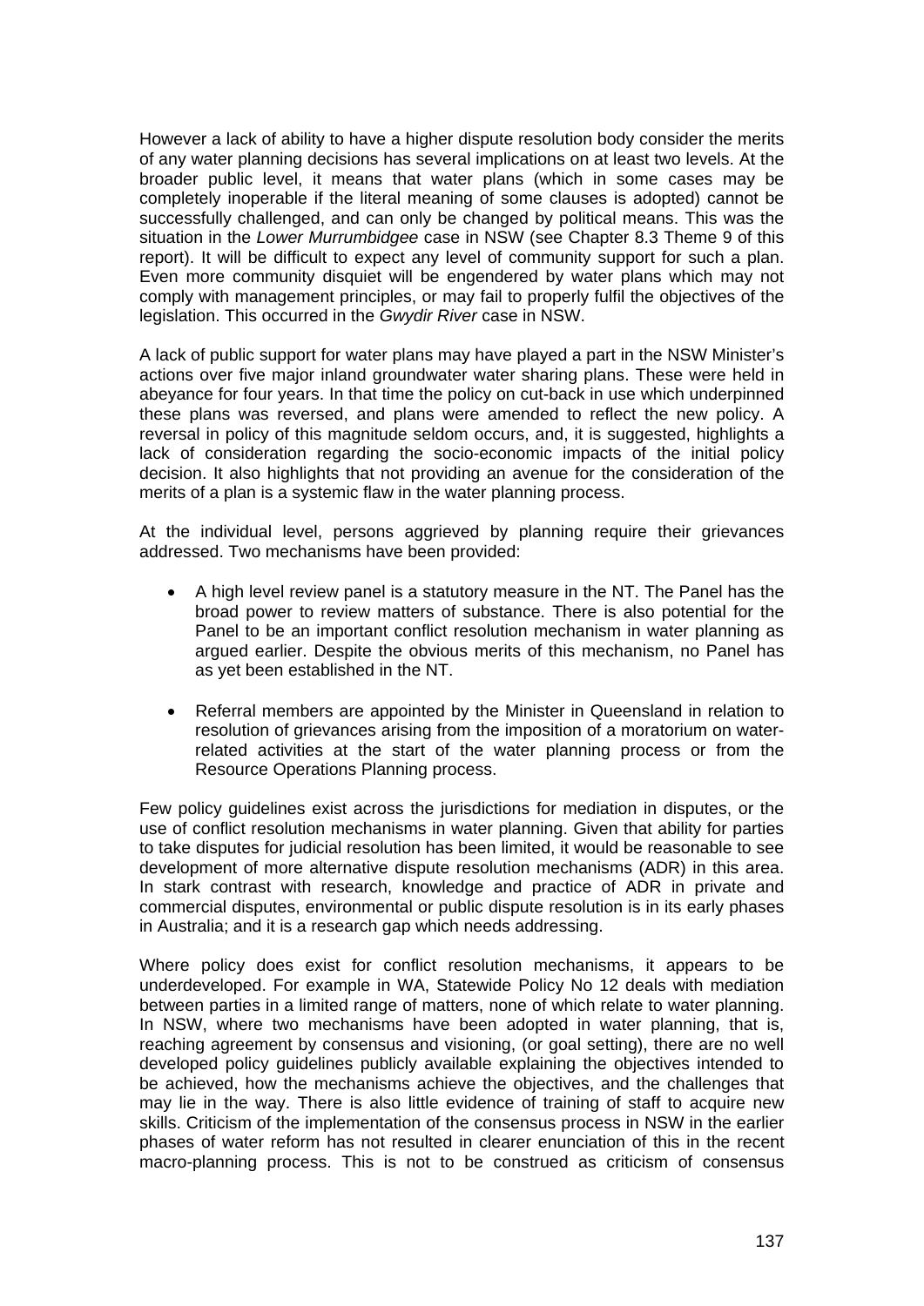However a lack of ability to have a higher dispute resolution body consider the merits of any water planning decisions has several implications on at least two levels. At the broader public level, it means that water plans (which in some cases may be completely inoperable if the literal meaning of some clauses is adopted) cannot be successfully challenged, and can only be changed by political means. This was the situation in the *Lower Murrumbidgee* case in NSW (see Chapter 8.3 Theme 9 of this report). It will be difficult to expect any level of community support for such a plan. Even more community disquiet will be engendered by water plans which may not comply with management principles, or may fail to properly fulfil the objectives of the legislation. This occurred in the *Gwydir River* case in NSW.

A lack of public support for water plans may have played a part in the NSW Minister's actions over five major inland groundwater water sharing plans. These were held in abeyance for four years. In that time the policy on cut-back in use which underpinned these plans was reversed, and plans were amended to reflect the new policy. A reversal in policy of this magnitude seldom occurs, and, it is suggested, highlights a lack of consideration regarding the socio-economic impacts of the initial policy decision. It also highlights that not providing an avenue for the consideration of the merits of a plan is a systemic flaw in the water planning process.

At the individual level, persons aggrieved by planning require their grievances addressed. Two mechanisms have been provided:

- A high level review panel is a statutory measure in the NT. The Panel has the broad power to review matters of substance. There is also potential for the Panel to be an important conflict resolution mechanism in water planning as argued earlier. Despite the obvious merits of this mechanism, no Panel has as yet been established in the NT.
- Referral members are appointed by the Minister in Queensland in relation to resolution of grievances arising from the imposition of a moratorium on water-related activities at the start of the water planning process or from the Resource Operations Planning process.

Few policy guidelines exist across the jurisdictions for mediation in disputes, or the use of conflict resolution mechanisms in water planning. Given that ability for parties to take disputes for judicial resolution has been limited, it would be reasonable to see development of more alternative dispute resolution mechanisms (ADR) in this area. In stark contrast with research, knowledge and practice of ADR in private and commercial disputes, environmental or public dispute resolution is in its early phases in Australia; and it is a research gap which needs addressing.

Where policy does exist for conflict resolution mechanisms, it appears to be underdeveloped. For example in WA, Statewide Policy No 12 deals with mediation between parties in a limited range of matters, none of which relate to water planning. In NSW, where two mechanisms have been adopted in water planning, that is, reaching agreement by consensus and visioning, (or goal setting), there are no well developed policy guidelines publicly available explaining the objectives intended to be achieved, how the mechanisms achieve the objectives, and the challenges that may lie in the way. There is also little evidence of training of staff to acquire new skills. Criticism of the implementation of the consensus process in NSW in the earlier phases of water reform has not resulted in clearer enunciation of this in the recent macro-planning process. This is not to be construed as criticism of consensus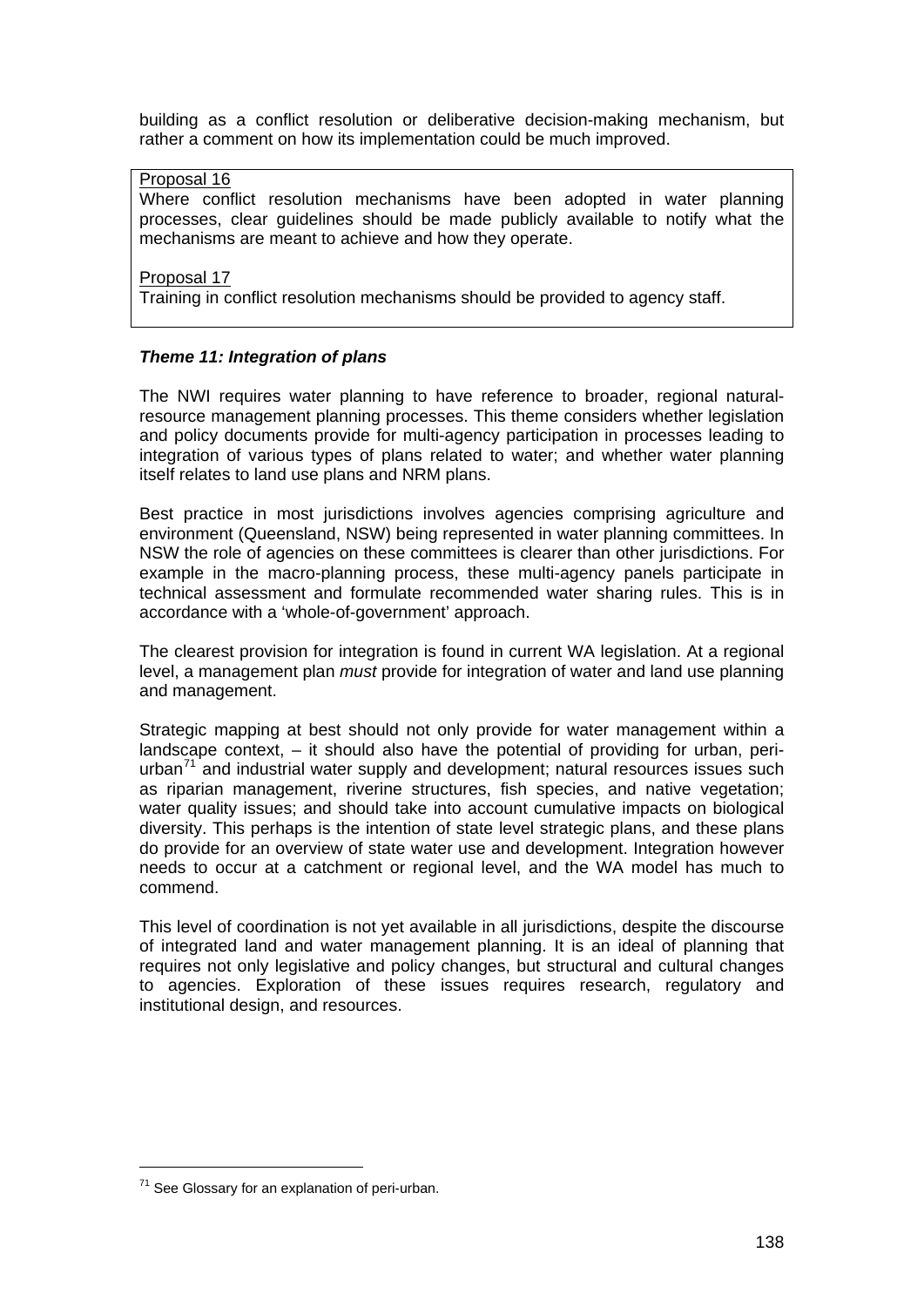building as a conflict resolution or deliberative decision-making mechanism, but rather a comment on how its implementation could be much improved.

> Proposal 16
> Where conflict resolution mechanisms have been adopted in water planning processes, clear guidelines should be made publicly available to notify what the mechanisms are meant to achieve and how they operate.
>
> Proposal 17
> Training in conflict resolution mechanisms should be provided to agency staff.

***Theme 11: Integration of plans***

The NWI requires water planning to have reference to broader, regional natural-resource management planning processes. This theme considers whether legislation and policy documents provide for multi-agency participation in processes leading to integration of various types of plans related to water; and whether water planning itself relates to land use plans and NRM plans.

Best practice in most jurisdictions involves agencies comprising agriculture and environment (Queensland, NSW) being represented in water planning committees. In NSW the role of agencies on these committees is clearer than other jurisdictions. For example in the macro-planning process, these multi-agency panels participate in technical assessment and formulate recommended water sharing rules. This is in accordance with a 'whole-of-government' approach.

The clearest provision for integration is found in current WA legislation. At a regional level, a management plan *must* provide for integration of water and land use planning and management.

Strategic mapping at best should not only provide for water management within a landscape context, – it should also have the potential of providing for urban, peri-urban[71] and industrial water supply and development; natural resources issues such as riparian management, riverine structures, fish species, and native vegetation; water quality issues; and should take into account cumulative impacts on biological diversity. This perhaps is the intention of state level strategic plans, and these plans do provide for an overview of state water use and development. Integration however needs to occur at a catchment or regional level, and the WA model has much to commend.

This level of coordination is not yet available in all jurisdictions, despite the discourse of integrated land and water management planning. It is an ideal of planning that requires not only legislative and policy changes, but structural and cultural changes to agencies. Exploration of these issues requires research, regulatory and institutional design, and resources.

---

[71] See Glossary for an explanation of peri-urban.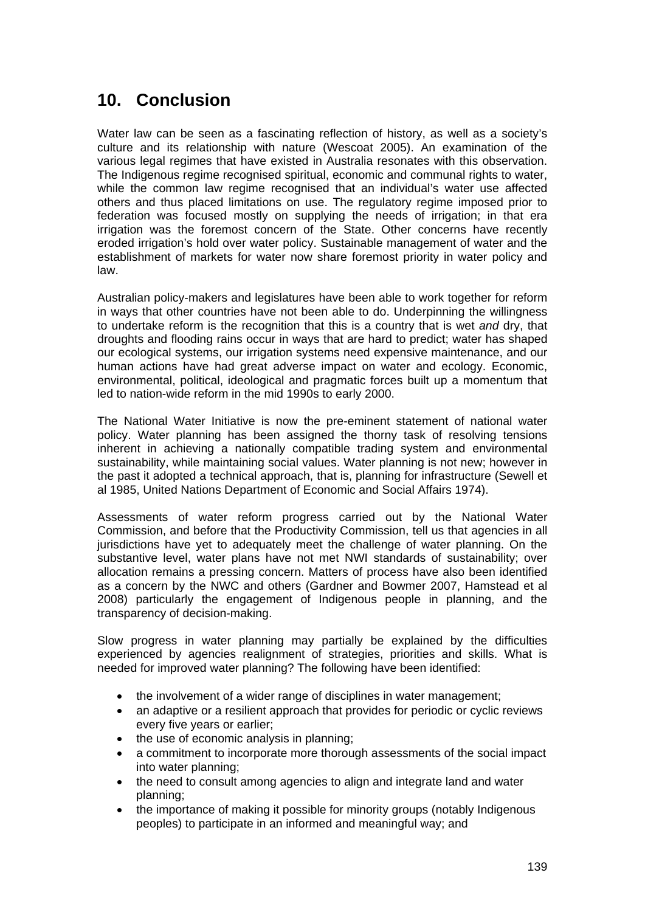# 10. Conclusion

Water law can be seen as a fascinating reflection of history, as well as a society's culture and its relationship with nature (Wescoat 2005). An examination of the various legal regimes that have existed in Australia resonates with this observation. The Indigenous regime recognised spiritual, economic and communal rights to water, while the common law regime recognised that an individual's water use affected others and thus placed limitations on use. The regulatory regime imposed prior to federation was focused mostly on supplying the needs of irrigation; in that era irrigation was the foremost concern of the State. Other concerns have recently eroded irrigation's hold over water policy. Sustainable management of water and the establishment of markets for water now share foremost priority in water policy and law.

Australian policy-makers and legislatures have been able to work together for reform in ways that other countries have not been able to do. Underpinning the willingness to undertake reform is the recognition that this is a country that is wet *and* dry, that droughts and flooding rains occur in ways that are hard to predict; water has shaped our ecological systems, our irrigation systems need expensive maintenance, and our human actions have had great adverse impact on water and ecology. Economic, environmental, political, ideological and pragmatic forces built up a momentum that led to nation-wide reform in the mid 1990s to early 2000.

The National Water Initiative is now the pre-eminent statement of national water policy. Water planning has been assigned the thorny task of resolving tensions inherent in achieving a nationally compatible trading system and environmental sustainability, while maintaining social values. Water planning is not new; however in the past it adopted a technical approach, that is, planning for infrastructure (Sewell et al 1985, United Nations Department of Economic and Social Affairs 1974).

Assessments of water reform progress carried out by the National Water Commission, and before that the Productivity Commission, tell us that agencies in all jurisdictions have yet to adequately meet the challenge of water planning. On the substantive level, water plans have not met NWI standards of sustainability; over allocation remains a pressing concern. Matters of process have also been identified as a concern by the NWC and others (Gardner and Bowmer 2007, Hamstead et al 2008) particularly the engagement of Indigenous people in planning, and the transparency of decision-making.

Slow progress in water planning may partially be explained by the difficulties experienced by agencies realignment of strategies, priorities and skills. What is needed for improved water planning? The following have been identified:

- the involvement of a wider range of disciplines in water management;
- an adaptive or a resilient approach that provides for periodic or cyclic reviews every five years or earlier;
- the use of economic analysis in planning;
- a commitment to incorporate more thorough assessments of the social impact into water planning;
- the need to consult among agencies to align and integrate land and water planning;
- the importance of making it possible for minority groups (notably Indigenous peoples) to participate in an informed and meaningful way; and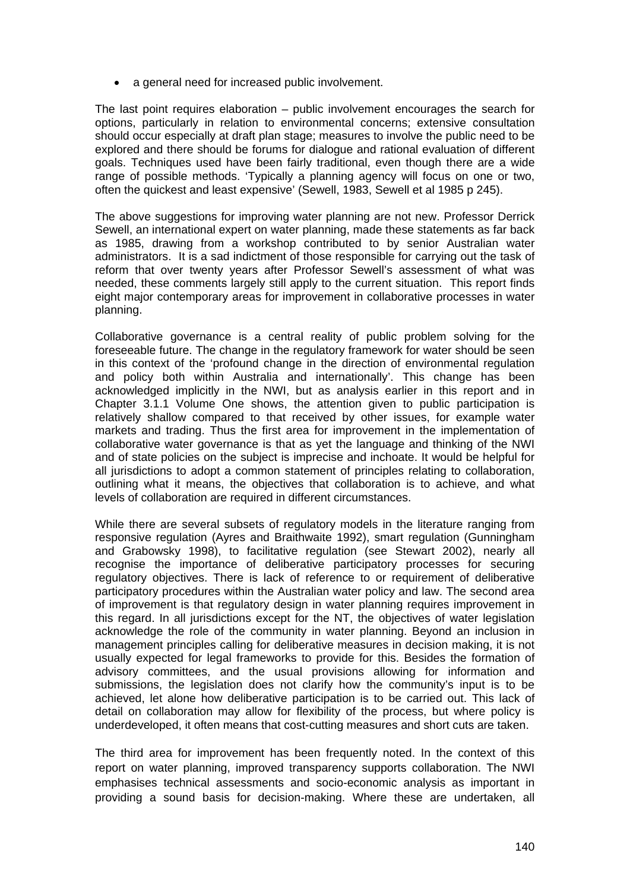- a general need for increased public involvement.

The last point requires elaboration – public involvement encourages the search for options, particularly in relation to environmental concerns; extensive consultation should occur especially at draft plan stage; measures to involve the public need to be explored and there should be forums for dialogue and rational evaluation of different goals. Techniques used have been fairly traditional, even though there are a wide range of possible methods. 'Typically a planning agency will focus on one or two, often the quickest and least expensive' (Sewell, 1983, Sewell et al 1985 p 245).

The above suggestions for improving water planning are not new. Professor Derrick Sewell, an international expert on water planning, made these statements as far back as 1985, drawing from a workshop contributed to by senior Australian water administrators. It is a sad indictment of those responsible for carrying out the task of reform that over twenty years after Professor Sewell's assessment of what was needed, these comments largely still apply to the current situation. This report finds eight major contemporary areas for improvement in collaborative processes in water planning.

Collaborative governance is a central reality of public problem solving for the foreseeable future. The change in the regulatory framework for water should be seen in this context of the 'profound change in the direction of environmental regulation and policy both within Australia and internationally'. This change has been acknowledged implicitly in the NWI, but as analysis earlier in this report and in Chapter 3.1.1 Volume One shows, the attention given to public participation is relatively shallow compared to that received by other issues, for example water markets and trading. Thus the first area for improvement in the implementation of collaborative water governance is that as yet the language and thinking of the NWI and of state policies on the subject is imprecise and inchoate. It would be helpful for all jurisdictions to adopt a common statement of principles relating to collaboration, outlining what it means, the objectives that collaboration is to achieve, and what levels of collaboration are required in different circumstances.

While there are several subsets of regulatory models in the literature ranging from responsive regulation (Ayres and Braithwaite 1992), smart regulation (Gunningham and Grabowsky 1998), to facilitative regulation (see Stewart 2002), nearly all recognise the importance of deliberative participatory processes for securing regulatory objectives. There is lack of reference to or requirement of deliberative participatory procedures within the Australian water policy and law. The second area of improvement is that regulatory design in water planning requires improvement in this regard. In all jurisdictions except for the NT, the objectives of water legislation acknowledge the role of the community in water planning. Beyond an inclusion in management principles calling for deliberative measures in decision making, it is not usually expected for legal frameworks to provide for this. Besides the formation of advisory committees, and the usual provisions allowing for information and submissions, the legislation does not clarify how the community's input is to be achieved, let alone how deliberative participation is to be carried out. This lack of detail on collaboration may allow for flexibility of the process, but where policy is underdeveloped, it often means that cost-cutting measures and short cuts are taken.

The third area for improvement has been frequently noted. In the context of this report on water planning, improved transparency supports collaboration. The NWI emphasises technical assessments and socio-economic analysis as important in providing a sound basis for decision-making. Where these are undertaken, all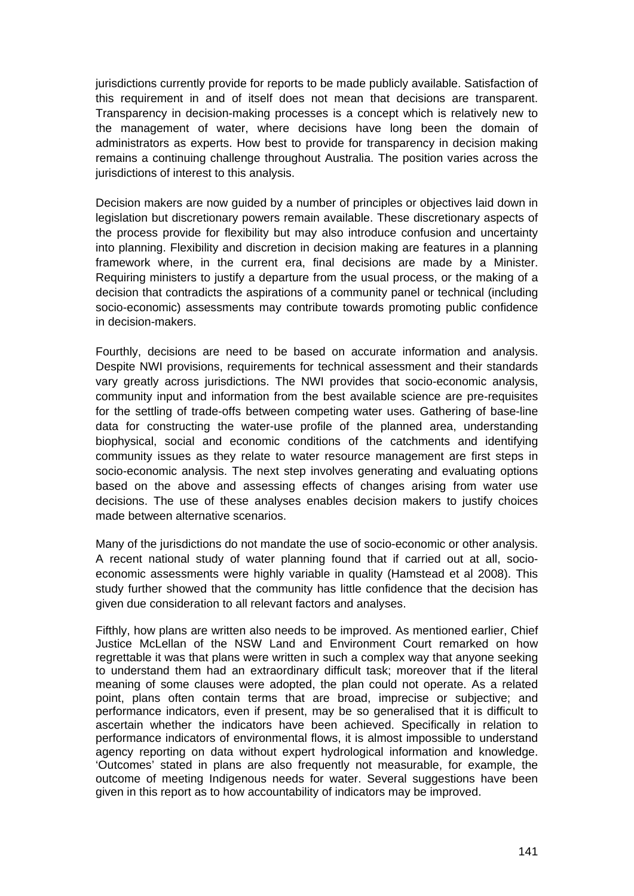jurisdictions currently provide for reports to be made publicly available. Satisfaction of this requirement in and of itself does not mean that decisions are transparent. Transparency in decision-making processes is a concept which is relatively new to the management of water, where decisions have long been the domain of administrators as experts. How best to provide for transparency in decision making remains a continuing challenge throughout Australia. The position varies across the jurisdictions of interest to this analysis.

Decision makers are now guided by a number of principles or objectives laid down in legislation but discretionary powers remain available. These discretionary aspects of the process provide for flexibility but may also introduce confusion and uncertainty into planning. Flexibility and discretion in decision making are features in a planning framework where, in the current era, final decisions are made by a Minister. Requiring ministers to justify a departure from the usual process, or the making of a decision that contradicts the aspirations of a community panel or technical (including socio-economic) assessments may contribute towards promoting public confidence in decision-makers.

Fourthly, decisions are need to be based on accurate information and analysis. Despite NWI provisions, requirements for technical assessment and their standards vary greatly across jurisdictions. The NWI provides that socio-economic analysis, community input and information from the best available science are pre-requisites for the settling of trade-offs between competing water uses. Gathering of base-line data for constructing the water-use profile of the planned area, understanding biophysical, social and economic conditions of the catchments and identifying community issues as they relate to water resource management are first steps in socio-economic analysis. The next step involves generating and evaluating options based on the above and assessing effects of changes arising from water use decisions. The use of these analyses enables decision makers to justify choices made between alternative scenarios.

Many of the jurisdictions do not mandate the use of socio-economic or other analysis. A recent national study of water planning found that if carried out at all, socio-economic assessments were highly variable in quality (Hamstead et al 2008). This study further showed that the community has little confidence that the decision has given due consideration to all relevant factors and analyses.

Fifthly, how plans are written also needs to be improved. As mentioned earlier, Chief Justice McLellan of the NSW Land and Environment Court remarked on how regrettable it was that plans were written in such a complex way that anyone seeking to understand them had an extraordinary difficult task; moreover that if the literal meaning of some clauses were adopted, the plan could not operate. As a related point, plans often contain terms that are broad, imprecise or subjective; and performance indicators, even if present, may be so generalised that it is difficult to ascertain whether the indicators have been achieved. Specifically in relation to performance indicators of environmental flows, it is almost impossible to understand agency reporting on data without expert hydrological information and knowledge. 'Outcomes' stated in plans are also frequently not measurable, for example, the outcome of meeting Indigenous needs for water. Several suggestions have been given in this report as to how accountability of indicators may be improved.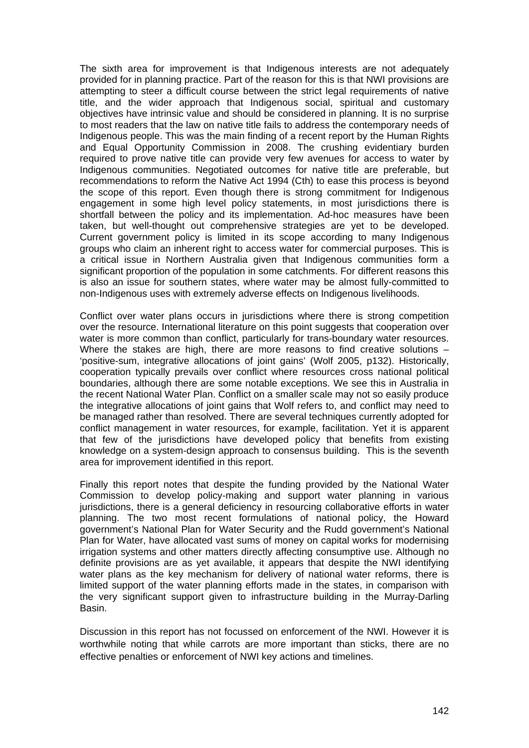The sixth area for improvement is that Indigenous interests are not adequately provided for in planning practice. Part of the reason for this is that NWI provisions are attempting to steer a difficult course between the strict legal requirements of native title, and the wider approach that Indigenous social, spiritual and customary objectives have intrinsic value and should be considered in planning. It is no surprise to most readers that the law on native title fails to address the contemporary needs of Indigenous people. This was the main finding of a recent report by the Human Rights and Equal Opportunity Commission in 2008. The crushing evidentiary burden required to prove native title can provide very few avenues for access to water by Indigenous communities. Negotiated outcomes for native title are preferable, but recommendations to reform the Native Act 1994 (Cth) to ease this process is beyond the scope of this report. Even though there is strong commitment for Indigenous engagement in some high level policy statements, in most jurisdictions there is shortfall between the policy and its implementation. Ad-hoc measures have been taken, but well-thought out comprehensive strategies are yet to be developed. Current government policy is limited in its scope according to many Indigenous groups who claim an inherent right to access water for commercial purposes. This is a critical issue in Northern Australia given that Indigenous communities form a significant proportion of the population in some catchments. For different reasons this is also an issue for southern states, where water may be almost fully-committed to non-Indigenous uses with extremely adverse effects on Indigenous livelihoods.

Conflict over water plans occurs in jurisdictions where there is strong competition over the resource. International literature on this point suggests that cooperation over water is more common than conflict, particularly for trans-boundary water resources. Where the stakes are high, there are more reasons to find creative solutions – 'positive-sum, integrative allocations of joint gains' (Wolf 2005, p132). Historically, cooperation typically prevails over conflict where resources cross national political boundaries, although there are some notable exceptions. We see this in Australia in the recent National Water Plan. Conflict on a smaller scale may not so easily produce the integrative allocations of joint gains that Wolf refers to, and conflict may need to be managed rather than resolved. There are several techniques currently adopted for conflict management in water resources, for example, facilitation. Yet it is apparent that few of the jurisdictions have developed policy that benefits from existing knowledge on a system-design approach to consensus building. This is the seventh area for improvement identified in this report.

Finally this report notes that despite the funding provided by the National Water Commission to develop policy-making and support water planning in various jurisdictions, there is a general deficiency in resourcing collaborative efforts in water planning. The two most recent formulations of national policy, the Howard government's National Plan for Water Security and the Rudd government's National Plan for Water, have allocated vast sums of money on capital works for modernising irrigation systems and other matters directly affecting consumptive use. Although no definite provisions are as yet available, it appears that despite the NWI identifying water plans as the key mechanism for delivery of national water reforms, there is limited support of the water planning efforts made in the states, in comparison with the very significant support given to infrastructure building in the Murray-Darling Basin.

Discussion in this report has not focussed on enforcement of the NWI. However it is worthwhile noting that while carrots are more important than sticks, there are no effective penalties or enforcement of NWI key actions and timelines.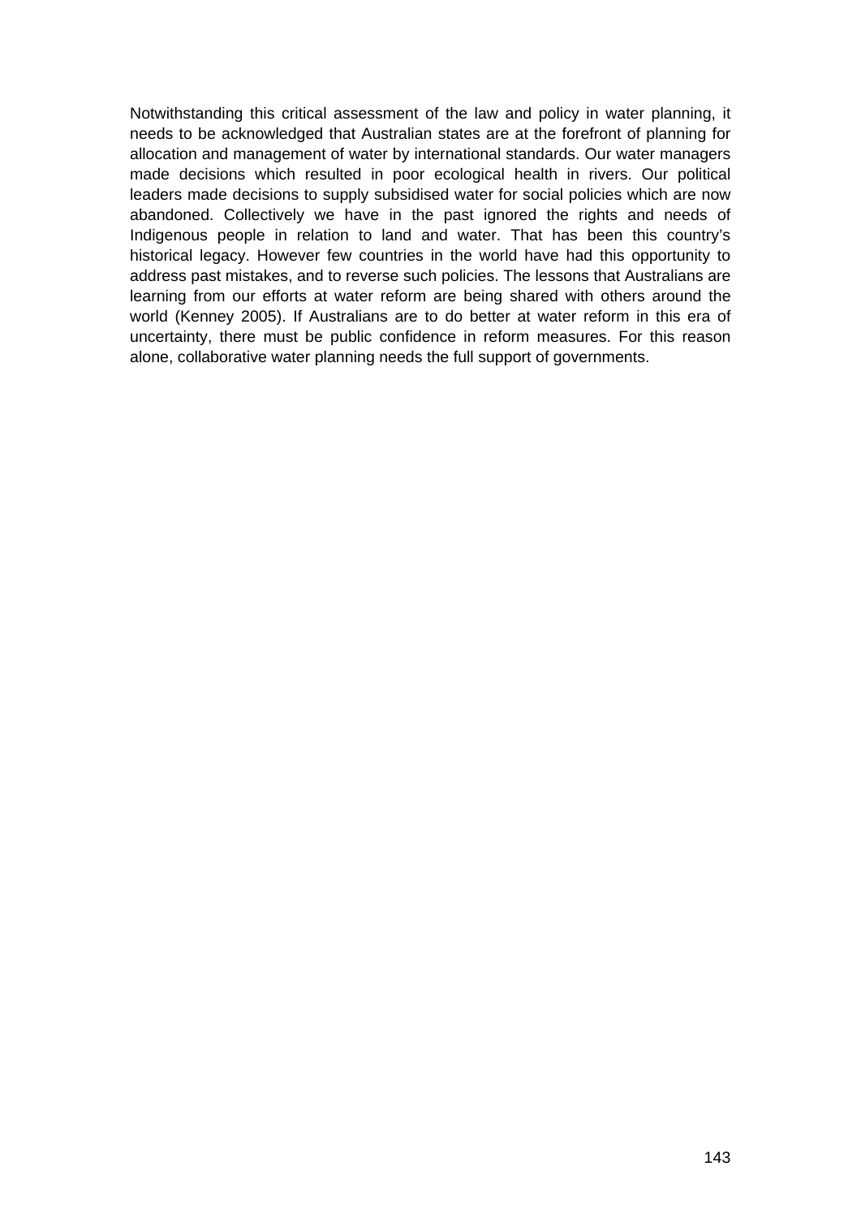Notwithstanding this critical assessment of the law and policy in water planning, it needs to be acknowledged that Australian states are at the forefront of planning for allocation and management of water by international standards. Our water managers made decisions which resulted in poor ecological health in rivers. Our political leaders made decisions to supply subsidised water for social policies which are now abandoned. Collectively we have in the past ignored the rights and needs of Indigenous people in relation to land and water. That has been this country's historical legacy. However few countries in the world have had this opportunity to address past mistakes, and to reverse such policies. The lessons that Australians are learning from our efforts at water reform are being shared with others around the world (Kenney 2005). If Australians are to do better at water reform in this era of uncertainty, there must be public confidence in reform measures. For this reason alone, collaborative water planning needs the full support of governments.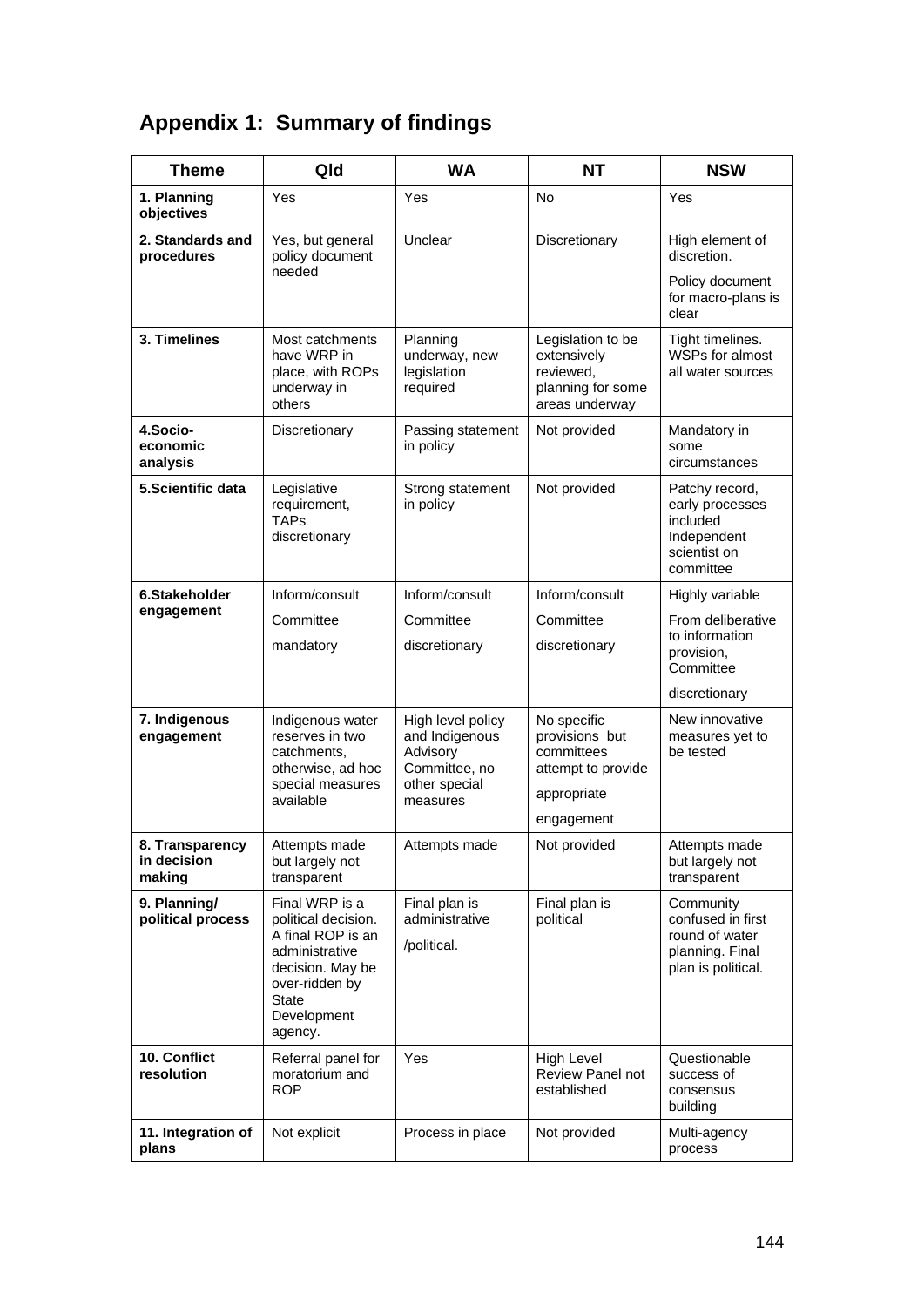## Appendix 1: Summary of findings

| Theme | Qld | WA | NT | NSW |
|---|---|---|---|---|
| **1. Planning objectives** | Yes | Yes | No | Yes |
| **2. Standards and procedures** | Yes, but general policy document needed | Unclear | Discretionary | High element of discretion. Policy document for macro-plans is clear |
| **3. Timelines** | Most catchments have WRP in place, with ROPs underway in others | Planning underway, new legislation required | Legislation to be extensively reviewed, planning for some areas underway | Tight timelines. WSPs for almost all water sources |
| **4.Socio-economic analysis** | Discretionary | Passing statement in policy | Not provided | Mandatory in some circumstances |
| **5.Scientific data** | Legislative requirement, TAPs discretionary | Strong statement in policy | Not provided | Patchy record, early processes included Independent scientist on committee |
| **6.Stakeholder engagement** | Inform/consult Committee mandatory | Inform/consult Committee discretionary | Inform/consult Committee discretionary | Highly variable From deliberative to information provision, Committee discretionary |
| **7. Indigenous engagement** | Indigenous water reserves in two catchments, otherwise, ad hoc special measures available | High level policy and Indigenous Advisory Committee, no other special measures | No specific provisions but committees attempt to provide appropriate engagement | New innovative measures yet to be tested |
| **8. Transparency in decision making** | Attempts made but largely not transparent | Attempts made | Not provided | Attempts made but largely not transparent |
| **9. Planning/ political process** | Final WRP is a political decision. A final ROP is an administrative decision. May be over-ridden by State Development agency. | Final plan is administrative /political. | Final plan is political | Community confused in first round of water planning. Final plan is political. |
| **10. Conflict resolution** | Referral panel for moratorium and ROP | Yes | High Level Review Panel not established | Questionable success of consensus building |
| **11. Integration of plans** | Not explicit | Process in place | Not provided | Multi-agency process |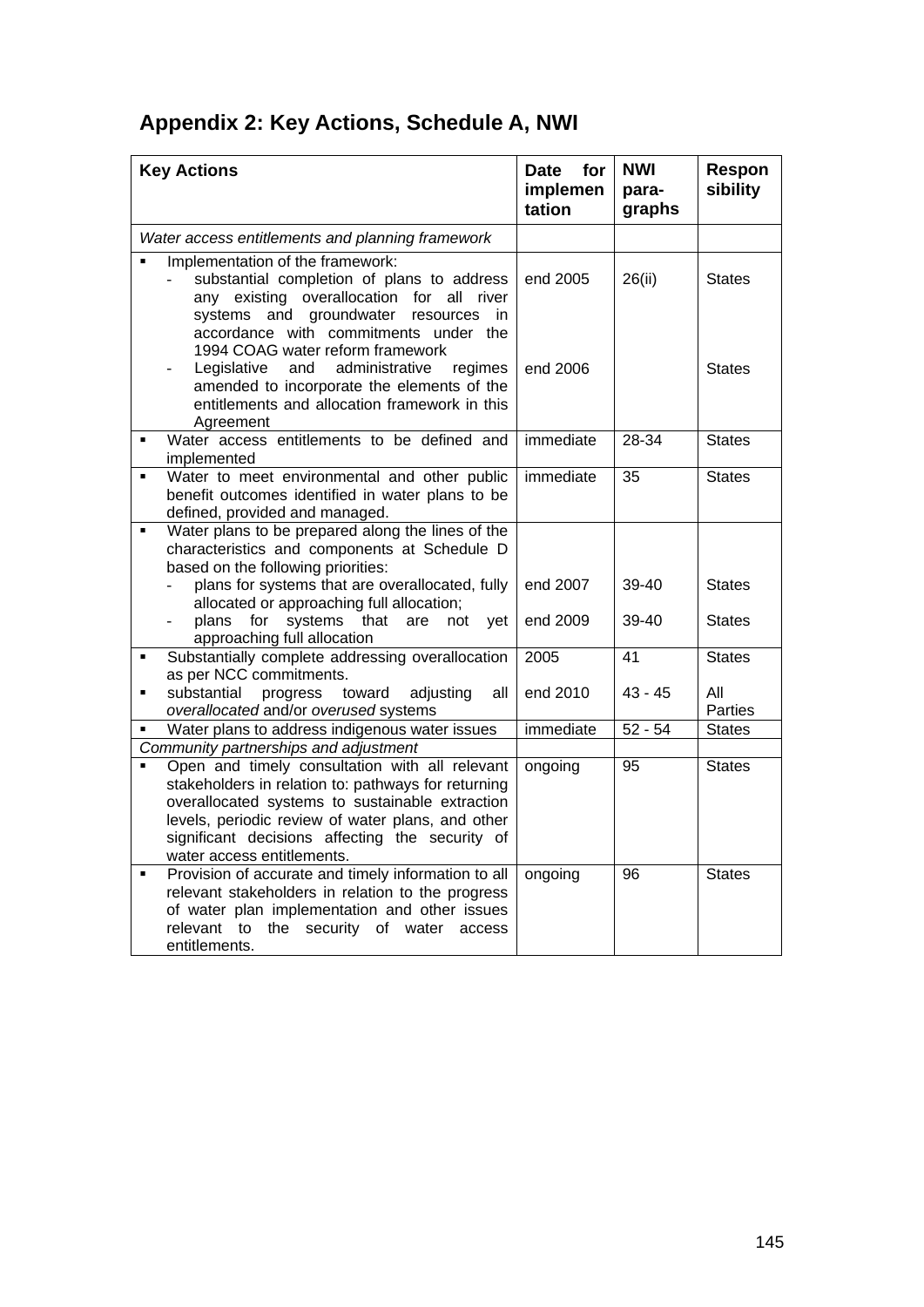## Appendix 2: Key Actions, Schedule A, NWI

| Key Actions | Date for implementation | NWI paragraphs | Responsibility |
|---|---|---|---|
| *Water access entitlements and planning framework* | | | |
| ▪ Implementation of the framework: | | | |
| - substantial completion of plans to address any existing overallocation for all river systems and groundwater resources in accordance with commitments under the 1994 COAG water reform framework | end 2005 | 26(ii) | States |
| - Legislative and administrative regimes amended to incorporate the elements of the entitlements and allocation framework in this Agreement | end 2006 | | States |
| ▪ Water access entitlements to be defined and implemented | immediate | 28-34 | States |
| ▪ Water to meet environmental and other public benefit outcomes identified in water plans to be defined, provided and managed. | immediate | 35 | States |
| ▪ Water plans to be prepared along the lines of the characteristics and components at Schedule D based on the following priorities: | | | |
| - plans for systems that are overallocated, fully allocated or approaching full allocation; | end 2007 | 39-40 | States |
| - plans for systems that are not yet approaching full allocation | end 2009 | 39-40 | States |
| ▪ Substantially complete addressing overallocation as per NCC commitments. | 2005 | 41 | States |
| ▪ substantial progress toward adjusting all *overallocated* and/or *overused* systems | end 2010 | 43 - 45 | All Parties |
| ▪ Water plans to address indigenous water issues | immediate | 52 - 54 | States |
| *Community partnerships and adjustment* | | | |
| ▪ Open and timely consultation with all relevant stakeholders in relation to: pathways for returning overallocated systems to sustainable extraction levels, periodic review of water plans, and other significant decisions affecting the security of water access entitlements. | ongoing | 95 | States |
| ▪ Provision of accurate and timely information to all relevant stakeholders in relation to the progress of water plan implementation and other issues relevant to the security of water access entitlements. | ongoing | 96 | States |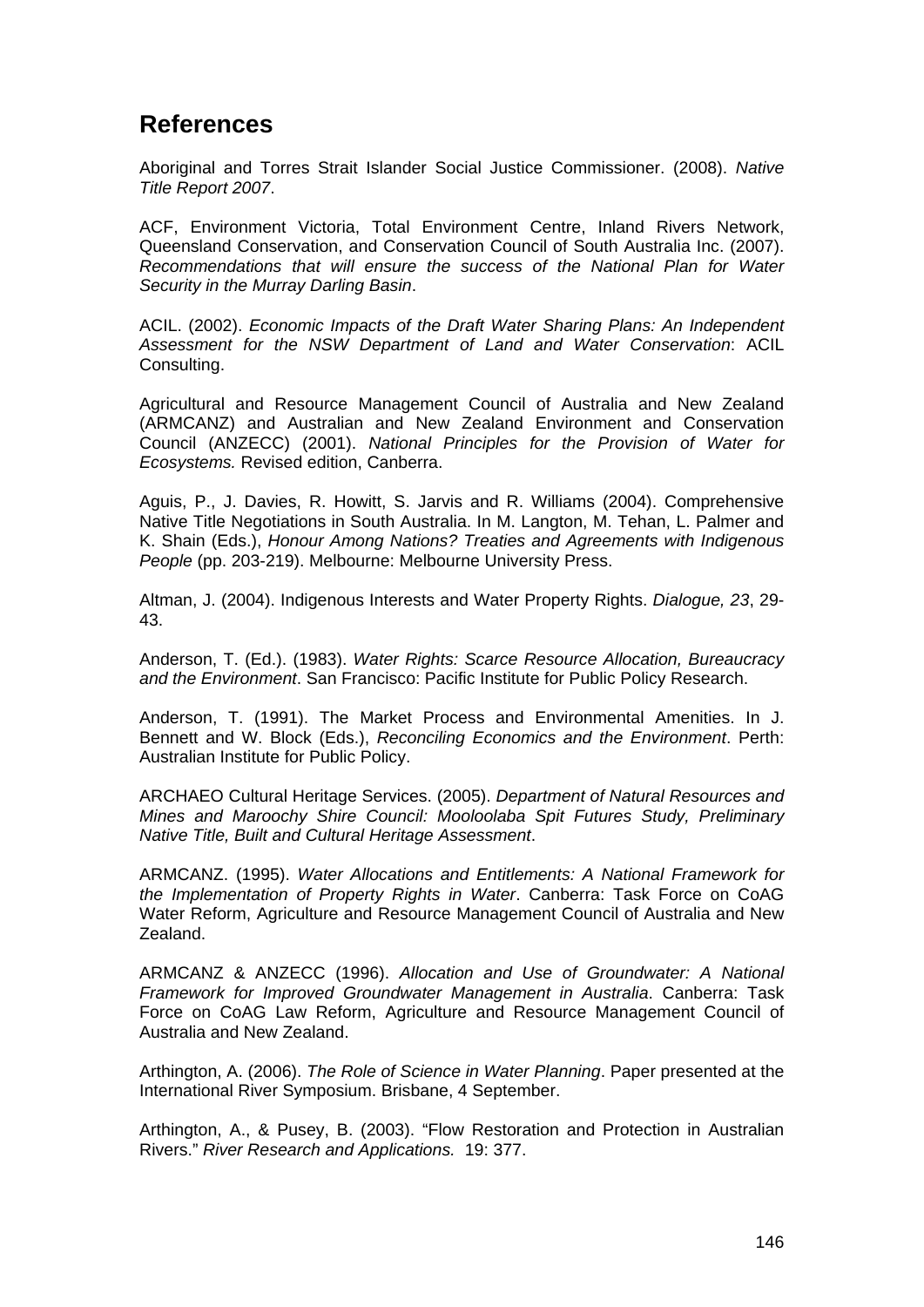# References

Aboriginal and Torres Strait Islander Social Justice Commissioner. (2008). *Native Title Report 2007*.

ACF, Environment Victoria, Total Environment Centre, Inland Rivers Network, Queensland Conservation, and Conservation Council of South Australia Inc. (2007). *Recommendations that will ensure the success of the National Plan for Water Security in the Murray Darling Basin*.

ACIL. (2002). *Economic Impacts of the Draft Water Sharing Plans: An Independent Assessment for the NSW Department of Land and Water Conservation*: ACIL Consulting.

Agricultural and Resource Management Council of Australia and New Zealand (ARMCANZ) and Australian and New Zealand Environment and Conservation Council (ANZECC) (2001). *National Principles for the Provision of Water for Ecosystems.* Revised edition, Canberra.

Aguis, P., J. Davies, R. Howitt, S. Jarvis and R. Williams (2004). Comprehensive Native Title Negotiations in South Australia. In M. Langton, M. Tehan, L. Palmer and K. Shain (Eds.), *Honour Among Nations? Treaties and Agreements with Indigenous People* (pp. 203-219). Melbourne: Melbourne University Press.

Altman, J. (2004). Indigenous Interests and Water Property Rights. *Dialogue, 23*, 29-43.

Anderson, T. (Ed.). (1983). *Water Rights: Scarce Resource Allocation, Bureaucracy and the Environment*. San Francisco: Pacific Institute for Public Policy Research.

Anderson, T. (1991). The Market Process and Environmental Amenities. In J. Bennett and W. Block (Eds.), *Reconciling Economics and the Environment*. Perth: Australian Institute for Public Policy.

ARCHAEO Cultural Heritage Services. (2005). *Department of Natural Resources and Mines and Maroochy Shire Council: Mooloolaba Spit Futures Study, Preliminary Native Title, Built and Cultural Heritage Assessment*.

ARMCANZ. (1995). *Water Allocations and Entitlements: A National Framework for the Implementation of Property Rights in Water*. Canberra: Task Force on CoAG Water Reform, Agriculture and Resource Management Council of Australia and New Zealand.

ARMCANZ & ANZECC (1996). *Allocation and Use of Groundwater: A National Framework for Improved Groundwater Management in Australia*. Canberra: Task Force on CoAG Law Reform, Agriculture and Resource Management Council of Australia and New Zealand.

Arthington, A. (2006). *The Role of Science in Water Planning*. Paper presented at the International River Symposium. Brisbane, 4 September.

Arthington, A., & Pusey, B. (2003). "Flow Restoration and Protection in Australian Rivers." *River Research and Applications.* 19: 377.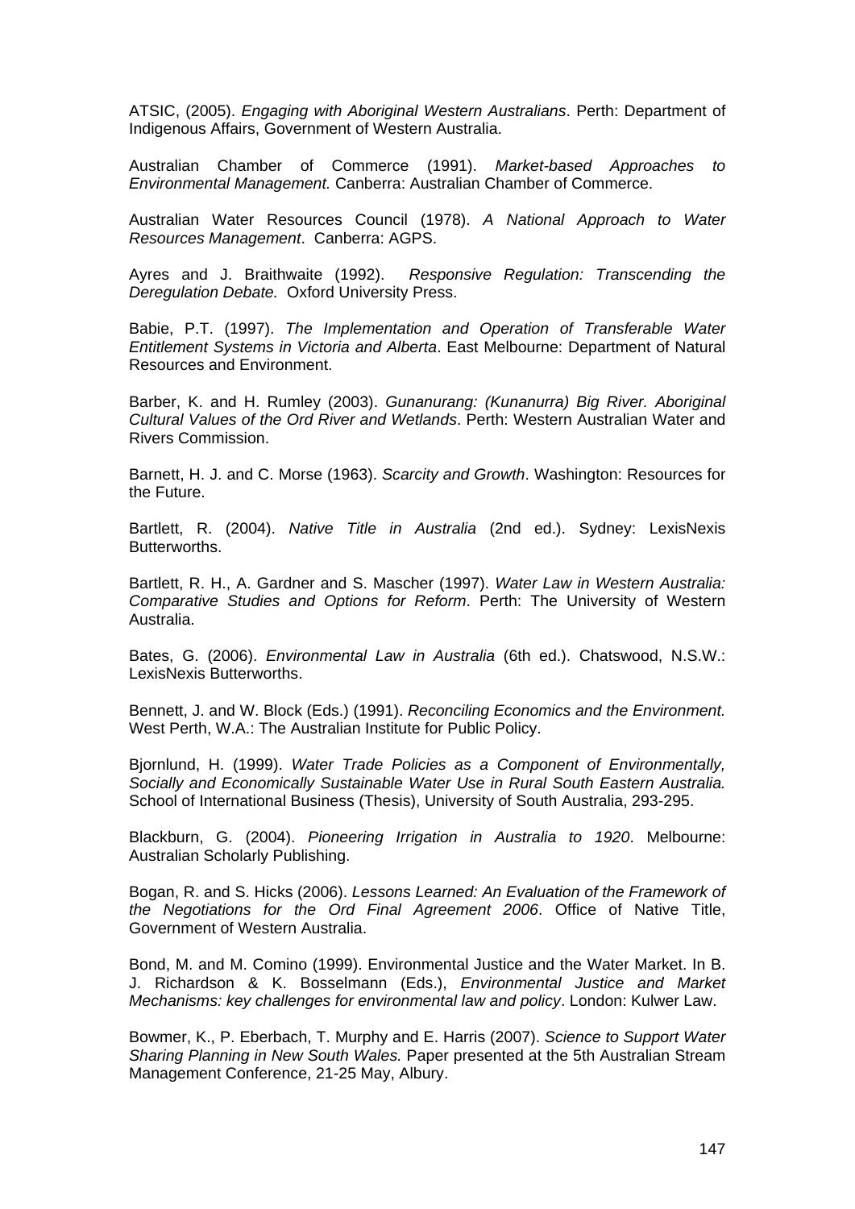ATSIC, (2005). *Engaging with Aboriginal Western Australians*. Perth: Department of Indigenous Affairs, Government of Western Australia.

Australian Chamber of Commerce (1991). *Market-based Approaches to Environmental Management.* Canberra: Australian Chamber of Commerce.

Australian Water Resources Council (1978). *A National Approach to Water Resources Management*. Canberra: AGPS.

Ayres and J. Braithwaite (1992). *Responsive Regulation: Transcending the Deregulation Debate.* Oxford University Press.

Babie, P.T. (1997). *The Implementation and Operation of Transferable Water Entitlement Systems in Victoria and Alberta*. East Melbourne: Department of Natural Resources and Environment.

Barber, K. and H. Rumley (2003). *Gunanurang: (Kunanurra) Big River. Aboriginal Cultural Values of the Ord River and Wetlands*. Perth: Western Australian Water and Rivers Commission.

Barnett, H. J. and C. Morse (1963). *Scarcity and Growth*. Washington: Resources for the Future.

Bartlett, R. (2004). *Native Title in Australia* (2nd ed.). Sydney: LexisNexis Butterworths.

Bartlett, R. H., A. Gardner and S. Mascher (1997). *Water Law in Western Australia: Comparative Studies and Options for Reform*. Perth: The University of Western Australia.

Bates, G. (2006). *Environmental Law in Australia* (6th ed.). Chatswood, N.S.W.: LexisNexis Butterworths.

Bennett, J. and W. Block (Eds.) (1991). *Reconciling Economics and the Environment.* West Perth, W.A.: The Australian Institute for Public Policy.

Bjornlund, H. (1999). *Water Trade Policies as a Component of Environmentally, Socially and Economically Sustainable Water Use in Rural South Eastern Australia.* School of International Business (Thesis), University of South Australia, 293-295.

Blackburn, G. (2004). *Pioneering Irrigation in Australia to 1920*. Melbourne: Australian Scholarly Publishing.

Bogan, R. and S. Hicks (2006). *Lessons Learned: An Evaluation of the Framework of the Negotiations for the Ord Final Agreement 2006*. Office of Native Title, Government of Western Australia.

Bond, M. and M. Comino (1999). Environmental Justice and the Water Market. In B. J. Richardson & K. Bosselmann (Eds.), *Environmental Justice and Market Mechanisms: key challenges for environmental law and policy*. London: Kulwer Law.

Bowmer, K., P. Eberbach, T. Murphy and E. Harris (2007). *Science to Support Water Sharing Planning in New South Wales.* Paper presented at the 5th Australian Stream Management Conference, 21-25 May, Albury.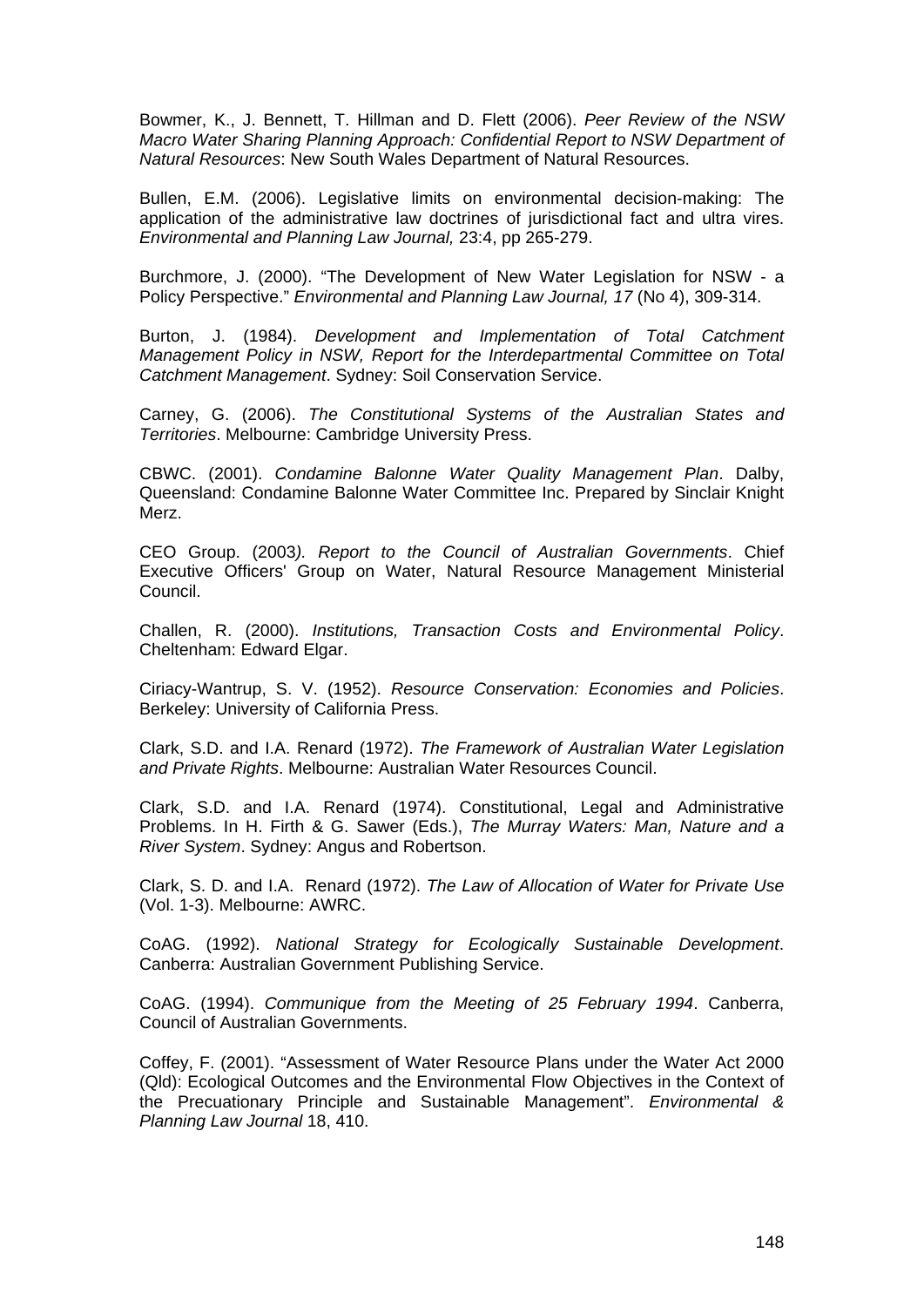Bowmer, K., J. Bennett, T. Hillman and D. Flett (2006). *Peer Review of the NSW Macro Water Sharing Planning Approach: Confidential Report to NSW Department of Natural Resources*: New South Wales Department of Natural Resources.

Bullen, E.M. (2006). Legislative limits on environmental decision-making: The application of the administrative law doctrines of jurisdictional fact and ultra vires. *Environmental and Planning Law Journal,* 23:4, pp 265-279.

Burchmore, J. (2000). "The Development of New Water Legislation for NSW - a Policy Perspective." *Environmental and Planning Law Journal, 17* (No 4), 309-314.

Burton, J. (1984). *Development and Implementation of Total Catchment Management Policy in NSW, Report for the Interdepartmental Committee on Total Catchment Management*. Sydney: Soil Conservation Service.

Carney, G. (2006). *The Constitutional Systems of the Australian States and Territories*. Melbourne: Cambridge University Press.

CBWC. (2001). *Condamine Balonne Water Quality Management Plan*. Dalby, Queensland: Condamine Balonne Water Committee Inc. Prepared by Sinclair Knight Merz.

CEO Group. (2003*). Report to the Council of Australian Governments*. Chief Executive Officers' Group on Water, Natural Resource Management Ministerial Council.

Challen, R. (2000). *Institutions, Transaction Costs and Environmental Policy*. Cheltenham: Edward Elgar.

Ciriacy-Wantrup, S. V. (1952). *Resource Conservation: Economies and Policies*. Berkeley: University of California Press.

Clark, S.D. and I.A. Renard (1972). *The Framework of Australian Water Legislation and Private Rights*. Melbourne: Australian Water Resources Council.

Clark, S.D. and I.A. Renard (1974). Constitutional, Legal and Administrative Problems. In H. Firth & G. Sawer (Eds.), *The Murray Waters: Man, Nature and a River System*. Sydney: Angus and Robertson.

Clark, S. D. and I.A. Renard (1972). *The Law of Allocation of Water for Private Use* (Vol. 1-3). Melbourne: AWRC.

CoAG. (1992). *National Strategy for Ecologically Sustainable Development*. Canberra: Australian Government Publishing Service.

CoAG. (1994). *Communique from the Meeting of 25 February 1994*. Canberra, Council of Australian Governments.

Coffey, F. (2001). "Assessment of Water Resource Plans under the Water Act 2000 (Qld): Ecological Outcomes and the Environmental Flow Objectives in the Context of the Precuationary Principle and Sustainable Management". *Environmental & Planning Law Journal* 18, 410.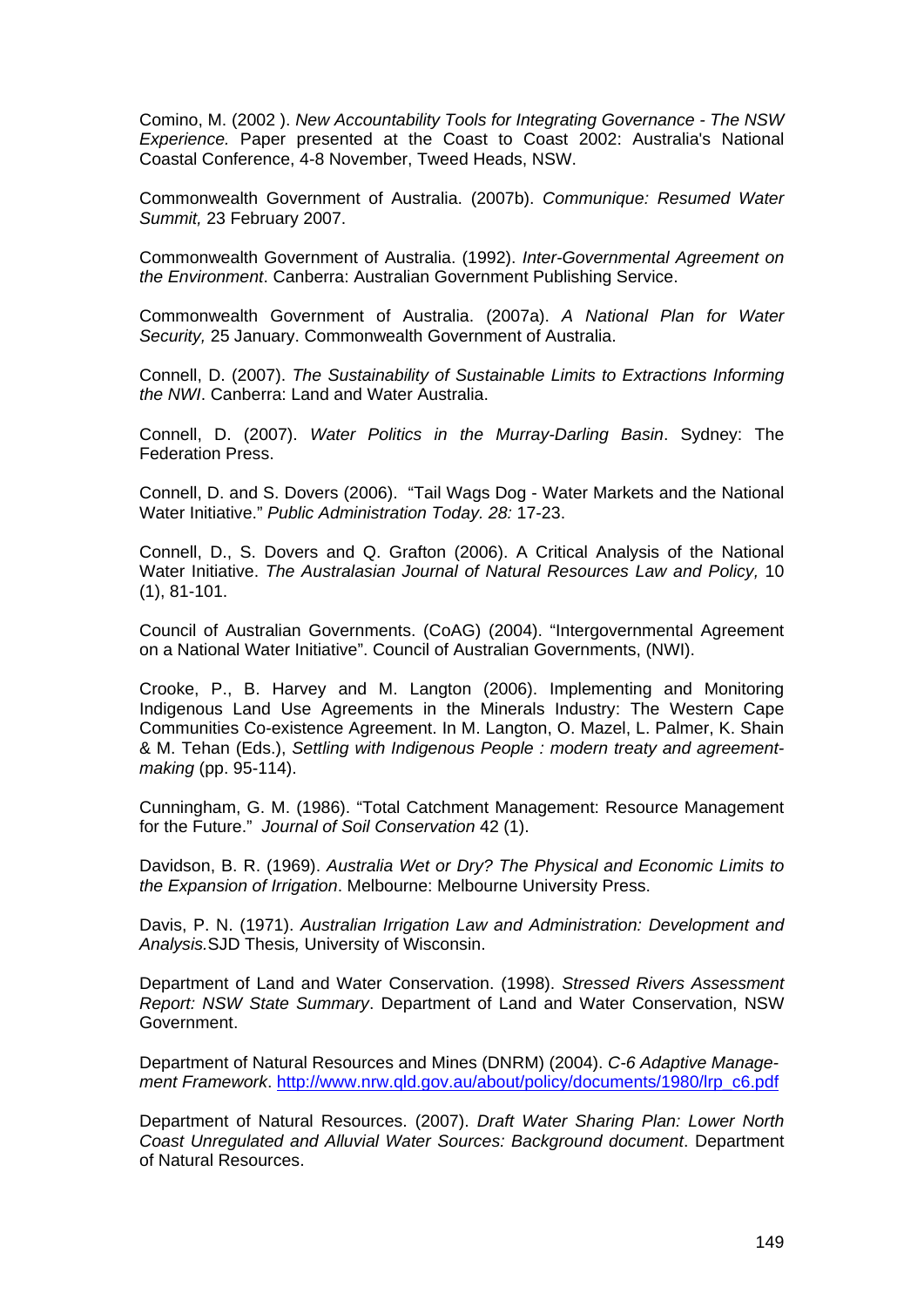Comino, M. (2002 ). *New Accountability Tools for Integrating Governance - The NSW Experience.* Paper presented at the Coast to Coast 2002: Australia's National Coastal Conference, 4-8 November, Tweed Heads, NSW.

Commonwealth Government of Australia. (2007b). *Communique: Resumed Water Summit,* 23 February 2007.

Commonwealth Government of Australia. (1992). *Inter-Governmental Agreement on the Environment*. Canberra: Australian Government Publishing Service.

Commonwealth Government of Australia. (2007a). *A National Plan for Water Security,* 25 January. Commonwealth Government of Australia.

Connell, D. (2007). *The Sustainability of Sustainable Limits to Extractions Informing the NWI*. Canberra: Land and Water Australia.

Connell, D. (2007). *Water Politics in the Murray-Darling Basin*. Sydney: The Federation Press.

Connell, D. and S. Dovers (2006). "Tail Wags Dog - Water Markets and the National Water Initiative." *Public Administration Today. 28:* 17-23.

Connell, D., S. Dovers and Q. Grafton (2006). A Critical Analysis of the National Water Initiative. *The Australasian Journal of Natural Resources Law and Policy,* 10 (1), 81-101.

Council of Australian Governments. (CoAG) (2004). "Intergovernmental Agreement on a National Water Initiative". Council of Australian Governments, (NWI).

Crooke, P., B. Harvey and M. Langton (2006). Implementing and Monitoring Indigenous Land Use Agreements in the Minerals Industry: The Western Cape Communities Co-existence Agreement. In M. Langton, O. Mazel, L. Palmer, K. Shain & M. Tehan (Eds.), *Settling with Indigenous People : modern treaty and agreement-making* (pp. 95-114).

Cunningham, G. M. (1986). "Total Catchment Management: Resource Management for the Future." *Journal of Soil Conservation* 42 (1).

Davidson, B. R. (1969). *Australia Wet or Dry? The Physical and Economic Limits to the Expansion of Irrigation*. Melbourne: Melbourne University Press.

Davis, P. N. (1971). *Australian Irrigation Law and Administration: Development and Analysis.*SJD Thesis*,* University of Wisconsin.

Department of Land and Water Conservation. (1998). *Stressed Rivers Assessment Report: NSW State Summary*. Department of Land and Water Conservation, NSW Government.

Department of Natural Resources and Mines (DNRM) (2004). *C-6 Adaptive Management Framework*. http://www.nrw.qld.gov.au/about/policy/documents/1980/lrp_c6.pdf

Department of Natural Resources. (2007). *Draft Water Sharing Plan: Lower North Coast Unregulated and Alluvial Water Sources: Background document*. Department of Natural Resources.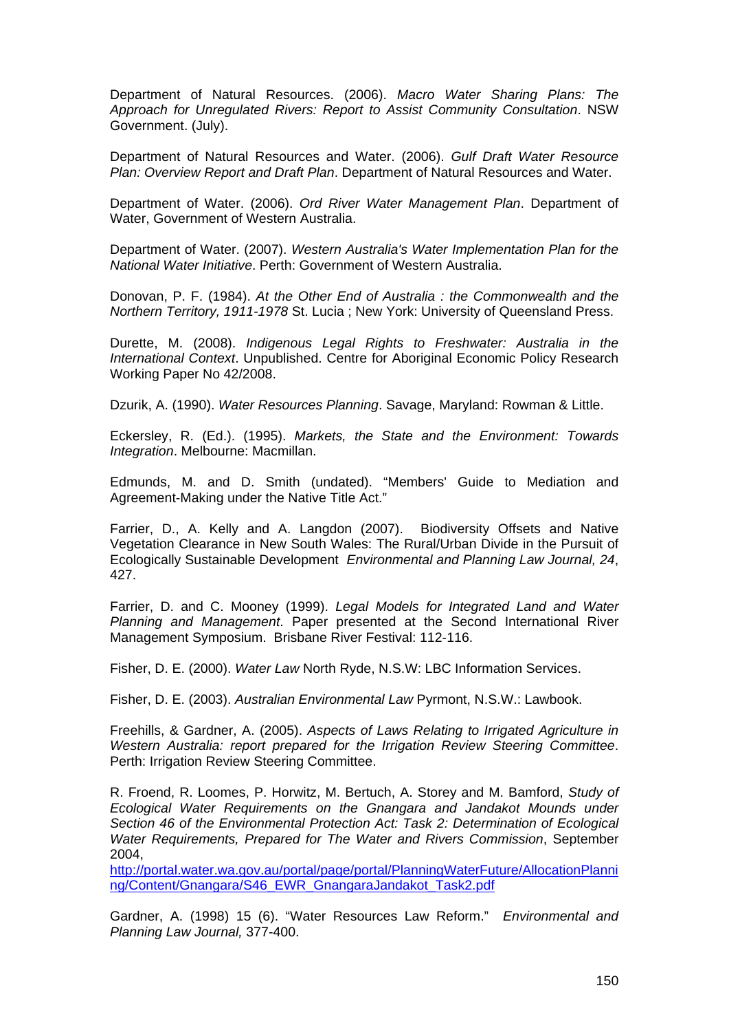Department of Natural Resources. (2006). *Macro Water Sharing Plans: The Approach for Unregulated Rivers: Report to Assist Community Consultation*. NSW Government. (July).

Department of Natural Resources and Water. (2006). *Gulf Draft Water Resource Plan: Overview Report and Draft Plan*. Department of Natural Resources and Water.

Department of Water. (2006). *Ord River Water Management Plan*. Department of Water, Government of Western Australia.

Department of Water. (2007). *Western Australia's Water Implementation Plan for the National Water Initiative*. Perth: Government of Western Australia.

Donovan, P. F. (1984). *At the Other End of Australia : the Commonwealth and the Northern Territory, 1911-1978* St. Lucia ; New York: University of Queensland Press.

Durette, M. (2008). *Indigenous Legal Rights to Freshwater: Australia in the International Context*. Unpublished. Centre for Aboriginal Economic Policy Research Working Paper No 42/2008.

Dzurik, A. (1990). *Water Resources Planning*. Savage, Maryland: Rowman & Little.

Eckersley, R. (Ed.). (1995). *Markets, the State and the Environment: Towards Integration*. Melbourne: Macmillan.

Edmunds, M. and D. Smith (undated). "Members' Guide to Mediation and Agreement-Making under the Native Title Act."

Farrier, D., A. Kelly and A. Langdon (2007). Biodiversity Offsets and Native Vegetation Clearance in New South Wales: The Rural/Urban Divide in the Pursuit of Ecologically Sustainable Development *Environmental and Planning Law Journal, 24*, 427.

Farrier, D. and C. Mooney (1999). *Legal Models for Integrated Land and Water Planning and Management*. Paper presented at the Second International River Management Symposium. Brisbane River Festival: 112-116.

Fisher, D. E. (2000). *Water Law* North Ryde, N.S.W: LBC Information Services.

Fisher, D. E. (2003). *Australian Environmental Law* Pyrmont, N.S.W.: Lawbook.

Freehills, & Gardner, A. (2005). *Aspects of Laws Relating to Irrigated Agriculture in Western Australia: report prepared for the Irrigation Review Steering Committee*. Perth: Irrigation Review Steering Committee.

R. Froend, R. Loomes, P. Horwitz, M. Bertuch, A. Storey and M. Bamford, *Study of Ecological Water Requirements on the Gnangara and Jandakot Mounds under Section 46 of the Environmental Protection Act: Task 2: Determination of Ecological Water Requirements, Prepared for The Water and Rivers Commission*, September 2004, http://portal.water.wa.gov.au/portal/page/portal/PlanningWaterFuture/AllocationPlanning/Content/Gnangara/S46_EWR_GnangaraJandakot_Task2.pdf

Gardner, A. (1998) 15 (6). "Water Resources Law Reform." *Environmental and Planning Law Journal,* 377-400.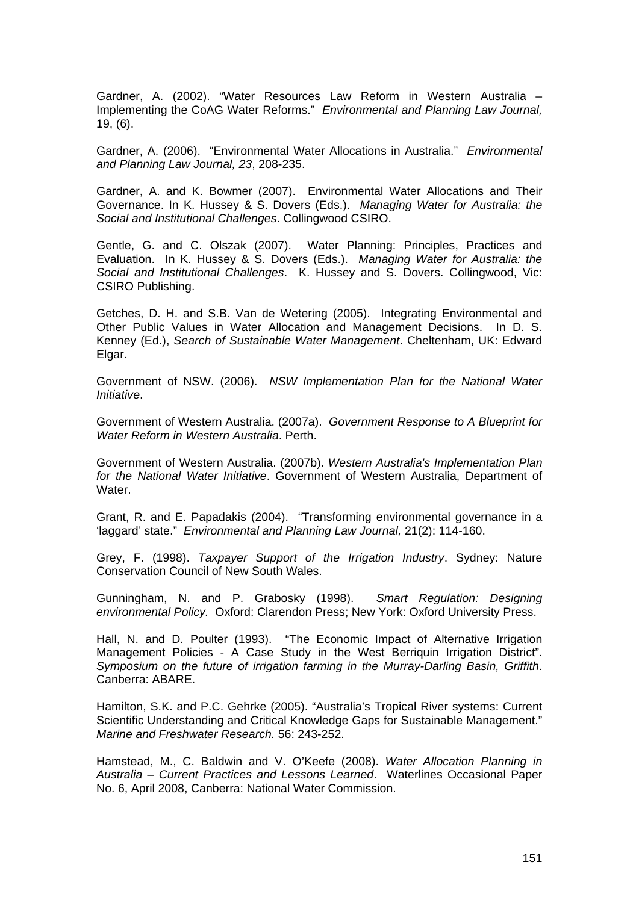Gardner, A. (2002). "Water Resources Law Reform in Western Australia – Implementing the CoAG Water Reforms." *Environmental and Planning Law Journal,* 19, (6).

Gardner, A. (2006). "Environmental Water Allocations in Australia." *Environmental and Planning Law Journal, 23*, 208-235.

Gardner, A. and K. Bowmer (2007). Environmental Water Allocations and Their Governance. In K. Hussey & S. Dovers (Eds.). *Managing Water for Australia: the Social and Institutional Challenges*. Collingwood CSIRO.

Gentle, G. and C. Olszak (2007). Water Planning: Principles, Practices and Evaluation. In K. Hussey & S. Dovers (Eds.). *Managing Water for Australia: the Social and Institutional Challenges*. K. Hussey and S. Dovers. Collingwood, Vic: CSIRO Publishing.

Getches, D. H. and S.B. Van de Wetering (2005). Integrating Environmental and Other Public Values in Water Allocation and Management Decisions. In D. S. Kenney (Ed.), *Search of Sustainable Water Management*. Cheltenham, UK: Edward Elgar.

Government of NSW. (2006). *NSW Implementation Plan for the National Water Initiative*.

Government of Western Australia. (2007a). *Government Response to A Blueprint for Water Reform in Western Australia*. Perth.

Government of Western Australia. (2007b). *Western Australia's Implementation Plan for the National Water Initiative*. Government of Western Australia, Department of Water.

Grant, R. and E. Papadakis (2004). "Transforming environmental governance in a 'laggard' state." *Environmental and Planning Law Journal,* 21(2): 114-160.

Grey, F. (1998). *Taxpayer Support of the Irrigation Industry*. Sydney: Nature Conservation Council of New South Wales.

Gunningham, N. and P. Grabosky (1998). *Smart Regulation: Designing environmental Policy.* Oxford: Clarendon Press; New York: Oxford University Press.

Hall, N. and D. Poulter (1993). "The Economic Impact of Alternative Irrigation Management Policies - A Case Study in the West Berriquin Irrigation District". *Symposium on the future of irrigation farming in the Murray-Darling Basin, Griffith*. Canberra: ABARE.

Hamilton, S.K. and P.C. Gehrke (2005). "Australia's Tropical River systems: Current Scientific Understanding and Critical Knowledge Gaps for Sustainable Management." *Marine and Freshwater Research.* 56: 243-252.

Hamstead, M., C. Baldwin and V. O'Keefe (2008). *Water Allocation Planning in Australia – Current Practices and Lessons Learned*. Waterlines Occasional Paper No. 6, April 2008, Canberra: National Water Commission.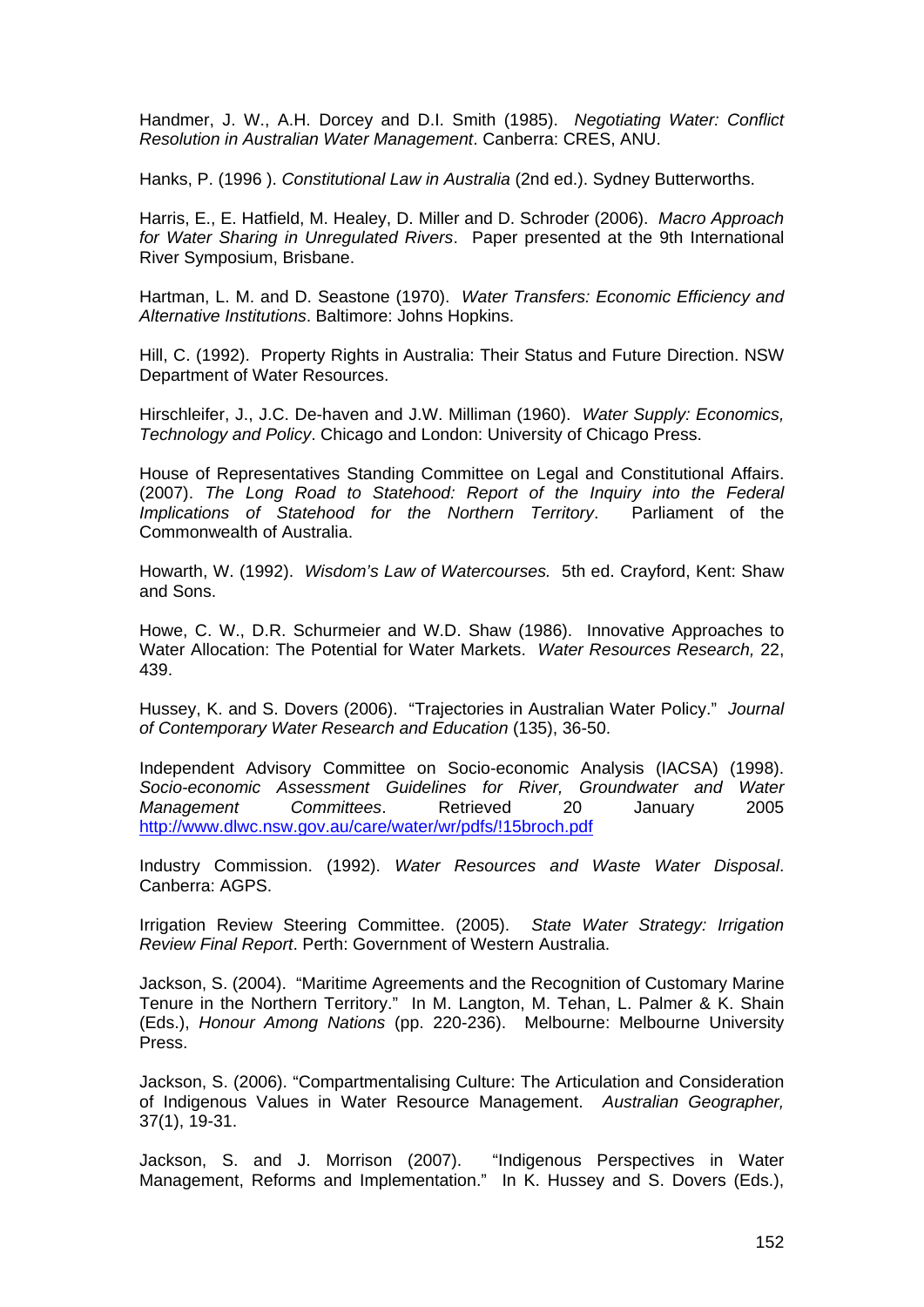Handmer, J. W., A.H. Dorcey and D.I. Smith (1985). *Negotiating Water: Conflict Resolution in Australian Water Management*. Canberra: CRES, ANU.

Hanks, P. (1996 ). *Constitutional Law in Australia* (2nd ed.). Sydney Butterworths.

Harris, E., E. Hatfield, M. Healey, D. Miller and D. Schroder (2006). *Macro Approach for Water Sharing in Unregulated Rivers*. Paper presented at the 9th International River Symposium, Brisbane.

Hartman, L. M. and D. Seastone (1970). *Water Transfers: Economic Efficiency and Alternative Institutions*. Baltimore: Johns Hopkins.

Hill, C. (1992). Property Rights in Australia: Their Status and Future Direction. NSW Department of Water Resources.

Hirschleifer, J., J.C. De-haven and J.W. Milliman (1960). *Water Supply: Economics, Technology and Policy*. Chicago and London: University of Chicago Press.

House of Representatives Standing Committee on Legal and Constitutional Affairs. (2007). *The Long Road to Statehood: Report of the Inquiry into the Federal Implications of Statehood for the Northern Territory*. Parliament of the Commonwealth of Australia.

Howarth, W. (1992). *Wisdom's Law of Watercourses.* 5th ed. Crayford, Kent: Shaw and Sons.

Howe, C. W., D.R. Schurmeier and W.D. Shaw (1986). Innovative Approaches to Water Allocation: The Potential for Water Markets. *Water Resources Research,* 22, 439.

Hussey, K. and S. Dovers (2006). "Trajectories in Australian Water Policy." *Journal of Contemporary Water Research and Education* (135), 36-50.

Independent Advisory Committee on Socio-economic Analysis (IACSA) (1998). *Socio-economic Assessment Guidelines for River, Groundwater and Water Management Committees*. Retrieved 20 January 2005 http://www.dlwc.nsw.gov.au/care/water/wr/pdfs/!15broch.pdf

Industry Commission. (1992). *Water Resources and Waste Water Disposal*. Canberra: AGPS.

Irrigation Review Steering Committee. (2005). *State Water Strategy: Irrigation Review Final Report*. Perth: Government of Western Australia.

Jackson, S. (2004). "Maritime Agreements and the Recognition of Customary Marine Tenure in the Northern Territory." In M. Langton, M. Tehan, L. Palmer & K. Shain (Eds.), *Honour Among Nations* (pp. 220-236). Melbourne: Melbourne University Press.

Jackson, S. (2006). "Compartmentalising Culture: The Articulation and Consideration of Indigenous Values in Water Resource Management. *Australian Geographer,* 37(1), 19-31.

Jackson, S. and J. Morrison (2007). "Indigenous Perspectives in Water Management, Reforms and Implementation." In K. Hussey and S. Dovers (Eds.),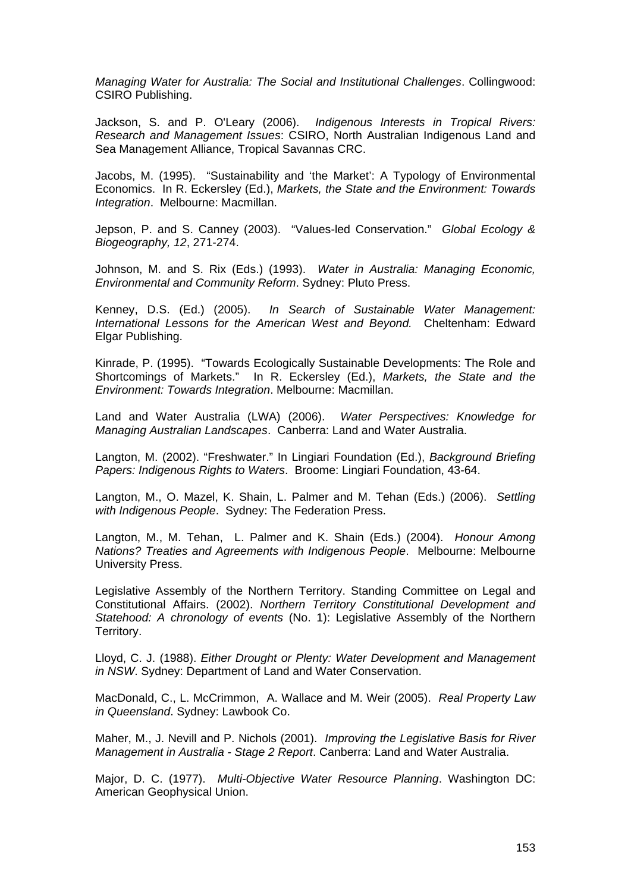*Managing Water for Australia: The Social and Institutional Challenges*. Collingwood: CSIRO Publishing.

Jackson, S. and P. O'Leary (2006). *Indigenous Interests in Tropical Rivers: Research and Management Issues*: CSIRO, North Australian Indigenous Land and Sea Management Alliance, Tropical Savannas CRC.

Jacobs, M. (1995). "Sustainability and 'the Market': A Typology of Environmental Economics. In R. Eckersley (Ed.), *Markets, the State and the Environment: Towards Integration*. Melbourne: Macmillan.

Jepson, P. and S. Canney (2003). "Values-led Conservation." *Global Ecology & Biogeography, 12*, 271-274.

Johnson, M. and S. Rix (Eds.) (1993). *Water in Australia: Managing Economic, Environmental and Community Reform*. Sydney: Pluto Press.

Kenney, D.S. (Ed.) (2005). *In Search of Sustainable Water Management: International Lessons for the American West and Beyond.* Cheltenham: Edward Elgar Publishing.

Kinrade, P. (1995). "Towards Ecologically Sustainable Developments: The Role and Shortcomings of Markets." In R. Eckersley (Ed.), *Markets, the State and the Environment: Towards Integration*. Melbourne: Macmillan.

Land and Water Australia (LWA) (2006). *Water Perspectives: Knowledge for Managing Australian Landscapes*. Canberra: Land and Water Australia.

Langton, M. (2002). "Freshwater." In Lingiari Foundation (Ed.), *Background Briefing Papers: Indigenous Rights to Waters*. Broome: Lingiari Foundation, 43-64.

Langton, M., O. Mazel, K. Shain, L. Palmer and M. Tehan (Eds.) (2006). *Settling with Indigenous People*. Sydney: The Federation Press.

Langton, M., M. Tehan, L. Palmer and K. Shain (Eds.) (2004). *Honour Among Nations? Treaties and Agreements with Indigenous People*. Melbourne: Melbourne University Press.

Legislative Assembly of the Northern Territory. Standing Committee on Legal and Constitutional Affairs. (2002). *Northern Territory Constitutional Development and Statehood: A chronology of events* (No. 1): Legislative Assembly of the Northern Territory.

Lloyd, C. J. (1988). *Either Drought or Plenty: Water Development and Management in NSW*. Sydney: Department of Land and Water Conservation.

MacDonald, C., L. McCrimmon, A. Wallace and M. Weir (2005). *Real Property Law in Queensland*. Sydney: Lawbook Co.

Maher, M., J. Nevill and P. Nichols (2001). *Improving the Legislative Basis for River Management in Australia - Stage 2 Report*. Canberra: Land and Water Australia.

Major, D. C. (1977). *Multi-Objective Water Resource Planning*. Washington DC: American Geophysical Union.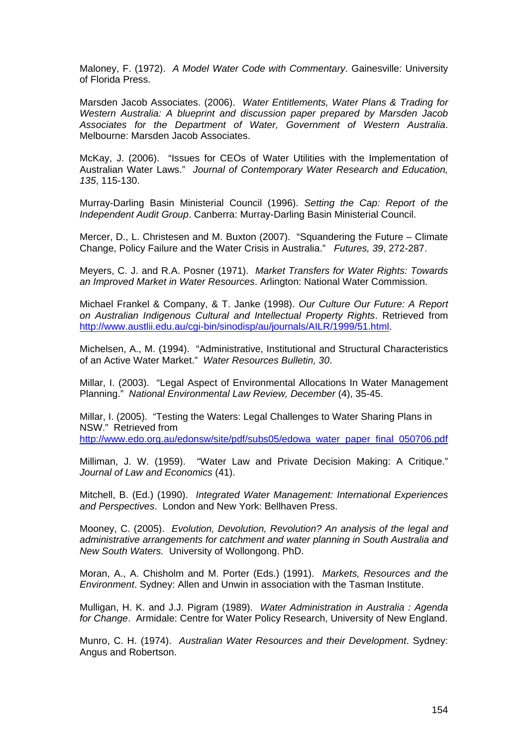Maloney, F. (1972). *A Model Water Code with Commentary*. Gainesville: University of Florida Press.

Marsden Jacob Associates. (2006). *Water Entitlements, Water Plans & Trading for Western Australia: A blueprint and discussion paper prepared by Marsden Jacob Associates for the Department of Water, Government of Western Australia*. Melbourne: Marsden Jacob Associates.

McKay, J. (2006). "Issues for CEOs of Water Utilities with the Implementation of Australian Water Laws." *Journal of Contemporary Water Research and Education, 135*, 115-130.

Murray-Darling Basin Ministerial Council (1996). *Setting the Cap: Report of the Independent Audit Group*. Canberra: Murray-Darling Basin Ministerial Council.

Mercer, D., L. Christesen and M. Buxton (2007). "Squandering the Future – Climate Change, Policy Failure and the Water Crisis in Australia." *Futures, 39*, 272-287.

Meyers, C. J. and R.A. Posner (1971). *Market Transfers for Water Rights: Towards an Improved Market in Water Resources*. Arlington: National Water Commission.

Michael Frankel & Company, & T. Janke (1998). *Our Culture Our Future: A Report on Australian Indigenous Cultural and Intellectual Property Rights*. Retrieved from http://www.austlii.edu.au/cgi-bin/sinodisp/au/journals/AILR/1999/51.html.

Michelsen, A., M. (1994). "Administrative, Institutional and Structural Characteristics of an Active Water Market." *Water Resources Bulletin, 30*.

Millar, I. (2003). "Legal Aspect of Environmental Allocations In Water Management Planning." *National Environmental Law Review, December* (4), 35-45.

Millar, I. (2005). "Testing the Waters: Legal Challenges to Water Sharing Plans in NSW." Retrieved from http://www.edo.org.au/edonsw/site/pdf/subs05/edowa_water_paper_final_050706.pdf

Milliman, J. W. (1959). "Water Law and Private Decision Making: A Critique." *Journal of Law and Economics* (41).

Mitchell, B. (Ed.) (1990). *Integrated Water Management: International Experiences and Perspectives*. London and New York: Bellhaven Press.

Mooney, C. (2005). *Evolution, Devolution, Revolution? An analysis of the legal and administrative arrangements for catchment and water planning in South Australia and New South Waters.* University of Wollongong. PhD.

Moran, A., A. Chisholm and M. Porter (Eds.) (1991). *Markets, Resources and the Environment*. Sydney: Allen and Unwin in association with the Tasman Institute.

Mulligan, H. K. and J.J. Pigram (1989). *Water Administration in Australia : Agenda for Change*. Armidale: Centre for Water Policy Research, University of New England.

Munro, C. H. (1974). *Australian Water Resources and their Development*. Sydney: Angus and Robertson.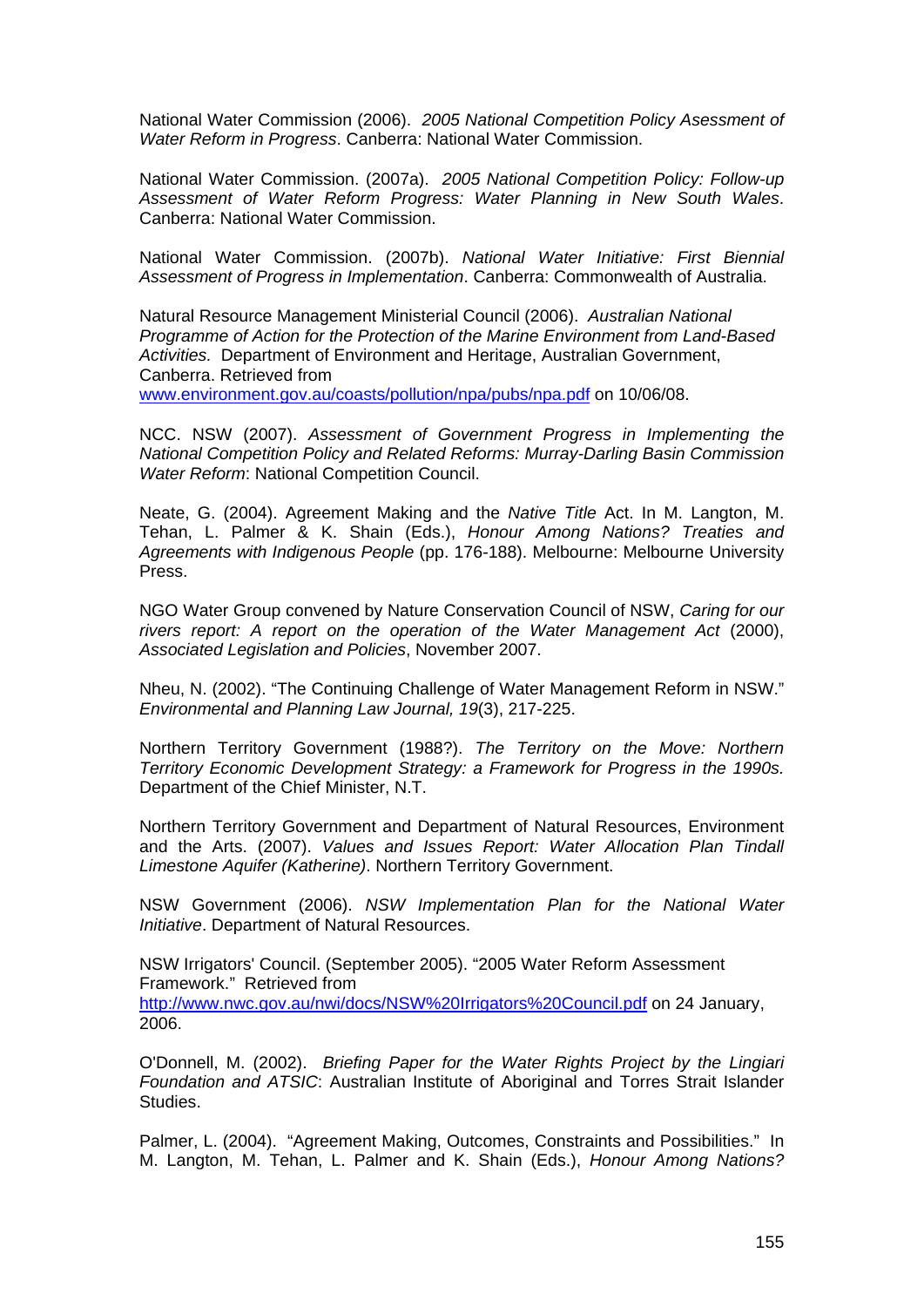National Water Commission (2006). *2005 National Competition Policy Assessment of Water Reform in Progress*. Canberra: National Water Commission.

National Water Commission. (2007a). *2005 National Competition Policy: Follow-up Assessment of Water Reform Progress: Water Planning in New South Wales*. Canberra: National Water Commission.

National Water Commission. (2007b). *National Water Initiative: First Biennial Assessment of Progress in Implementation*. Canberra: Commonwealth of Australia.

Natural Resource Management Ministerial Council (2006). *Australian National Programme of Action for the Protection of the Marine Environment from Land-Based Activities.* Department of Environment and Heritage, Australian Government, Canberra. Retrieved from www.environment.gov.au/coasts/pollution/npa/pubs/npa.pdf on 10/06/08.

NCC. NSW (2007). *Assessment of Government Progress in Implementing the National Competition Policy and Related Reforms: Murray-Darling Basin Commission Water Reform*: National Competition Council.

Neate, G. (2004). Agreement Making and the *Native Title* Act. In M. Langton, M. Tehan, L. Palmer & K. Shain (Eds.), *Honour Among Nations? Treaties and Agreements with Indigenous People* (pp. 176-188). Melbourne: Melbourne University Press.

NGO Water Group convened by Nature Conservation Council of NSW, *Caring for our rivers report: A report on the operation of the Water Management Act* (2000), *Associated Legislation and Policies*, November 2007.

Nheu, N. (2002). "The Continuing Challenge of Water Management Reform in NSW." *Environmental and Planning Law Journal, 19*(3), 217-225.

Northern Territory Government (1988?). *The Territory on the Move: Northern Territory Economic Development Strategy: a Framework for Progress in the 1990s.* Department of the Chief Minister, N.T.

Northern Territory Government and Department of Natural Resources, Environment and the Arts. (2007). *Values and Issues Report: Water Allocation Plan Tindall Limestone Aquifer (Katherine)*. Northern Territory Government.

NSW Government (2006). *NSW Implementation Plan for the National Water Initiative*. Department of Natural Resources.

NSW Irrigators' Council. (September 2005). "2005 Water Reform Assessment Framework." Retrieved from http://www.nwc.gov.au/nwi/docs/NSW%20Irrigators%20Council.pdf on 24 January, 2006.

O'Donnell, M. (2002). *Briefing Paper for the Water Rights Project by the Lingiari Foundation and ATSIC*: Australian Institute of Aboriginal and Torres Strait Islander Studies.

Palmer, L. (2004). "Agreement Making, Outcomes, Constraints and Possibilities." In M. Langton, M. Tehan, L. Palmer and K. Shain (Eds.), *Honour Among Nations?*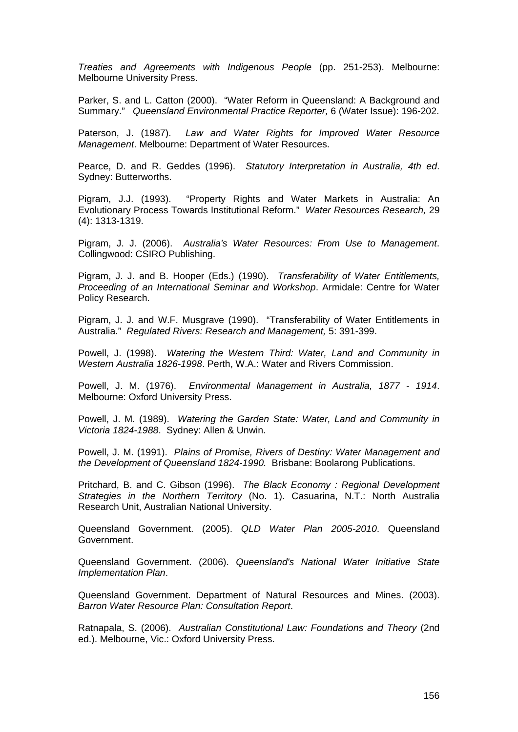*Treaties and Agreements with Indigenous People* (pp. 251-253). Melbourne: Melbourne University Press.

Parker, S. and L. Catton (2000). "Water Reform in Queensland: A Background and Summary." *Queensland Environmental Practice Reporter,* 6 (Water Issue): 196-202.

Paterson, J. (1987). *Law and Water Rights for Improved Water Resource Management*. Melbourne: Department of Water Resources.

Pearce, D. and R. Geddes (1996). *Statutory Interpretation in Australia, 4th ed*. Sydney: Butterworths.

Pigram, J.J. (1993). "Property Rights and Water Markets in Australia: An Evolutionary Process Towards Institutional Reform." *Water Resources Research,* 29 (4): 1313-1319.

Pigram, J. J. (2006). *Australia's Water Resources: From Use to Management*. Collingwood: CSIRO Publishing.

Pigram, J. J. and B. Hooper (Eds.) (1990). *Transferability of Water Entitlements, Proceeding of an International Seminar and Workshop*. Armidale: Centre for Water Policy Research.

Pigram, J. J. and W.F. Musgrave (1990). "Transferability of Water Entitlements in Australia." *Regulated Rivers: Research and Management,* 5: 391-399.

Powell, J. (1998). *Watering the Western Third: Water, Land and Community in Western Australia 1826-1998*. Perth, W.A.: Water and Rivers Commission.

Powell, J. M. (1976). *Environmental Management in Australia, 1877 - 1914*. Melbourne: Oxford University Press.

Powell, J. M. (1989). *Watering the Garden State: Water, Land and Community in Victoria 1824-1988*. Sydney: Allen & Unwin.

Powell, J. M. (1991). *Plains of Promise, Rivers of Destiny: Water Management and the Development of Queensland 1824-1990.* Brisbane: Boolarong Publications.

Pritchard, B. and C. Gibson (1996). *The Black Economy : Regional Development Strategies in the Northern Territory* (No. 1). Casuarina, N.T.: North Australia Research Unit, Australian National University.

Queensland Government. (2005). *QLD Water Plan 2005-2010*. Queensland Government.

Queensland Government. (2006). *Queensland's National Water Initiative State Implementation Plan*.

Queensland Government. Department of Natural Resources and Mines. (2003). *Barron Water Resource Plan: Consultation Report*.

Ratnapala, S. (2006). *Australian Constitutional Law: Foundations and Theory* (2nd ed.). Melbourne, Vic.: Oxford University Press.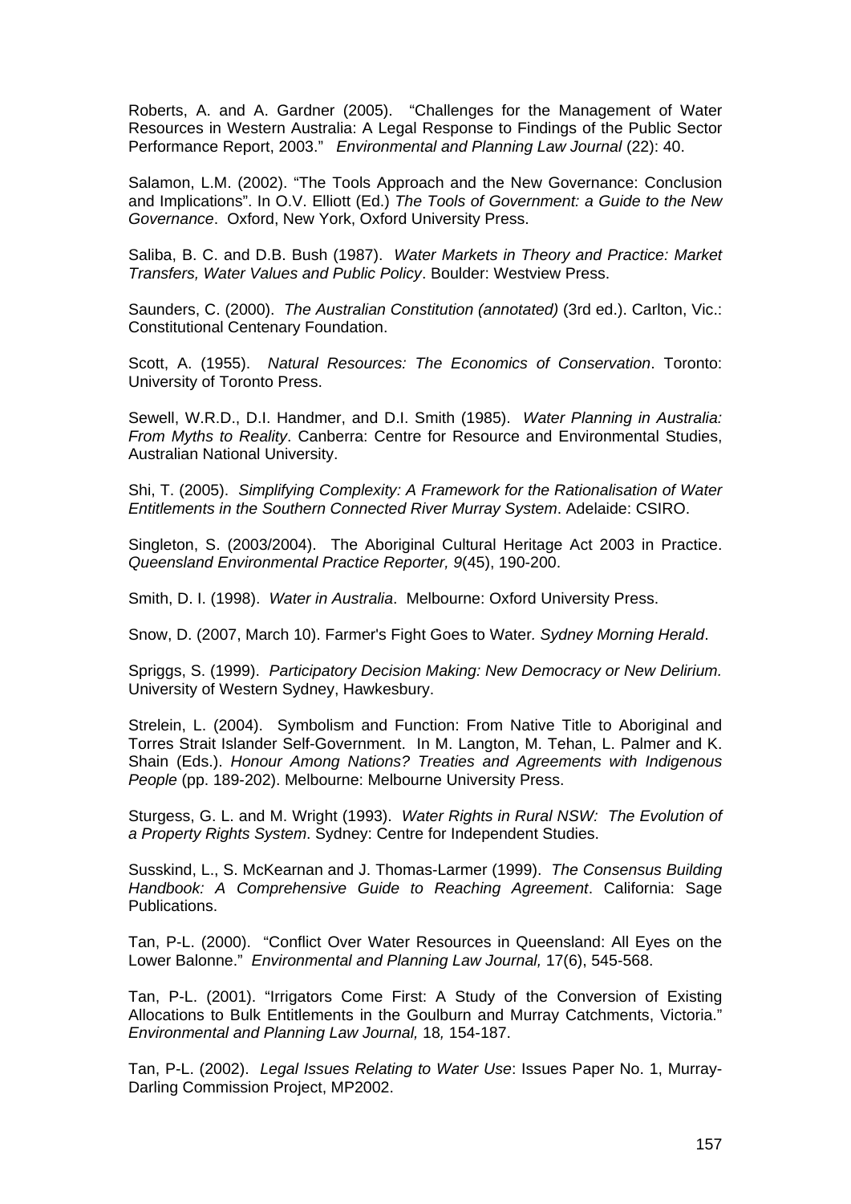Roberts, A. and A. Gardner (2005). "Challenges for the Management of Water Resources in Western Australia: A Legal Response to Findings of the Public Sector Performance Report, 2003." *Environmental and Planning Law Journal* (22): 40.

Salamon, L.M. (2002). "The Tools Approach and the New Governance: Conclusion and Implications". In O.V. Elliott (Ed.) *The Tools of Government: a Guide to the New Governance*. Oxford, New York, Oxford University Press.

Saliba, B. C. and D.B. Bush (1987). *Water Markets in Theory and Practice: Market Transfers, Water Values and Public Policy*. Boulder: Westview Press.

Saunders, C. (2000). *The Australian Constitution (annotated)* (3rd ed.). Carlton, Vic.: Constitutional Centenary Foundation.

Scott, A. (1955). *Natural Resources: The Economics of Conservation*. Toronto: University of Toronto Press.

Sewell, W.R.D., D.I. Handmer, and D.I. Smith (1985). *Water Planning in Australia: From Myths to Reality*. Canberra: Centre for Resource and Environmental Studies, Australian National University.

Shi, T. (2005). *Simplifying Complexity: A Framework for the Rationalisation of Water Entitlements in the Southern Connected River Murray System*. Adelaide: CSIRO.

Singleton, S. (2003/2004). The Aboriginal Cultural Heritage Act 2003 in Practice. *Queensland Environmental Practice Reporter, 9*(45), 190-200.

Smith, D. I. (1998). *Water in Australia*. Melbourne: Oxford University Press.

Snow, D. (2007, March 10). Farmer's Fight Goes to Water. *Sydney Morning Herald*.

Spriggs, S. (1999). *Participatory Decision Making: New Democracy or New Delirium.* University of Western Sydney, Hawkesbury.

Strelein, L. (2004). Symbolism and Function: From Native Title to Aboriginal and Torres Strait Islander Self-Government. In M. Langton, M. Tehan, L. Palmer and K. Shain (Eds.). *Honour Among Nations? Treaties and Agreements with Indigenous People* (pp. 189-202). Melbourne: Melbourne University Press.

Sturgess, G. L. and M. Wright (1993). *Water Rights in Rural NSW: The Evolution of a Property Rights System*. Sydney: Centre for Independent Studies.

Susskind, L., S. McKearnan and J. Thomas-Larmer (1999). *The Consensus Building Handbook: A Comprehensive Guide to Reaching Agreement*. California: Sage Publications.

Tan, P-L. (2000). "Conflict Over Water Resources in Queensland: All Eyes on the Lower Balonne." *Environmental and Planning Law Journal,* 17(6), 545-568.

Tan, P-L. (2001). "Irrigators Come First: A Study of the Conversion of Existing Allocations to Bulk Entitlements in the Goulburn and Murray Catchments, Victoria." *Environmental and Planning Law Journal,* 18*,* 154-187.

Tan, P-L. (2002). *Legal Issues Relating to Water Use*: Issues Paper No. 1, Murray-Darling Commission Project, MP2002.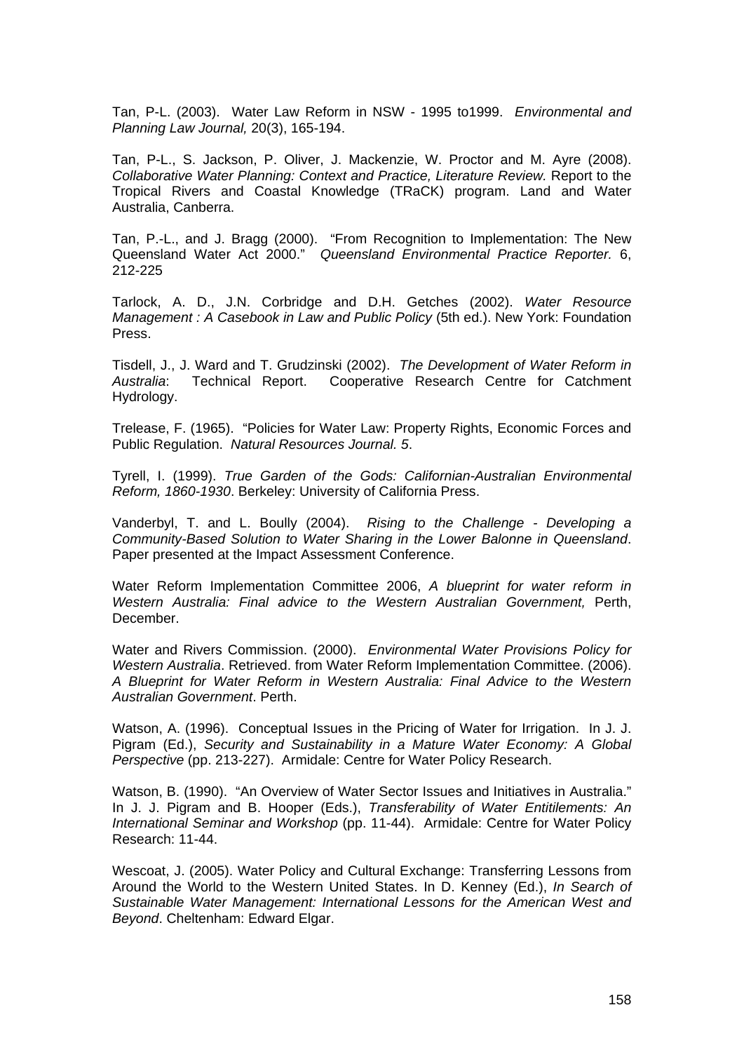Tan, P-L. (2003). Water Law Reform in NSW - 1995 to1999. *Environmental and Planning Law Journal,* 20(3), 165-194.

Tan, P-L., S. Jackson, P. Oliver, J. Mackenzie, W. Proctor and M. Ayre (2008). *Collaborative Water Planning: Context and Practice, Literature Review.* Report to the Tropical Rivers and Coastal Knowledge (TRaCK) program. Land and Water Australia, Canberra.

Tan, P.-L., and J. Bragg (2000). "From Recognition to Implementation: The New Queensland Water Act 2000." *Queensland Environmental Practice Reporter.* 6, 212-225

Tarlock, A. D., J.N. Corbridge and D.H. Getches (2002). *Water Resource Management : A Casebook in Law and Public Policy* (5th ed.). New York: Foundation Press.

Tisdell, J., J. Ward and T. Grudzinski (2002). *The Development of Water Reform in Australia*: Technical Report. Cooperative Research Centre for Catchment Hydrology.

Trelease, F. (1965). "Policies for Water Law: Property Rights, Economic Forces and Public Regulation. *Natural Resources Journal. 5*.

Tyrell, I. (1999). *True Garden of the Gods: Californian-Australian Environmental Reform, 1860-1930*. Berkeley: University of California Press.

Vanderbyl, T. and L. Boully (2004). *Rising to the Challenge - Developing a Community-Based Solution to Water Sharing in the Lower Balonne in Queensland*. Paper presented at the Impact Assessment Conference.

Water Reform Implementation Committee 2006, *A blueprint for water reform in Western Australia: Final advice to the Western Australian Government,* Perth, December.

Water and Rivers Commission. (2000). *Environmental Water Provisions Policy for Western Australia*. Retrieved. from Water Reform Implementation Committee. (2006). *A Blueprint for Water Reform in Western Australia: Final Advice to the Western Australian Government*. Perth.

Watson, A. (1996). Conceptual Issues in the Pricing of Water for Irrigation. In J. J. Pigram (Ed.), *Security and Sustainability in a Mature Water Economy: A Global Perspective* (pp. 213-227). Armidale: Centre for Water Policy Research.

Watson, B. (1990). "An Overview of Water Sector Issues and Initiatives in Australia." In J. J. Pigram and B. Hooper (Eds.), *Transferability of Water Entitilements: An International Seminar and Workshop* (pp. 11-44). Armidale: Centre for Water Policy Research: 11-44.

Wescoat, J. (2005). Water Policy and Cultural Exchange: Transferring Lessons from Around the World to the Western United States. In D. Kenney (Ed.), *In Search of Sustainable Water Management: International Lessons for the American West and Beyond*. Cheltenham: Edward Elgar.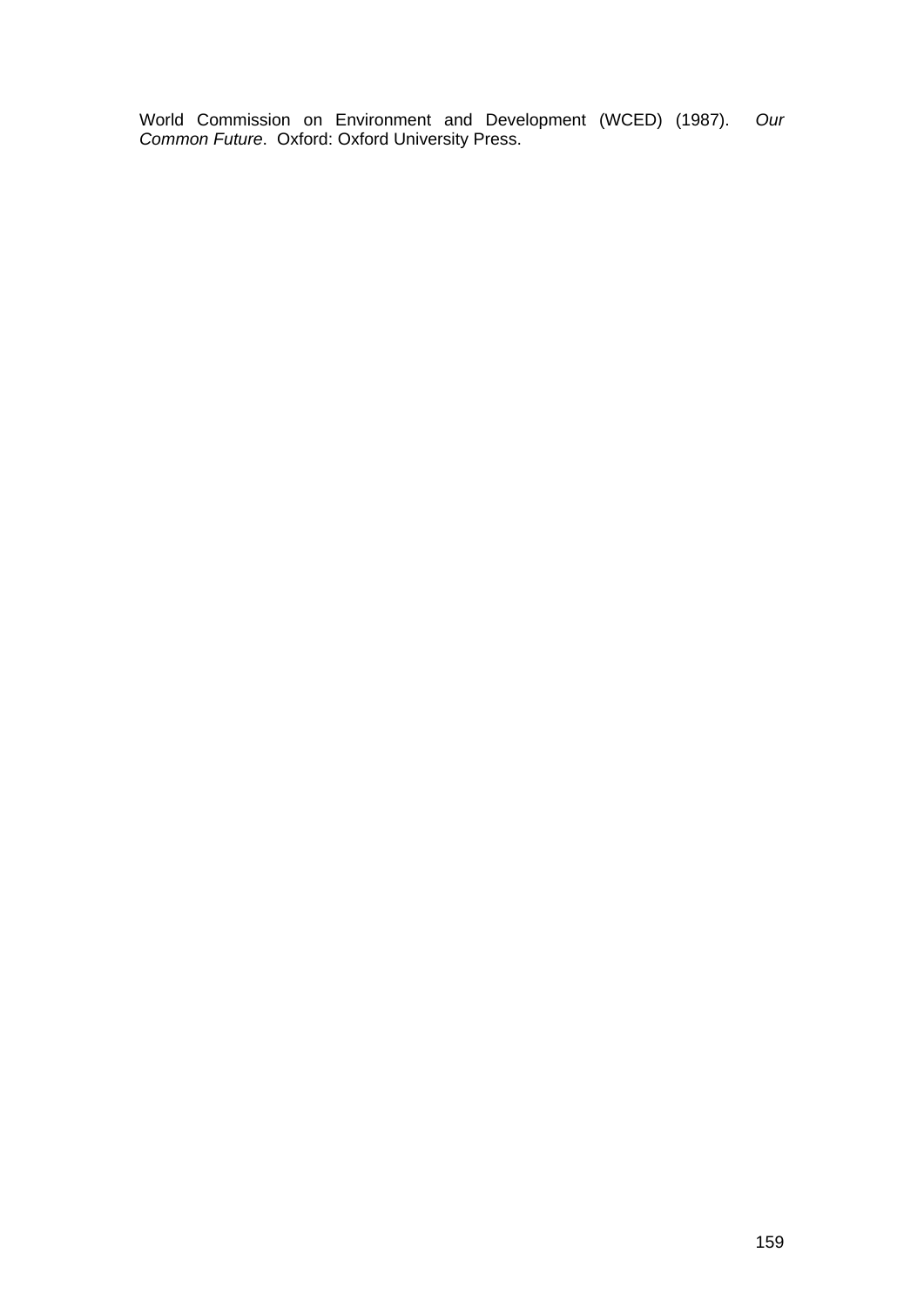World Commission on Environment and Development (WCED) (1987). *Our Common Future*. Oxford: Oxford University Press.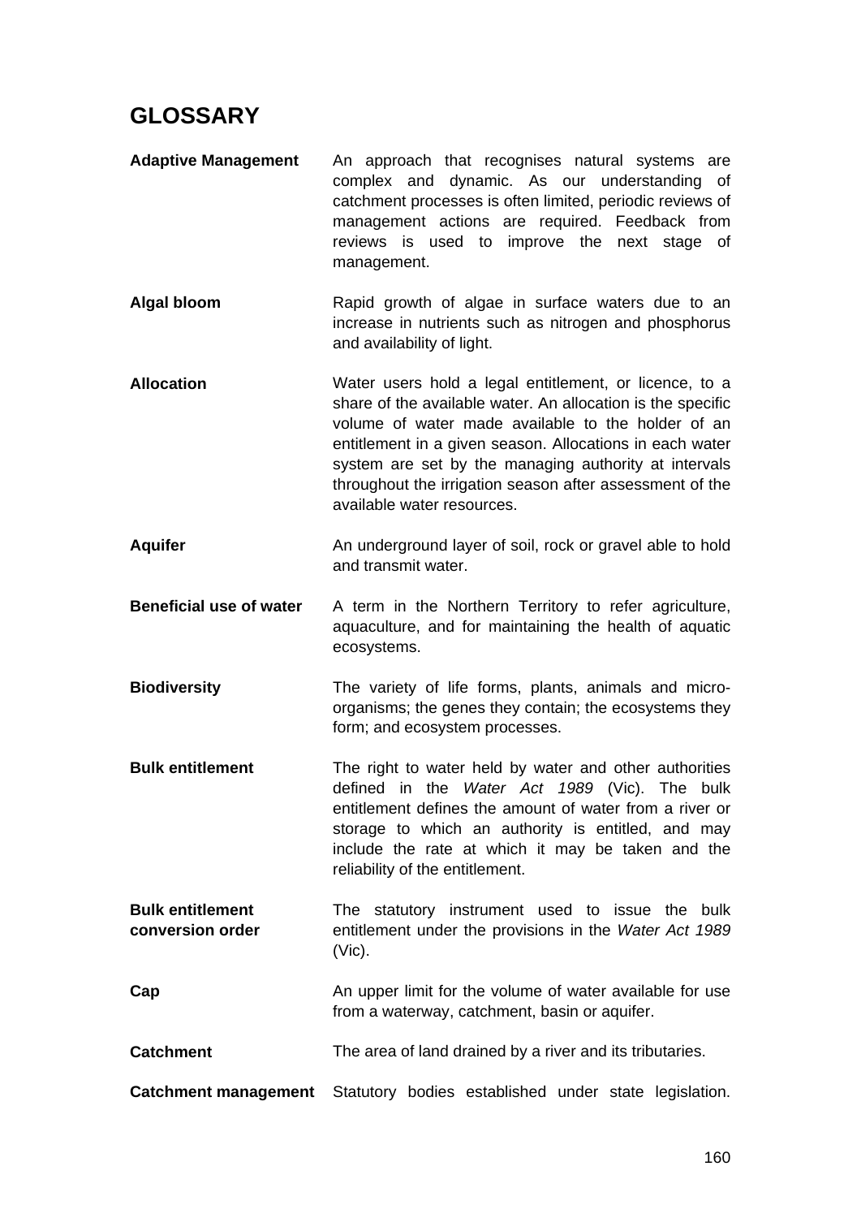# GLOSSARY

**Adaptive Management** An approach that recognises natural systems are complex and dynamic. As our understanding of catchment processes is often limited, periodic reviews of management actions are required. Feedback from reviews is used to improve the next stage of management.

**Algal bloom** Rapid growth of algae in surface waters due to an increase in nutrients such as nitrogen and phosphorus and availability of light.

**Allocation** Water users hold a legal entitlement, or licence, to a share of the available water. An allocation is the specific volume of water made available to the holder of an entitlement in a given season. Allocations in each water system are set by the managing authority at intervals throughout the irrigation season after assessment of the available water resources.

**Aquifer** An underground layer of soil, rock or gravel able to hold and transmit water.

**Beneficial use of water** A term in the Northern Territory to refer agriculture, aquaculture, and for maintaining the health of aquatic ecosystems.

**Biodiversity** The variety of life forms, plants, animals and micro-organisms; the genes they contain; the ecosystems they form; and ecosystem processes.

**Bulk entitlement** The right to water held by water and other authorities defined in the *Water Act 1989* (Vic). The bulk entitlement defines the amount of water from a river or storage to which an authority is entitled, and may include the rate at which it may be taken and the reliability of the entitlement.

**Bulk entitlement conversion order** The statutory instrument used to issue the bulk entitlement under the provisions in the *Water Act 1989* (Vic).

**Cap** An upper limit for the volume of water available for use from a waterway, catchment, basin or aquifer.

**Catchment** The area of land drained by a river and its tributaries.

**Catchment management** Statutory bodies established under state legislation.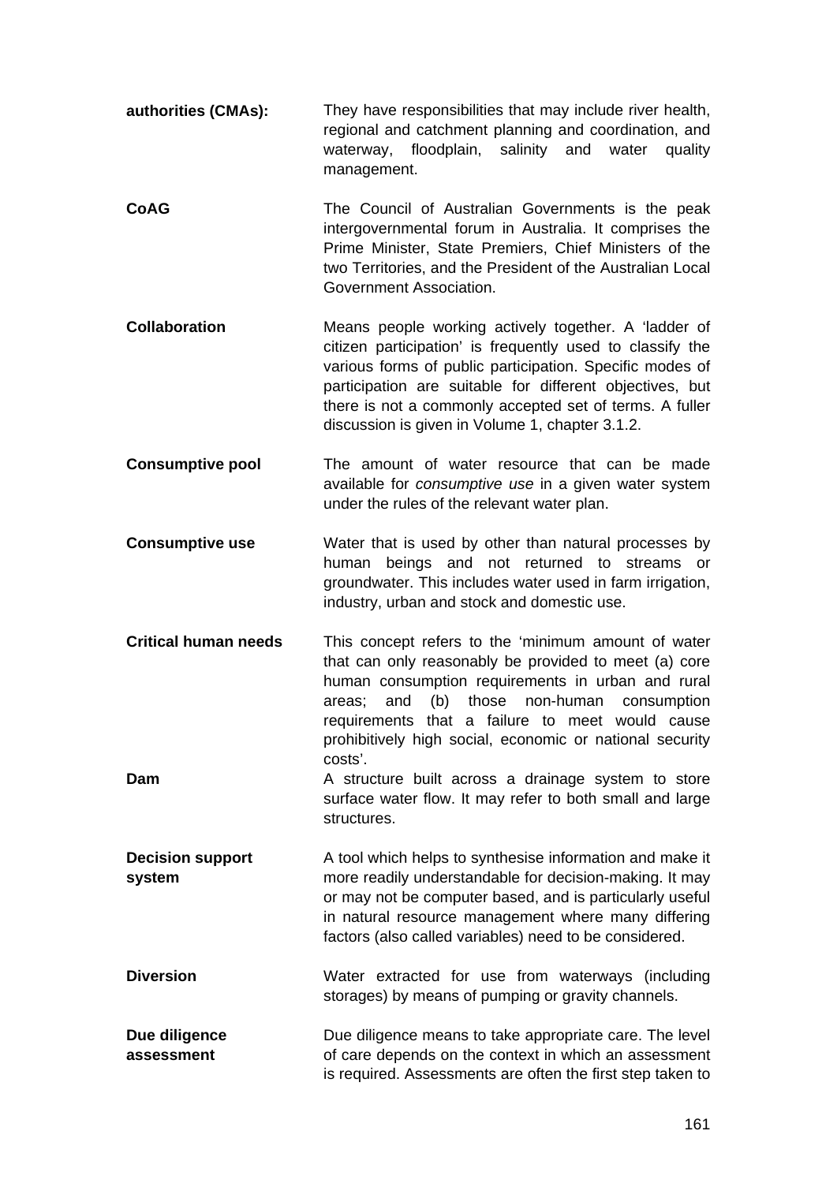**authorities (CMAs):** They have responsibilities that may include river health, regional and catchment planning and coordination, and waterway, floodplain, salinity and water quality management.

**CoAG** The Council of Australian Governments is the peak intergovernmental forum in Australia. It comprises the Prime Minister, State Premiers, Chief Ministers of the two Territories, and the President of the Australian Local Government Association.

**Collaboration** Means people working actively together. A 'ladder of citizen participation' is frequently used to classify the various forms of public participation. Specific modes of participation are suitable for different objectives, but there is not a commonly accepted set of terms. A fuller discussion is given in Volume 1, chapter 3.1.2.

**Consumptive pool** The amount of water resource that can be made available for *consumptive use* in a given water system under the rules of the relevant water plan.

**Consumptive use** Water that is used by other than natural processes by human beings and not returned to streams or groundwater. This includes water used in farm irrigation, industry, urban and stock and domestic use.

**Critical human needs** This concept refers to the 'minimum amount of water that can only reasonably be provided to meet (a) core human consumption requirements in urban and rural areas; and (b) those non-human consumption requirements that a failure to meet would cause prohibitively high social, economic or national security costs'.

**Dam** A structure built across a drainage system to store surface water flow. It may refer to both small and large structures.

**Decision support system** A tool which helps to synthesise information and make it more readily understandable for decision-making. It may or may not be computer based, and is particularly useful in natural resource management where many differing factors (also called variables) need to be considered.

**Diversion** Water extracted for use from waterways (including storages) by means of pumping or gravity channels.

**Due diligence assessment** Due diligence means to take appropriate care. The level of care depends on the context in which an assessment is required. Assessments are often the first step taken to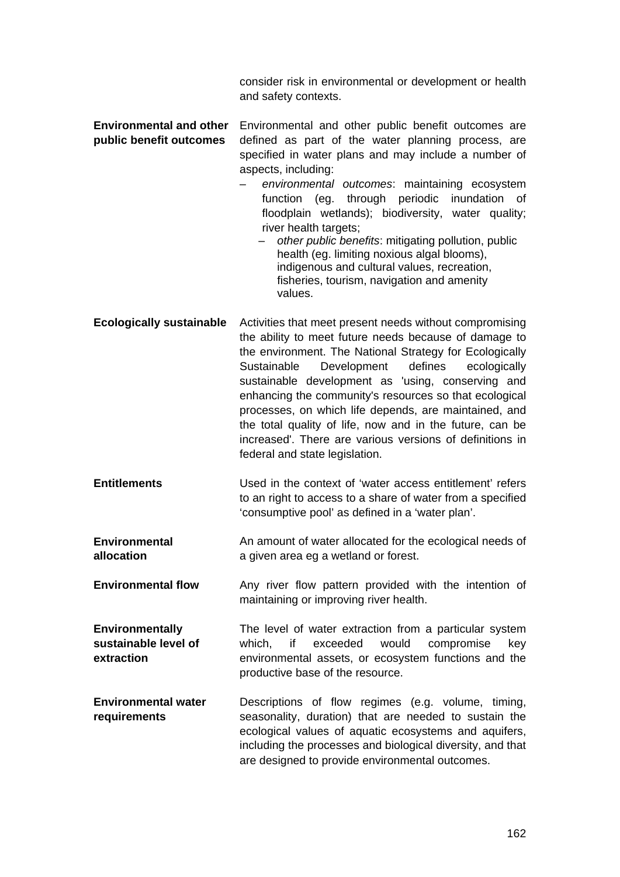consider risk in environmental or development or health and safety contexts.

**Environmental and other public benefit outcomes**

Environmental and other public benefit outcomes are defined as part of the water planning process, are specified in water plans and may include a number of aspects, including:

- *environmental outcomes*: maintaining ecosystem function (eg. through periodic inundation of floodplain wetlands); biodiversity, water quality; river health targets;
- *other public benefits*: mitigating pollution, public health (eg. limiting noxious algal blooms), indigenous and cultural values, recreation, fisheries, tourism, navigation and amenity values.

**Ecologically sustainable**

Activities that meet present needs without compromising the ability to meet future needs because of damage to the environment. The National Strategy for Ecologically Sustainable Development defines ecologically sustainable development as 'using, conserving and enhancing the community's resources so that ecological processes, on which life depends, are maintained, and the total quality of life, now and in the future, can be increased'. There are various versions of definitions in federal and state legislation.

**Entitlements**

Used in the context of 'water access entitlement' refers to an right to access to a share of water from a specified 'consumptive pool' as defined in a 'water plan'.

**Environmental allocation**

An amount of water allocated for the ecological needs of a given area eg a wetland or forest.

**Environmental flow**

Any river flow pattern provided with the intention of maintaining or improving river health.

**Environmentally sustainable level of extraction**

The level of water extraction from a particular system which, if exceeded would compromise key environmental assets, or ecosystem functions and the productive base of the resource.

**Environmental water requirements**

Descriptions of flow regimes (e.g. volume, timing, seasonality, duration) that are needed to sustain the ecological values of aquatic ecosystems and aquifers, including the processes and biological diversity, and that are designed to provide environmental outcomes.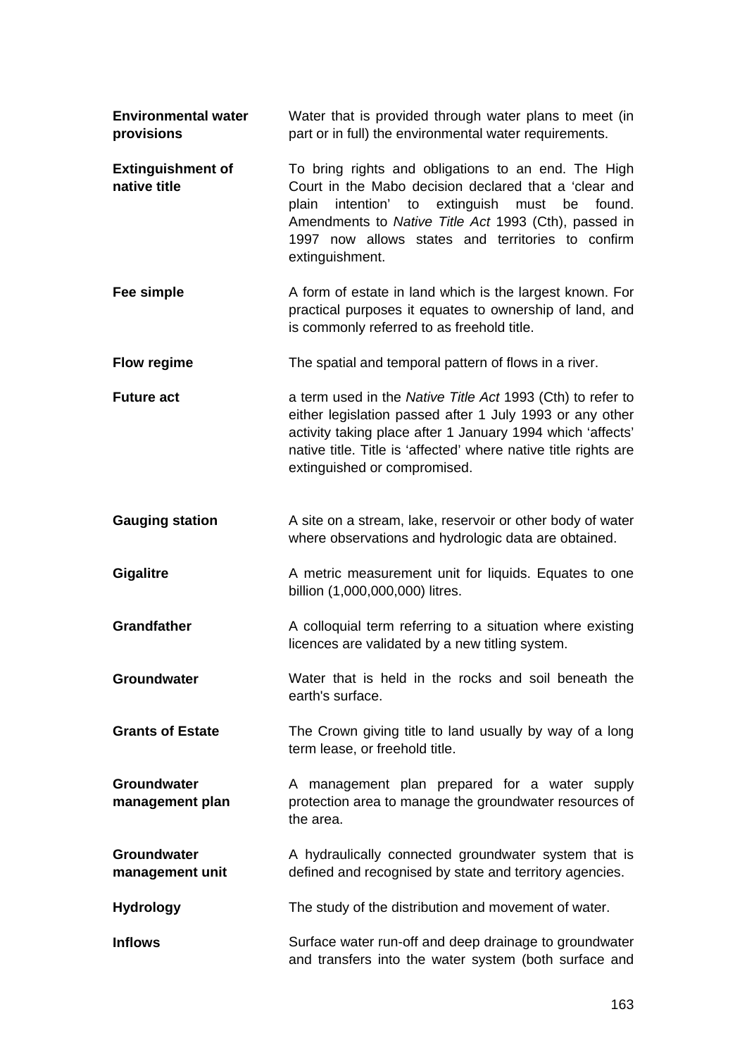**Environmental water provisions** Water that is provided through water plans to meet (in part or in full) the environmental water requirements.

**Extinguishment of native title** To bring rights and obligations to an end. The High Court in the Mabo decision declared that a 'clear and plain intention' to extinguish must be found. Amendments to *Native Title Act* 1993 (Cth), passed in 1997 now allows states and territories to confirm extinguishment.

**Fee simple** A form of estate in land which is the largest known. For practical purposes it equates to ownership of land, and is commonly referred to as freehold title.

**Flow regime** The spatial and temporal pattern of flows in a river.

**Future act** a term used in the *Native Title Act* 1993 (Cth) to refer to either legislation passed after 1 July 1993 or any other activity taking place after 1 January 1994 which 'affects' native title. Title is 'affected' where native title rights are extinguished or compromised.

**Gauging station** A site on a stream, lake, reservoir or other body of water where observations and hydrologic data are obtained.

**Gigalitre** A metric measurement unit for liquids. Equates to one billion (1,000,000,000) litres.

**Grandfather** A colloquial term referring to a situation where existing licences are validated by a new titling system.

**Groundwater** Water that is held in the rocks and soil beneath the earth's surface.

**Grants of Estate** The Crown giving title to land usually by way of a long term lease, or freehold title.

**Groundwater management plan** A management plan prepared for a water supply protection area to manage the groundwater resources of the area.

**Groundwater management unit** A hydraulically connected groundwater system that is defined and recognised by state and territory agencies.

**Hydrology** The study of the distribution and movement of water.

**Inflows** Surface water run-off and deep drainage to groundwater and transfers into the water system (both surface and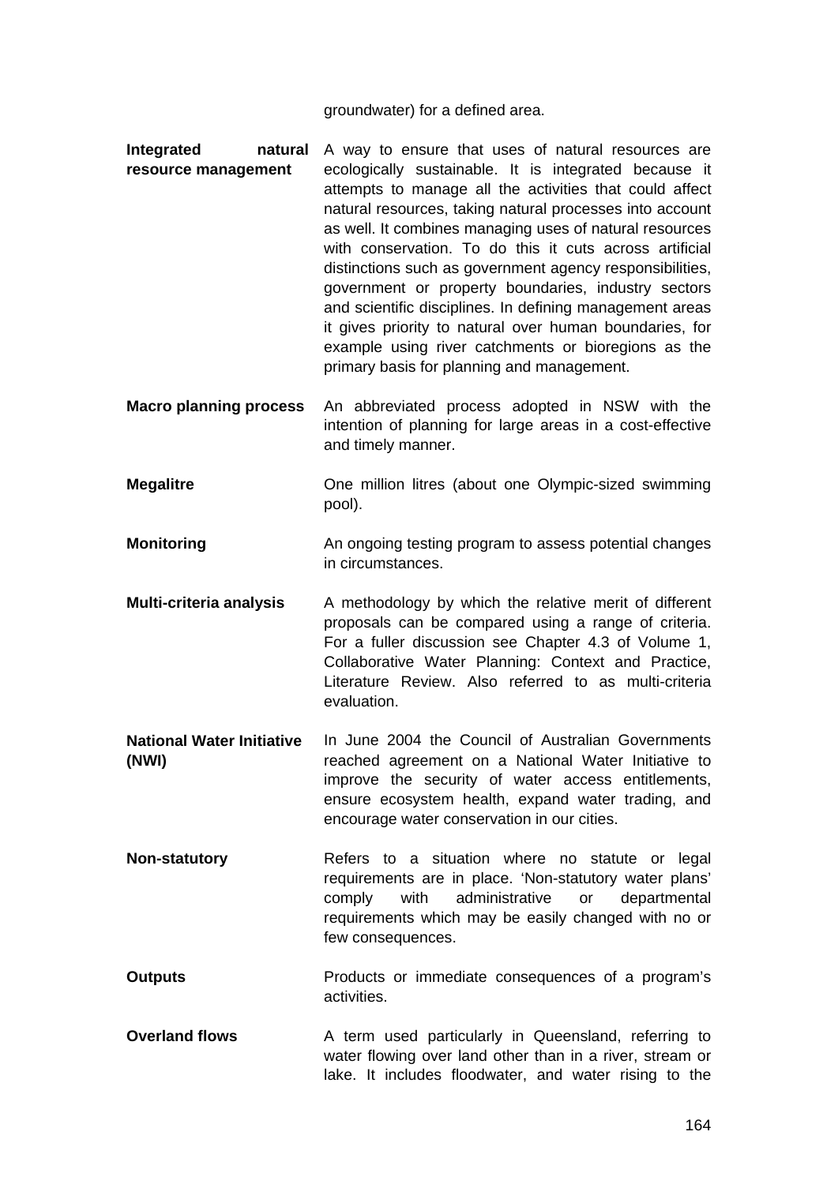groundwater) for a defined area.

**Integrated natural resource management** A way to ensure that uses of natural resources are ecologically sustainable. It is integrated because it attempts to manage all the activities that could affect natural resources, taking natural processes into account as well. It combines managing uses of natural resources with conservation. To do this it cuts across artificial distinctions such as government agency responsibilities, government or property boundaries, industry sectors and scientific disciplines. In defining management areas it gives priority to natural over human boundaries, for example using river catchments or bioregions as the primary basis for planning and management.

**Macro planning process** An abbreviated process adopted in NSW with the intention of planning for large areas in a cost-effective and timely manner.

**Megalitre** One million litres (about one Olympic-sized swimming pool).

**Monitoring** An ongoing testing program to assess potential changes in circumstances.

**Multi-criteria analysis** A methodology by which the relative merit of different proposals can be compared using a range of criteria. For a fuller discussion see Chapter 4.3 of Volume 1, Collaborative Water Planning: Context and Practice, Literature Review. Also referred to as multi-criteria evaluation.

**National Water Initiative (NWI)** In June 2004 the Council of Australian Governments reached agreement on a National Water Initiative to improve the security of water access entitlements, ensure ecosystem health, expand water trading, and encourage water conservation in our cities.

**Non-statutory** Refers to a situation where no statute or legal requirements are in place. 'Non-statutory water plans' comply with administrative or departmental requirements which may be easily changed with no or few consequences.

**Outputs** Products or immediate consequences of a program's activities.

**Overland flows** A term used particularly in Queensland, referring to water flowing over land other than in a river, stream or lake. It includes floodwater, and water rising to the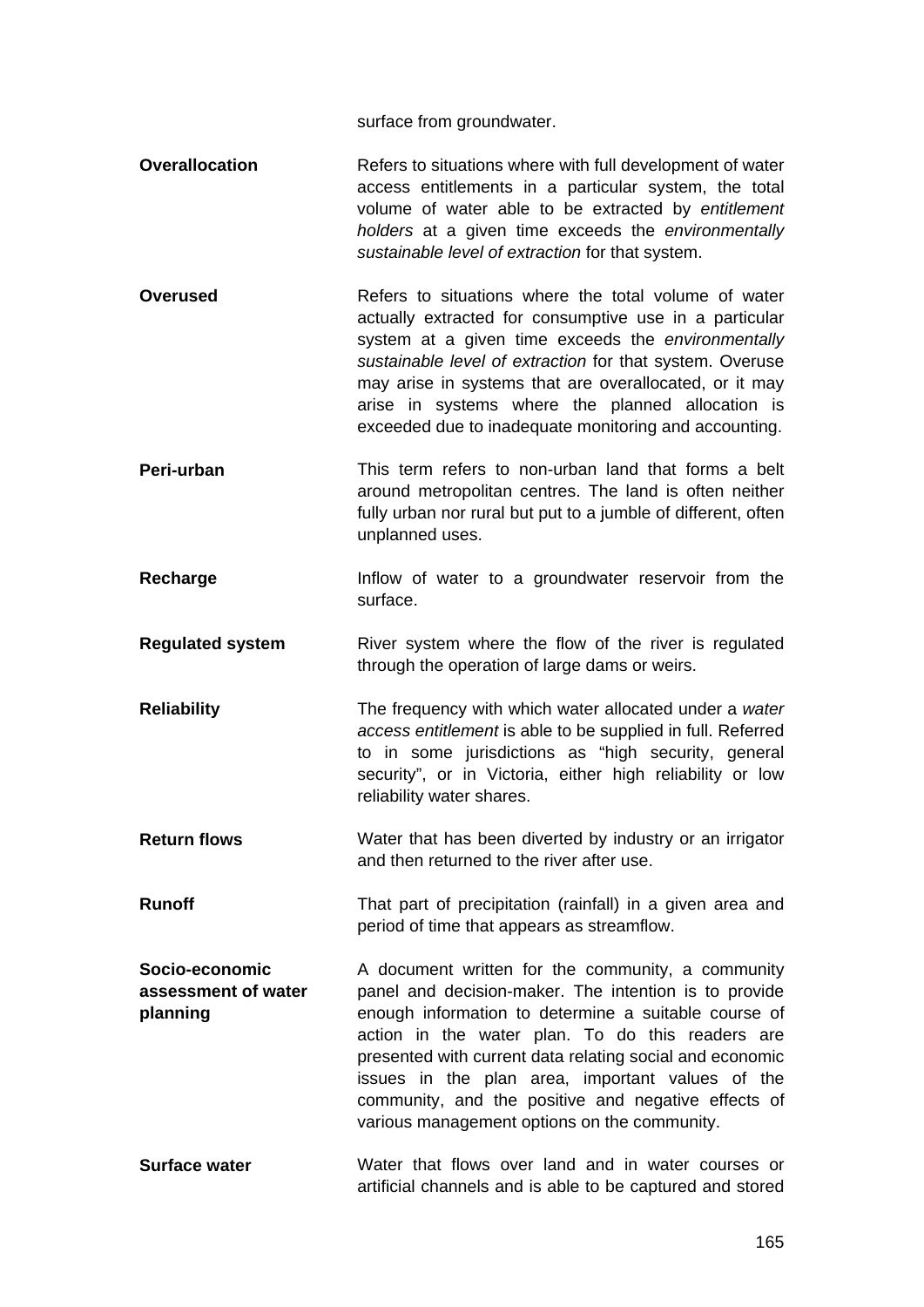surface from groundwater.

**Overallocation** Refers to situations where with full development of water access entitlements in a particular system, the total volume of water able to be extracted by *entitlement holders* at a given time exceeds the *environmentally sustainable level of extraction* for that system.

**Overused** Refers to situations where the total volume of water actually extracted for consumptive use in a particular system at a given time exceeds the *environmentally sustainable level of extraction* for that system. Overuse may arise in systems that are overallocated, or it may arise in systems where the planned allocation is exceeded due to inadequate monitoring and accounting.

**Peri-urban** This term refers to non-urban land that forms a belt around metropolitan centres. The land is often neither fully urban nor rural but put to a jumble of different, often unplanned uses.

**Recharge** Inflow of water to a groundwater reservoir from the surface.

**Regulated system** River system where the flow of the river is regulated through the operation of large dams or weirs.

**Reliability** The frequency with which water allocated under a *water access entitlement* is able to be supplied in full. Referred to in some jurisdictions as "high security, general security", or in Victoria, either high reliability or low reliability water shares.

**Return flows** Water that has been diverted by industry or an irrigator and then returned to the river after use.

**Runoff** That part of precipitation (rainfall) in a given area and period of time that appears as streamflow.

**Socio-economic assessment of water planning** A document written for the community, a community panel and decision-maker. The intention is to provide enough information to determine a suitable course of action in the water plan. To do this readers are presented with current data relating social and economic issues in the plan area, important values of the community, and the positive and negative effects of various management options on the community.

**Surface water** Water that flows over land and in water courses or artificial channels and is able to be captured and stored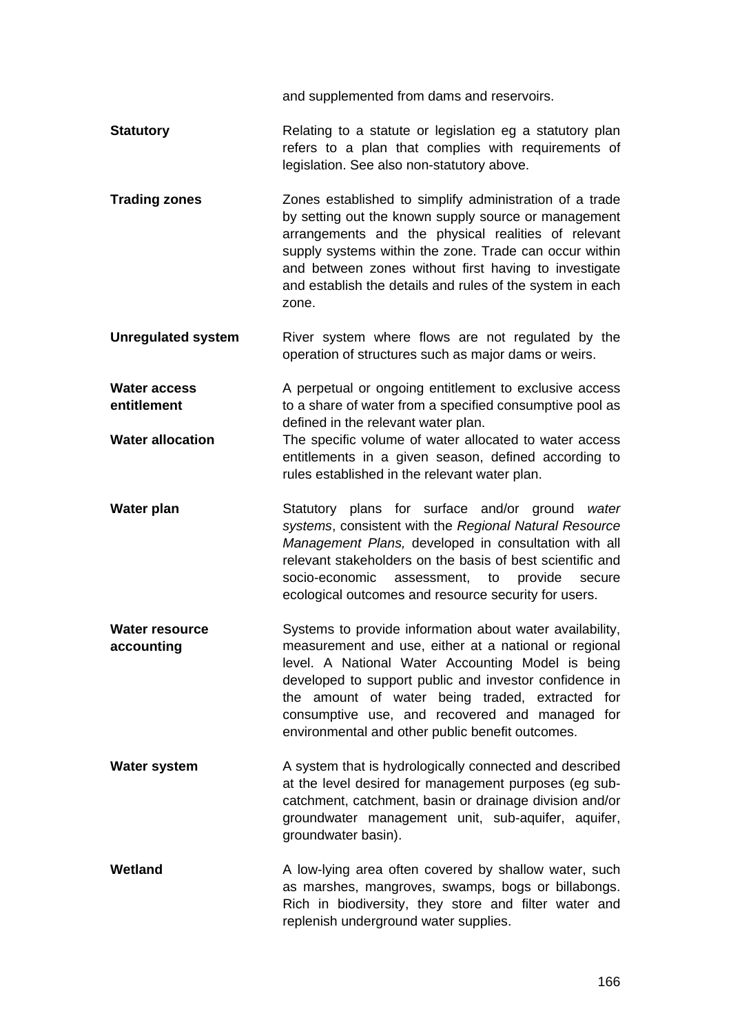and supplemented from dams and reservoirs.

| | |
|---|---|
| **Statutory** | Relating to a statute or legislation eg a statutory plan refers to a plan that complies with requirements of legislation. See also non-statutory above. |
| **Trading zones** | Zones established to simplify administration of a trade by setting out the known supply source or management arrangements and the physical realities of relevant supply systems within the zone. Trade can occur within and between zones without first having to investigate and establish the details and rules of the system in each zone. |
| **Unregulated system** | River system where flows are not regulated by the operation of structures such as major dams or weirs. |
| **Water access entitlement** | A perpetual or ongoing entitlement to exclusive access to a share of water from a specified consumptive pool as defined in the relevant water plan. |
| **Water allocation** | The specific volume of water allocated to water access entitlements in a given season, defined according to rules established in the relevant water plan. |
| **Water plan** | Statutory plans for surface and/or ground *water systems*, consistent with the *Regional Natural Resource Management Plans,* developed in consultation with all relevant stakeholders on the basis of best scientific and socio-economic assessment, to provide secure ecological outcomes and resource security for users. |
| **Water resource accounting** | Systems to provide information about water availability, measurement and use, either at a national or regional level. A National Water Accounting Model is being developed to support public and investor confidence in the amount of water being traded, extracted for consumptive use, and recovered and managed for environmental and other public benefit outcomes. |
| **Water system** | A system that is hydrologically connected and described at the level desired for management purposes (eg sub-catchment, catchment, basin or drainage division and/or groundwater management unit, sub-aquifer, aquifer, groundwater basin). |
| **Wetland** | A low-lying area often covered by shallow water, such as marshes, mangroves, swamps, bogs or billabongs. Rich in biodiversity, they store and filter water and replenish underground water supplies. |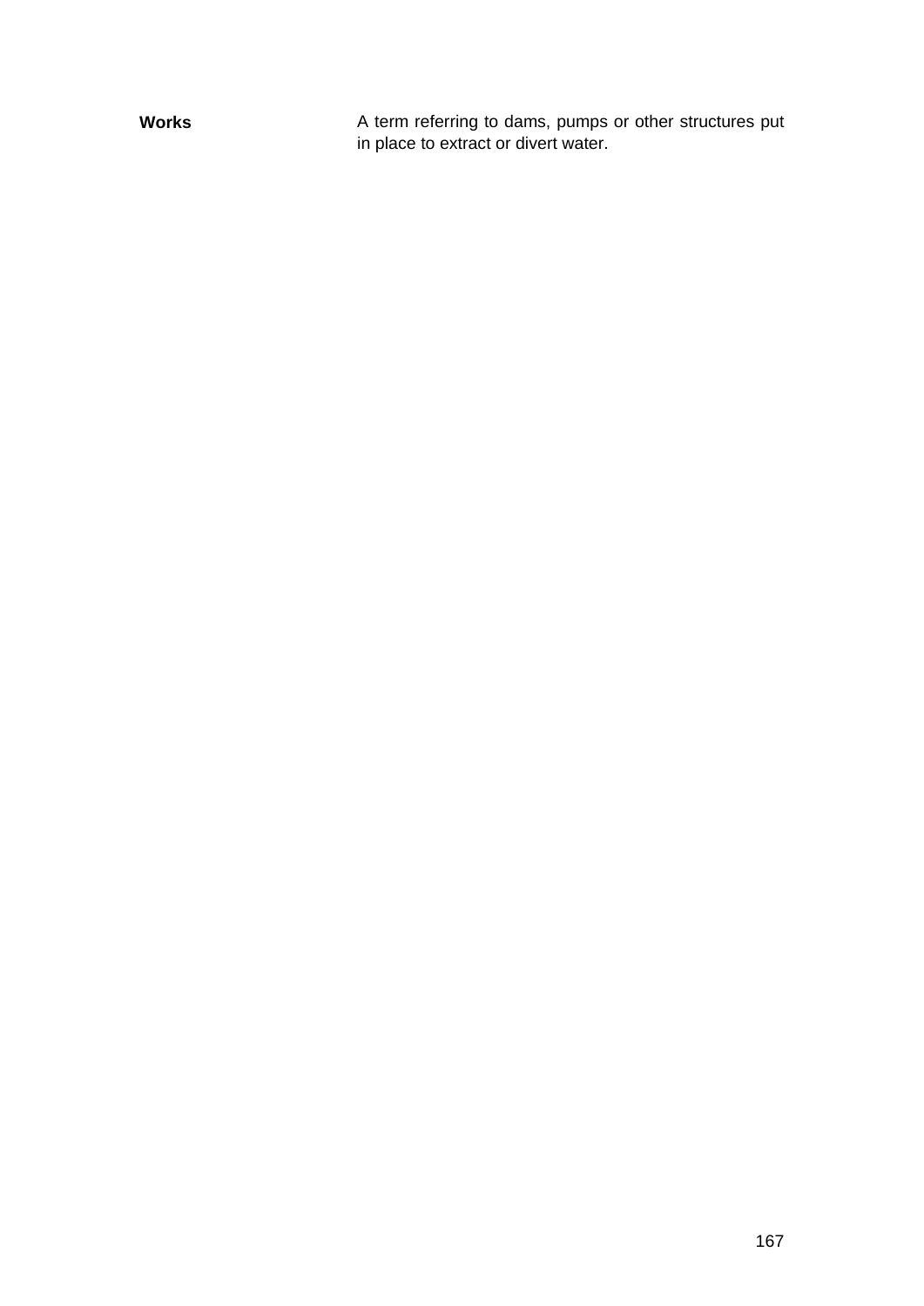| | |
|---|---|
| **Works** | A term referring to dams, pumps or other structures put in place to extract or divert water. |